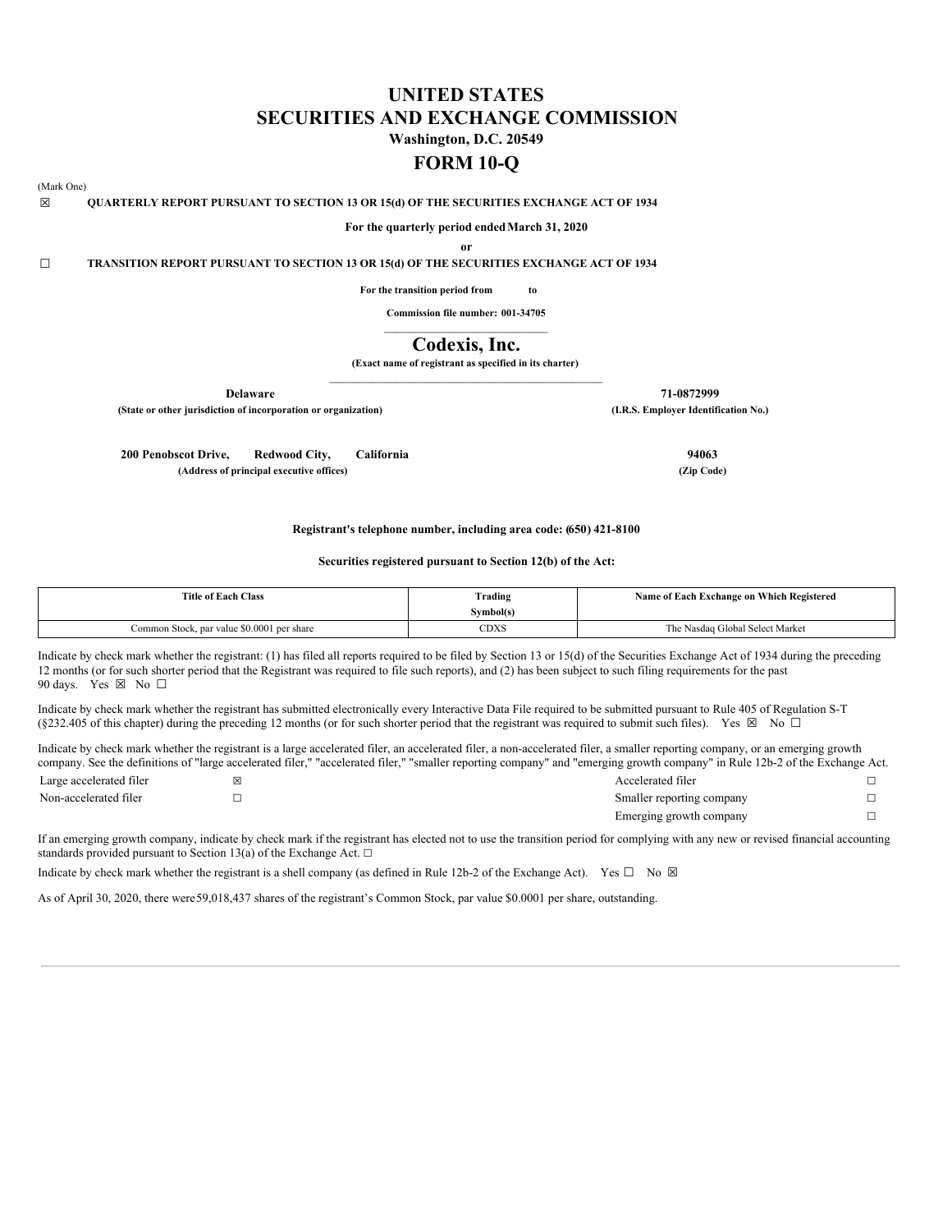# UNITED STATES
# SECURITIES AND EXCHANGE COMMISSION

**Washington, D.C. 20549**

# FORM 10-Q

(Mark One)

☒ **QUARTERLY REPORT PURSUANT TO SECTION 13 OR 15(d) OF THE SECURITIES EXCHANGE ACT OF 1934**

**For the quarterly period ended March 31, 2020**

**or**

☐ **TRANSITION REPORT PURSUANT TO SECTION 13 OR 15(d) OF THE SECURITIES EXCHANGE ACT OF 1934**

**For the transition period from to**

**Commission file number: 001-34705**

# Codexis, Inc.

**(Exact name of registrant as specified in its charter)**

| **Delaware** | **71-0872999** |
|---|---|
| **(State or other jurisdiction of incorporation or organization)** | **(I.R.S. Employer Identification No.)** |

| **200 Penobscot Drive, Redwood City, California** | **94063** |
|---|---|
| **(Address of principal executive offices)** | **(Zip Code)** |

**Registrant's telephone number, including area code: (650) 421-8100**

**Securities registered pursuant to Section 12(b) of the Act:**

| Title of Each Class | Trading Symbol(s) | Name of Each Exchange on Which Registered |
|---|---|---|
| Common Stock, par value $0.0001 per share | CDXS | The Nasdaq Global Select Market |

Indicate by check mark whether the registrant: (1) has filed all reports required to be filed by Section 13 or 15(d) of the Securities Exchange Act of 1934 during the preceding 12 months (or for such shorter period that the Registrant was required to file such reports), and (2) has been subject to such filing requirements for the past 90 days. Yes ☒ No ☐

Indicate by check mark whether the registrant has submitted electronically every Interactive Data File required to be submitted pursuant to Rule 405 of Regulation S-T (§232.405 of this chapter) during the preceding 12 months (or for such shorter period that the registrant was required to submit such files). Yes ☒ No ☐

Indicate by check mark whether the registrant is a large accelerated filer, an accelerated filer, a non-accelerated filer, a smaller reporting company, or an emerging growth company. See the definitions of "large accelerated filer," "accelerated filer," "smaller reporting company" and "emerging growth company" in Rule 12b-2 of the Exchange Act.

| | | | |
|---|---|---|---|
| Large accelerated filer | ☒ | Accelerated filer | ☐ |
| Non-accelerated filer | ☐ | Smaller reporting company | ☐ |
| | | Emerging growth company | ☐ |

If an emerging growth company, indicate by check mark if the registrant has elected not to use the transition period for complying with any new or revised financial accounting standards provided pursuant to Section 13(a) of the Exchange Act. ☐

Indicate by check mark whether the registrant is a shell company (as defined in Rule 12b-2 of the Exchange Act). Yes ☐ No ☒

As of April 30, 2020, there were 59,018,437 shares of the registrant's Common Stock, par value $0.0001 per share, outstanding.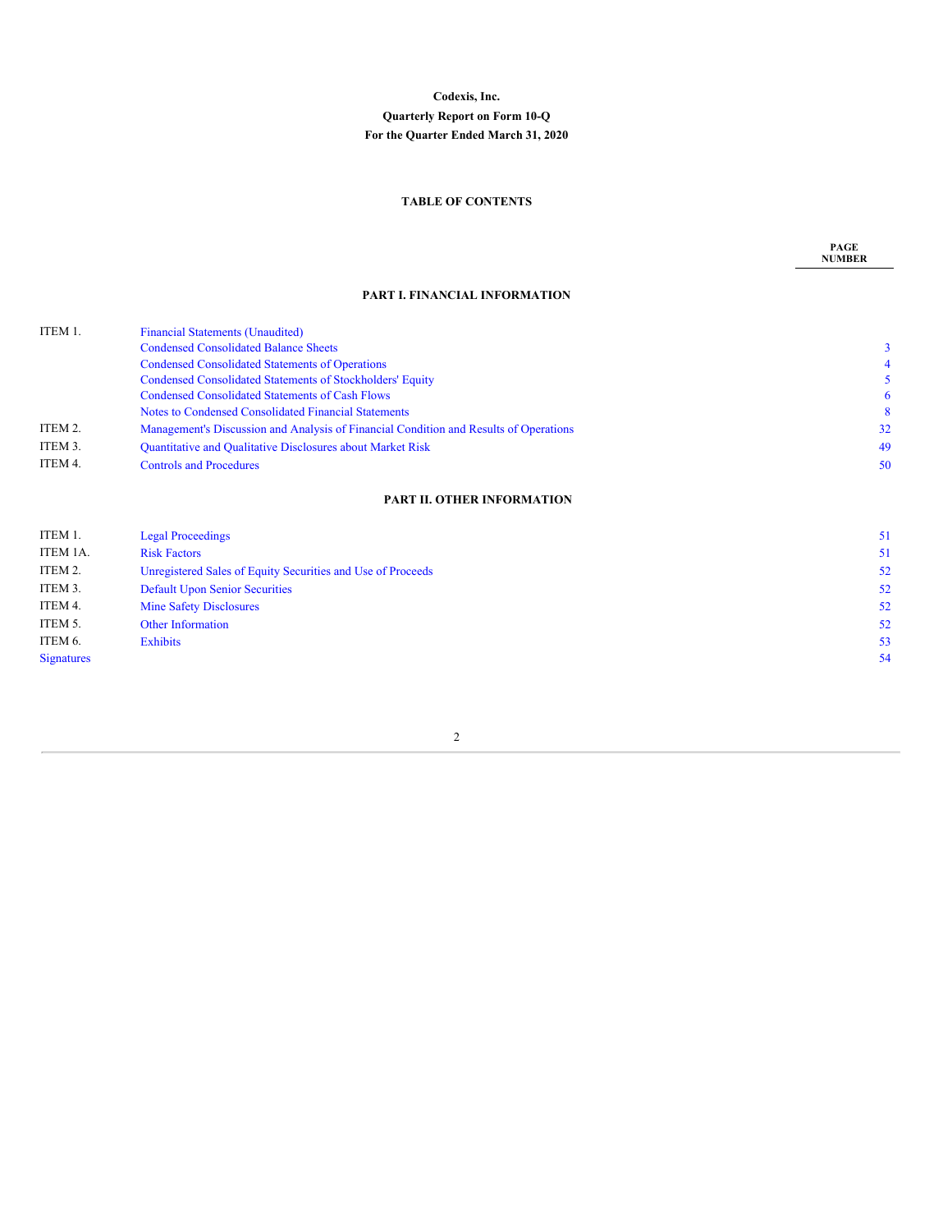**Codexis, Inc.**

**Quarterly Report on Form 10-Q**

**For the Quarter Ended March 31, 2020**

**TABLE OF CONTENTS**

| | | PAGE NUMBER |
|---|---|---|
| | **PART I. FINANCIAL INFORMATION** | |
| ITEM 1. | Financial Statements (Unaudited) | |
| | Condensed Consolidated Balance Sheets | 3 |
| | Condensed Consolidated Statements of Operations | 4 |
| | Condensed Consolidated Statements of Stockholders' Equity | 5 |
| | Condensed Consolidated Statements of Cash Flows | 6 |
| | Notes to Condensed Consolidated Financial Statements | 8 |
| ITEM 2. | Management's Discussion and Analysis of Financial Condition and Results of Operations | 32 |
| ITEM 3. | Quantitative and Qualitative Disclosures about Market Risk | 49 |
| ITEM 4. | Controls and Procedures | 50 |
| | **PART II. OTHER INFORMATION** | |
| ITEM 1. | Legal Proceedings | 51 |
| ITEM 1A. | Risk Factors | 51 |
| ITEM 2. | Unregistered Sales of Equity Securities and Use of Proceeds | 52 |
| ITEM 3. | Default Upon Senior Securities | 52 |
| ITEM 4. | Mine Safety Disclosures | 52 |
| ITEM 5. | Other Information | 52 |
| ITEM 6. | Exhibits | 53 |
| Signatures | | 54 |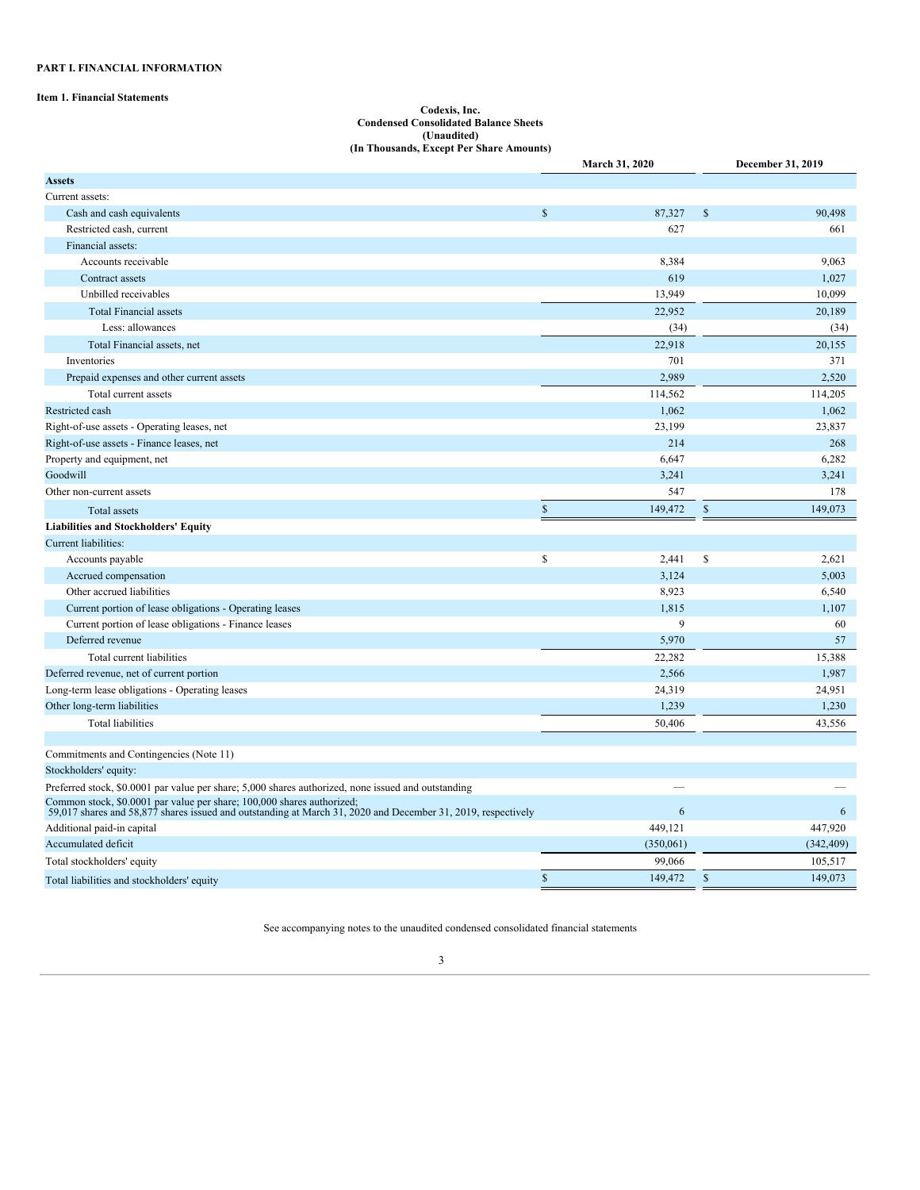**PART I. FINANCIAL INFORMATION**

**Item 1. Financial Statements**

**Codexis, Inc.**
**Condensed Consolidated Balance Sheets**
**(Unaudited)**
**(In Thousands, Except Per Share Amounts)**

| | March 31, 2020 | December 31, 2019 |
|---|---|---|
| **Assets** | | |
| Current assets: | | |
| Cash and cash equivalents | $ 87,327 | $ 90,498 |
| Restricted cash, current | 627 | 661 |
| Financial assets: | | |
| Accounts receivable | 8,384 | 9,063 |
| Contract assets | 619 | 1,027 |
| Unbilled receivables | 13,949 | 10,099 |
| Total Financial assets | 22,952 | 20,189 |
| Less: allowances | (34) | (34) |
| Total Financial assets, net | 22,918 | 20,155 |
| Inventories | 701 | 371 |
| Prepaid expenses and other current assets | 2,989 | 2,520 |
| Total current assets | 114,562 | 114,205 |
| Restricted cash | 1,062 | 1,062 |
| Right-of-use assets - Operating leases, net | 23,199 | 23,837 |
| Right-of-use assets - Finance leases, net | 214 | 268 |
| Property and equipment, net | 6,647 | 6,282 |
| Goodwill | 3,241 | 3,241 |
| Other non-current assets | 547 | 178 |
| Total assets | $ 149,472 | $ 149,073 |
| **Liabilities and Stockholders' Equity** | | |
| Current liabilities: | | |
| Accounts payable | $ 2,441 | $ 2,621 |
| Accrued compensation | 3,124 | 5,003 |
| Other accrued liabilities | 8,923 | 6,540 |
| Current portion of lease obligations - Operating leases | 1,815 | 1,107 |
| Current portion of lease obligations - Finance leases | 9 | 60 |
| Deferred revenue | 5,970 | 57 |
| Total current liabilities | 22,282 | 15,388 |
| Deferred revenue, net of current portion | 2,566 | 1,987 |
| Long-term lease obligations - Operating leases | 24,319 | 24,951 |
| Other long-term liabilities | 1,239 | 1,230 |
| Total liabilities | 50,406 | 43,556 |
| | | |
| Commitments and Contingencies (Note 11) | | |
| Stockholders' equity: | | |
| Preferred stock, $0.0001 par value per share; 5,000 shares authorized, none issued and outstanding | — | — |
| Common stock, $0.0001 par value per share; 100,000 shares authorized; 59,017 shares and 58,877 shares issued and outstanding at March 31, 2020 and December 31, 2019, respectively | 6 | 6 |
| Additional paid-in capital | 449,121 | 447,920 |
| Accumulated deficit | (350,061) | (342,409) |
| Total stockholders' equity | 99,066 | 105,517 |
| Total liabilities and stockholders' equity | $ 149,472 | $ 149,073 |

See accompanying notes to the unaudited condensed consolidated financial statements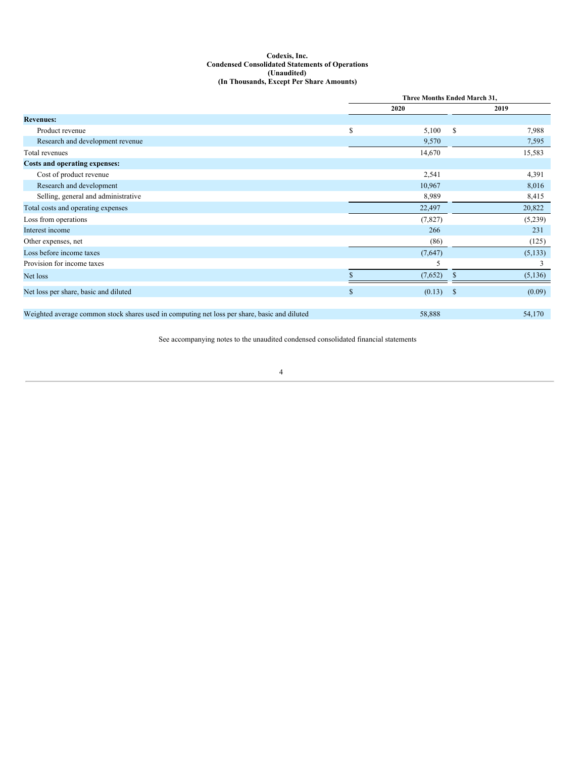**Codexis, Inc.**
**Condensed Consolidated Statements of Operations**
**(Unaudited)**
**(In Thousands, Except Per Share Amounts)**

| | Three Months Ended March 31, | |
|---|---|---|
| | 2020 | 2019 |
| **Revenues:** | | |
| Product revenue | $ 5,100 | $ 7,988 |
| Research and development revenue | 9,570 | 7,595 |
| Total revenues | 14,670 | 15,583 |
| **Costs and operating expenses:** | | |
| Cost of product revenue | 2,541 | 4,391 |
| Research and development | 10,967 | 8,016 |
| Selling, general and administrative | 8,989 | 8,415 |
| Total costs and operating expenses | 22,497 | 20,822 |
| Loss from operations | (7,827) | (5,239) |
| Interest income | 266 | 231 |
| Other expenses, net | (86) | (125) |
| Loss before income taxes | (7,647) | (5,133) |
| Provision for income taxes | 5 | 3 |
| Net loss | $ (7,652) | $ (5,136) |
| Net loss per share, basic and diluted | $ (0.13) | $ (0.09) |
| Weighted average common stock shares used in computing net loss per share, basic and diluted | 58,888 | 54,170 |

See accompanying notes to the unaudited condensed consolidated financial statements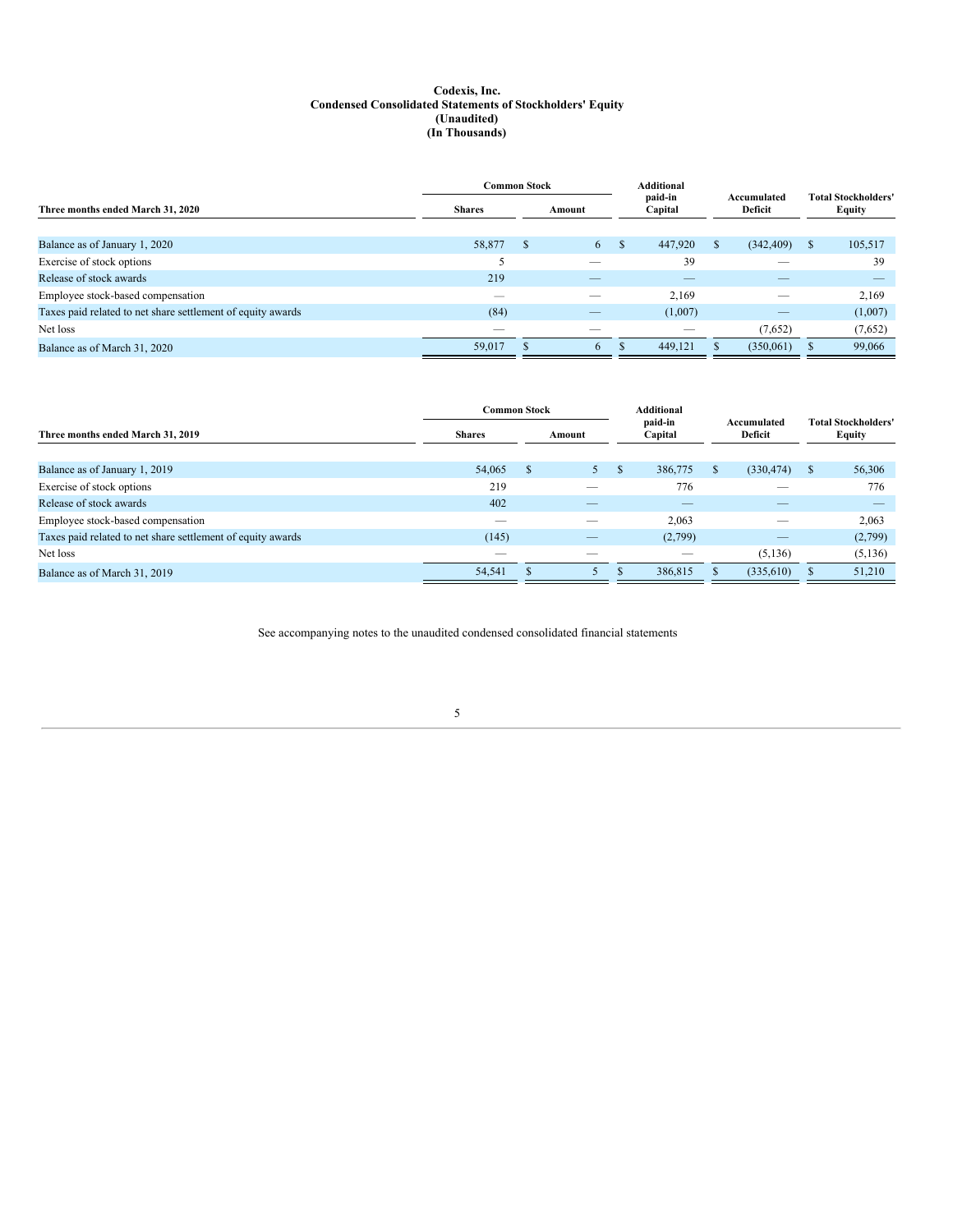# Codexis, Inc.
## Condensed Consolidated Statements of Stockholders' Equity
### (Unaudited)
### (In Thousands)

| Three months ended March 31, 2020 | Common Stock Shares | Common Stock Amount | Additional paid-in Capital | Accumulated Deficit | Total Stockholders' Equity |
|---|---|---|---|---|---|
| Balance as of January 1, 2020 | 58,877 | $ 6 | $ 447,920 | $ (342,409) | $ 105,517 |
| Exercise of stock options | 5 | — | 39 | — | 39 |
| Release of stock awards | 219 | — | — | — | — |
| Employee stock-based compensation | — | — | 2,169 | — | 2,169 |
| Taxes paid related to net share settlement of equity awards | (84) | — | (1,007) | — | (1,007) |
| Net loss | — | — | — | (7,652) | (7,652) |
| Balance as of March 31, 2020 | 59,017 | $ 6 | $ 449,121 | $ (350,061) | $ 99,066 |

| Three months ended March 31, 2019 | Common Stock Shares | Common Stock Amount | Additional paid-in Capital | Accumulated Deficit | Total Stockholders' Equity |
|---|---|---|---|---|---|
| Balance as of January 1, 2019 | 54,065 | $ 5 | $ 386,775 | $ (330,474) | $ 56,306 |
| Exercise of stock options | 219 | — | 776 | — | 776 |
| Release of stock awards | 402 | — | — | — | — |
| Employee stock-based compensation | — | — | 2,063 | — | 2,063 |
| Taxes paid related to net share settlement of equity awards | (145) | — | (2,799) | — | (2,799) |
| Net loss | — | — | — | (5,136) | (5,136) |
| Balance as of March 31, 2019 | 54,541 | $ 5 | $ 386,815 | $ (335,610) | $ 51,210 |

See accompanying notes to the unaudited condensed consolidated financial statements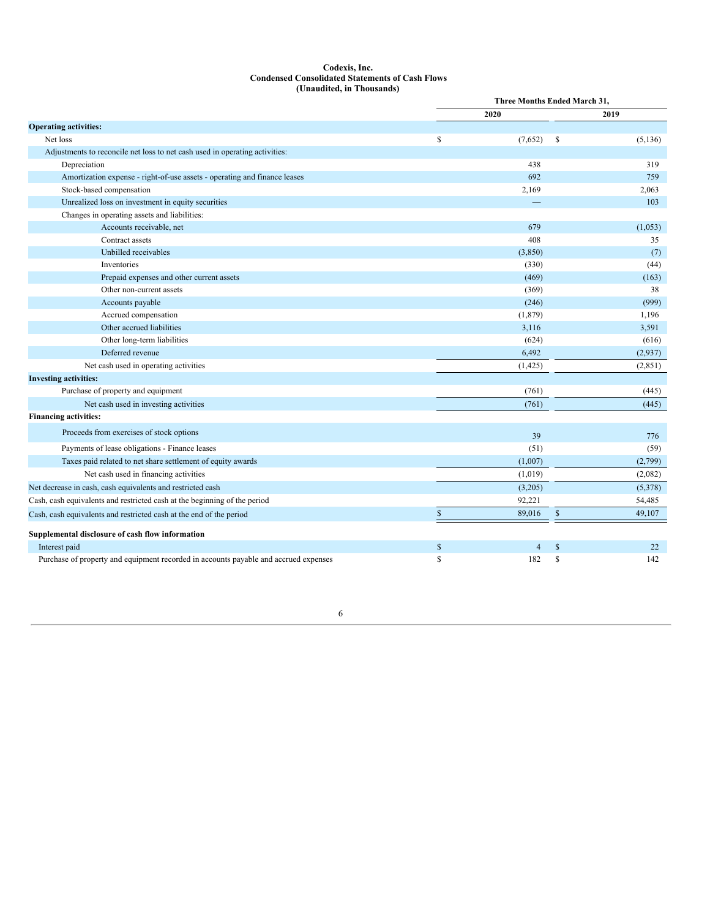**Codexis, Inc.**
**Condensed Consolidated Statements of Cash Flows**
**(Unaudited, in Thousands)**

| | Three Months Ended March 31, | |
|---|---|---|
| | 2020 | 2019 |
| **Operating activities:** | | |
| Net loss | $ (7,652) | $ (5,136) |
| Adjustments to reconcile net loss to net cash used in operating activities: | | |
| Depreciation | 438 | 319 |
| Amortization expense - right-of-use assets - operating and finance leases | 692 | 759 |
| Stock-based compensation | 2,169 | 2,063 |
| Unrealized loss on investment in equity securities | — | 103 |
| Changes in operating assets and liabilities: | | |
| Accounts receivable, net | 679 | (1,053) |
| Contract assets | 408 | 35 |
| Unbilled receivables | (3,850) | (7) |
| Inventories | (330) | (44) |
| Prepaid expenses and other current assets | (469) | (163) |
| Other non-current assets | (369) | 38 |
| Accounts payable | (246) | (999) |
| Accrued compensation | (1,879) | 1,196 |
| Other accrued liabilities | 3,116 | 3,591 |
| Other long-term liabilities | (624) | (616) |
| Deferred revenue | 6,492 | (2,937) |
| Net cash used in operating activities | (1,425) | (2,851) |
| **Investing activities:** | | |
| Purchase of property and equipment | (761) | (445) |
| Net cash used in investing activities | (761) | (445) |
| **Financing activities:** | | |
| Proceeds from exercises of stock options | 39 | 776 |
| Payments of lease obligations - Finance leases | (51) | (59) |
| Taxes paid related to net share settlement of equity awards | (1,007) | (2,799) |
| Net cash used in financing activities | (1,019) | (2,082) |
| Net decrease in cash, cash equivalents and restricted cash | (3,205) | (5,378) |
| Cash, cash equivalents and restricted cash at the beginning of the period | 92,221 | 54,485 |
| Cash, cash equivalents and restricted cash at the end of the period | $ 89,016 | $ 49,107 |
| | | |
| **Supplemental disclosure of cash flow information** | | |
| Interest paid | $ 4 | $ 22 |
| Purchase of property and equipment recorded in accounts payable and accrued expenses | $ 182 | $ 142 |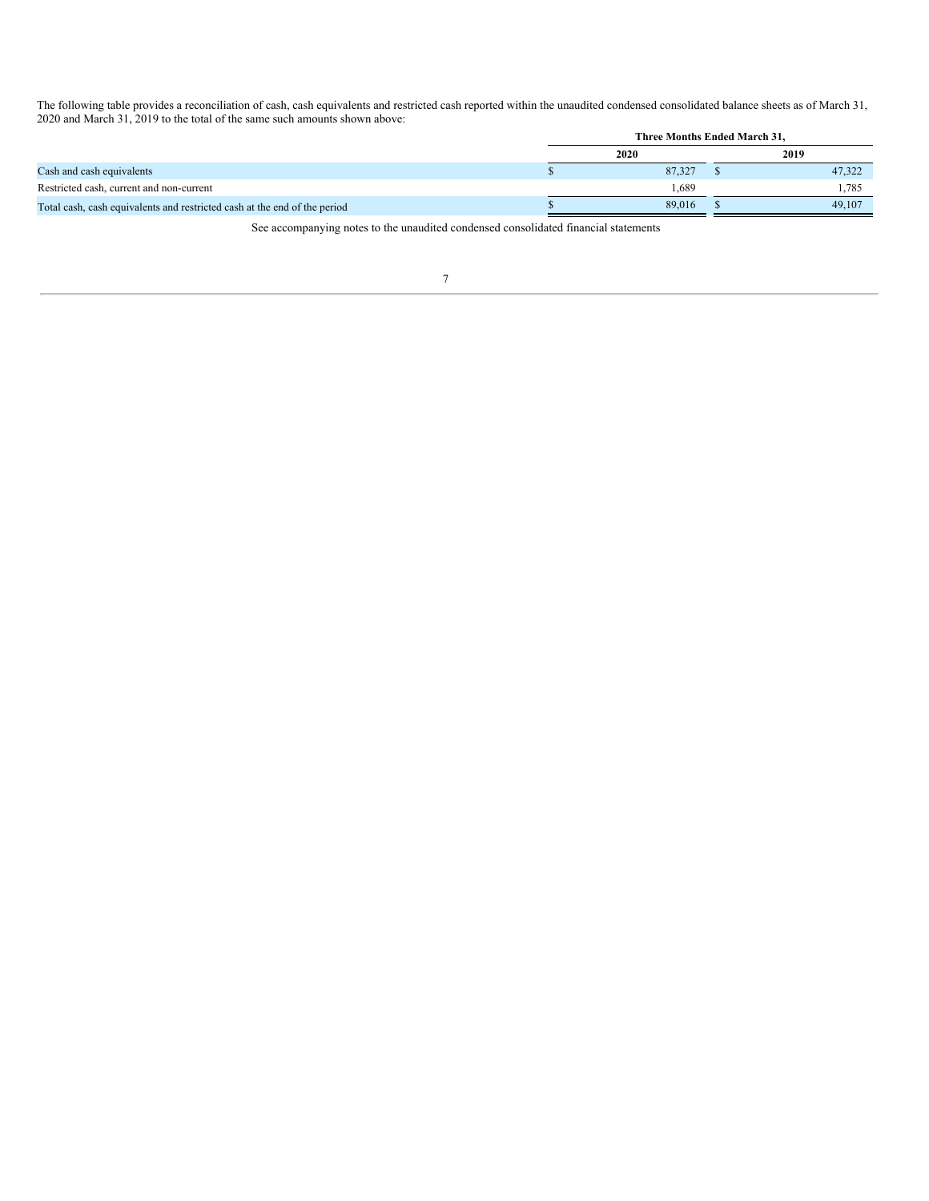The following table provides a reconciliation of cash, cash equivalents and restricted cash reported within the unaudited condensed consolidated balance sheets as of March 31, 2020 and March 31, 2019 to the total of the same such amounts shown above:

| | Three Months Ended March 31, | |
|---|---|---|
| | 2020 | 2019 |
| Cash and cash equivalents | $ 87,327 | $ 47,322 |
| Restricted cash, current and non-current | 1,689 | 1,785 |
| Total cash, cash equivalents and restricted cash at the end of the period | $ 89,016 | $ 49,107 |

See accompanying notes to the unaudited condensed consolidated financial statements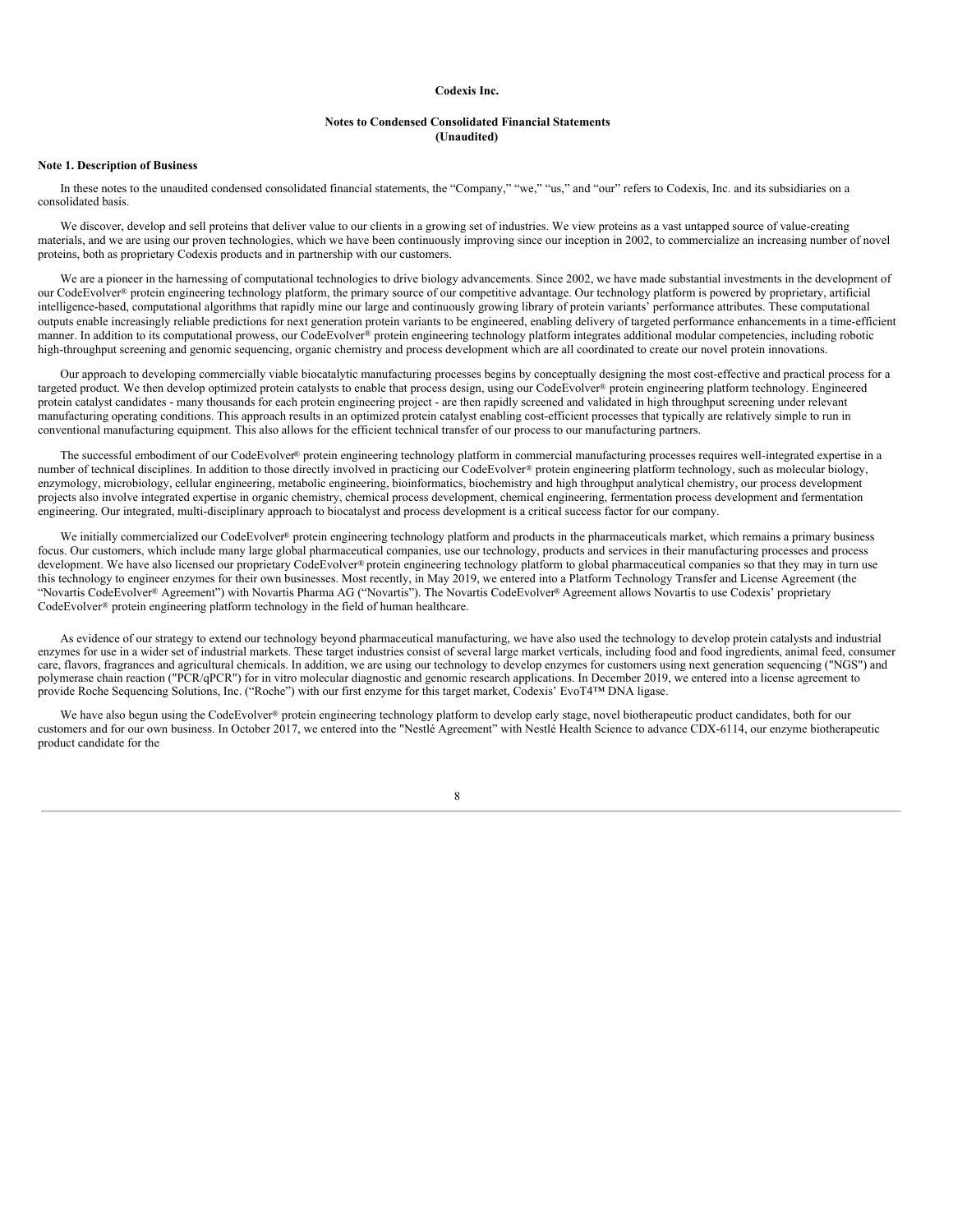**Codexis Inc.**

**Notes to Condensed Consolidated Financial Statements**
**(Unaudited)**

**Note 1. Description of Business**

In these notes to the unaudited condensed consolidated financial statements, the "Company," "we," "us," and "our" refers to Codexis, Inc. and its subsidiaries on a consolidated basis.

We discover, develop and sell proteins that deliver value to our clients in a growing set of industries. We view proteins as a vast untapped source of value-creating materials, and we are using our proven technologies, which we have been continuously improving since our inception in 2002, to commercialize an increasing number of novel proteins, both as proprietary Codexis products and in partnership with our customers.

We are a pioneer in the harnessing of computational technologies to drive biology advancements. Since 2002, we have made substantial investments in the development of our CodeEvolver® protein engineering technology platform, the primary source of our competitive advantage. Our technology platform is powered by proprietary, artificial intelligence-based, computational algorithms that rapidly mine our large and continuously growing library of protein variants' performance attributes. These computational outputs enable increasingly reliable predictions for next generation protein variants to be engineered, enabling delivery of targeted performance enhancements in a time-efficient manner. In addition to its computational prowess, our CodeEvolver® protein engineering technology platform integrates additional modular competencies, including robotic high-throughput screening and genomic sequencing, organic chemistry and process development which are all coordinated to create our novel protein innovations.

Our approach to developing commercially viable biocatalytic manufacturing processes begins by conceptually designing the most cost-effective and practical process for a targeted product. We then develop optimized protein catalysts to enable that process design, using our CodeEvolver® protein engineering platform technology. Engineered protein catalyst candidates - many thousands for each protein engineering project - are then rapidly screened and validated in high throughput screening under relevant manufacturing operating conditions. This approach results in an optimized protein catalyst enabling cost-efficient processes that typically are relatively simple to run in conventional manufacturing equipment. This also allows for the efficient technical transfer of our process to our manufacturing partners.

The successful embodiment of our CodeEvolver® protein engineering technology platform in commercial manufacturing processes requires well-integrated expertise in a number of technical disciplines. In addition to those directly involved in practicing our CodeEvolver® protein engineering platform technology, such as molecular biology, enzymology, microbiology, cellular engineering, metabolic engineering, bioinformatics, biochemistry and high throughput analytical chemistry, our process development projects also involve integrated expertise in organic chemistry, chemical process development, chemical engineering, fermentation process development and fermentation engineering. Our integrated, multi-disciplinary approach to biocatalyst and process development is a critical success factor for our company.

We initially commercialized our CodeEvolver® protein engineering technology platform and products in the pharmaceuticals market, which remains a primary business focus. Our customers, which include many large global pharmaceutical companies, use our technology, products and services in their manufacturing processes and process development. We have also licensed our proprietary CodeEvolver® protein engineering technology platform to global pharmaceutical companies so that they may in turn use this technology to engineer enzymes for their own businesses. Most recently, in May 2019, we entered into a Platform Technology Transfer and License Agreement (the "Novartis CodeEvolver® Agreement") with Novartis Pharma AG ("Novartis"). The Novartis CodeEvolver® Agreement allows Novartis to use Codexis' proprietary CodeEvolver® protein engineering platform technology in the field of human healthcare.

As evidence of our strategy to extend our technology beyond pharmaceutical manufacturing, we have also used the technology to develop protein catalysts and industrial enzymes for use in a wider set of industrial markets. These target industries consist of several large market verticals, including food and food ingredients, animal feed, consumer care, flavors, fragrances and agricultural chemicals. In addition, we are using our technology to develop enzymes for customers using next generation sequencing ("NGS") and polymerase chain reaction ("PCR/qPCR") for in vitro molecular diagnostic and genomic research applications. In December 2019, we entered into a license agreement to provide Roche Sequencing Solutions, Inc. ("Roche") with our first enzyme for this target market, Codexis' EvoT4™ DNA ligase.

We have also begun using the CodeEvolver® protein engineering technology platform to develop early stage, novel biotherapeutic product candidates, both for our customers and for our own business. In October 2017, we entered into the "Nestlé Agreement" with Nestlé Health Science to advance CDX-6114, our enzyme biotherapeutic product candidate for the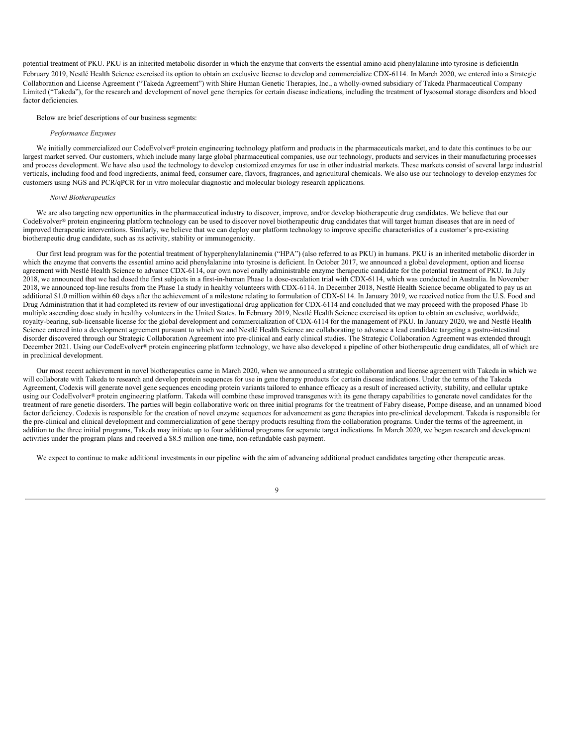potential treatment of PKU. PKU is an inherited metabolic disorder in which the enzyme that converts the essential amino acid phenylalanine into tyrosine is deficientIn February 2019, Nestlé Health Science exercised its option to obtain an exclusive license to develop and commercialize CDX-6114. In March 2020, we entered into a Strategic Collaboration and License Agreement ("Takeda Agreement") with Shire Human Genetic Therapies, Inc., a wholly-owned subsidiary of Takeda Pharmaceutical Company Limited ("Takeda"), for the research and development of novel gene therapies for certain disease indications, including the treatment of lysosomal storage disorders and blood factor deficiencies.

Below are brief descriptions of our business segments:

*Performance Enzymes*

We initially commercialized our CodeEvolver® protein engineering technology platform and products in the pharmaceuticals market, and to date this continues to be our largest market served. Our customers, which include many large global pharmaceutical companies, use our technology, products and services in their manufacturing processes and process development. We have also used the technology to develop customized enzymes for use in other industrial markets. These markets consist of several large industrial verticals, including food and food ingredients, animal feed, consumer care, flavors, fragrances, and agricultural chemicals. We also use our technology to develop enzymes for customers using NGS and PCR/qPCR for in vitro molecular diagnostic and molecular biology research applications.

*Novel Biotherapeutics*

We are also targeting new opportunities in the pharmaceutical industry to discover, improve, and/or develop biotherapeutic drug candidates. We believe that our CodeEvolver® protein engineering platform technology can be used to discover novel biotherapeutic drug candidates that will target human diseases that are in need of improved therapeutic interventions. Similarly, we believe that we can deploy our platform technology to improve specific characteristics of a customer's pre-existing biotherapeutic drug candidate, such as its activity, stability or immunogenicity.

Our first lead program was for the potential treatment of hyperphenylalaninemia ("HPA") (also referred to as PKU) in humans. PKU is an inherited metabolic disorder in which the enzyme that converts the essential amino acid phenylalanine into tyrosine is deficient. In October 2017, we announced a global development, option and license agreement with Nestlé Health Science to advance CDX-6114, our own novel orally administrable enzyme therapeutic candidate for the potential treatment of PKU. In July 2018, we announced that we had dosed the first subjects in a first-in-human Phase 1a dose-escalation trial with CDX-6114, which was conducted in Australia. In November 2018, we announced top-line results from the Phase 1a study in healthy volunteers with CDX-6114. In December 2018, Nestlé Health Science became obligated to pay us an additional $1.0 million within 60 days after the achievement of a milestone relating to formulation of CDX-6114. In January 2019, we received notice from the U.S. Food and Drug Administration that it had completed its review of our investigational drug application for CDX-6114 and concluded that we may proceed with the proposed Phase 1b multiple ascending dose study in healthy volunteers in the United States. In February 2019, Nestlé Health Science exercised its option to obtain an exclusive, worldwide, royalty-bearing, sub-licensable license for the global development and commercialization of CDX-6114 for the management of PKU. In January 2020, we and Nestlé Health Science entered into a development agreement pursuant to which we and Nestlé Health Science are collaborating to advance a lead candidate targeting a gastro-intestinal disorder discovered through our Strategic Collaboration Agreement into pre-clinical and early clinical studies. The Strategic Collaboration Agreement was extended through December 2021. Using our CodeEvolver® protein engineering platform technology, we have also developed a pipeline of other biotherapeutic drug candidates, all of which are in preclinical development.

Our most recent achievement in novel biotherapeutics came in March 2020, when we announced a strategic collaboration and license agreement with Takeda in which we will collaborate with Takeda to research and develop protein sequences for use in gene therapy products for certain disease indications. Under the terms of the Takeda Agreement, Codexis will generate novel gene sequences encoding protein variants tailored to enhance efficacy as a result of increased activity, stability, and cellular uptake using our CodeEvolver® protein engineering platform. Takeda will combine these improved transgenes with its gene therapy capabilities to generate novel candidates for the treatment of rare genetic disorders. The parties will begin collaborative work on three initial programs for the treatment of Fabry disease, Pompe disease, and an unnamed blood factor deficiency. Codexis is responsible for the creation of novel enzyme sequences for advancement as gene therapies into pre-clinical development. Takeda is responsible for the pre-clinical and clinical development and commercialization of gene therapy products resulting from the collaboration programs. Under the terms of the agreement, in addition to the three initial programs, Takeda may initiate up to four additional programs for separate target indications. In March 2020, we began research and development activities under the program plans and received a $8.5 million one-time, non-refundable cash payment.

We expect to continue to make additional investments in our pipeline with the aim of advancing additional product candidates targeting other therapeutic areas.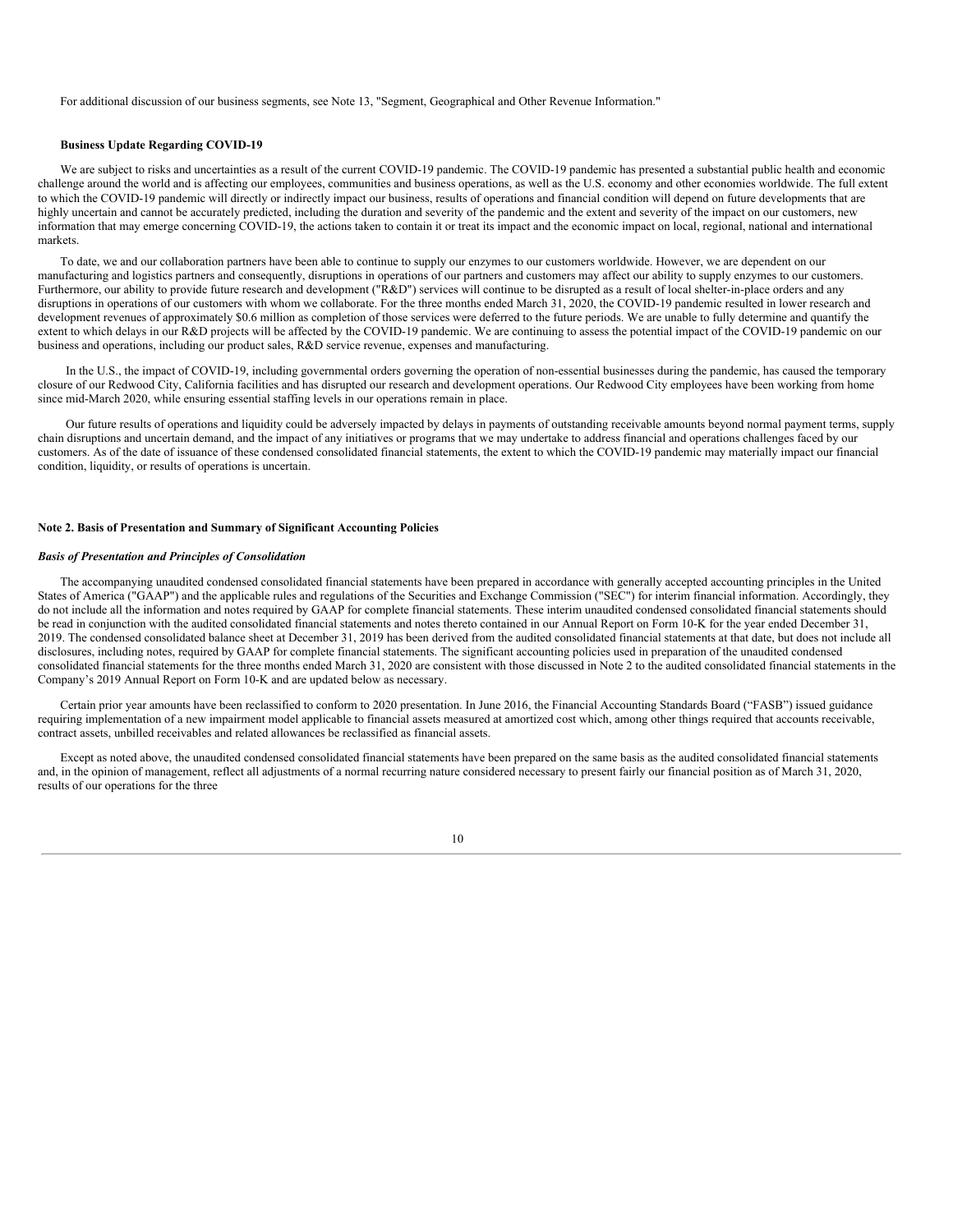For additional discussion of our business segments, see Note 13, "Segment, Geographical and Other Revenue Information."

**Business Update Regarding COVID-19**

We are subject to risks and uncertainties as a result of the current COVID-19 pandemic. The COVID-19 pandemic has presented a substantial public health and economic challenge around the world and is affecting our employees, communities and business operations, as well as the U.S. economy and other economies worldwide. The full extent to which the COVID-19 pandemic will directly or indirectly impact our business, results of operations and financial condition will depend on future developments that are highly uncertain and cannot be accurately predicted, including the duration and severity of the pandemic and the extent and severity of the impact on our customers, new information that may emerge concerning COVID-19, the actions taken to contain it or treat its impact and the economic impact on local, regional, national and international markets.

To date, we and our collaboration partners have been able to continue to supply our enzymes to our customers worldwide. However, we are dependent on our manufacturing and logistics partners and consequently, disruptions in operations of our partners and customers may affect our ability to supply enzymes to our customers. Furthermore, our ability to provide future research and development ("R&D") services will continue to be disrupted as a result of local shelter-in-place orders and any disruptions in operations of our customers with whom we collaborate. For the three months ended March 31, 2020, the COVID-19 pandemic resulted in lower research and development revenues of approximately $0.6 million as completion of those services were deferred to the future periods. We are unable to fully determine and quantify the extent to which delays in our R&D projects will be affected by the COVID-19 pandemic. We are continuing to assess the potential impact of the COVID-19 pandemic on our business and operations, including our product sales, R&D service revenue, expenses and manufacturing.

In the U.S., the impact of COVID-19, including governmental orders governing the operation of non-essential businesses during the pandemic, has caused the temporary closure of our Redwood City, California facilities and has disrupted our research and development operations. Our Redwood City employees have been working from home since mid-March 2020, while ensuring essential staffing levels in our operations remain in place.

Our future results of operations and liquidity could be adversely impacted by delays in payments of outstanding receivable amounts beyond normal payment terms, supply chain disruptions and uncertain demand, and the impact of any initiatives or programs that we may undertake to address financial and operations challenges faced by our customers. As of the date of issuance of these condensed consolidated financial statements, the extent to which the COVID-19 pandemic may materially impact our financial condition, liquidity, or results of operations is uncertain.

## Note 2. Basis of Presentation and Summary of Significant Accounting Policies

***Basis of Presentation and Principles of Consolidation***

The accompanying unaudited condensed consolidated financial statements have been prepared in accordance with generally accepted accounting principles in the United States of America ("GAAP") and the applicable rules and regulations of the Securities and Exchange Commission ("SEC") for interim financial information. Accordingly, they do not include all the information and notes required by GAAP for complete financial statements. These interim unaudited condensed consolidated financial statements should be read in conjunction with the audited consolidated financial statements and notes thereto contained in our Annual Report on Form 10-K for the year ended December 31, 2019. The condensed consolidated balance sheet at December 31, 2019 has been derived from the audited consolidated financial statements at that date, but does not include all disclosures, including notes, required by GAAP for complete financial statements. The significant accounting policies used in preparation of the unaudited condensed consolidated financial statements for the three months ended March 31, 2020 are consistent with those discussed in Note 2 to the audited consolidated financial statements in the Company's 2019 Annual Report on Form 10-K and are updated below as necessary.

Certain prior year amounts have been reclassified to conform to 2020 presentation. In June 2016, the Financial Accounting Standards Board ("FASB") issued guidance requiring implementation of a new impairment model applicable to financial assets measured at amortized cost which, among other things required that accounts receivable, contract assets, unbilled receivables and related allowances be reclassified as financial assets.

Except as noted above, the unaudited condensed consolidated financial statements have been prepared on the same basis as the audited consolidated financial statements and, in the opinion of management, reflect all adjustments of a normal recurring nature considered necessary to present fairly our financial position as of March 31, 2020, results of our operations for the three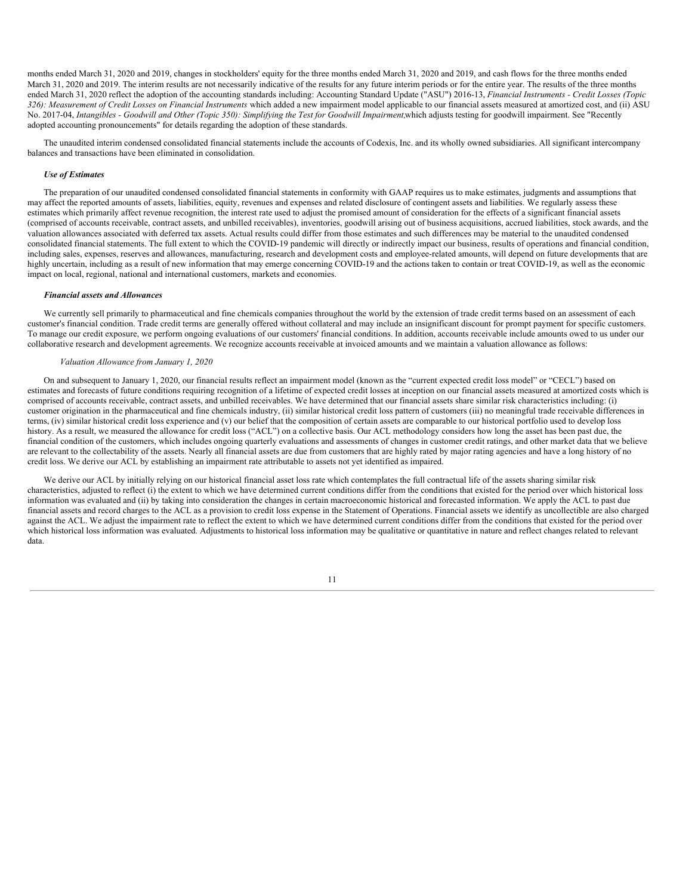months ended March 31, 2020 and 2019, changes in stockholders' equity for the three months ended March 31, 2020 and 2019, and cash flows for the three months ended March 31, 2020 and 2019. The interim results are not necessarily indicative of the results for any future interim periods or for the entire year. The results of the three months ended March 31, 2020 reflect the adoption of the accounting standards including: Accounting Standard Update ("ASU") 2016-13, *Financial Instruments - Credit Losses (Topic 326): Measurement of Credit Losses on Financial Instruments* which added a new impairment model applicable to our financial assets measured at amortized cost, and (ii) ASU No. 2017-04, *Intangibles - Goodwill and Other (Topic 350): Simplifying the Test for Goodwill Impairment,*which adjusts testing for goodwill impairment. See "Recently adopted accounting pronouncements" for details regarding the adoption of these standards.

The unaudited interim condensed consolidated financial statements include the accounts of Codexis, Inc. and its wholly owned subsidiaries. All significant intercompany balances and transactions have been eliminated in consolidation.

***Use of Estimates***

The preparation of our unaudited condensed consolidated financial statements in conformity with GAAP requires us to make estimates, judgments and assumptions that may affect the reported amounts of assets, liabilities, equity, revenues and expenses and related disclosure of contingent assets and liabilities. We regularly assess these estimates which primarily affect revenue recognition, the interest rate used to adjust the promised amount of consideration for the effects of a significant financial assets (comprised of accounts receivable, contract assets, and unbilled receivables), inventories, goodwill arising out of business acquisitions, accrued liabilities, stock awards, and the valuation allowances associated with deferred tax assets. Actual results could differ from those estimates and such differences may be material to the unaudited condensed consolidated financial statements. The full extent to which the COVID-19 pandemic will directly or indirectly impact our business, results of operations and financial condition, including sales, expenses, reserves and allowances, manufacturing, research and development costs and employee-related amounts, will depend on future developments that are highly uncertain, including as a result of new information that may emerge concerning COVID-19 and the actions taken to contain or treat COVID-19, as well as the economic impact on local, regional, national and international customers, markets and economies.

***Financial assets and Allowances***

We currently sell primarily to pharmaceutical and fine chemicals companies throughout the world by the extension of trade credit terms based on an assessment of each customer's financial condition. Trade credit terms are generally offered without collateral and may include an insignificant discount for prompt payment for specific customers. To manage our credit exposure, we perform ongoing evaluations of our customers' financial conditions. In addition, accounts receivable include amounts owed to us under our collaborative research and development agreements. We recognize accounts receivable at invoiced amounts and we maintain a valuation allowance as follows:

*Valuation Allowance from January 1, 2020*

On and subsequent to January 1, 2020, our financial results reflect an impairment model (known as the "current expected credit loss model" or "CECL") based on estimates and forecasts of future conditions requiring recognition of a lifetime of expected credit losses at inception on our financial assets measured at amortized costs which is comprised of accounts receivable, contract assets, and unbilled receivables. We have determined that our financial assets share similar risk characteristics including: (i) customer origination in the pharmaceutical and fine chemicals industry, (ii) similar historical credit loss pattern of customers (iii) no meaningful trade receivable differences in terms, (iv) similar historical credit loss experience and (v) our belief that the composition of certain assets are comparable to our historical portfolio used to develop loss history. As a result, we measured the allowance for credit loss ("ACL") on a collective basis. Our ACL methodology considers how long the asset has been past due, the financial condition of the customers, which includes ongoing quarterly evaluations and assessments of changes in customer credit ratings, and other market data that we believe are relevant to the collectability of the assets. Nearly all financial assets are due from customers that are highly rated by major rating agencies and have a long history of no credit loss. We derive our ACL by establishing an impairment rate attributable to assets not yet identified as impaired.

We derive our ACL by initially relying on our historical financial asset loss rate which contemplates the full contractual life of the assets sharing similar risk characteristics, adjusted to reflect (i) the extent to which we have determined current conditions differ from the conditions that existed for the period over which historical loss information was evaluated and (ii) by taking into consideration the changes in certain macroeconomic historical and forecasted information. We apply the ACL to past due financial assets and record charges to the ACL as a provision to credit loss expense in the Statement of Operations. Financial assets we identify as uncollectible are also charged against the ACL. We adjust the impairment rate to reflect the extent to which we have determined current conditions differ from the conditions that existed for the period over which historical loss information was evaluated. Adjustments to historical loss information may be qualitative or quantitative in nature and reflect changes related to relevant data.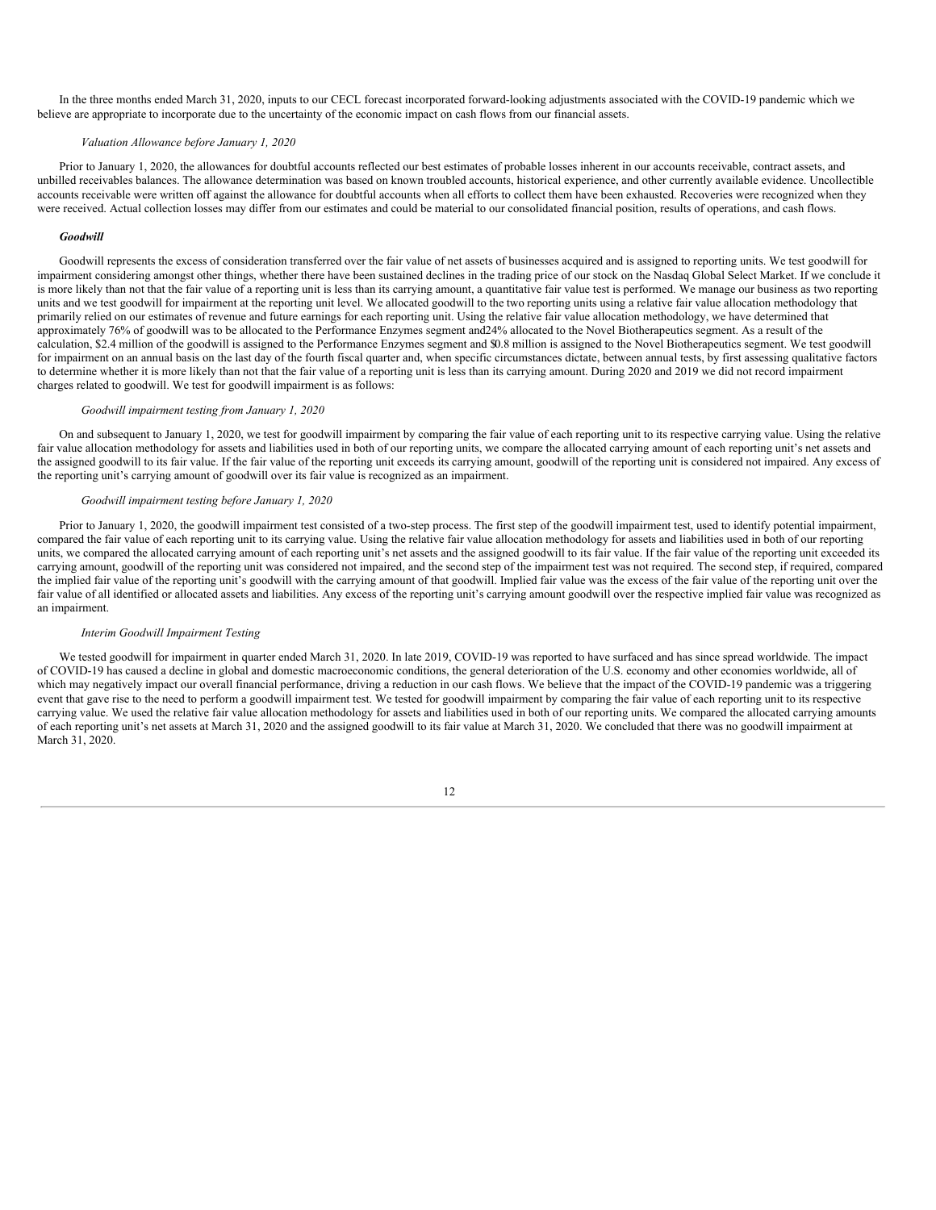In the three months ended March 31, 2020, inputs to our CECL forecast incorporated forward-looking adjustments associated with the COVID-19 pandemic which we believe are appropriate to incorporate due to the uncertainty of the economic impact on cash flows from our financial assets.

*Valuation Allowance before January 1, 2020*

Prior to January 1, 2020, the allowances for doubtful accounts reflected our best estimates of probable losses inherent in our accounts receivable, contract assets, and unbilled receivables balances. The allowance determination was based on known troubled accounts, historical experience, and other currently available evidence. Uncollectible accounts receivable were written off against the allowance for doubtful accounts when all efforts to collect them have been exhausted. Recoveries were recognized when they were received. Actual collection losses may differ from our estimates and could be material to our consolidated financial position, results of operations, and cash flows.

***Goodwill***

Goodwill represents the excess of consideration transferred over the fair value of net assets of businesses acquired and is assigned to reporting units. We test goodwill for impairment considering amongst other things, whether there have been sustained declines in the trading price of our stock on the Nasdaq Global Select Market. If we conclude it is more likely than not that the fair value of a reporting unit is less than its carrying amount, a quantitative fair value test is performed. We manage our business as two reporting units and we test goodwill for impairment at the reporting unit level. We allocated goodwill to the two reporting units using a relative fair value allocation methodology that primarily relied on our estimates of revenue and future earnings for each reporting unit. Using the relative fair value allocation methodology, we have determined that approximately 76% of goodwill was to be allocated to the Performance Enzymes segment and 24% allocated to the Novel Biotherapeutics segment. As a result of the calculation, $2.4 million of the goodwill is assigned to the Performance Enzymes segment and $0.8 million is assigned to the Novel Biotherapeutics segment. We test goodwill for impairment on an annual basis on the last day of the fourth fiscal quarter and, when specific circumstances dictate, between annual tests, by first assessing qualitative factors to determine whether it is more likely than not that the fair value of a reporting unit is less than its carrying amount. During 2020 and 2019 we did not record impairment charges related to goodwill. We test for goodwill impairment is as follows:

*Goodwill impairment testing from January 1, 2020*

On and subsequent to January 1, 2020, we test for goodwill impairment by comparing the fair value of each reporting unit to its respective carrying value. Using the relative fair value allocation methodology for assets and liabilities used in both of our reporting units, we compare the allocated carrying amount of each reporting unit's net assets and the assigned goodwill to its fair value. If the fair value of the reporting unit exceeds its carrying amount, goodwill of the reporting unit is considered not impaired. Any excess of the reporting unit's carrying amount of goodwill over its fair value is recognized as an impairment.

*Goodwill impairment testing before January 1, 2020*

Prior to January 1, 2020, the goodwill impairment test consisted of a two-step process. The first step of the goodwill impairment test, used to identify potential impairment, compared the fair value of each reporting unit to its carrying value. Using the relative fair value allocation methodology for assets and liabilities used in both of our reporting units, we compared the allocated carrying amount of each reporting unit's net assets and the assigned goodwill to its fair value. If the fair value of the reporting unit exceeded its carrying amount, goodwill of the reporting unit was considered not impaired, and the second step of the impairment test was not required. The second step, if required, compared the implied fair value of the reporting unit's goodwill with the carrying amount of that goodwill. Implied fair value was the excess of the fair value of the reporting unit over the fair value of all identified or allocated assets and liabilities. Any excess of the reporting unit's carrying amount goodwill over the respective implied fair value was recognized as an impairment.

*Interim Goodwill Impairment Testing*

We tested goodwill for impairment in quarter ended March 31, 2020. In late 2019, COVID-19 was reported to have surfaced and has since spread worldwide. The impact of COVID-19 has caused a decline in global and domestic macroeconomic conditions, the general deterioration of the U.S. economy and other economies worldwide, all of which may negatively impact our overall financial performance, driving a reduction in our cash flows. We believe that the impact of the COVID-19 pandemic was a triggering event that gave rise to the need to perform a goodwill impairment test. We tested for goodwill impairment by comparing the fair value of each reporting unit to its respective carrying value. We used the relative fair value allocation methodology for assets and liabilities used in both of our reporting units. We compared the allocated carrying amounts of each reporting unit's net assets at March 31, 2020 and the assigned goodwill to its fair value at March 31, 2020. We concluded that there was no goodwill impairment at March 31, 2020.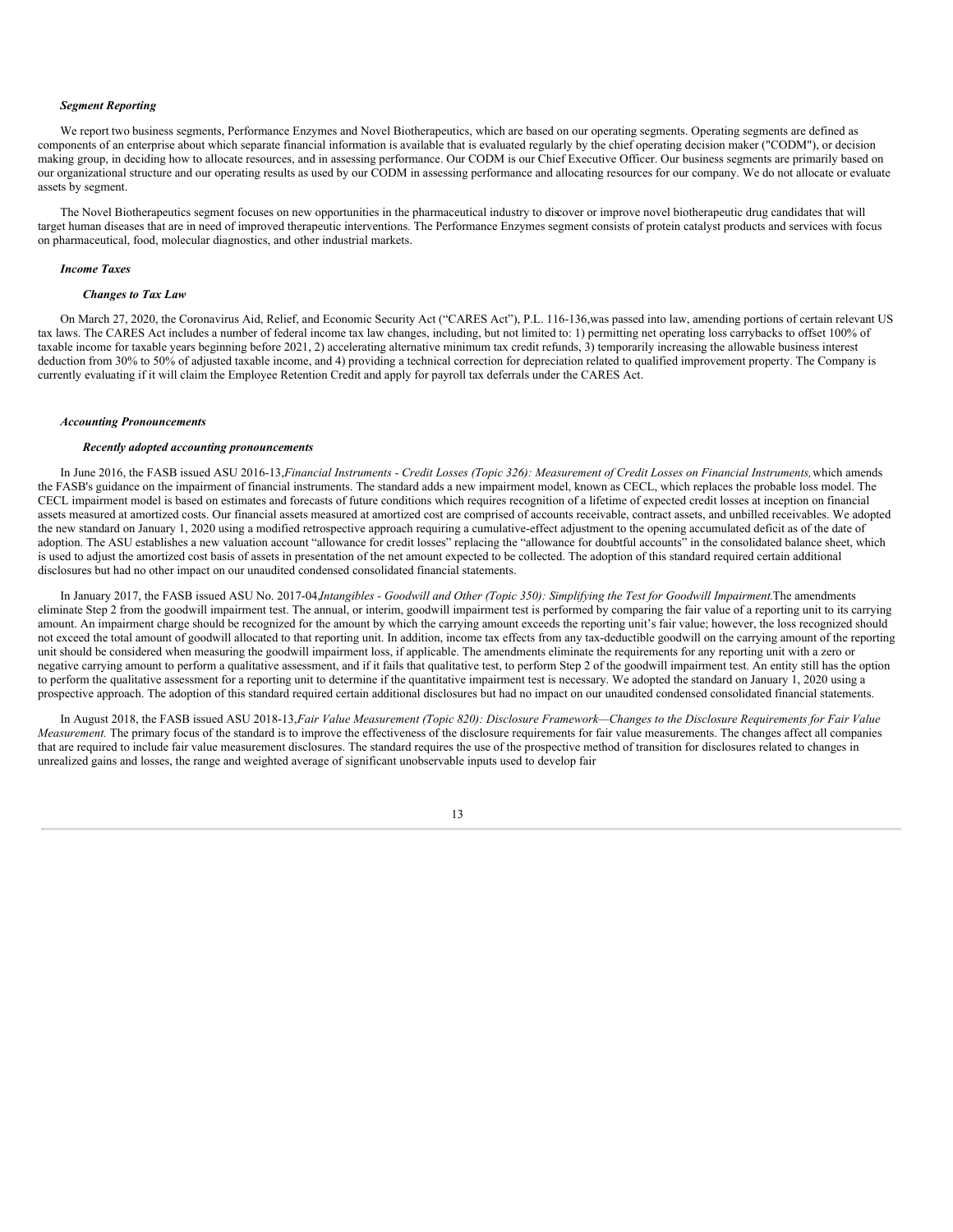### *Segment Reporting*

We report two business segments, Performance Enzymes and Novel Biotherapeutics, which are based on our operating segments. Operating segments are defined as components of an enterprise about which separate financial information is available that is evaluated regularly by the chief operating decision maker ("CODM"), or decision making group, in deciding how to allocate resources, and in assessing performance. Our CODM is our Chief Executive Officer. Our business segments are primarily based on our organizational structure and our operating results as used by our CODM in assessing performance and allocating resources for our company. We do not allocate or evaluate assets by segment.

The Novel Biotherapeutics segment focuses on new opportunities in the pharmaceutical industry to discover or improve novel biotherapeutic drug candidates that will target human diseases that are in need of improved therapeutic interventions. The Performance Enzymes segment consists of protein catalyst products and services with focus on pharmaceutical, food, molecular diagnostics, and other industrial markets.

### *Income Taxes*

#### *Changes to Tax Law*

On March 27, 2020, the Coronavirus Aid, Relief, and Economic Security Act ("CARES Act"), P.L. 116-136,was passed into law, amending portions of certain relevant US tax laws. The CARES Act includes a number of federal income tax law changes, including, but not limited to: 1) permitting net operating loss carrybacks to offset 100% of taxable income for taxable years beginning before 2021, 2) accelerating alternative minimum tax credit refunds, 3) temporarily increasing the allowable business interest deduction from 30% to 50% of adjusted taxable income, and 4) providing a technical correction for depreciation related to qualified improvement property. The Company is currently evaluating if it will claim the Employee Retention Credit and apply for payroll tax deferrals under the CARES Act.

### *Accounting Pronouncements*

#### *Recently adopted accounting pronouncements*

In June 2016, the FASB issued ASU 2016-13, *Financial Instruments - Credit Losses (Topic 326): Measurement of Credit Losses on Financial Instruments,* which amends the FASB's guidance on the impairment of financial instruments. The standard adds a new impairment model, known as CECL, which replaces the probable loss model. The CECL impairment model is based on estimates and forecasts of future conditions which requires recognition of a lifetime of expected credit losses at inception on financial assets measured at amortized costs. Our financial assets measured at amortized cost are comprised of accounts receivable, contract assets, and unbilled receivables. We adopted the new standard on January 1, 2020 using a modified retrospective approach requiring a cumulative-effect adjustment to the opening accumulated deficit as of the date of adoption. The ASU establishes a new valuation account "allowance for credit losses" replacing the "allowance for doubtful accounts" in the consolidated balance sheet, which is used to adjust the amortized cost basis of assets in presentation of the net amount expected to be collected. The adoption of this standard required certain additional disclosures but had no other impact on our unaudited condensed consolidated financial statements.

In January 2017, the FASB issued ASU No. 2017-04, *Intangibles - Goodwill and Other (Topic 350): Simplifying the Test for Goodwill Impairment.* The amendments eliminate Step 2 from the goodwill impairment test. The annual, or interim, goodwill impairment test is performed by comparing the fair value of a reporting unit to its carrying amount. An impairment charge should be recognized for the amount by which the carrying amount exceeds the reporting unit's fair value; however, the loss recognized should not exceed the total amount of goodwill allocated to that reporting unit. In addition, income tax effects from any tax-deductible goodwill on the carrying amount of the reporting unit should be considered when measuring the goodwill impairment loss, if applicable. The amendments eliminate the requirements for any reporting unit with a zero or negative carrying amount to perform a qualitative assessment, and if it fails that qualitative test, to perform Step 2 of the goodwill impairment test. An entity still has the option to perform the qualitative assessment for a reporting unit to determine if the quantitative impairment test is necessary. We adopted the standard on January 1, 2020 using a prospective approach. The adoption of this standard required certain additional disclosures but had no impact on our unaudited condensed consolidated financial statements.

In August 2018, the FASB issued ASU 2018-13, *Fair Value Measurement (Topic 820): Disclosure Framework—Changes to the Disclosure Requirements for Fair Value Measurement.* The primary focus of the standard is to improve the effectiveness of the disclosure requirements for fair value measurements. The changes affect all companies that are required to include fair value measurement disclosures. The standard requires the use of the prospective method of transition for disclosures related to changes in unrealized gains and losses, the range and weighted average of significant unobservable inputs used to develop fair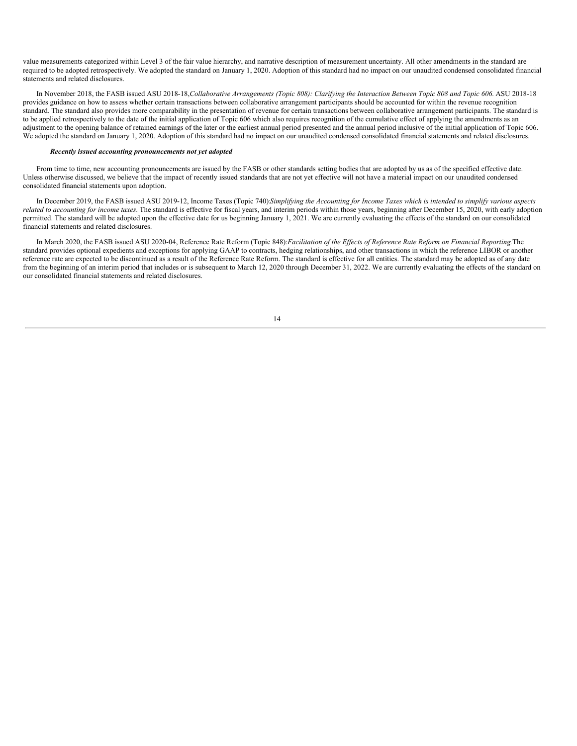value measurements categorized within Level 3 of the fair value hierarchy, and narrative description of measurement uncertainty. All other amendments in the standard are required to be adopted retrospectively. We adopted the standard on January 1, 2020. Adoption of this standard had no impact on our unaudited condensed consolidated financial statements and related disclosures.

In November 2018, the FASB issued ASU 2018-18, *Collaborative Arrangements (Topic 808): Clarifying the Interaction Between Topic 808 and Topic 606.* ASU 2018-18 provides guidance on how to assess whether certain transactions between collaborative arrangement participants should be accounted for within the revenue recognition standard. The standard also provides more comparability in the presentation of revenue for certain transactions between collaborative arrangement participants. The standard is to be applied retrospectively to the date of the initial application of Topic 606 which also requires recognition of the cumulative effect of applying the amendments as an adjustment to the opening balance of retained earnings of the later or the earliest annual period presented and the annual period inclusive of the initial application of Topic 606. We adopted the standard on January 1, 2020. Adoption of this standard had no impact on our unaudited condensed consolidated financial statements and related disclosures.

***Recently issued accounting pronouncements not yet adopted***

From time to time, new accounting pronouncements are issued by the FASB or other standards setting bodies that are adopted by us as of the specified effective date. Unless otherwise discussed, we believe that the impact of recently issued standards that are not yet effective will not have a material impact on our unaudited condensed consolidated financial statements upon adoption.

In December 2019, the FASB issued ASU 2019-12, Income Taxes (Topic 740)*:Simplifying the Accounting for Income Taxes which is intended to simplify various aspects related to accounting for income taxes*. The standard is effective for fiscal years, and interim periods within those years, beginning after December 15, 2020, with early adoption permitted. The standard will be adopted upon the effective date for us beginning January 1, 2021. We are currently evaluating the effects of the standard on our consolidated financial statements and related disclosures.

In March 2020, the FASB issued ASU 2020-04, Reference Rate Reform (Topic 848):*Facilitation of the Effects of Reference Rate Reform on Financial Reporting.*The standard provides optional expedients and exceptions for applying GAAP to contracts, hedging relationships, and other transactions in which the reference LIBOR or another reference rate are expected to be discontinued as a result of the Reference Rate Reform. The standard is effective for all entities. The standard may be adopted as of any date from the beginning of an interim period that includes or is subsequent to March 12, 2020 through December 31, 2022. We are currently evaluating the effects of the standard on our consolidated financial statements and related disclosures.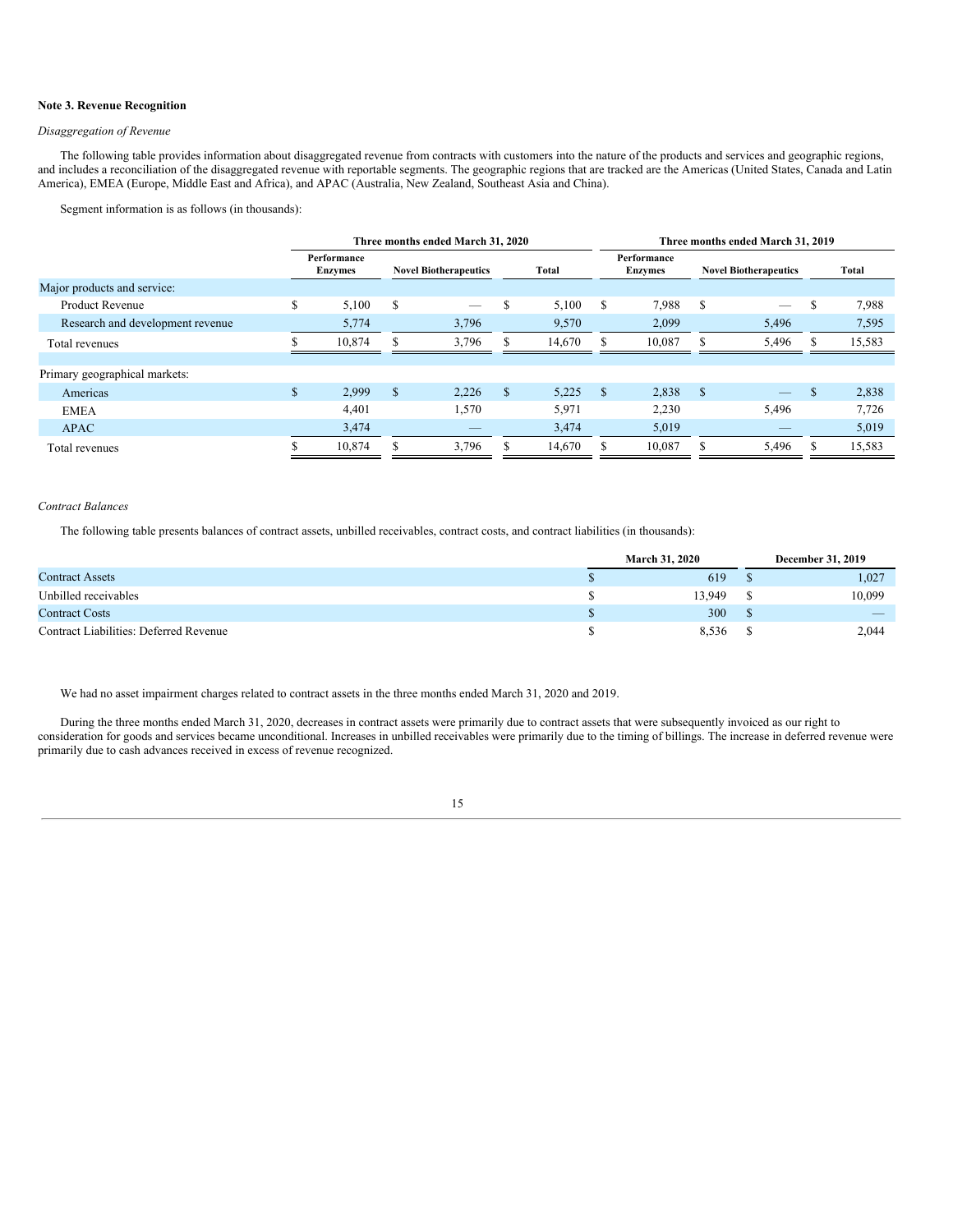**Note 3. Revenue Recognition**

*Disaggregation of Revenue*

The following table provides information about disaggregated revenue from contracts with customers into the nature of the products and services and geographic regions, and includes a reconciliation of the disaggregated revenue with reportable segments. The geographic regions that are tracked are the Americas (United States, Canada and Latin America), EMEA (Europe, Middle East and Africa), and APAC (Australia, New Zealand, Southeast Asia and China).

Segment information is as follows (in thousands):

| | Three months ended March 31, 2020 | | | Three months ended March 31, 2019 | | |
|---|---|---|---|---|---|---|
| | Performance Enzymes | Novel Biotherapeutics | Total | Performance Enzymes | Novel Biotherapeutics | Total |
| Major products and service: | | | | | | |
| Product Revenue | $ 5,100 | $ — | $ 5,100 | $ 7,988 | $ — | $ 7,988 |
| Research and development revenue | 5,774 | 3,796 | 9,570 | 2,099 | 5,496 | 7,595 |
| Total revenues | $ 10,874 | $ 3,796 | $ 14,670 | $ 10,087 | $ 5,496 | $ 15,583 |
| | | | | | | |
| Primary geographical markets: | | | | | | |
| Americas | $ 2,999 | $ 2,226 | $ 5,225 | $ 2,838 | $ — | $ 2,838 |
| EMEA | 4,401 | 1,570 | 5,971 | 2,230 | 5,496 | 7,726 |
| APAC | 3,474 | — | 3,474 | 5,019 | — | 5,019 |
| Total revenues | $ 10,874 | $ 3,796 | $ 14,670 | $ 10,087 | $ 5,496 | $ 15,583 |

*Contract Balances*

The following table presents balances of contract assets, unbilled receivables, contract costs, and contract liabilities (in thousands):

| | March 31, 2020 | December 31, 2019 |
|---|---|---|
| Contract Assets | $ 619 | $ 1,027 |
| Unbilled receivables | $ 13,949 | $ 10,099 |
| Contract Costs | $ 300 | $ — |
| Contract Liabilities: Deferred Revenue | $ 8,536 | $ 2,044 |

We had no asset impairment charges related to contract assets in the three months ended March 31, 2020 and 2019.

During the three months ended March 31, 2020, decreases in contract assets were primarily due to contract assets that were subsequently invoiced as our right to consideration for goods and services became unconditional. Increases in unbilled receivables were primarily due to the timing of billings. The increase in deferred revenue were primarily due to cash advances received in excess of revenue recognized.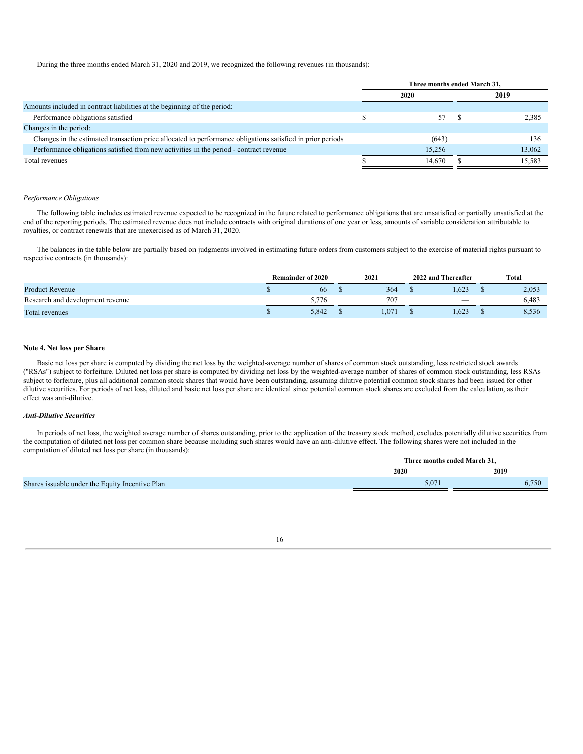During the three months ended March 31, 2020 and 2019, we recognized the following revenues (in thousands):

| | Three months ended March 31, | |
|---|---|---|
| | 2020 | 2019 |
| Amounts included in contract liabilities at the beginning of the period: | | |
| Performance obligations satisfied | $ 57 | $ 2,385 |
| Changes in the period: | | |
| Changes in the estimated transaction price allocated to performance obligations satisfied in prior periods | (643) | 136 |
| Performance obligations satisfied from new activities in the period - contract revenue | 15,256 | 13,062 |
| Total revenues | $ 14,670 | $ 15,583 |

*Performance Obligations*

The following table includes estimated revenue expected to be recognized in the future related to performance obligations that are unsatisfied or partially unsatisfied at the end of the reporting periods. The estimated revenue does not include contracts with original durations of one year or less, amounts of variable consideration attributable to royalties, or contract renewals that are unexercised as of March 31, 2020.

The balances in the table below are partially based on judgments involved in estimating future orders from customers subject to the exercise of material rights pursuant to respective contracts (in thousands):

| | Remainder of 2020 | 2021 | 2022 and Thereafter | Total |
|---|---|---|---|---|
| Product Revenue | $ 66 | $ 364 | $ 1,623 | $ 2,053 |
| Research and development revenue | 5,776 | 707 | — | 6,483 |
| Total revenues | $ 5,842 | $ 1,071 | $ 1,623 | $ 8,536 |

**Note 4. Net loss per Share**

Basic net loss per share is computed by dividing the net loss by the weighted-average number of shares of common stock outstanding, less restricted stock awards ("RSAs") subject to forfeiture. Diluted net loss per share is computed by dividing net loss by the weighted-average number of shares of common stock outstanding, less RSAs subject to forfeiture, plus all additional common stock shares that would have been outstanding, assuming dilutive potential common stock shares had been issued for other dilutive securities. For periods of net loss, diluted and basic net loss per share are identical since potential common stock shares are excluded from the calculation, as their effect was anti-dilutive.

***Anti-Dilutive Securities***

In periods of net loss, the weighted average number of shares outstanding, prior to the application of the treasury stock method, excludes potentially dilutive securities from the computation of diluted net loss per common share because including such shares would have an anti-dilutive effect. The following shares were not included in the computation of diluted net loss per share (in thousands):

| | Three months ended March 31, | |
|---|---|---|
| | 2020 | 2019 |
| Shares issuable under the Equity Incentive Plan | 5,071 | 6,750 |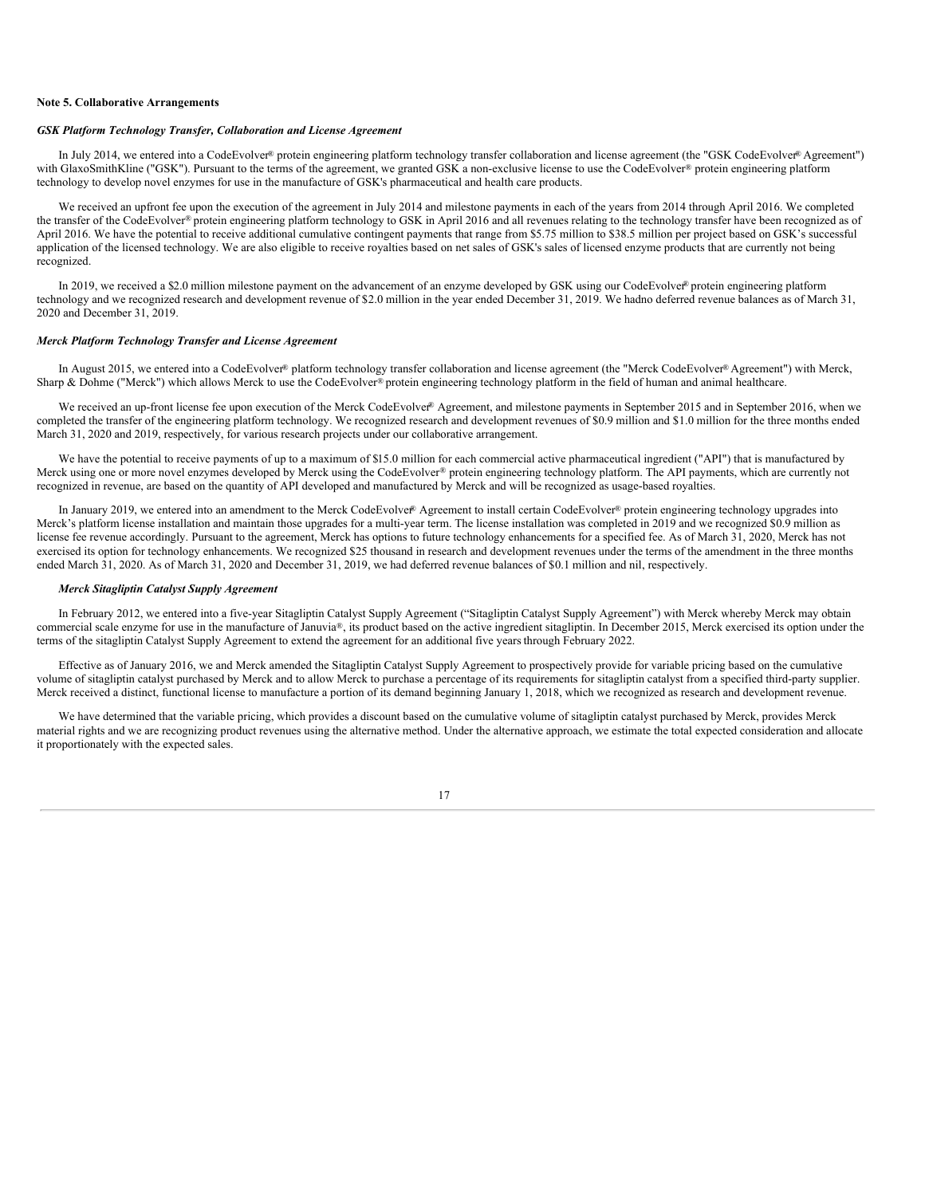**Note 5. Collaborative Arrangements**

***GSK Platform Technology Transfer, Collaboration and License Agreement***

In July 2014, we entered into a CodeEvolver® protein engineering platform technology transfer collaboration and license agreement (the "GSK CodeEvolver® Agreement") with GlaxoSmithKline ("GSK"). Pursuant to the terms of the agreement, we granted GSK a non-exclusive license to use the CodeEvolver® protein engineering platform technology to develop novel enzymes for use in the manufacture of GSK's pharmaceutical and health care products.

We received an upfront fee upon the execution of the agreement in July 2014 and milestone payments in each of the years from 2014 through April 2016. We completed the transfer of the CodeEvolver® protein engineering platform technology to GSK in April 2016 and all revenues relating to the technology transfer have been recognized as of April 2016. We have the potential to receive additional cumulative contingent payments that range from $5.75 million to $38.5 million per project based on GSK's successful application of the licensed technology. We are also eligible to receive royalties based on net sales of GSK's sales of licensed enzyme products that are currently not being recognized.

In 2019, we received a $2.0 million milestone payment on the advancement of an enzyme developed by GSK using our CodeEvolver® protein engineering platform technology and we recognized research and development revenue of $2.0 million in the year ended December 31, 2019. We hadno deferred revenue balances as of March 31, 2020 and December 31, 2019.

***Merck Platform Technology Transfer and License Agreement***

In August 2015, we entered into a CodeEvolver® platform technology transfer collaboration and license agreement (the "Merck CodeEvolver® Agreement") with Merck, Sharp & Dohme ("Merck") which allows Merck to use the CodeEvolver® protein engineering technology platform in the field of human and animal healthcare.

We received an up-front license fee upon execution of the Merck CodeEvolver® Agreement, and milestone payments in September 2015 and in September 2016, when we completed the transfer of the engineering platform technology. We recognized research and development revenues of $0.9 million and $1.0 million for the three months ended March 31, 2020 and 2019, respectively, for various research projects under our collaborative arrangement.

We have the potential to receive payments of up to a maximum of $15.0 million for each commercial active pharmaceutical ingredient ("API") that is manufactured by Merck using one or more novel enzymes developed by Merck using the CodeEvolver® protein engineering technology platform. The API payments, which are currently not recognized in revenue, are based on the quantity of API developed and manufactured by Merck and will be recognized as usage-based royalties.

In January 2019, we entered into an amendment to the Merck CodeEvolver® Agreement to install certain CodeEvolver® protein engineering technology upgrades into Merck's platform license installation and maintain those upgrades for a multi-year term. The license installation was completed in 2019 and we recognized $0.9 million as license fee revenue accordingly. Pursuant to the agreement, Merck has options to future technology enhancements for a specified fee. As of March 31, 2020, Merck has not exercised its option for technology enhancements. We recognized $25 thousand in research and development revenues under the terms of the amendment in the three months ended March 31, 2020. As of March 31, 2020 and December 31, 2019, we had deferred revenue balances of $0.1 million and nil, respectively.

***Merck Sitagliptin Catalyst Supply Agreement***

In February 2012, we entered into a five-year Sitagliptin Catalyst Supply Agreement ("Sitagliptin Catalyst Supply Agreement") with Merck whereby Merck may obtain commercial scale enzyme for use in the manufacture of Januvia®, its product based on the active ingredient sitagliptin. In December 2015, Merck exercised its option under the terms of the sitagliptin Catalyst Supply Agreement to extend the agreement for an additional five years through February 2022.

Effective as of January 2016, we and Merck amended the Sitagliptin Catalyst Supply Agreement to prospectively provide for variable pricing based on the cumulative volume of sitagliptin catalyst purchased by Merck and to allow Merck to purchase a percentage of its requirements for sitagliptin catalyst from a specified third-party supplier. Merck received a distinct, functional license to manufacture a portion of its demand beginning January 1, 2018, which we recognized as research and development revenue.

We have determined that the variable pricing, which provides a discount based on the cumulative volume of sitagliptin catalyst purchased by Merck, provides Merck material rights and we are recognizing product revenues using the alternative method. Under the alternative approach, we estimate the total expected consideration and allocate it proportionately with the expected sales.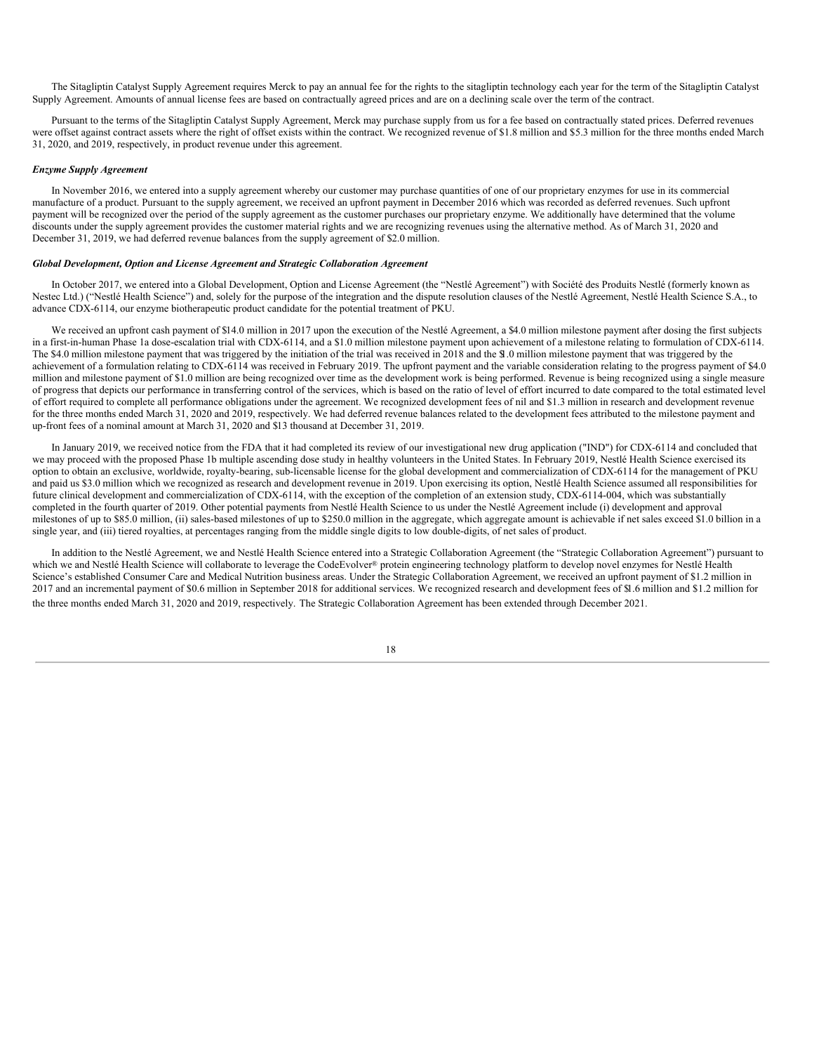The Sitagliptin Catalyst Supply Agreement requires Merck to pay an annual fee for the rights to the sitagliptin technology each year for the term of the Sitagliptin Catalyst Supply Agreement. Amounts of annual license fees are based on contractually agreed prices and are on a declining scale over the term of the contract.

Pursuant to the terms of the Sitagliptin Catalyst Supply Agreement, Merck may purchase supply from us for a fee based on contractually stated prices. Deferred revenues were offset against contract assets where the right of offset exists within the contract. We recognized revenue of $1.8 million and $5.3 million for the three months ended March 31, 2020, and 2019, respectively, in product revenue under this agreement.

***Enzyme Supply Agreement***

In November 2016, we entered into a supply agreement whereby our customer may purchase quantities of one of our proprietary enzymes for use in its commercial manufacture of a product. Pursuant to the supply agreement, we received an upfront payment in December 2016 which was recorded as deferred revenues. Such upfront payment will be recognized over the period of the supply agreement as the customer purchases our proprietary enzyme. We additionally have determined that the volume discounts under the supply agreement provides the customer material rights and we are recognizing revenues using the alternative method. As of March 31, 2020 and December 31, 2019, we had deferred revenue balances from the supply agreement of $2.0 million.

***Global Development, Option and License Agreement and Strategic Collaboration Agreement***

In October 2017, we entered into a Global Development, Option and License Agreement (the "Nestlé Agreement") with Société des Produits Nestlé (formerly known as Nestec Ltd.) ("Nestlé Health Science") and, solely for the purpose of the integration and the dispute resolution clauses of the Nestlé Agreement, Nestlé Health Science S.A., to advance CDX-6114, our enzyme biotherapeutic product candidate for the potential treatment of PKU.

We received an upfront cash payment of $14.0 million in 2017 upon the execution of the Nestlé Agreement, a $4.0 million milestone payment after dosing the first subjects in a first-in-human Phase 1a dose-escalation trial with CDX-6114, and a $1.0 million milestone payment upon achievement of a milestone relating to formulation of CDX-6114. The $4.0 million milestone payment that was triggered by the initiation of the trial was received in 2018 and the $1.0 million milestone payment that was triggered by the achievement of a formulation relating to CDX-6114 was received in February 2019. The upfront payment and the variable consideration relating to the progress payment of $4.0 million and milestone payment of $1.0 million are being recognized over time as the development work is being performed. Revenue is being recognized using a single measure of progress that depicts our performance in transferring control of the services, which is based on the ratio of level of effort incurred to date compared to the total estimated level of effort required to complete all performance obligations under the agreement. We recognized development fees of nil and $1.3 million in research and development revenue for the three months ended March 31, 2020 and 2019, respectively. We had deferred revenue balances related to the development fees attributed to the milestone payment and up-front fees of a nominal amount at March 31, 2020 and $13 thousand at December 31, 2019.

In January 2019, we received notice from the FDA that it had completed its review of our investigational new drug application ("IND") for CDX-6114 and concluded that we may proceed with the proposed Phase 1b multiple ascending dose study in healthy volunteers in the United States. In February 2019, Nestlé Health Science exercised its option to obtain an exclusive, worldwide, royalty-bearing, sub-licensable license for the global development and commercialization of CDX-6114 for the management of PKU and paid us $3.0 million which we recognized as research and development revenue in 2019. Upon exercising its option, Nestlé Health Science assumed all responsibilities for future clinical development and commercialization of CDX-6114, with the exception of the completion of an extension study, CDX-6114-004, which was substantially completed in the fourth quarter of 2019. Other potential payments from Nestlé Health Science to us under the Nestlé Agreement include (i) development and approval milestones of up to $85.0 million, (ii) sales-based milestones of up to $250.0 million in the aggregate, which aggregate amount is achievable if net sales exceed $1.0 billion in a single year, and (iii) tiered royalties, at percentages ranging from the middle single digits to low double-digits, of net sales of product.

In addition to the Nestlé Agreement, we and Nestlé Health Science entered into a Strategic Collaboration Agreement (the "Strategic Collaboration Agreement") pursuant to which we and Nestlé Health Science will collaborate to leverage the CodeEvolver® protein engineering technology platform to develop novel enzymes for Nestlé Health Science's established Consumer Care and Medical Nutrition business areas. Under the Strategic Collaboration Agreement, we received an upfront payment of $1.2 million in 2017 and an incremental payment of $0.6 million in September 2018 for additional services. We recognized research and development fees of $1.6 million and $1.2 million for the three months ended March 31, 2020 and 2019, respectively. The Strategic Collaboration Agreement has been extended through December 2021.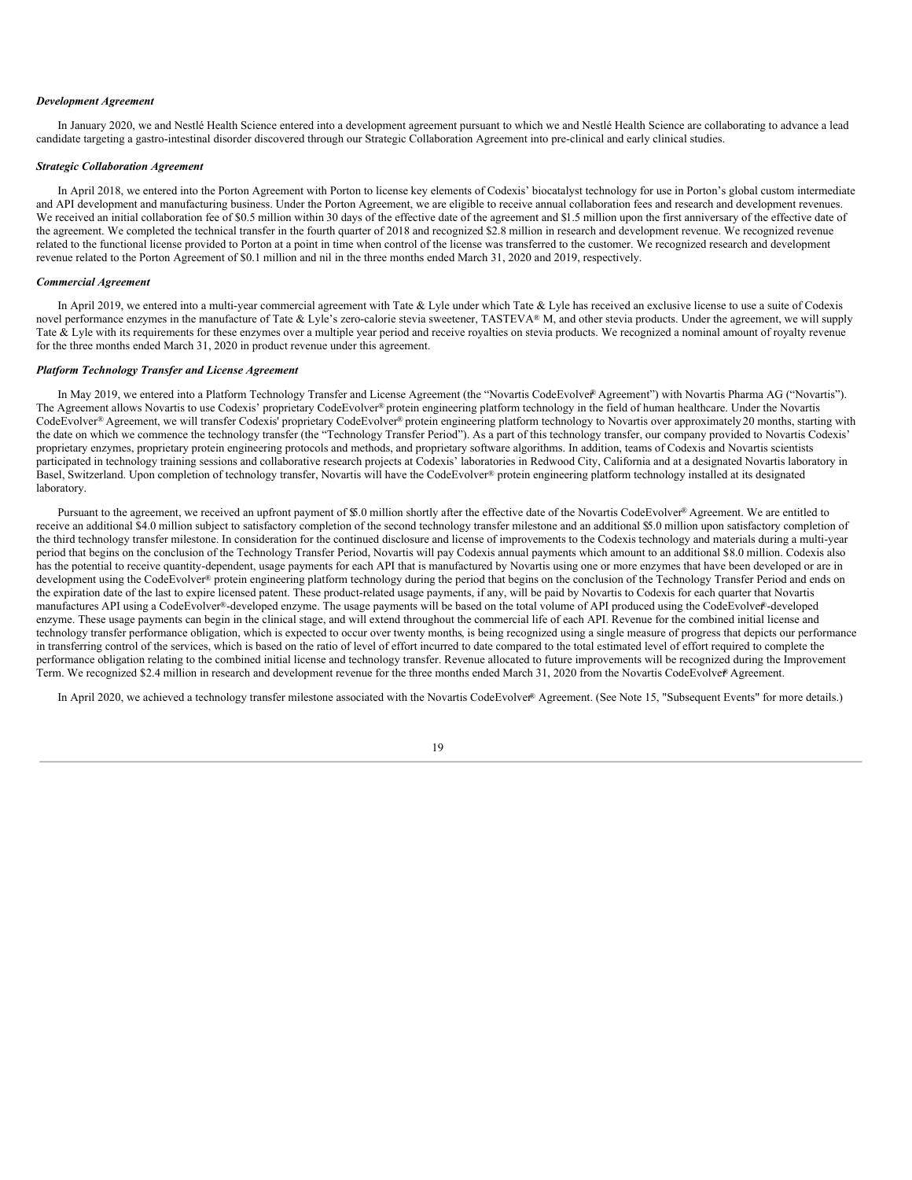***Development Agreement***

In January 2020, we and Nestlé Health Science entered into a development agreement pursuant to which we and Nestlé Health Science are collaborating to advance a lead candidate targeting a gastro-intestinal disorder discovered through our Strategic Collaboration Agreement into pre-clinical and early clinical studies.

***Strategic Collaboration Agreement***

In April 2018, we entered into the Porton Agreement with Porton to license key elements of Codexis' biocatalyst technology for use in Porton's global custom intermediate and API development and manufacturing business. Under the Porton Agreement, we are eligible to receive annual collaboration fees and research and development revenues. We received an initial collaboration fee of $0.5 million within 30 days of the effective date of the agreement and $1.5 million upon the first anniversary of the effective date of the agreement. We completed the technical transfer in the fourth quarter of 2018 and recognized $2.8 million in research and development revenue. We recognized revenue related to the functional license provided to Porton at a point in time when control of the license was transferred to the customer. We recognized research and development revenue related to the Porton Agreement of $0.1 million and nil in the three months ended March 31, 2020 and 2019, respectively.

***Commercial Agreement***

In April 2019, we entered into a multi-year commercial agreement with Tate & Lyle under which Tate & Lyle has received an exclusive license to use a suite of Codexis novel performance enzymes in the manufacture of Tate & Lyle's zero-calorie stevia sweetener, TASTEVA® M, and other stevia products. Under the agreement, we will supply Tate & Lyle with its requirements for these enzymes over a multiple year period and receive royalties on stevia products. We recognized a nominal amount of royalty revenue for the three months ended March 31, 2020 in product revenue under this agreement.

***Platform Technology Transfer and License Agreement***

In May 2019, we entered into a Platform Technology Transfer and License Agreement (the "Novartis CodeEvolver® Agreement") with Novartis Pharma AG ("Novartis"). The Agreement allows Novartis to use Codexis' proprietary CodeEvolver® protein engineering platform technology in the field of human healthcare. Under the Novartis CodeEvolver® Agreement, we will transfer Codexis' proprietary CodeEvolver® protein engineering platform technology to Novartis over approximately 20 months, starting with the date on which we commence the technology transfer (the "Technology Transfer Period"). As a part of this technology transfer, our company provided to Novartis Codexis' proprietary enzymes, proprietary protein engineering protocols and methods, and proprietary software algorithms. In addition, teams of Codexis and Novartis scientists participated in technology training sessions and collaborative research projects at Codexis' laboratories in Redwood City, California and at a designated Novartis laboratory in Basel, Switzerland. Upon completion of technology transfer, Novartis will have the CodeEvolver® protein engineering platform technology installed at its designated laboratory.

Pursuant to the agreement, we received an upfront payment of $5.0 million shortly after the effective date of the Novartis CodeEvolver® Agreement. We are entitled to receive an additional $4.0 million subject to satisfactory completion of the second technology transfer milestone and an additional $5.0 million upon satisfactory completion of the third technology transfer milestone. In consideration for the continued disclosure and license of improvements to the Codexis technology and materials during a multi-year period that begins on the conclusion of the Technology Transfer Period, Novartis will pay Codexis annual payments which amount to an additional $8.0 million. Codexis also has the potential to receive quantity-dependent, usage payments for each API that is manufactured by Novartis using one or more enzymes that have been developed or are in development using the CodeEvolver® protein engineering platform technology during the period that begins on the conclusion of the Technology Transfer Period and ends on the expiration date of the last to expire licensed patent. These product-related usage payments, if any, will be paid by Novartis to Codexis for each quarter that Novartis manufactures API using a CodeEvolver®-developed enzyme. The usage payments will be based on the total volume of API produced using the CodeEvolver®-developed enzyme. These usage payments can begin in the clinical stage, and will extend throughout the commercial life of each API. Revenue for the combined initial license and technology transfer performance obligation, which is expected to occur over twenty months, is being recognized using a single measure of progress that depicts our performance in transferring control of the services, which is based on the ratio of level of effort incurred to date compared to the total estimated level of effort required to complete the performance obligation relating to the combined initial license and technology transfer. Revenue allocated to future improvements will be recognized during the Improvement Term. We recognized $2.4 million in research and development revenue for the three months ended March 31, 2020 from the Novartis CodeEvolver® Agreement.

In April 2020, we achieved a technology transfer milestone associated with the Novartis CodeEvolver® Agreement. (See Note 15, "Subsequent Events" for more details.)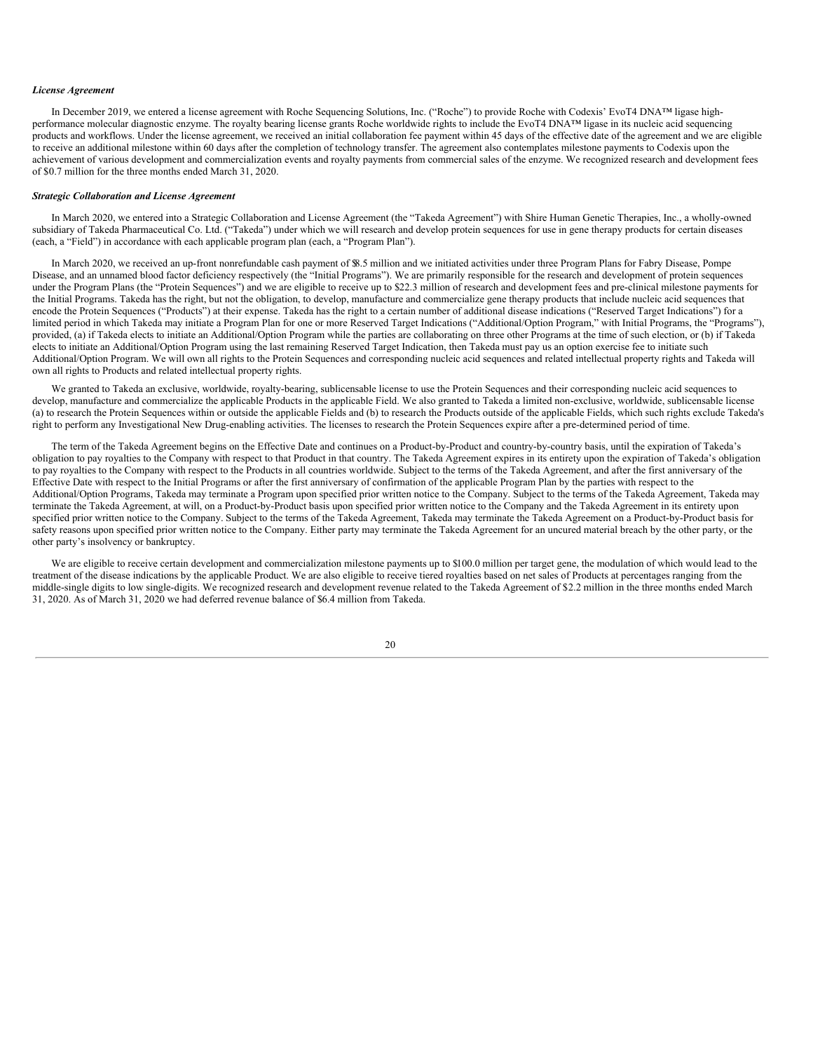***License Agreement***

In December 2019, we entered a license agreement with Roche Sequencing Solutions, Inc. ("Roche") to provide Roche with Codexis' EvoT4 DNA™ ligase high-performance molecular diagnostic enzyme. The royalty bearing license grants Roche worldwide rights to include the EvoT4 DNA™ ligase in its nucleic acid sequencing products and workflows. Under the license agreement, we received an initial collaboration fee payment within 45 days of the effective date of the agreement and we are eligible to receive an additional milestone within 60 days after the completion of technology transfer. The agreement also contemplates milestone payments to Codexis upon the achievement of various development and commercialization events and royalty payments from commercial sales of the enzyme. We recognized research and development fees of $0.7 million for the three months ended March 31, 2020.

***Strategic Collaboration and License Agreement***

In March 2020, we entered into a Strategic Collaboration and License Agreement (the "Takeda Agreement") with Shire Human Genetic Therapies, Inc., a wholly-owned subsidiary of Takeda Pharmaceutical Co. Ltd. ("Takeda") under which we will research and develop protein sequences for use in gene therapy products for certain diseases (each, a "Field") in accordance with each applicable program plan (each, a "Program Plan").

In March 2020, we received an up-front nonrefundable cash payment of $8.5 million and we initiated activities under three Program Plans for Fabry Disease, Pompe Disease, and an unnamed blood factor deficiency respectively (the "Initial Programs"). We are primarily responsible for the research and development of protein sequences under the Program Plans (the "Protein Sequences") and we are eligible to receive up to $22.3 million of research and development fees and pre-clinical milestone payments for the Initial Programs. Takeda has the right, but not the obligation, to develop, manufacture and commercialize gene therapy products that include nucleic acid sequences that encode the Protein Sequences ("Products") at their expense. Takeda has the right to a certain number of additional disease indications ("Reserved Target Indications") for a limited period in which Takeda may initiate a Program Plan for one or more Reserved Target Indications ("Additional/Option Program," with Initial Programs, the "Programs"), provided, (a) if Takeda elects to initiate an Additional/Option Program while the parties are collaborating on three other Programs at the time of such election, or (b) if Takeda elects to initiate an Additional/Option Program using the last remaining Reserved Target Indication, then Takeda must pay us an option exercise fee to initiate such Additional/Option Program. We will own all rights to the Protein Sequences and corresponding nucleic acid sequences and related intellectual property rights and Takeda will own all rights to Products and related intellectual property rights.

We granted to Takeda an exclusive, worldwide, royalty-bearing, sublicensable license to use the Protein Sequences and their corresponding nucleic acid sequences to develop, manufacture and commercialize the applicable Products in the applicable Field. We also granted to Takeda a limited non-exclusive, worldwide, sublicensable license (a) to research the Protein Sequences within or outside the applicable Fields and (b) to research the Products outside of the applicable Fields, which such rights exclude Takeda's right to perform any Investigational New Drug-enabling activities. The licenses to research the Protein Sequences expire after a pre-determined period of time.

The term of the Takeda Agreement begins on the Effective Date and continues on a Product-by-Product and country-by-country basis, until the expiration of Takeda's obligation to pay royalties to the Company with respect to that Product in that country. The Takeda Agreement expires in its entirety upon the expiration of Takeda's obligation to pay royalties to the Company with respect to the Products in all countries worldwide. Subject to the terms of the Takeda Agreement, and after the first anniversary of the Effective Date with respect to the Initial Programs or after the first anniversary of confirmation of the applicable Program Plan by the parties with respect to the Additional/Option Programs, Takeda may terminate a Program upon specified prior written notice to the Company. Subject to the terms of the Takeda Agreement, Takeda may terminate the Takeda Agreement, at will, on a Product-by-Product basis upon specified prior written notice to the Company and the Takeda Agreement in its entirety upon specified prior written notice to the Company. Subject to the terms of the Takeda Agreement, Takeda may terminate the Takeda Agreement on a Product-by-Product basis for safety reasons upon specified prior written notice to the Company. Either party may terminate the Takeda Agreement for an uncured material breach by the other party, or the other party's insolvency or bankruptcy.

We are eligible to receive certain development and commercialization milestone payments up to $100.0 million per target gene, the modulation of which would lead to the treatment of the disease indications by the applicable Product. We are also eligible to receive tiered royalties based on net sales of Products at percentages ranging from the middle-single digits to low single-digits. We recognized research and development revenue related to the Takeda Agreement of $2.2 million in the three months ended March 31, 2020. As of March 31, 2020 we had deferred revenue balance of $6.4 million from Takeda.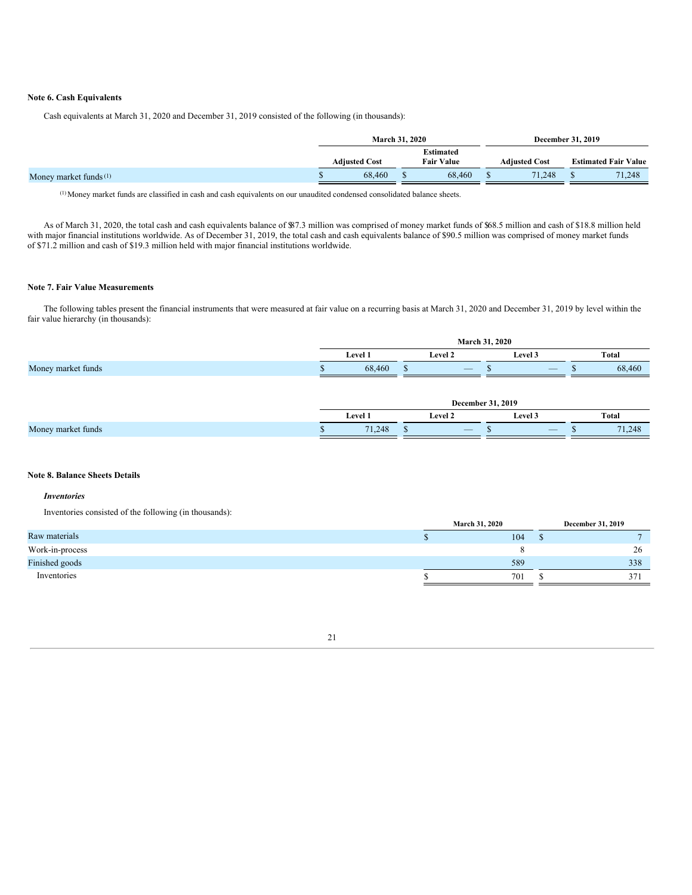**Note 6. Cash Equivalents**

Cash equivalents at March 31, 2020 and December 31, 2019 consisted of the following (in thousands):

| | March 31, 2020 | | December 31, 2019 | |
|---|---|---|---|---|
| | Adjusted Cost | Estimated Fair Value | Adjusted Cost | Estimated Fair Value |
| Money market funds [1] | $ 68,460 | $ 68,460 | $ 71,248 | $ 71,248 |

[1] Money market funds are classified in cash and cash equivalents on our unaudited condensed consolidated balance sheets.

As of March 31, 2020, the total cash and cash equivalents balance of $87.3 million was comprised of money market funds of $68.5 million and cash of $18.8 million held with major financial institutions worldwide. As of December 31, 2019, the total cash and cash equivalents balance of $90.5 million was comprised of money market funds of $71.2 million and cash of $19.3 million held with major financial institutions worldwide.

**Note 7. Fair Value Measurements**

The following tables present the financial instruments that were measured at fair value on a recurring basis at March 31, 2020 and December 31, 2019 by level within the fair value hierarchy (in thousands):

| | March 31, 2020 | | | |
|---|---|---|---|---|
| | Level 1 | Level 2 | Level 3 | Total |
| Money market funds | $ 68,460 | $ — | $ — | $ 68,460 |

| | December 31, 2019 | | | |
|---|---|---|---|---|
| | Level 1 | Level 2 | Level 3 | Total |
| Money market funds | $ 71,248 | $ — | $ — | $ 71,248 |

**Note 8. Balance Sheets Details**

***Inventories***

Inventories consisted of the following (in thousands):

| | March 31, 2020 | December 31, 2019 |
|---|---|---|
| Raw materials | $ 104 | $ 7 |
| Work-in-process | 8 | 26 |
| Finished goods | 589 | 338 |
| Inventories | $ 701 | $ 371 |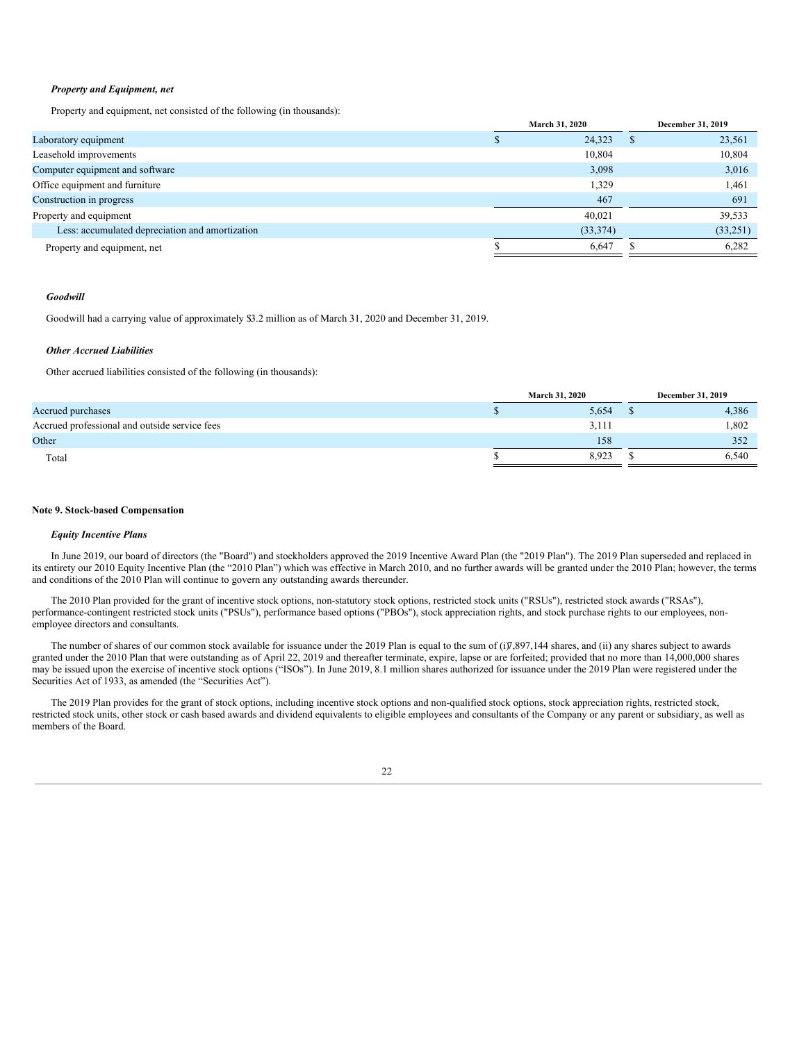### *Property and Equipment, net*

Property and equipment, net consisted of the following (in thousands):

| | March 31, 2020 | December 31, 2019 |
|---|---|---|
| Laboratory equipment | $ 24,323 | $ 23,561 |
| Leasehold improvements | 10,804 | 10,804 |
| Computer equipment and software | 3,098 | 3,016 |
| Office equipment and furniture | 1,329 | 1,461 |
| Construction in progress | 467 | 691 |
| Property and equipment | 40,021 | 39,533 |
| Less: accumulated depreciation and amortization | (33,374) | (33,251) |
| Property and equipment, net | $ 6,647 | $ 6,282 |

### *Goodwill*

Goodwill had a carrying value of approximately $3.2 million as of March 31, 2020 and December 31, 2019.

### *Other Accrued Liabilities*

Other accrued liabilities consisted of the following (in thousands):

| | March 31, 2020 | December 31, 2019 |
|---|---|---|
| Accrued purchases | $ 5,654 | $ 4,386 |
| Accrued professional and outside service fees | 3,111 | 1,802 |
| Other | 158 | 352 |
| Total | $ 8,923 | $ 6,540 |

## Note 9. Stock-based Compensation

### *Equity Incentive Plans*

In June 2019, our board of directors (the "Board") and stockholders approved the 2019 Incentive Award Plan (the "2019 Plan"). The 2019 Plan superseded and replaced in its entirety our 2010 Equity Incentive Plan (the "2010 Plan") which was effective in March 2010, and no further awards will be granted under the 2010 Plan; however, the terms and conditions of the 2010 Plan will continue to govern any outstanding awards thereunder.

The 2010 Plan provided for the grant of incentive stock options, non-statutory stock options, restricted stock units ("RSUs"), restricted stock awards ("RSAs"), performance-contingent restricted stock units ("PSUs"), performance based options ("PBOs"), stock appreciation rights, and stock purchase rights to our employees, non-employee directors and consultants.

The number of shares of our common stock available for issuance under the 2019 Plan is equal to the sum of (i) 7,897,144 shares, and (ii) any shares subject to awards granted under the 2010 Plan that were outstanding as of April 22, 2019 and thereafter terminate, expire, lapse or are forfeited; provided that no more than 14,000,000 shares may be issued upon the exercise of incentive stock options ("ISOs"). In June 2019, 8.1 million shares authorized for issuance under the 2019 Plan were registered under the Securities Act of 1933, as amended (the "Securities Act").

The 2019 Plan provides for the grant of stock options, including incentive stock options and non-qualified stock options, stock appreciation rights, restricted stock, restricted stock units, other stock or cash based awards and dividend equivalents to eligible employees and consultants of the Company or any parent or subsidiary, as well as members of the Board.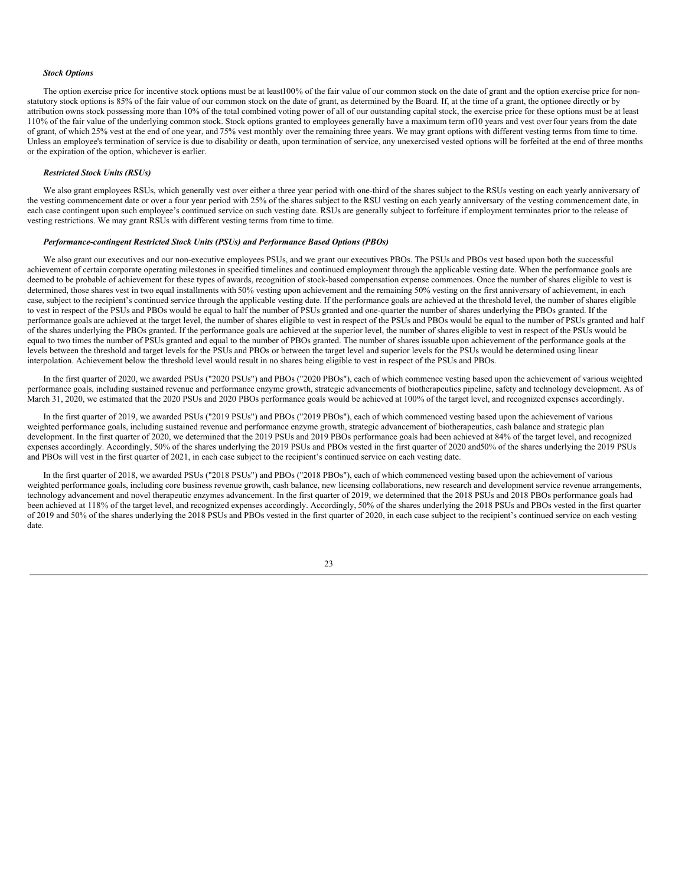***Stock Options***

The option exercise price for incentive stock options must be at least100% of the fair value of our common stock on the date of grant and the option exercise price for non-statutory stock options is 85% of the fair value of our common stock on the date of grant, as determined by the Board. If, at the time of a grant, the optionee directly or by attribution owns stock possessing more than 10% of the total combined voting power of all of our outstanding capital stock, the exercise price for these options must be at least 110% of the fair value of the underlying common stock. Stock options granted to employees generally have a maximum term of10 years and vest over four years from the date of grant, of which 25% vest at the end of one year, and 75% vest monthly over the remaining three years. We may grant options with different vesting terms from time to time. Unless an employee's termination of service is due to disability or death, upon termination of service, any unexercised vested options will be forfeited at the end of three months or the expiration of the option, whichever is earlier.

***Restricted Stock Units (RSUs)***

We also grant employees RSUs, which generally vest over either a three year period with one-third of the shares subject to the RSUs vesting on each yearly anniversary of the vesting commencement date or over a four year period with 25% of the shares subject to the RSU vesting on each yearly anniversary of the vesting commencement date, in each case contingent upon such employee's continued service on such vesting date. RSUs are generally subject to forfeiture if employment terminates prior to the release of vesting restrictions. We may grant RSUs with different vesting terms from time to time.

***Performance-contingent Restricted Stock Units (PSUs) and Performance Based Options (PBOs)***

We also grant our executives and our non-executive employees PSUs, and we grant our executives PBOs. The PSUs and PBOs vest based upon both the successful achievement of certain corporate operating milestones in specified timelines and continued employment through the applicable vesting date. When the performance goals are deemed to be probable of achievement for these types of awards, recognition of stock-based compensation expense commences. Once the number of shares eligible to vest is determined, those shares vest in two equal installments with 50% vesting upon achievement and the remaining 50% vesting on the first anniversary of achievement, in each case, subject to the recipient's continued service through the applicable vesting date. If the performance goals are achieved at the threshold level, the number of shares eligible to vest in respect of the PSUs and PBOs would be equal to half the number of PSUs granted and one-quarter the number of shares underlying the PBOs granted. If the performance goals are achieved at the target level, the number of shares eligible to vest in respect of the PSUs and PBOs would be equal to the number of PSUs granted and half of the shares underlying the PBOs granted. If the performance goals are achieved at the superior level, the number of shares eligible to vest in respect of the PSUs would be equal to two times the number of PSUs granted and equal to the number of PBOs granted. The number of shares issuable upon achievement of the performance goals at the levels between the threshold and target levels for the PSUs and PBOs or between the target level and superior levels for the PSUs would be determined using linear interpolation. Achievement below the threshold level would result in no shares being eligible to vest in respect of the PSUs and PBOs.

In the first quarter of 2020, we awarded PSUs ("2020 PSUs") and PBOs ("2020 PBOs"), each of which commence vesting based upon the achievement of various weighted performance goals, including sustained revenue and performance enzyme growth, strategic advancements of biotherapeutics pipeline, safety and technology development. As of March 31, 2020, we estimated that the 2020 PSUs and 2020 PBOs performance goals would be achieved at 100% of the target level, and recognized expenses accordingly.

In the first quarter of 2019, we awarded PSUs ("2019 PSUs") and PBOs ("2019 PBOs"), each of which commenced vesting based upon the achievement of various weighted performance goals, including sustained revenue and performance enzyme growth, strategic advancement of biotherapeutics, cash balance and strategic plan development. In the first quarter of 2020, we determined that the 2019 PSUs and 2019 PBOs performance goals had been achieved at 84% of the target level, and recognized expenses accordingly. Accordingly, 50% of the shares underlying the 2019 PSUs and PBOs vested in the first quarter of 2020 and50% of the shares underlying the 2019 PSUs and PBOs will vest in the first quarter of 2021, in each case subject to the recipient's continued service on each vesting date.

In the first quarter of 2018, we awarded PSUs ("2018 PSUs") and PBOs ("2018 PBOs"), each of which commenced vesting based upon the achievement of various weighted performance goals, including core business revenue growth, cash balance, new licensing collaborations, new research and development service revenue arrangements, technology advancement and novel therapeutic enzymes advancement. In the first quarter of 2019, we determined that the 2018 PSUs and 2018 PBOs performance goals had been achieved at 118% of the target level, and recognized expenses accordingly. Accordingly, 50% of the shares underlying the 2018 PSUs and PBOs vested in the first quarter of 2019 and 50% of the shares underlying the 2018 PSUs and PBOs vested in the first quarter of 2020, in each case subject to the recipient's continued service on each vesting date.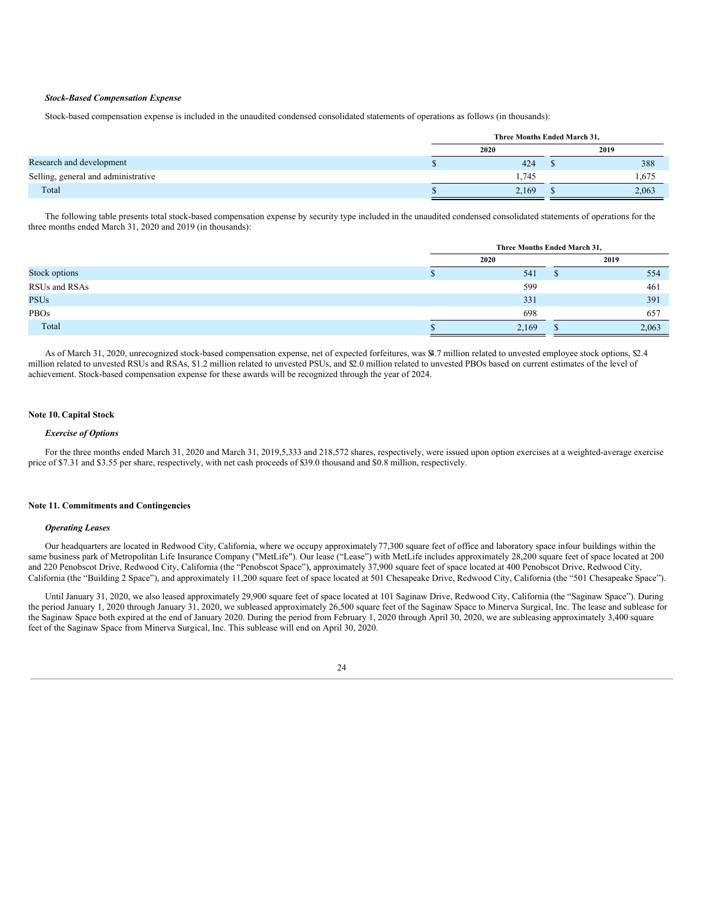***Stock-Based Compensation Expense***

Stock-based compensation expense is included in the unaudited condensed consolidated statements of operations as follows (in thousands):

| | Three Months Ended March 31, | |
|---|---|---|
| | 2020 | 2019 |
| Research and development | $ 424 | $ 388 |
| Selling, general and administrative | 1,745 | 1,675 |
| Total | $ 2,169 | $ 2,063 |

The following table presents total stock-based compensation expense by security type included in the unaudited condensed consolidated statements of operations for the three months ended March 31, 2020 and 2019 (in thousands):

| | Three Months Ended March 31, | |
|---|---|---|
| | 2020 | 2019 |
| Stock options | $ 541 | $ 554 |
| RSUs and RSAs | 599 | 461 |
| PSUs | 331 | 391 |
| PBOs | 698 | 657 |
| Total | $ 2,169 | $ 2,063 |

As of March 31, 2020, unrecognized stock-based compensation expense, net of expected forfeitures, was $4.7 million related to unvested employee stock options, $2.4 million related to unvested RSUs and RSAs, $1.2 million related to unvested PSUs, and $2.0 million related to unvested PBOs based on current estimates of the level of achievement. Stock-based compensation expense for these awards will be recognized through the year of 2024.

**Note 10. Capital Stock**

***Exercise of Options***

For the three months ended March 31, 2020 and March 31, 2019, 5,333 and 218,572 shares, respectively, were issued upon option exercises at a weighted-average exercise price of $7.31 and $3.55 per share, respectively, with net cash proceeds of $39.0 thousand and $0.8 million, respectively.

**Note 11. Commitments and Contingencies**

***Operating Leases***

Our headquarters are located in Redwood City, California, where we occupy approximately 77,300 square feet of office and laboratory space in four buildings within the same business park of Metropolitan Life Insurance Company ("MetLife"). Our lease ("Lease") with MetLife includes approximately 28,200 square feet of space located at 200 and 220 Penobscot Drive, Redwood City, California (the "Penobscot Space"), approximately 37,900 square feet of space located at 400 Penobscot Drive, Redwood City, California (the "Building 2 Space"), and approximately 11,200 square feet of space located at 501 Chesapeake Drive, Redwood City, California (the "501 Chesapeake Space").

Until January 31, 2020, we also leased approximately 29,900 square feet of space located at 101 Saginaw Drive, Redwood City, California (the "Saginaw Space"). During the period January 1, 2020 through January 31, 2020, we subleased approximately 26,500 square feet of the Saginaw Space to Minerva Surgical, Inc. The lease and sublease for the Saginaw Space both expired at the end of January 2020. During the period from February 1, 2020 through April 30, 2020, we are subleasing approximately 3,400 square feet of the Saginaw Space from Minerva Surgical, Inc. This sublease will end on April 30, 2020.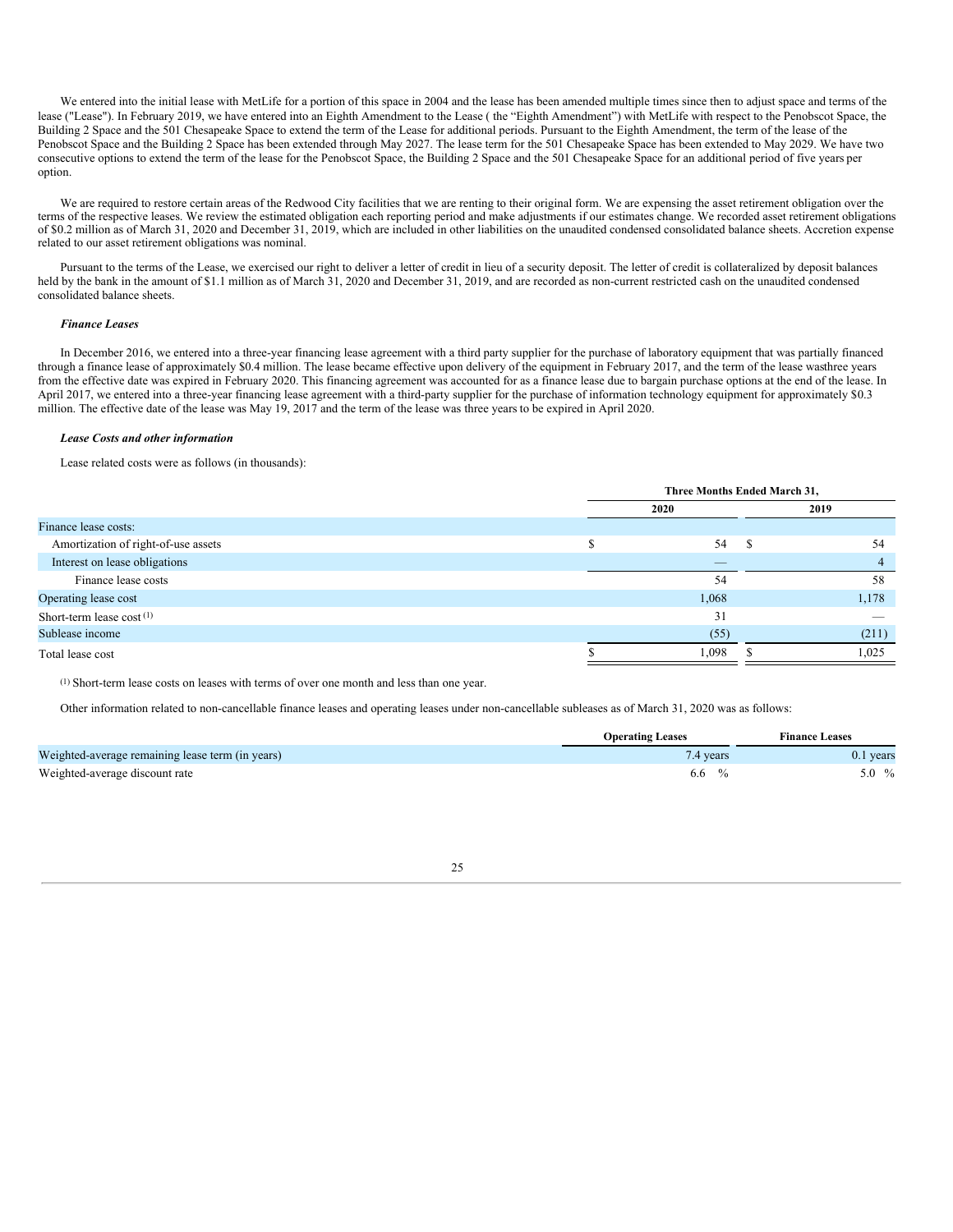We entered into the initial lease with MetLife for a portion of this space in 2004 and the lease has been amended multiple times since then to adjust space and terms of the lease ("Lease"). In February 2019, we have entered into an Eighth Amendment to the Lease ( the "Eighth Amendment") with MetLife with respect to the Penobscot Space, the Building 2 Space and the 501 Chesapeake Space to extend the term of the Lease for additional periods. Pursuant to the Eighth Amendment, the term of the lease of the Penobscot Space and the Building 2 Space has been extended through May 2027. The lease term for the 501 Chesapeake Space has been extended to May 2029. We have two consecutive options to extend the term of the lease for the Penobscot Space, the Building 2 Space and the 501 Chesapeake Space for an additional period of five years per option.

We are required to restore certain areas of the Redwood City facilities that we are renting to their original form. We are expensing the asset retirement obligation over the terms of the respective leases. We review the estimated obligation each reporting period and make adjustments if our estimates change. We recorded asset retirement obligations of $0.2 million as of March 31, 2020 and December 31, 2019, which are included in other liabilities on the unaudited condensed consolidated balance sheets. Accretion expense related to our asset retirement obligations was nominal.

Pursuant to the terms of the Lease, we exercised our right to deliver a letter of credit in lieu of a security deposit. The letter of credit is collateralized by deposit balances held by the bank in the amount of $1.1 million as of March 31, 2020 and December 31, 2019, and are recorded as non-current restricted cash on the unaudited condensed consolidated balance sheets.

***Finance Leases***

In December 2016, we entered into a three-year financing lease agreement with a third party supplier for the purchase of laboratory equipment that was partially financed through a finance lease of approximately $0.4 million. The lease became effective upon delivery of the equipment in February 2017, and the term of the lease wasthree years from the effective date was expired in February 2020. This financing agreement was accounted for as a finance lease due to bargain purchase options at the end of the lease. In April 2017, we entered into a three-year financing lease agreement with a third-party supplier for the purchase of information technology equipment for approximately $0.3 million. The effective date of the lease was May 19, 2017 and the term of the lease was three years to be expired in April 2020.

***Lease Costs and other information***

Lease related costs were as follows (in thousands):

| | Three Months Ended March 31, | |
|---|---|---|
| | 2020 | 2019 |
| Finance lease costs: | | |
| Amortization of right-of-use assets | $ 54 | $ 54 |
| Interest on lease obligations | — | 4 |
| Finance lease costs | 54 | 58 |
| Operating lease cost | 1,068 | 1,178 |
| Short-term lease cost [(1)] | 31 | — |
| Sublease income | (55) | (211) |
| Total lease cost | $ 1,098 | $ 1,025 |

[(1)] Short-term lease costs on leases with terms of over one month and less than one year.

Other information related to non-cancellable finance leases and operating leases under non-cancellable subleases as of March 31, 2020 was as follows:

| | Operating Leases | Finance Leases |
|---|---|---|
| Weighted-average remaining lease term (in years) | 7.4 years | 0.1 years |
| Weighted-average discount rate | 6.6 % | 5.0 % |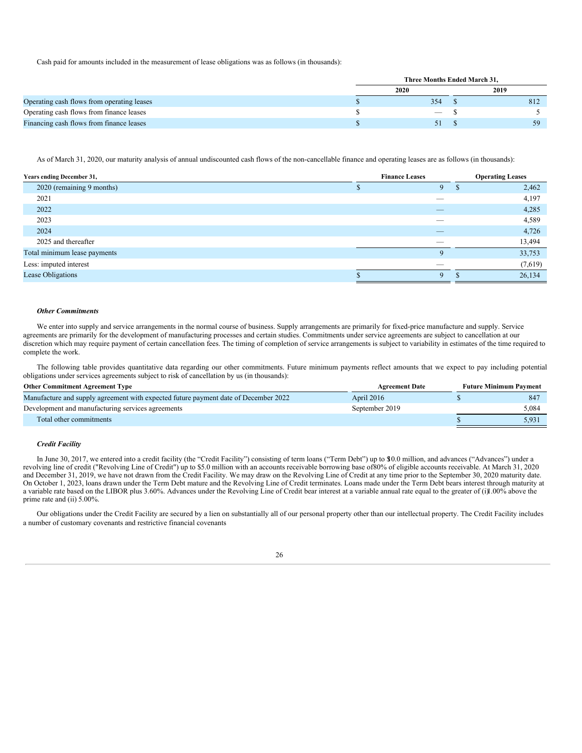Cash paid for amounts included in the measurement of lease obligations was as follows (in thousands):

| | Three Months Ended March 31, | |
|---|---|---|
| | 2020 | 2019 |
| Operating cash flows from operating leases | $ 354 | $ 812 |
| Operating cash flows from finance leases | $ — | $ 5 |
| Financing cash flows from finance leases | $ 51 | $ 59 |

As of March 31, 2020, our maturity analysis of annual undiscounted cash flows of the non-cancellable finance and operating leases are as follows (in thousands):

| Years ending December 31, | Finance Leases | Operating Leases |
|---|---|---|
| 2020 (remaining 9 months) | $ 9 | $ 2,462 |
| 2021 | — | 4,197 |
| 2022 | — | 4,285 |
| 2023 | — | 4,589 |
| 2024 | — | 4,726 |
| 2025 and thereafter | — | 13,494 |
| Total minimum lease payments | 9 | 33,753 |
| Less: imputed interest | — | (7,619) |
| Lease Obligations | $ 9 | $ 26,134 |

### *Other Commitments*

We enter into supply and service arrangements in the normal course of business. Supply arrangements are primarily for fixed-price manufacture and supply. Service agreements are primarily for the development of manufacturing processes and certain studies. Commitments under service agreements are subject to cancellation at our discretion which may require payment of certain cancellation fees. The timing of completion of service arrangements is subject to variability in estimates of the time required to complete the work.

The following table provides quantitative data regarding our other commitments. Future minimum payments reflect amounts that we expect to pay including potential obligations under services agreements subject to risk of cancellation by us (in thousands):

| Other Commitment Agreement Type | Agreement Date | Future Minimum Payment |
|---|---|---|
| Manufacture and supply agreement with expected future payment date of December 2022 | April 2016 | $ 847 |
| Development and manufacturing services agreements | September 2019 | 5,084 |
| Total other commitments | | $ 5,931 |

### *Credit Facility*

In June 30, 2017, we entered into a credit facility (the "Credit Facility") consisting of term loans ("Term Debt") up to $10.0 million, and advances ("Advances") under a revolving line of credit ("Revolving Line of Credit") up to $5.0 million with an accounts receivable borrowing base of 80% of eligible accounts receivable. At March 31, 2020 and December 31, 2019, we have not drawn from the Credit Facility. We may draw on the Revolving Line of Credit at any time prior to the September 30, 2020 maturity date. On October 1, 2023, loans drawn under the Term Debt mature and the Revolving Line of Credit terminates. Loans made under the Term Debt bears interest through maturity at a variable rate based on the LIBOR plus 3.60%. Advances under the Revolving Line of Credit bear interest at a variable annual rate equal to the greater of (i) 1.00% above the prime rate and (ii) 5.00%.

Our obligations under the Credit Facility are secured by a lien on substantially all of our personal property other than our intellectual property. The Credit Facility includes a number of customary covenants and restrictive financial covenants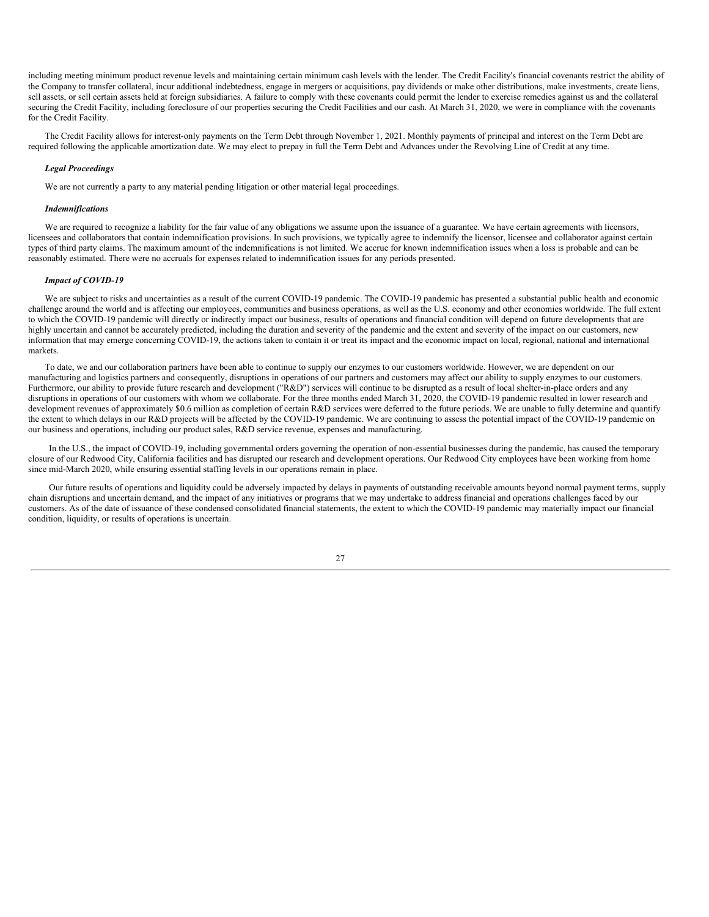including meeting minimum product revenue levels and maintaining certain minimum cash levels with the lender. The Credit Facility's financial covenants restrict the ability of the Company to transfer collateral, incur additional indebtedness, engage in mergers or acquisitions, pay dividends or make other distributions, make investments, create liens, sell assets, or sell certain assets held at foreign subsidiaries. A failure to comply with these covenants could permit the lender to exercise remedies against us and the collateral securing the Credit Facility, including foreclosure of our properties securing the Credit Facilities and our cash. At March 31, 2020, we were in compliance with the covenants for the Credit Facility.

The Credit Facility allows for interest-only payments on the Term Debt through November 1, 2021. Monthly payments of principal and interest on the Term Debt are required following the applicable amortization date. We may elect to prepay in full the Term Debt and Advances under the Revolving Line of Credit at any time.

***Legal Proceedings***

We are not currently a party to any material pending litigation or other material legal proceedings.

***Indemnifications***

We are required to recognize a liability for the fair value of any obligations we assume upon the issuance of a guarantee. We have certain agreements with licensors, licensees and collaborators that contain indemnification provisions. In such provisions, we typically agree to indemnify the licensor, licensee and collaborator against certain types of third party claims. The maximum amount of the indemnifications is not limited. We accrue for known indemnification issues when a loss is probable and can be reasonably estimated. There were no accruals for expenses related to indemnification issues for any periods presented.

***Impact of COVID-19***

We are subject to risks and uncertainties as a result of the current COVID-19 pandemic. The COVID-19 pandemic has presented a substantial public health and economic challenge around the world and is affecting our employees, communities and business operations, as well as the U.S. economy and other economies worldwide. The full extent to which the COVID-19 pandemic will directly or indirectly impact our business, results of operations and financial condition will depend on future developments that are highly uncertain and cannot be accurately predicted, including the duration and severity of the pandemic and the extent and severity of the impact on our customers, new information that may emerge concerning COVID-19, the actions taken to contain it or treat its impact and the economic impact on local, regional, national and international markets.

To date, we and our collaboration partners have been able to continue to supply our enzymes to our customers worldwide. However, we are dependent on our manufacturing and logistics partners and consequently, disruptions in operations of our partners and customers may affect our ability to supply enzymes to our customers. Furthermore, our ability to provide future research and development ("R&D") services will continue to be disrupted as a result of local shelter-in-place orders and any disruptions in operations of our customers with whom we collaborate. For the three months ended March 31, 2020, the COVID-19 pandemic resulted in lower research and development revenues of approximately $0.6 million as completion of certain R&D services were deferred to the future periods. We are unable to fully determine and quantify the extent to which delays in our R&D projects will be affected by the COVID-19 pandemic. We are continuing to assess the potential impact of the COVID-19 pandemic on our business and operations, including our product sales, R&D service revenue, expenses and manufacturing.

In the U.S., the impact of COVID-19, including governmental orders governing the operation of non-essential businesses during the pandemic, has caused the temporary closure of our Redwood City, California facilities and has disrupted our research and development operations. Our Redwood City employees have been working from home since mid-March 2020, while ensuring essential staffing levels in our operations remain in place.

Our future results of operations and liquidity could be adversely impacted by delays in payments of outstanding receivable amounts beyond normal payment terms, supply chain disruptions and uncertain demand, and the impact of any initiatives or programs that we may undertake to address financial and operations challenges faced by our customers. As of the date of issuance of these condensed consolidated financial statements, the extent to which the COVID-19 pandemic may materially impact our financial condition, liquidity, or results of operations is uncertain.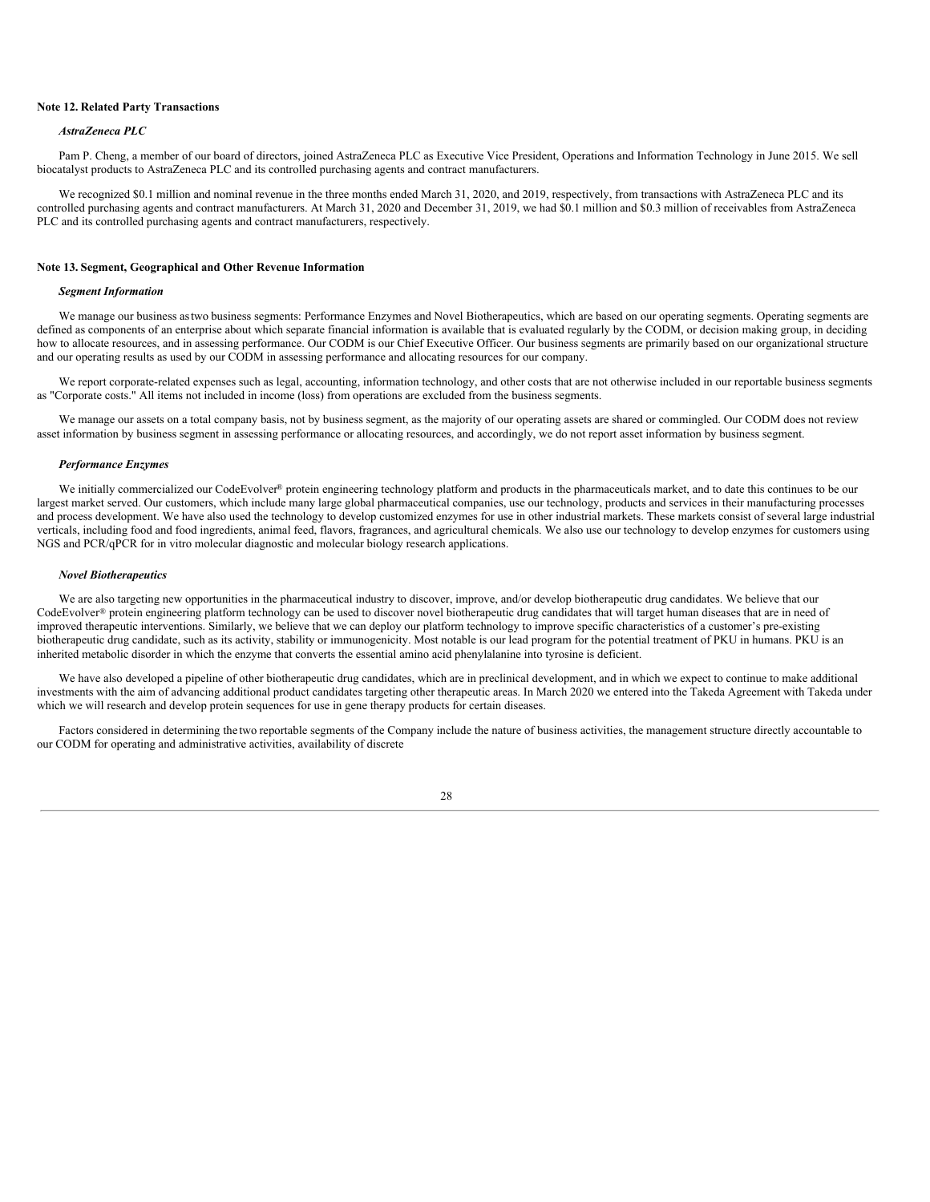**Note 12. Related Party Transactions**

***AstraZeneca PLC***

Pam P. Cheng, a member of our board of directors, joined AstraZeneca PLC as Executive Vice President, Operations and Information Technology in June 2015. We sell biocatalyst products to AstraZeneca PLC and its controlled purchasing agents and contract manufacturers.

We recognized $0.1 million and nominal revenue in the three months ended March 31, 2020, and 2019, respectively, from transactions with AstraZeneca PLC and its controlled purchasing agents and contract manufacturers. At March 31, 2020 and December 31, 2019, we had $0.1 million and $0.3 million of receivables from AstraZeneca PLC and its controlled purchasing agents and contract manufacturers, respectively.

**Note 13. Segment, Geographical and Other Revenue Information**

***Segment Information***

We manage our business as two business segments: Performance Enzymes and Novel Biotherapeutics, which are based on our operating segments. Operating segments are defined as components of an enterprise about which separate financial information is available that is evaluated regularly by the CODM, or decision making group, in deciding how to allocate resources, and in assessing performance. Our CODM is our Chief Executive Officer. Our business segments are primarily based on our organizational structure and our operating results as used by our CODM in assessing performance and allocating resources for our company.

We report corporate-related expenses such as legal, accounting, information technology, and other costs that are not otherwise included in our reportable business segments as "Corporate costs." All items not included in income (loss) from operations are excluded from the business segments.

We manage our assets on a total company basis, not by business segment, as the majority of our operating assets are shared or commingled. Our CODM does not review asset information by business segment in assessing performance or allocating resources, and accordingly, we do not report asset information by business segment.

***Performance Enzymes***

We initially commercialized our CodeEvolver® protein engineering technology platform and products in the pharmaceuticals market, and to date this continues to be our largest market served. Our customers, which include many large global pharmaceutical companies, use our technology, products and services in their manufacturing processes and process development. We have also used the technology to develop customized enzymes for use in other industrial markets. These markets consist of several large industrial verticals, including food and food ingredients, animal feed, flavors, fragrances, and agricultural chemicals. We also use our technology to develop enzymes for customers using NGS and PCR/qPCR for in vitro molecular diagnostic and molecular biology research applications.

***Novel Biotherapeutics***

We are also targeting new opportunities in the pharmaceutical industry to discover, improve, and/or develop biotherapeutic drug candidates. We believe that our CodeEvolver® protein engineering platform technology can be used to discover novel biotherapeutic drug candidates that will target human diseases that are in need of improved therapeutic interventions. Similarly, we believe that we can deploy our platform technology to improve specific characteristics of a customer's pre-existing biotherapeutic drug candidate, such as its activity, stability or immunogenicity. Most notable is our lead program for the potential treatment of PKU in humans. PKU is an inherited metabolic disorder in which the enzyme that converts the essential amino acid phenylalanine into tyrosine is deficient.

We have also developed a pipeline of other biotherapeutic drug candidates, which are in preclinical development, and in which we expect to continue to make additional investments with the aim of advancing additional product candidates targeting other therapeutic areas. In March 2020 we entered into the Takeda Agreement with Takeda under which we will research and develop protein sequences for use in gene therapy products for certain diseases.

Factors considered in determining the two reportable segments of the Company include the nature of business activities, the management structure directly accountable to our CODM for operating and administrative activities, availability of discrete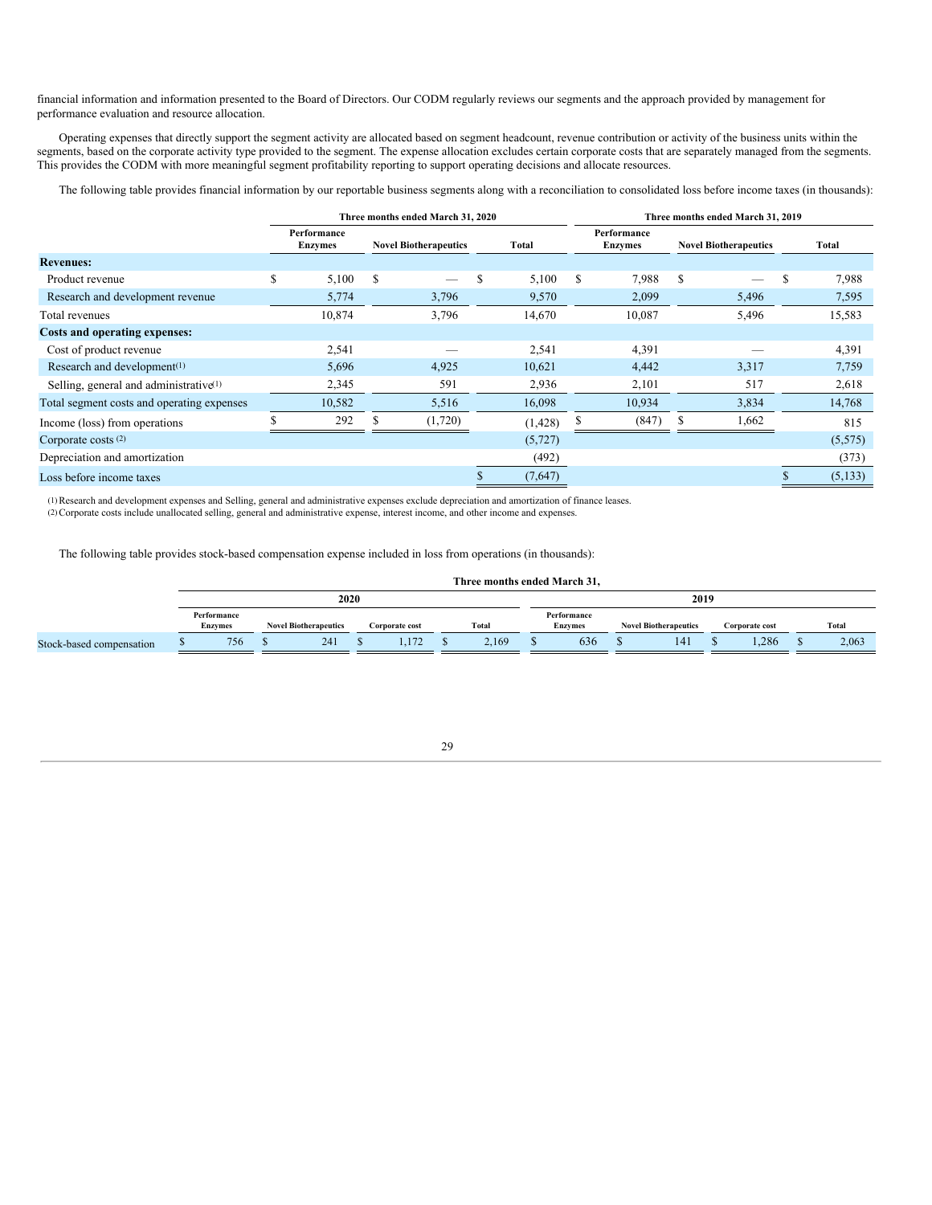financial information and information presented to the Board of Directors. Our CODM regularly reviews our segments and the approach provided by management for performance evaluation and resource allocation.

Operating expenses that directly support the segment activity are allocated based on segment headcount, revenue contribution or activity of the business units within the segments, based on the corporate activity type provided to the segment. The expense allocation excludes certain corporate costs that are separately managed from the segments. This provides the CODM with more meaningful segment profitability reporting to support operating decisions and allocate resources.

The following table provides financial information by our reportable business segments along with a reconciliation to consolidated loss before income taxes (in thousands):

| | Three months ended March 31, 2020 | | | Three months ended March 31, 2019 | | |
|---|---|---|---|---|---|---|
| | Performance Enzymes | Novel Biotherapeutics | Total | Performance Enzymes | Novel Biotherapeutics | Total |
| **Revenues:** | | | | | | |
| Product revenue | $ 5,100 | $ — | $ 5,100 | $ 7,988 | $ — | $ 7,988 |
| Research and development revenue | 5,774 | 3,796 | 9,570 | 2,099 | 5,496 | 7,595 |
| Total revenues | 10,874 | 3,796 | 14,670 | 10,087 | 5,496 | 15,583 |
| **Costs and operating expenses:** | | | | | | |
| Cost of product revenue | 2,541 | — | 2,541 | 4,391 | — | 4,391 |
| Research and development[(1)] | 5,696 | 4,925 | 10,621 | 4,442 | 3,317 | 7,759 |
| Selling, general and administrative[(1)] | 2,345 | 591 | 2,936 | 2,101 | 517 | 2,618 |
| Total segment costs and operating expenses | 10,582 | 5,516 | 16,098 | 10,934 | 3,834 | 14,768 |
| Income (loss) from operations | $ 292 | $ (1,720) | (1,428) | $ (847) | $ 1,662 | 815 |
| Corporate costs [(2)] | | | (5,727) | | | (5,575) |
| Depreciation and amortization | | | (492) | | | (373) |
| Loss before income taxes | | | $ (7,647) | | | $ (5,133) |

(1) Research and development expenses and Selling, general and administrative expenses exclude depreciation and amortization of finance leases.
(2) Corporate costs include unallocated selling, general and administrative expense, interest income, and other income and expenses.

The following table provides stock-based compensation expense included in loss from operations (in thousands):

| | Three months ended March 31, | | | | | | | |
|---|---|---|---|---|---|---|---|---|
| | 2020 | | | | 2019 | | | |
| | Performance Enzymes | Novel Biotherapeutics | Corporate cost | Total | Performance Enzymes | Novel Biotherapeutics | Corporate cost | Total |
| Stock-based compensation | $ 756 | $ 241 | $ 1,172 | $ 2,169 | $ 636 | $ 141 | $ 1,286 | $ 2,063 |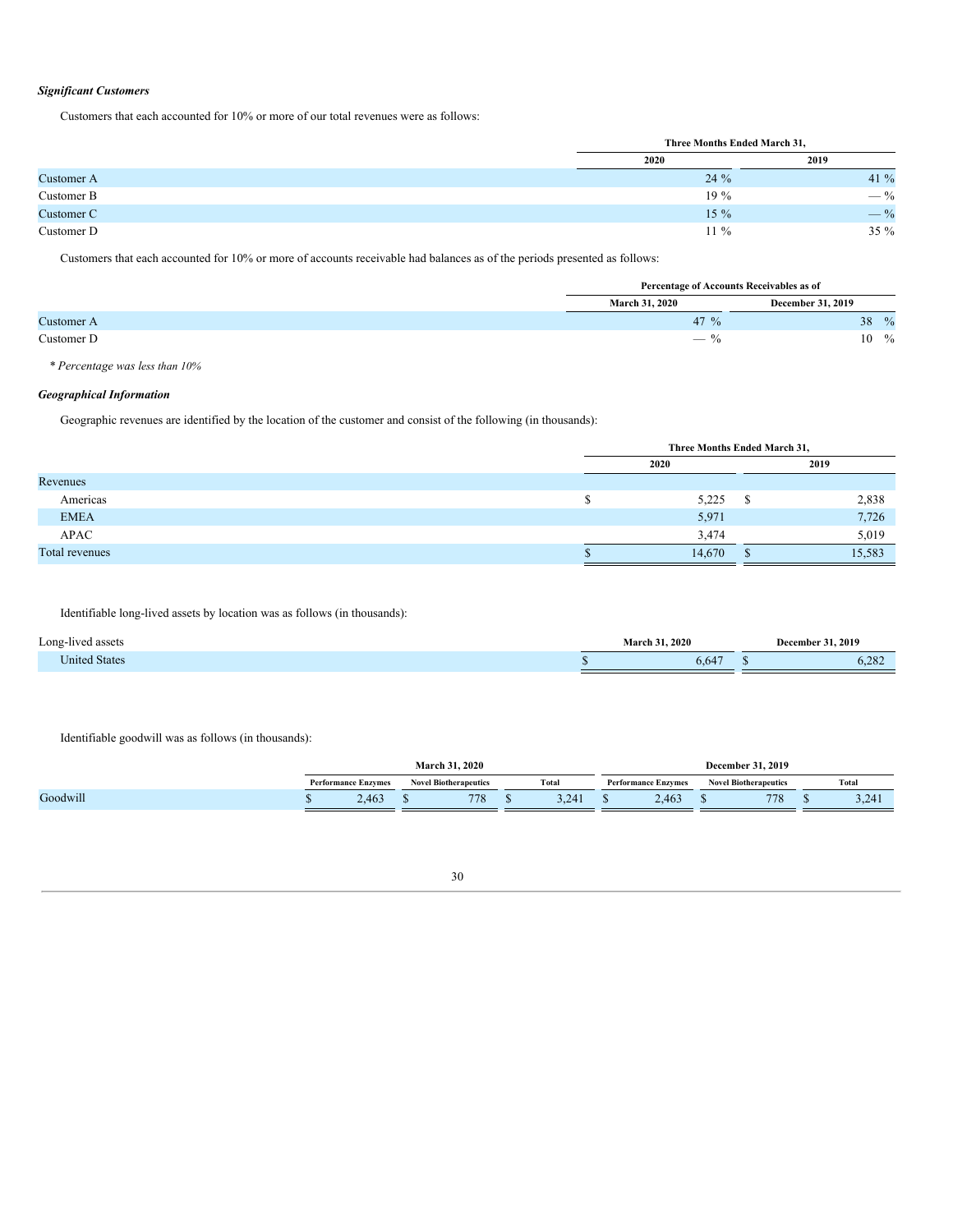***Significant Customers***

Customers that each accounted for 10% or more of our total revenues were as follows:

| | Three Months Ended March 31, | |
|---|---|---|
| | 2020 | 2019 |
| Customer A | 24 % | 41 % |
| Customer B | 19 % | — % |
| Customer C | 15 % | — % |
| Customer D | 11 % | 35 % |

Customers that each accounted for 10% or more of accounts receivable had balances as of the periods presented as follows:

| | Percentage of Accounts Receivables as of | |
|---|---|---|
| | March 31, 2020 | December 31, 2019 |
| Customer A | 47 % | 38 % |
| Customer D | — % | 10 % |

*\* Percentage was less than 10%*

***Geographical Information***

Geographic revenues are identified by the location of the customer and consist of the following (in thousands):

| | Three Months Ended March 31, | |
|---|---|---|
| | 2020 | 2019 |
| Revenues | | |
| Americas | $ 5,225 | $ 2,838 |
| EMEA | 5,971 | 7,726 |
| APAC | 3,474 | 5,019 |
| Total revenues | $ 14,670 | $ 15,583 |

Identifiable long-lived assets by location was as follows (in thousands):

| Long-lived assets | March 31, 2020 | December 31, 2019 |
|---|---|---|
| United States | $ 6,647 | $ 6,282 |

Identifiable goodwill was as follows (in thousands):

| | March 31, 2020 | | | December 31, 2019 | | |
|---|---|---|---|---|---|---|
| | Performance Enzymes | Novel Biotherapeutics | Total | Performance Enzymes | Novel Biotherapeutics | Total |
| Goodwill | $ 2,463 | $ 778 | $ 3,241 | $ 2,463 | $ 778 | $ 3,241 |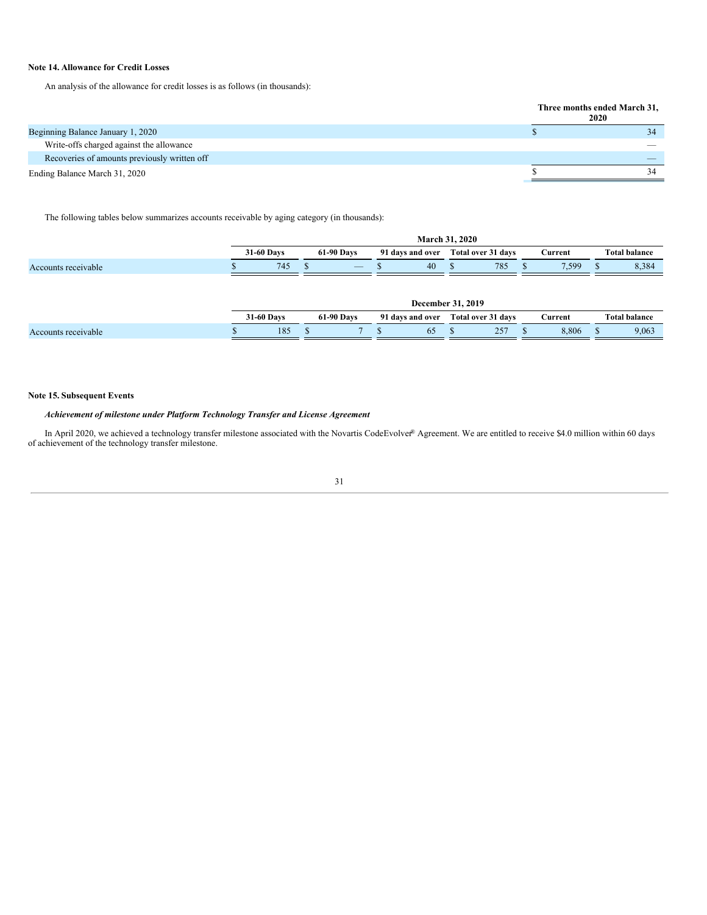## Note 14. Allowance for Credit Losses

An analysis of the allowance for credit losses is as follows (in thousands):

| | Three months ended March 31, 2020 |
|---|---|
| Beginning Balance January 1, 2020 | $ 34 |
| Write-offs charged against the allowance | — |
| Recoveries of amounts previously written off | — |
| Ending Balance March 31, 2020 | $ 34 |

The following tables below summarizes accounts receivable by aging category (in thousands):

| | March 31, 2020 | | | | | |
|---|---|---|---|---|---|---|
| | 31-60 Days | 61-90 Days | 91 days and over | Total over 31 days | Current | Total balance |
| Accounts receivable | $ 745 | $ — | $ 40 | $ 785 | $ 7,599 | $ 8,384 |

| | December 31, 2019 | | | | | |
|---|---|---|---|---|---|---|
| | 31-60 Days | 61-90 Days | 91 days and over | Total over 31 days | Current | Total balance |
| Accounts receivable | $ 185 | $ 7 | $ 65 | $ 257 | $ 8,806 | $ 9,063 |

## Note 15. Subsequent Events

***Achievement of milestone under Platform Technology Transfer and License Agreement***

In April 2020, we achieved a technology transfer milestone associated with the Novartis CodeEvolver® Agreement. We are entitled to receive $4.0 million within 60 days of achievement of the technology transfer milestone.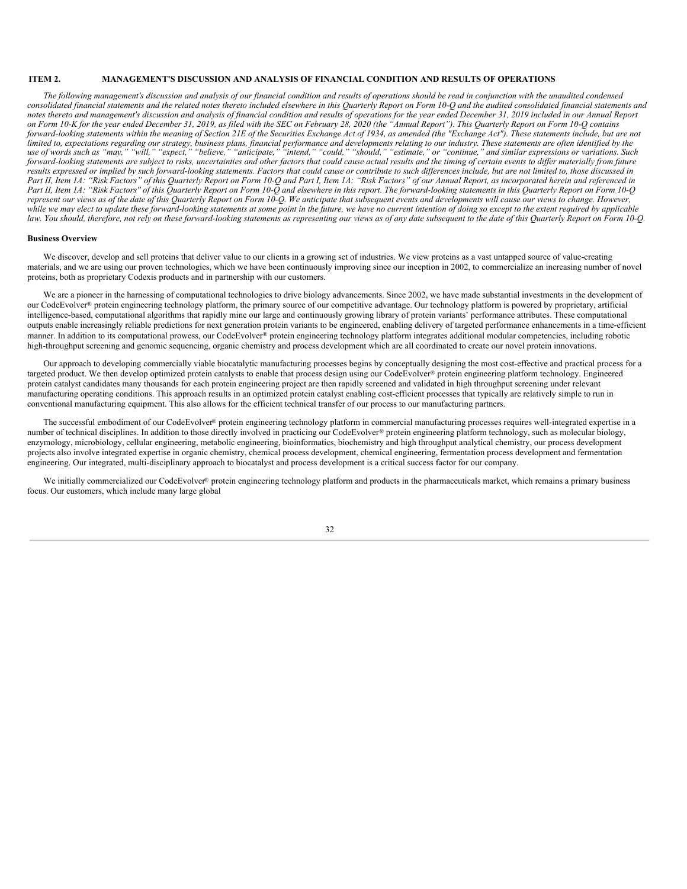## ITEM 2. MANAGEMENT'S DISCUSSION AND ANALYSIS OF FINANCIAL CONDITION AND RESULTS OF OPERATIONS

*The following management's discussion and analysis of our financial condition and results of operations should be read in conjunction with the unaudited condensed consolidated financial statements and the related notes thereto included elsewhere in this Quarterly Report on Form 10-Q and the audited consolidated financial statements and notes thereto and management's discussion and analysis of financial condition and results of operations for the year ended December 31, 2019 included in our Annual Report on Form 10-K for the year ended December 31, 2019, as filed with the SEC on February 28, 2020 (the "Annual Report"). This Quarterly Report on Form 10-Q contains forward-looking statements within the meaning of Section 21E of the Securities Exchange Act of 1934, as amended (the "Exchange Act"). These statements include, but are not limited to, expectations regarding our strategy, business plans, financial performance and developments relating to our industry. These statements are often identified by the use of words such as "may," "will," "expect," "believe," "anticipate," "intend," "could," "should," "estimate," or "continue," and similar expressions or variations. Such forward-looking statements are subject to risks, uncertainties and other factors that could cause actual results and the timing of certain events to differ materially from future results expressed or implied by such forward-looking statements. Factors that could cause or contribute to such differences include, but are not limited to, those discussed in Part II, Item 1A: "Risk Factors" of this Quarterly Report on Form 10-Q and Part I, Item 1A: "Risk Factors" of our Annual Report, as incorporated herein and referenced in Part II, Item 1A: "Risk Factors" of this Quarterly Report on Form 10-Q and elsewhere in this report. The forward-looking statements in this Quarterly Report on Form 10-Q represent our views as of the date of this Quarterly Report on Form 10-Q. We anticipate that subsequent events and developments will cause our views to change. However, while we may elect to update these forward-looking statements at some point in the future, we have no current intention of doing so except to the extent required by applicable law. You should, therefore, not rely on these forward-looking statements as representing our views as of any date subsequent to the date of this Quarterly Report on Form 10-Q.*

**Business Overview**

We discover, develop and sell proteins that deliver value to our clients in a growing set of industries. We view proteins as a vast untapped source of value-creating materials, and we are using our proven technologies, which we have been continuously improving since our inception in 2002, to commercialize an increasing number of novel proteins, both as proprietary Codexis products and in partnership with our customers.

We are a pioneer in the harnessing of computational technologies to drive biology advancements. Since 2002, we have made substantial investments in the development of our CodeEvolver® protein engineering technology platform, the primary source of our competitive advantage. Our technology platform is powered by proprietary, artificial intelligence-based, computational algorithms that rapidly mine our large and continuously growing library of protein variants' performance attributes. These computational outputs enable increasingly reliable predictions for next generation protein variants to be engineered, enabling delivery of targeted performance enhancements in a time-efficient manner. In addition to its computational prowess, our CodeEvolver® protein engineering technology platform integrates additional modular competencies, including robotic high-throughput screening and genomic sequencing, organic chemistry and process development which are all coordinated to create our novel protein innovations.

Our approach to developing commercially viable biocatalytic manufacturing processes begins by conceptually designing the most cost-effective and practical process for a targeted product. We then develop optimized protein catalysts to enable that process design using our CodeEvolver® protein engineering platform technology. Engineered protein catalyst candidates many thousands for each protein engineering project are then rapidly screened and validated in high throughput screening under relevant manufacturing operating conditions. This approach results in an optimized protein catalyst enabling cost-efficient processes that typically are relatively simple to run in conventional manufacturing equipment. This also allows for the efficient technical transfer of our process to our manufacturing partners.

The successful embodiment of our CodeEvolver® protein engineering technology platform in commercial manufacturing processes requires well-integrated expertise in a number of technical disciplines. In addition to those directly involved in practicing our CodeEvolver® protein engineering platform technology, such as molecular biology, enzymology, microbiology, cellular engineering, metabolic engineering, bioinformatics, biochemistry and high throughput analytical chemistry, our process development projects also involve integrated expertise in organic chemistry, chemical process development, chemical engineering, fermentation process development and fermentation engineering. Our integrated, multi-disciplinary approach to biocatalyst and process development is a critical success factor for our company.

We initially commercialized our CodeEvolver® protein engineering technology platform and products in the pharmaceuticals market, which remains a primary business focus. Our customers, which include many large global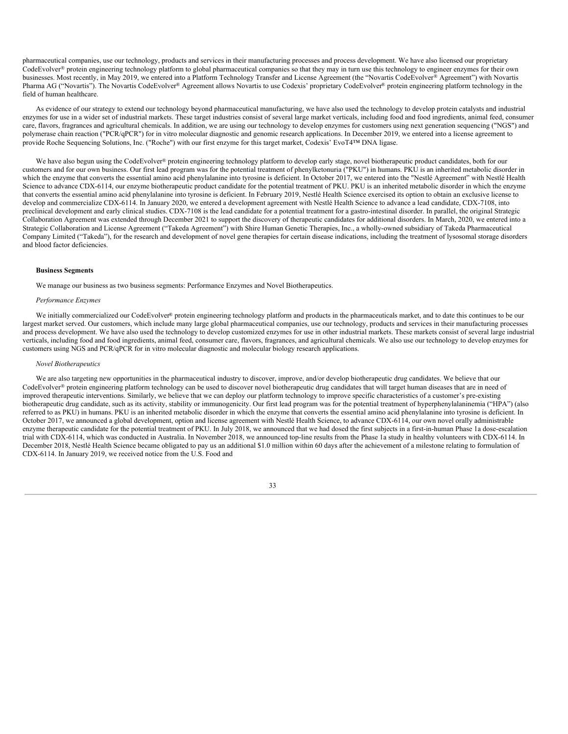pharmaceutical companies, use our technology, products and services in their manufacturing processes and process development. We have also licensed our proprietary CodeEvolver® protein engineering technology platform to global pharmaceutical companies so that they may in turn use this technology to engineer enzymes for their own businesses. Most recently, in May 2019, we entered into a Platform Technology Transfer and License Agreement (the "Novartis CodeEvolver® Agreement") with Novartis Pharma AG ("Novartis"). The Novartis CodeEvolver® Agreement allows Novartis to use Codexis' proprietary CodeEvolver® protein engineering platform technology in the field of human healthcare.

As evidence of our strategy to extend our technology beyond pharmaceutical manufacturing, we have also used the technology to develop protein catalysts and industrial enzymes for use in a wider set of industrial markets. These target industries consist of several large market verticals, including food and food ingredients, animal feed, consumer care, flavors, fragrances and agricultural chemicals. In addition, we are using our technology to develop enzymes for customers using next generation sequencing ("NGS") and polymerase chain reaction ("PCR/qPCR") for in vitro molecular diagnostic and genomic research applications. In December 2019, we entered into a license agreement to provide Roche Sequencing Solutions, Inc. ("Roche") with our first enzyme for this target market, Codexis' EvoT4™ DNA ligase.

We have also begun using the CodeEvolver® protein engineering technology platform to develop early stage, novel biotherapeutic product candidates, both for our customers and for our own business. Our first lead program was for the potential treatment of phenylketonuria ("PKU") in humans. PKU is an inherited metabolic disorder in which the enzyme that converts the essential amino acid phenylalanine into tyrosine is deficient. In October 2017, we entered into the "Nestlé Agreement" with Nestlé Health Science to advance CDX-6114, our enzyme biotherapeutic product candidate for the potential treatment of PKU. PKU is an inherited metabolic disorder in which the enzyme that converts the essential amino acid phenylalanine into tyrosine is deficient. In February 2019, Nestlé Health Science exercised its option to obtain an exclusive license to develop and commercialize CDX-6114. In January 2020, we entered a development agreement with Nestlé Health Science to advance a lead candidate, CDX-7108, into preclinical development and early clinical studies. CDX-7108 is the lead candidate for a potential treatment for a gastro-intestinal disorder. In parallel, the original Strategic Collaboration Agreement was extended through December 2021 to support the discovery of therapeutic candidates for additional disorders. In March, 2020, we entered into a Strategic Collaboration and License Agreement ("Takeda Agreement") with Shire Human Genetic Therapies, Inc., a wholly-owned subsidiary of Takeda Pharmaceutical Company Limited ("Takeda"), for the research and development of novel gene therapies for certain disease indications, including the treatment of lysosomal storage disorders and blood factor deficiencies.

**Business Segments**

We manage our business as two business segments: Performance Enzymes and Novel Biotherapeutics.

*Performance Enzymes*

We initially commercialized our CodeEvolver® protein engineering technology platform and products in the pharmaceuticals market, and to date this continues to be our largest market served. Our customers, which include many large global pharmaceutical companies, use our technology, products and services in their manufacturing processes and process development. We have also used the technology to develop customized enzymes for use in other industrial markets. These markets consist of several large industrial verticals, including food and food ingredients, animal feed, consumer care, flavors, fragrances, and agricultural chemicals. We also use our technology to develop enzymes for customers using NGS and PCR/qPCR for in vitro molecular diagnostic and molecular biology research applications.

*Novel Biotherapeutics*

We are also targeting new opportunities in the pharmaceutical industry to discover, improve, and/or develop biotherapeutic drug candidates. We believe that our CodeEvolver® protein engineering platform technology can be used to discover novel biotherapeutic drug candidates that will target human diseases that are in need of improved therapeutic interventions. Similarly, we believe that we can deploy our platform technology to improve specific characteristics of a customer's pre-existing biotherapeutic drug candidate, such as its activity, stability or immunogenicity. Our first lead program was for the potential treatment of hyperphenylalaninemia ("HPA") (also referred to as PKU) in humans. PKU is an inherited metabolic disorder in which the enzyme that converts the essential amino acid phenylalanine into tyrosine is deficient. In October 2017, we announced a global development, option and license agreement with Nestlé Health Science, to advance CDX-6114, our own novel orally administrable enzyme therapeutic candidate for the potential treatment of PKU. In July 2018, we announced that we had dosed the first subjects in a first-in-human Phase 1a dose-escalation trial with CDX-6114, which was conducted in Australia. In November 2018, we announced top-line results from the Phase 1a study in healthy volunteers with CDX-6114. In December 2018, Nestlé Health Science became obligated to pay us an additional $1.0 million within 60 days after the achievement of a milestone relating to formulation of CDX-6114. In January 2019, we received notice from the U.S. Food and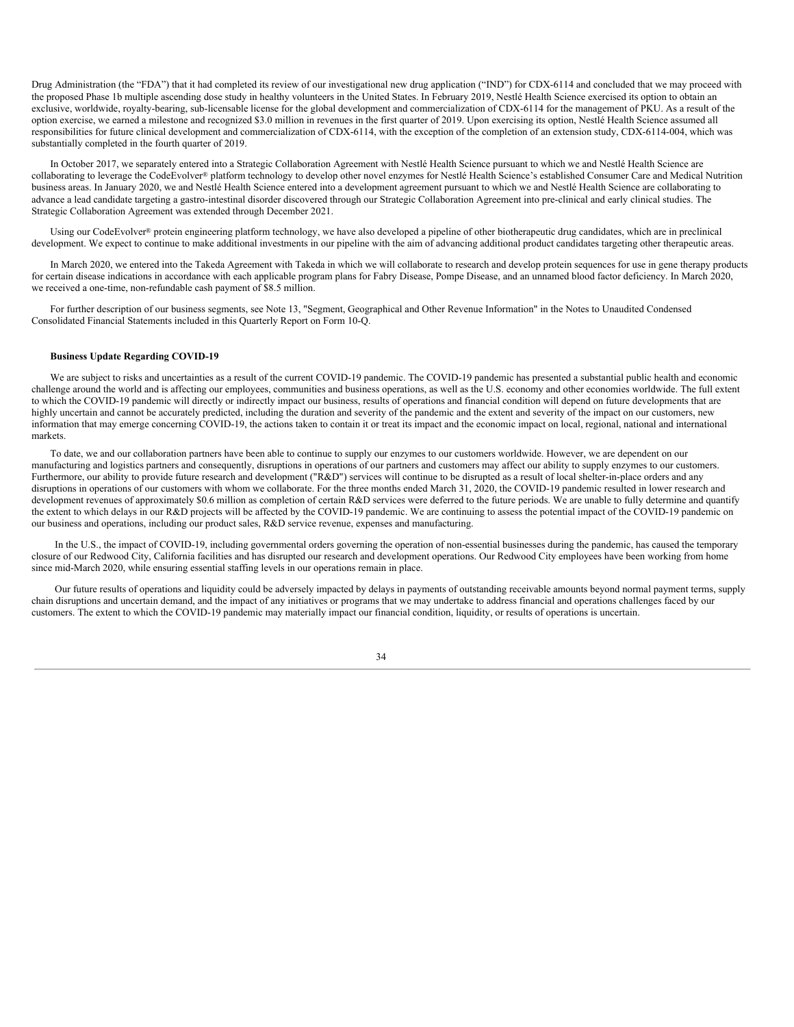Drug Administration (the "FDA") that it had completed its review of our investigational new drug application ("IND") for CDX-6114 and concluded that we may proceed with the proposed Phase 1b multiple ascending dose study in healthy volunteers in the United States. In February 2019, Nestlé Health Science exercised its option to obtain an exclusive, worldwide, royalty-bearing, sub-licensable license for the global development and commercialization of CDX-6114 for the management of PKU. As a result of the option exercise, we earned a milestone and recognized $3.0 million in revenues in the first quarter of 2019. Upon exercising its option, Nestlé Health Science assumed all responsibilities for future clinical development and commercialization of CDX-6114, with the exception of the completion of an extension study, CDX-6114-004, which was substantially completed in the fourth quarter of 2019.

In October 2017, we separately entered into a Strategic Collaboration Agreement with Nestlé Health Science pursuant to which we and Nestlé Health Science are collaborating to leverage the CodeEvolver® platform technology to develop other novel enzymes for Nestlé Health Science's established Consumer Care and Medical Nutrition business areas. In January 2020, we and Nestlé Health Science entered into a development agreement pursuant to which we and Nestlé Health Science are collaborating to advance a lead candidate targeting a gastro-intestinal disorder discovered through our Strategic Collaboration Agreement into pre-clinical and early clinical studies. The Strategic Collaboration Agreement was extended through December 2021.

Using our CodeEvolver® protein engineering platform technology, we have also developed a pipeline of other biotherapeutic drug candidates, which are in preclinical development. We expect to continue to make additional investments in our pipeline with the aim of advancing additional product candidates targeting other therapeutic areas.

In March 2020, we entered into the Takeda Agreement with Takeda in which we will collaborate to research and develop protein sequences for use in gene therapy products for certain disease indications in accordance with each applicable program plans for Fabry Disease, Pompe Disease, and an unnamed blood factor deficiency. In March 2020, we received a one-time, non-refundable cash payment of $8.5 million.

For further description of our business segments, see Note 13, "Segment, Geographical and Other Revenue Information" in the Notes to Unaudited Condensed Consolidated Financial Statements included in this Quarterly Report on Form 10-Q.

**Business Update Regarding COVID-19**

We are subject to risks and uncertainties as a result of the current COVID-19 pandemic. The COVID-19 pandemic has presented a substantial public health and economic challenge around the world and is affecting our employees, communities and business operations, as well as the U.S. economy and other economies worldwide. The full extent to which the COVID-19 pandemic will directly or indirectly impact our business, results of operations and financial condition will depend on future developments that are highly uncertain and cannot be accurately predicted, including the duration and severity of the pandemic and the extent and severity of the impact on our customers, new information that may emerge concerning COVID-19, the actions taken to contain it or treat its impact and the economic impact on local, regional, national and international markets.

To date, we and our collaboration partners have been able to continue to supply our enzymes to our customers worldwide. However, we are dependent on our manufacturing and logistics partners and consequently, disruptions in operations of our partners and customers may affect our ability to supply enzymes to our customers. Furthermore, our ability to provide future research and development ("R&D") services will continue to be disrupted as a result of local shelter-in-place orders and any disruptions in operations of our customers with whom we collaborate. For the three months ended March 31, 2020, the COVID-19 pandemic resulted in lower research and development revenues of approximately $0.6 million as completion of certain R&D services were deferred to the future periods. We are unable to fully determine and quantify the extent to which delays in our R&D projects will be affected by the COVID-19 pandemic. We are continuing to assess the potential impact of the COVID-19 pandemic on our business and operations, including our product sales, R&D service revenue, expenses and manufacturing.

In the U.S., the impact of COVID-19, including governmental orders governing the operation of non-essential businesses during the pandemic, has caused the temporary closure of our Redwood City, California facilities and has disrupted our research and development operations. Our Redwood City employees have been working from home since mid-March 2020, while ensuring essential staffing levels in our operations remain in place.

Our future results of operations and liquidity could be adversely impacted by delays in payments of outstanding receivable amounts beyond normal payment terms, supply chain disruptions and uncertain demand, and the impact of any initiatives or programs that we may undertake to address financial and operations challenges faced by our customers. The extent to which the COVID-19 pandemic may materially impact our financial condition, liquidity, or results of operations is uncertain.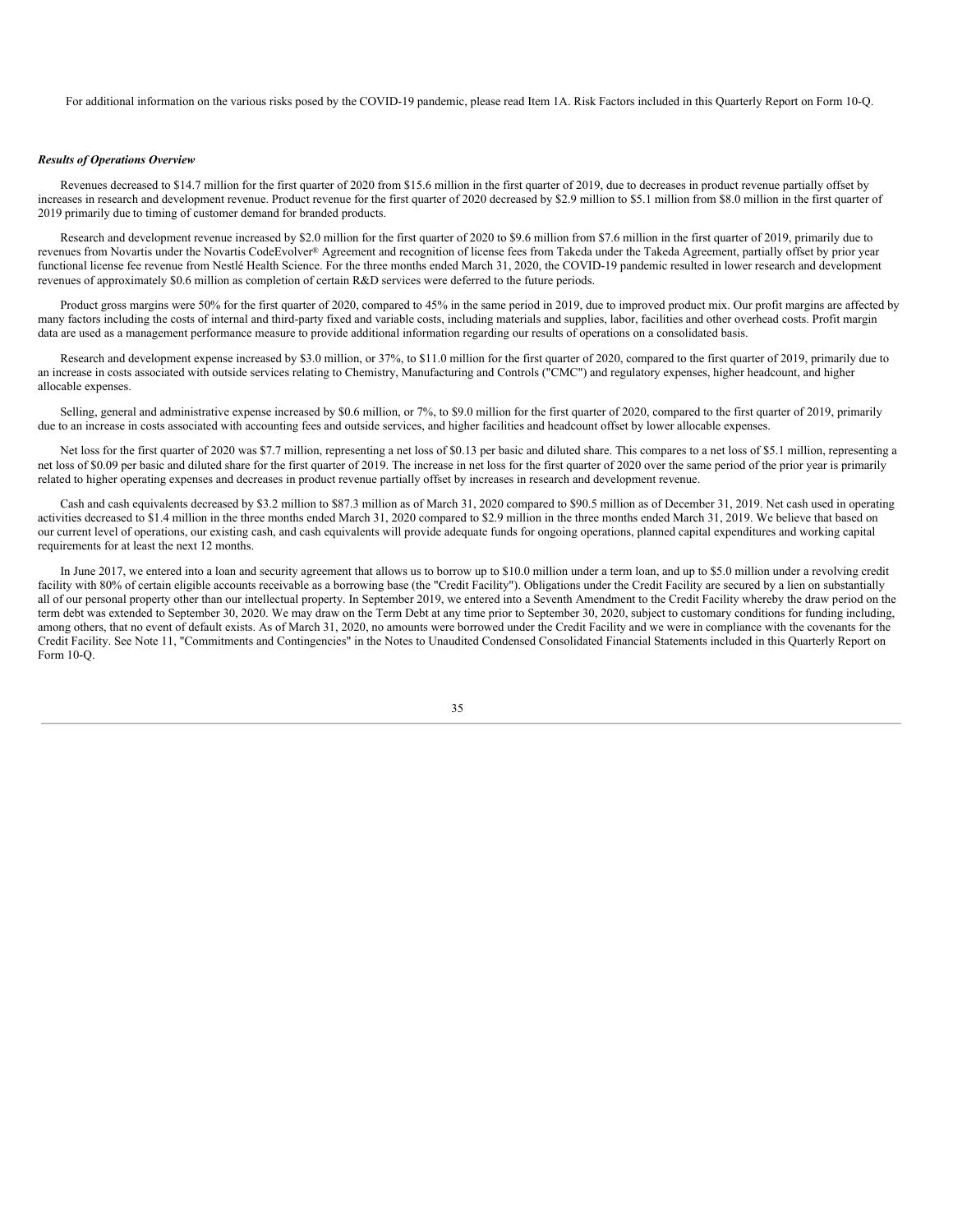For additional information on the various risks posed by the COVID-19 pandemic, please read Item 1A. Risk Factors included in this Quarterly Report on Form 10-Q.

***Results of Operations Overview***

Revenues decreased to $14.7 million for the first quarter of 2020 from $15.6 million in the first quarter of 2019, due to decreases in product revenue partially offset by increases in research and development revenue. Product revenue for the first quarter of 2020 decreased by $2.9 million to $5.1 million from $8.0 million in the first quarter of 2019 primarily due to timing of customer demand for branded products.

Research and development revenue increased by $2.0 million for the first quarter of 2020 to $9.6 million from $7.6 million in the first quarter of 2019, primarily due to revenues from Novartis under the Novartis CodeEvolver® Agreement and recognition of license fees from Takeda under the Takeda Agreement, partially offset by prior year functional license fee revenue from Nestlé Health Science. For the three months ended March 31, 2020, the COVID-19 pandemic resulted in lower research and development revenues of approximately $0.6 million as completion of certain R&D services were deferred to the future periods.

Product gross margins were 50% for the first quarter of 2020, compared to 45% in the same period in 2019, due to improved product mix. Our profit margins are affected by many factors including the costs of internal and third-party fixed and variable costs, including materials and supplies, labor, facilities and other overhead costs. Profit margin data are used as a management performance measure to provide additional information regarding our results of operations on a consolidated basis.

Research and development expense increased by $3.0 million, or 37%, to $11.0 million for the first quarter of 2020, compared to the first quarter of 2019, primarily due to an increase in costs associated with outside services relating to Chemistry, Manufacturing and Controls ("CMC") and regulatory expenses, higher headcount, and higher allocable expenses.

Selling, general and administrative expense increased by $0.6 million, or 7%, to $9.0 million for the first quarter of 2020, compared to the first quarter of 2019, primarily due to an increase in costs associated with accounting fees and outside services, and higher facilities and headcount offset by lower allocable expenses.

Net loss for the first quarter of 2020 was $7.7 million, representing a net loss of $0.13 per basic and diluted share. This compares to a net loss of $5.1 million, representing a net loss of $0.09 per basic and diluted share for the first quarter of 2019. The increase in net loss for the first quarter of 2020 over the same period of the prior year is primarily related to higher operating expenses and decreases in product revenue partially offset by increases in research and development revenue.

Cash and cash equivalents decreased by $3.2 million to $87.3 million as of March 31, 2020 compared to $90.5 million as of December 31, 2019. Net cash used in operating activities decreased to $1.4 million in the three months ended March 31, 2020 compared to $2.9 million in the three months ended March 31, 2019. We believe that based on our current level of operations, our existing cash, and cash equivalents will provide adequate funds for ongoing operations, planned capital expenditures and working capital requirements for at least the next 12 months.

In June 2017, we entered into a loan and security agreement that allows us to borrow up to $10.0 million under a term loan, and up to $5.0 million under a revolving credit facility with 80% of certain eligible accounts receivable as a borrowing base (the "Credit Facility"). Obligations under the Credit Facility are secured by a lien on substantially all of our personal property other than our intellectual property. In September 2019, we entered into a Seventh Amendment to the Credit Facility whereby the draw period on the term debt was extended to September 30, 2020. We may draw on the Term Debt at any time prior to September 30, 2020, subject to customary conditions for funding including, among others, that no event of default exists. As of March 31, 2020, no amounts were borrowed under the Credit Facility and we were in compliance with the covenants for the Credit Facility. See Note 11, "Commitments and Contingencies" in the Notes to Unaudited Condensed Consolidated Financial Statements included in this Quarterly Report on Form 10-Q.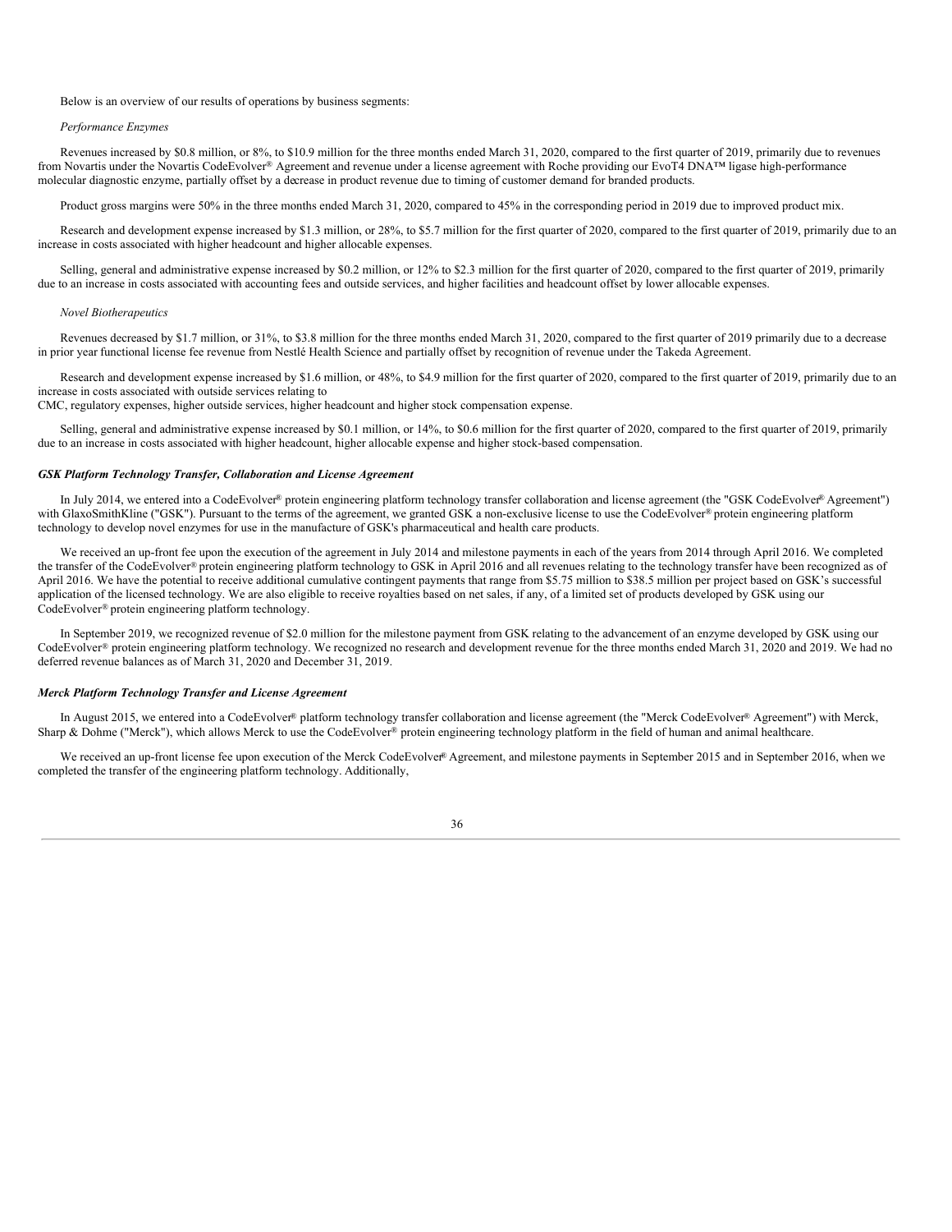Below is an overview of our results of operations by business segments:

*Performance Enzymes*

Revenues increased by $0.8 million, or 8%, to $10.9 million for the three months ended March 31, 2020, compared to the first quarter of 2019, primarily due to revenues from Novartis under the Novartis CodeEvolver® Agreement and revenue under a license agreement with Roche providing our EvoT4 DNA™ ligase high-performance molecular diagnostic enzyme, partially offset by a decrease in product revenue due to timing of customer demand for branded products.

Product gross margins were 50% in the three months ended March 31, 2020, compared to 45% in the corresponding period in 2019 due to improved product mix.

Research and development expense increased by $1.3 million, or 28%, to $5.7 million for the first quarter of 2020, compared to the first quarter of 2019, primarily due to an increase in costs associated with higher headcount and higher allocable expenses.

Selling, general and administrative expense increased by $0.2 million, or 12% to $2.3 million for the first quarter of 2020, compared to the first quarter of 2019, primarily due to an increase in costs associated with accounting fees and outside services, and higher facilities and headcount offset by lower allocable expenses.

*Novel Biotherapeutics*

Revenues decreased by $1.7 million, or 31%, to $3.8 million for the three months ended March 31, 2020, compared to the first quarter of 2019 primarily due to a decrease in prior year functional license fee revenue from Nestlé Health Science and partially offset by recognition of revenue under the Takeda Agreement.

Research and development expense increased by $1.6 million, or 48%, to $4.9 million for the first quarter of 2020, compared to the first quarter of 2019, primarily due to an increase in costs associated with outside services relating to CMC, regulatory expenses, higher outside services, higher headcount and higher stock compensation expense.

Selling, general and administrative expense increased by $0.1 million, or 14%, to $0.6 million for the first quarter of 2020, compared to the first quarter of 2019, primarily due to an increase in costs associated with higher headcount, higher allocable expense and higher stock-based compensation.

***GSK Platform Technology Transfer, Collaboration and License Agreement***

In July 2014, we entered into a CodeEvolver® protein engineering platform technology transfer collaboration and license agreement (the "GSK CodeEvolver® Agreement") with GlaxoSmithKline ("GSK"). Pursuant to the terms of the agreement, we granted GSK a non-exclusive license to use the CodeEvolver® protein engineering platform technology to develop novel enzymes for use in the manufacture of GSK's pharmaceutical and health care products.

We received an up-front fee upon the execution of the agreement in July 2014 and milestone payments in each of the years from 2014 through April 2016. We completed the transfer of the CodeEvolver® protein engineering platform technology to GSK in April 2016 and all revenues relating to the technology transfer have been recognized as of April 2016. We have the potential to receive additional cumulative contingent payments that range from $5.75 million to $38.5 million per project based on GSK's successful application of the licensed technology. We are also eligible to receive royalties based on net sales, if any, of a limited set of products developed by GSK using our CodeEvolver® protein engineering platform technology.

In September 2019, we recognized revenue of $2.0 million for the milestone payment from GSK relating to the advancement of an enzyme developed by GSK using our CodeEvolver® protein engineering platform technology. We recognized no research and development revenue for the three months ended March 31, 2020 and 2019. We had no deferred revenue balances as of March 31, 2020 and December 31, 2019.

***Merck Platform Technology Transfer and License Agreement***

In August 2015, we entered into a CodeEvolver® platform technology transfer collaboration and license agreement (the "Merck CodeEvolver® Agreement") with Merck, Sharp & Dohme ("Merck"), which allows Merck to use the CodeEvolver® protein engineering technology platform in the field of human and animal healthcare.

We received an up-front license fee upon execution of the Merck CodeEvolver® Agreement, and milestone payments in September 2015 and in September 2016, when we completed the transfer of the engineering platform technology. Additionally,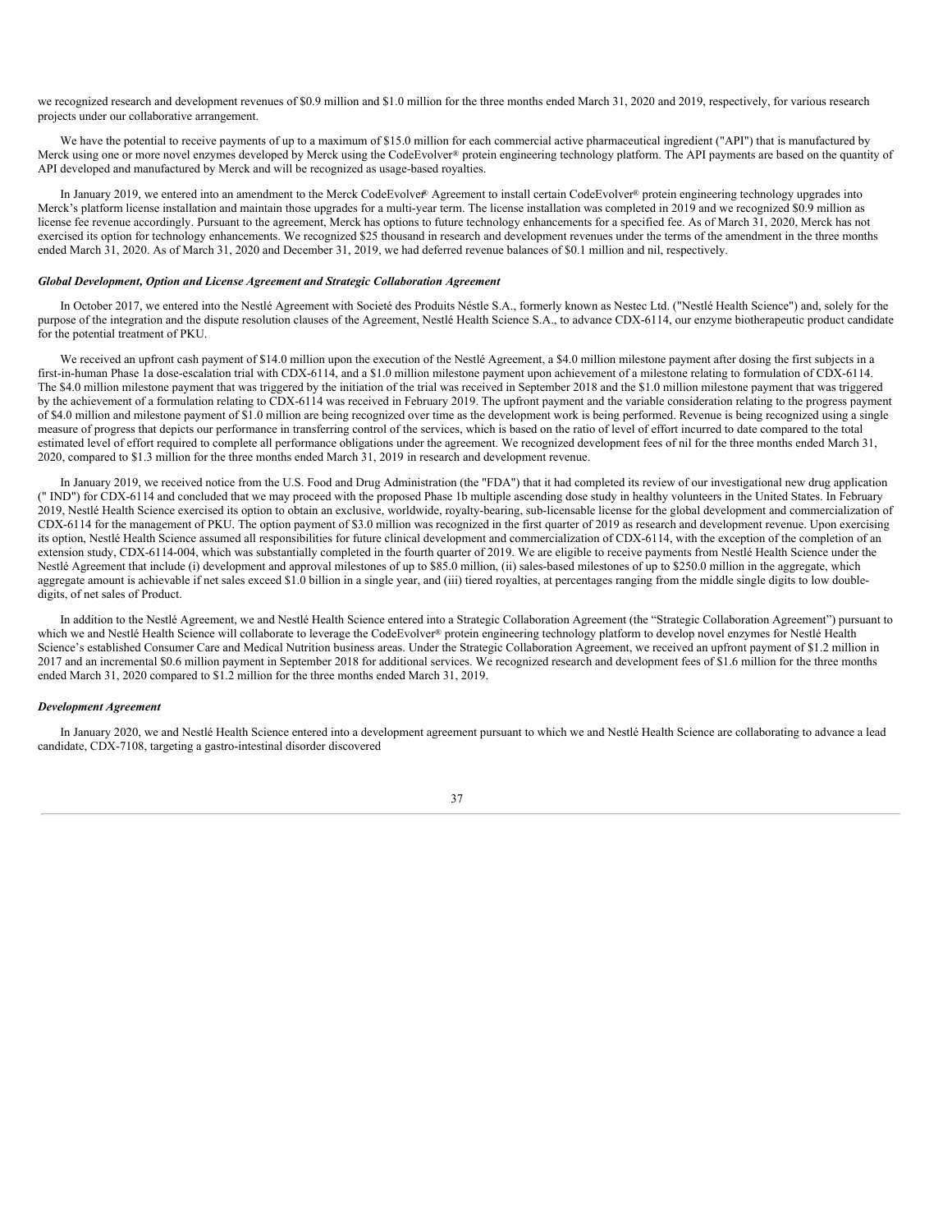we recognized research and development revenues of $0.9 million and $1.0 million for the three months ended March 31, 2020 and 2019, respectively, for various research projects under our collaborative arrangement.

We have the potential to receive payments of up to a maximum of $15.0 million for each commercial active pharmaceutical ingredient ("API") that is manufactured by Merck using one or more novel enzymes developed by Merck using the CodeEvolver® protein engineering technology platform. The API payments are based on the quantity of API developed and manufactured by Merck and will be recognized as usage-based royalties.

In January 2019, we entered into an amendment to the Merck CodeEvolver® Agreement to install certain CodeEvolver® protein engineering technology upgrades into Merck's platform license installation and maintain those upgrades for a multi-year term. The license installation was completed in 2019 and we recognized $0.9 million as license fee revenue accordingly. Pursuant to the agreement, Merck has options to future technology enhancements for a specified fee. As of March 31, 2020, Merck has not exercised its option for technology enhancements. We recognized $25 thousand in research and development revenues under the terms of the amendment in the three months ended March 31, 2020. As of March 31, 2020 and December 31, 2019, we had deferred revenue balances of $0.1 million and nil, respectively.

***Global Development, Option and License Agreement and Strategic Collaboration Agreement***

In October 2017, we entered into the Nestlé Agreement with Societé des Produits Néstle S.A., formerly known as Nestec Ltd. ("Nestlé Health Science") and, solely for the purpose of the integration and the dispute resolution clauses of the Agreement, Nestlé Health Science S.A., to advance CDX-6114, our enzyme biotherapeutic product candidate for the potential treatment of PKU.

We received an upfront cash payment of $14.0 million upon the execution of the Nestlé Agreement, a $4.0 million milestone payment after dosing the first subjects in a first-in-human Phase 1a dose-escalation trial with CDX-6114, and a $1.0 million milestone payment upon achievement of a milestone relating to formulation of CDX-6114. The $4.0 million milestone payment that was triggered by the initiation of the trial was received in September 2018 and the $1.0 million milestone payment that was triggered by the achievement of a formulation relating to CDX-6114 was received in February 2019. The upfront payment and the variable consideration relating to the progress payment of $4.0 million and milestone payment of $1.0 million are being recognized over time as the development work is being performed. Revenue is being recognized using a single measure of progress that depicts our performance in transferring control of the services, which is based on the ratio of level of effort incurred to date compared to the total estimated level of effort required to complete all performance obligations under the agreement. We recognized development fees of nil for the three months ended March 31, 2020, compared to $1.3 million for the three months ended March 31, 2019 in research and development revenue.

In January 2019, we received notice from the U.S. Food and Drug Administration (the "FDA") that it had completed its review of our investigational new drug application (" IND") for CDX-6114 and concluded that we may proceed with the proposed Phase 1b multiple ascending dose study in healthy volunteers in the United States. In February 2019, Nestlé Health Science exercised its option to obtain an exclusive, worldwide, royalty-bearing, sub-licensable license for the global development and commercialization of CDX-6114 for the management of PKU. The option payment of $3.0 million was recognized in the first quarter of 2019 as research and development revenue. Upon exercising its option, Nestlé Health Science assumed all responsibilities for future clinical development and commercialization of CDX-6114, with the exception of the completion of an extension study, CDX-6114-004, which was substantially completed in the fourth quarter of 2019. We are eligible to receive payments from Nestlé Health Science under the Nestlé Agreement that include (i) development and approval milestones of up to $85.0 million, (ii) sales-based milestones of up to $250.0 million in the aggregate, which aggregate amount is achievable if net sales exceed $1.0 billion in a single year, and (iii) tiered royalties, at percentages ranging from the middle single digits to low double-digits, of net sales of Product.

In addition to the Nestlé Agreement, we and Nestlé Health Science entered into a Strategic Collaboration Agreement (the "Strategic Collaboration Agreement") pursuant to which we and Nestlé Health Science will collaborate to leverage the CodeEvolver® protein engineering technology platform to develop novel enzymes for Nestlé Health Science's established Consumer Care and Medical Nutrition business areas. Under the Strategic Collaboration Agreement, we received an upfront payment of $1.2 million in 2017 and an incremental $0.6 million payment in September 2018 for additional services. We recognized research and development fees of $1.6 million for the three months ended March 31, 2020 compared to $1.2 million for the three months ended March 31, 2019.

***Development Agreement***

In January 2020, we and Nestlé Health Science entered into a development agreement pursuant to which we and Nestlé Health Science are collaborating to advance a lead candidate, CDX-7108, targeting a gastro-intestinal disorder discovered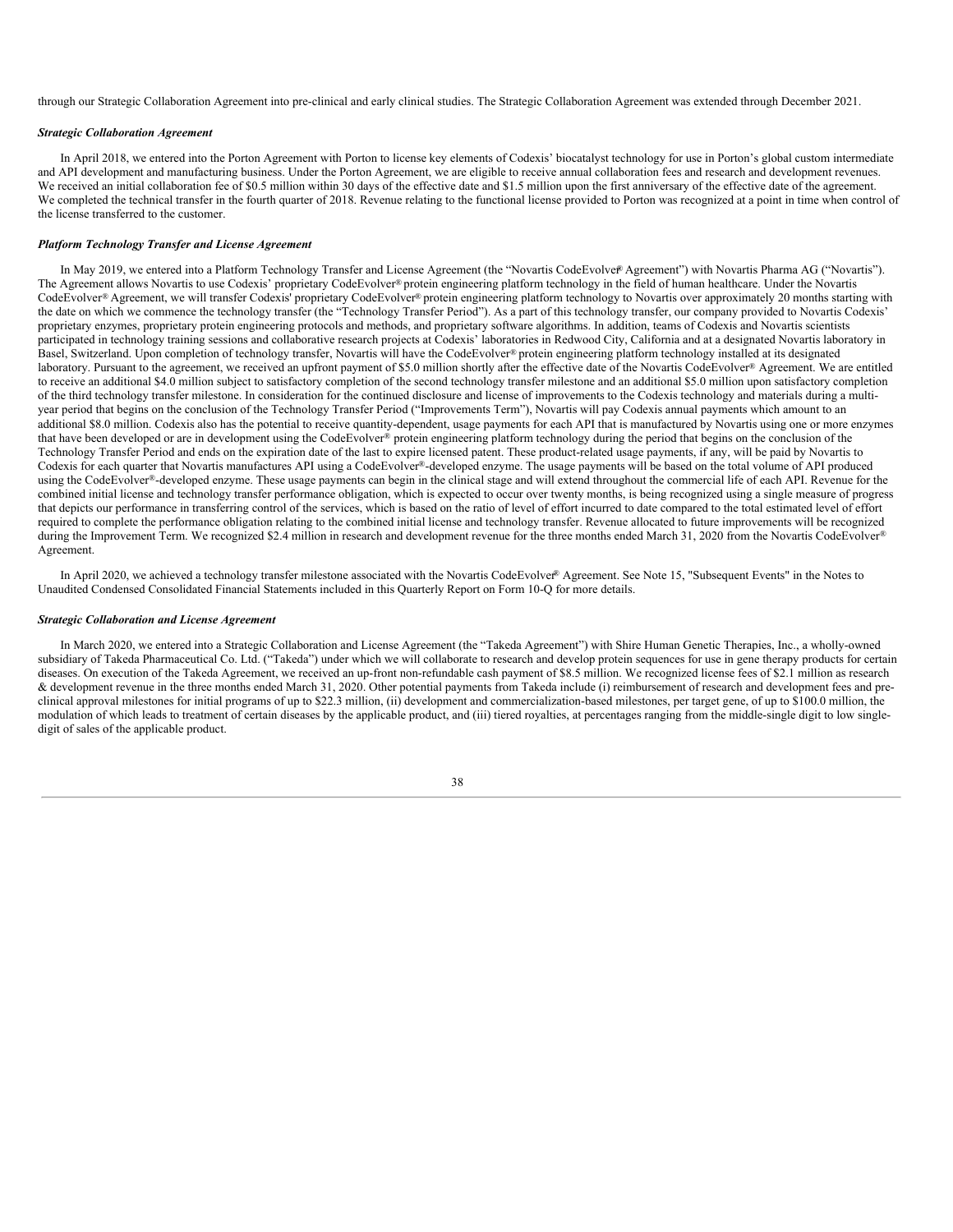through our Strategic Collaboration Agreement into pre-clinical and early clinical studies. The Strategic Collaboration Agreement was extended through December 2021.

***Strategic Collaboration Agreement***

In April 2018, we entered into the Porton Agreement with Porton to license key elements of Codexis' biocatalyst technology for use in Porton's global custom intermediate and API development and manufacturing business. Under the Porton Agreement, we are eligible to receive annual collaboration fees and research and development revenues. We received an initial collaboration fee of $0.5 million within 30 days of the effective date and $1.5 million upon the first anniversary of the effective date of the agreement. We completed the technical transfer in the fourth quarter of 2018. Revenue relating to the functional license provided to Porton was recognized at a point in time when control of the license transferred to the customer.

***Platform Technology Transfer and License Agreement***

In May 2019, we entered into a Platform Technology Transfer and License Agreement (the "Novartis CodeEvolver® Agreement") with Novartis Pharma AG ("Novartis"). The Agreement allows Novartis to use Codexis' proprietary CodeEvolver® protein engineering platform technology in the field of human healthcare. Under the Novartis CodeEvolver® Agreement, we will transfer Codexis' proprietary CodeEvolver® protein engineering platform technology to Novartis over approximately 20 months starting with the date on which we commence the technology transfer (the "Technology Transfer Period"). As a part of this technology transfer, our company provided to Novartis Codexis' proprietary enzymes, proprietary protein engineering protocols and methods, and proprietary software algorithms. In addition, teams of Codexis and Novartis scientists participated in technology training sessions and collaborative research projects at Codexis' laboratories in Redwood City, California and at a designated Novartis laboratory in Basel, Switzerland. Upon completion of technology transfer, Novartis will have the CodeEvolver® protein engineering platform technology installed at its designated laboratory. Pursuant to the agreement, we received an upfront payment of $5.0 million shortly after the effective date of the Novartis CodeEvolver® Agreement. We are entitled to receive an additional $4.0 million subject to satisfactory completion of the second technology transfer milestone and an additional $5.0 million upon satisfactory completion of the third technology transfer milestone. In consideration for the continued disclosure and license of improvements to the Codexis technology and materials during a multi-year period that begins on the conclusion of the Technology Transfer Period ("Improvements Term"), Novartis will pay Codexis annual payments which amount to an additional $8.0 million. Codexis also has the potential to receive quantity-dependent, usage payments for each API that is manufactured by Novartis using one or more enzymes that have been developed or are in development using the CodeEvolver® protein engineering platform technology during the period that begins on the conclusion of the Technology Transfer Period and ends on the expiration date of the last to expire licensed patent. These product-related usage payments, if any, will be paid by Novartis to Codexis for each quarter that Novartis manufactures API using a CodeEvolver®-developed enzyme. The usage payments will be based on the total volume of API produced using the CodeEvolver®-developed enzyme. These usage payments can begin in the clinical stage and will extend throughout the commercial life of each API. Revenue for the combined initial license and technology transfer performance obligation, which is expected to occur over twenty months, is being recognized using a single measure of progress that depicts our performance in transferring control of the services, which is based on the ratio of level of effort incurred to date compared to the total estimated level of effort required to complete the performance obligation relating to the combined initial license and technology transfer. Revenue allocated to future improvements will be recognized during the Improvement Term. We recognized $2.4 million in research and development revenue for the three months ended March 31, 2020 from the Novartis CodeEvolver® Agreement.

In April 2020, we achieved a technology transfer milestone associated with the Novartis CodeEvolver® Agreement. See Note 15, "Subsequent Events" in the Notes to Unaudited Condensed Consolidated Financial Statements included in this Quarterly Report on Form 10-Q for more details.

***Strategic Collaboration and License Agreement***

In March 2020, we entered into a Strategic Collaboration and License Agreement (the "Takeda Agreement") with Shire Human Genetic Therapies, Inc., a wholly-owned subsidiary of Takeda Pharmaceutical Co. Ltd. ("Takeda") under which we will collaborate to research and develop protein sequences for use in gene therapy products for certain diseases. On execution of the Takeda Agreement, we received an up-front non-refundable cash payment of $8.5 million. We recognized license fees of $2.1 million as research & development revenue in the three months ended March 31, 2020. Other potential payments from Takeda include (i) reimbursement of research and development fees and pre-clinical approval milestones for initial programs of up to $22.3 million, (ii) development and commercialization-based milestones, per target gene, of up to $100.0 million, the modulation of which leads to treatment of certain diseases by the applicable product, and (iii) tiered royalties, at percentages ranging from the middle-single digit to low single-digit of sales of the applicable product.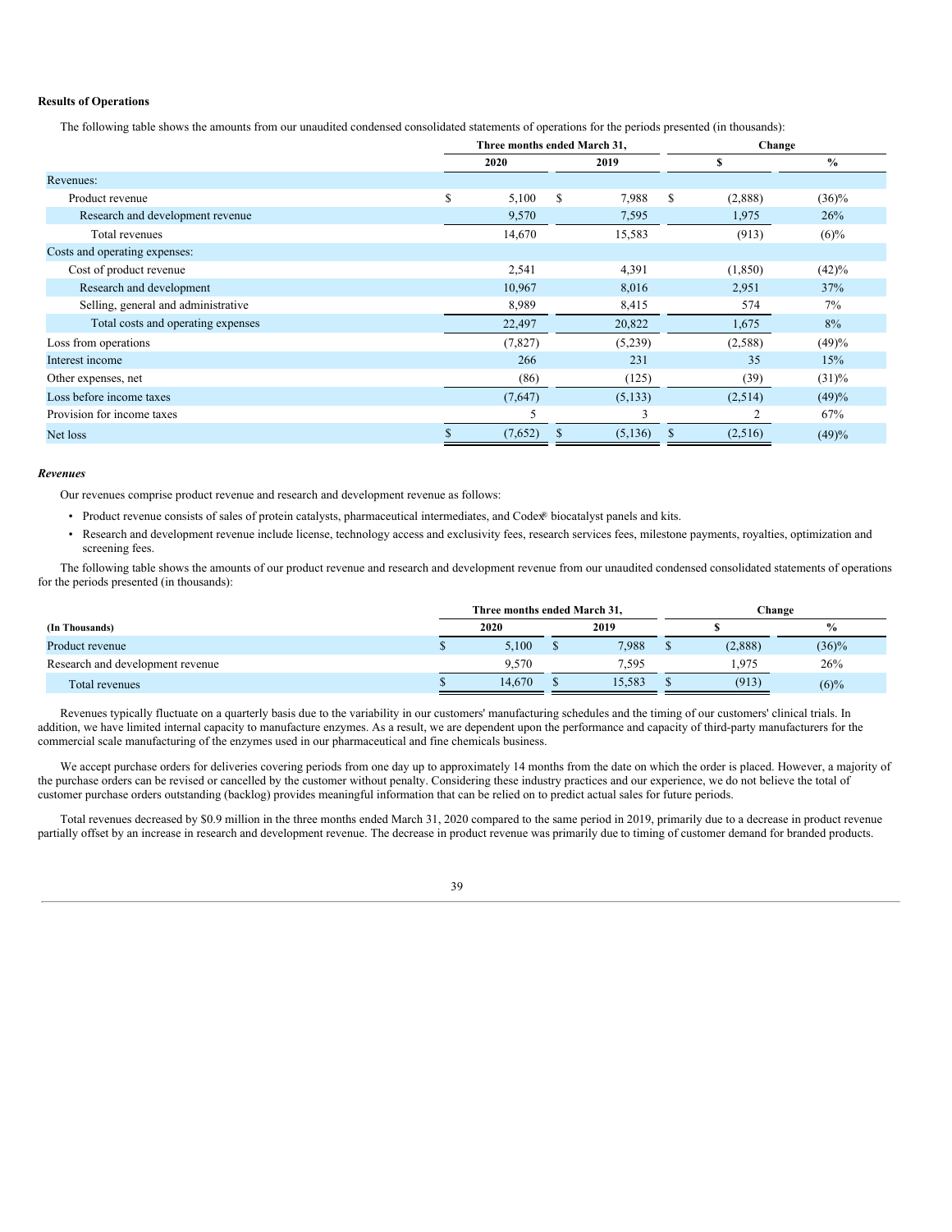**Results of Operations**

The following table shows the amounts from our unaudited condensed consolidated statements of operations for the periods presented (in thousands):

| | Three months ended March 31, | | Change | |
|---|---|---|---|---|
| | 2020 | 2019 | $ | % |
| Revenues: | | | | |
| Product revenue | $ 5,100 | $ 7,988 | $ (2,888) | (36)% |
| Research and development revenue | 9,570 | 7,595 | 1,975 | 26% |
| Total revenues | 14,670 | 15,583 | (913) | (6)% |
| Costs and operating expenses: | | | | |
| Cost of product revenue | 2,541 | 4,391 | (1,850) | (42)% |
| Research and development | 10,967 | 8,016 | 2,951 | 37% |
| Selling, general and administrative | 8,989 | 8,415 | 574 | 7% |
| Total costs and operating expenses | 22,497 | 20,822 | 1,675 | 8% |
| Loss from operations | (7,827) | (5,239) | (2,588) | (49)% |
| Interest income | 266 | 231 | 35 | 15% |
| Other expenses, net | (86) | (125) | (39) | (31)% |
| Loss before income taxes | (7,647) | (5,133) | (2,514) | (49)% |
| Provision for income taxes | 5 | 3 | 2 | 67% |
| Net loss | $ (7,652) | $ (5,136) | $ (2,516) | (49)% |

***Revenues***

Our revenues comprise product revenue and research and development revenue as follows:

- Product revenue consists of sales of protein catalysts, pharmaceutical intermediates, and Codex® biocatalyst panels and kits.
- Research and development revenue include license, technology access and exclusivity fees, research services fees, milestone payments, royalties, optimization and screening fees.

The following table shows the amounts of our product revenue and research and development revenue from our unaudited condensed consolidated statements of operations for the periods presented (in thousands):

| | Three months ended March 31, | | Change | |
|---|---|---|---|---|
| **(In Thousands)** | 2020 | 2019 | $ | % |
| Product revenue | $ 5,100 | $ 7,988 | $ (2,888) | (36)% |
| Research and development revenue | 9,570 | 7,595 | 1,975 | 26% |
| Total revenues | $ 14,670 | $ 15,583 | $ (913) | (6)% |

Revenues typically fluctuate on a quarterly basis due to the variability in our customers' manufacturing schedules and the timing of our customers' clinical trials. In addition, we have limited internal capacity to manufacture enzymes. As a result, we are dependent upon the performance and capacity of third-party manufacturers for the commercial scale manufacturing of the enzymes used in our pharmaceutical and fine chemicals business.

We accept purchase orders for deliveries covering periods from one day up to approximately 14 months from the date on which the order is placed. However, a majority of the purchase orders can be revised or cancelled by the customer without penalty. Considering these industry practices and our experience, we do not believe the total of customer purchase orders outstanding (backlog) provides meaningful information that can be relied on to predict actual sales for future periods.

Total revenues decreased by $0.9 million in the three months ended March 31, 2020 compared to the same period in 2019, primarily due to a decrease in product revenue partially offset by an increase in research and development revenue. The decrease in product revenue was primarily due to timing of customer demand for branded products.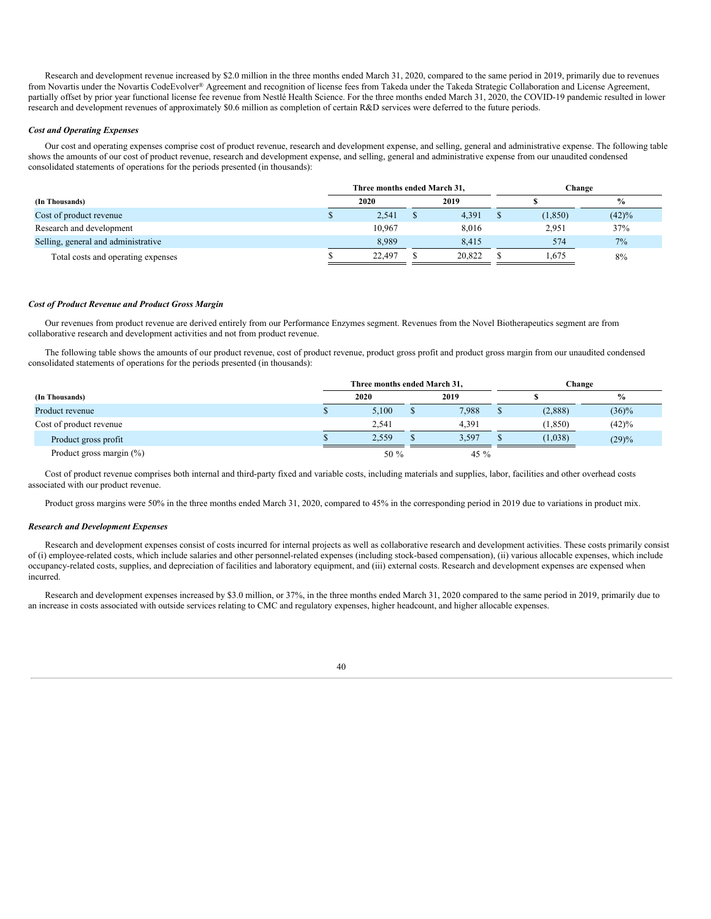Research and development revenue increased by $2.0 million in the three months ended March 31, 2020, compared to the same period in 2019, primarily due to revenues from Novartis under the Novartis CodeEvolver® Agreement and recognition of license fees from Takeda under the Takeda Strategic Collaboration and License Agreement, partially offset by prior year functional license fee revenue from Nestlé Health Science. For the three months ended March 31, 2020, the COVID-19 pandemic resulted in lower research and development revenues of approximately $0.6 million as completion of certain R&D services were deferred to the future periods.

***Cost and Operating Expenses***

Our cost and operating expenses comprise cost of product revenue, research and development expense, and selling, general and administrative expense. The following table shows the amounts of our cost of product revenue, research and development expense, and selling, general and administrative expense from our unaudited condensed consolidated statements of operations for the periods presented (in thousands):

| | Three months ended March 31, | | Change | |
|---|---|---|---|---|
| **(In Thousands)** | **2020** | **2019** | **$** | **%** |
| Cost of product revenue | $ 2,541 | $ 4,391 | $ (1,850) | (42)% |
| Research and development | 10,967 | 8,016 | 2,951 | 37% |
| Selling, general and administrative | 8,989 | 8,415 | 574 | 7% |
| Total costs and operating expenses | $ 22,497 | $ 20,822 | $ 1,675 | 8% |

***Cost of Product Revenue and Product Gross Margin***

Our revenues from product revenue are derived entirely from our Performance Enzymes segment. Revenues from the Novel Biotherapeutics segment are from collaborative research and development activities and not from product revenue.

The following table shows the amounts of our product revenue, cost of product revenue, product gross profit and product gross margin from our unaudited condensed consolidated statements of operations for the periods presented (in thousands):

| | Three months ended March 31, | | Change | |
|---|---|---|---|---|
| **(In Thousands)** | **2020** | **2019** | **$** | **%** |
| Product revenue | $ 5,100 | $ 7,988 | $ (2,888) | (36)% |
| Cost of product revenue | 2,541 | 4,391 | (1,850) | (42)% |
| Product gross profit | $ 2,559 | $ 3,597 | $ (1,038) | (29)% |
| Product gross margin (%) | 50 % | 45 % | | |

Cost of product revenue comprises both internal and third-party fixed and variable costs, including materials and supplies, labor, facilities and other overhead costs associated with our product revenue.

Product gross margins were 50% in the three months ended March 31, 2020, compared to 45% in the corresponding period in 2019 due to variations in product mix.

***Research and Development Expenses***

Research and development expenses consist of costs incurred for internal projects as well as collaborative research and development activities. These costs primarily consist of (i) employee-related costs, which include salaries and other personnel-related expenses (including stock-based compensation), (ii) various allocable expenses, which include occupancy-related costs, supplies, and depreciation of facilities and laboratory equipment, and (iii) external costs. Research and development expenses are expensed when incurred.

Research and development expenses increased by $3.0 million, or 37%, in the three months ended March 31, 2020 compared to the same period in 2019, primarily due to an increase in costs associated with outside services relating to CMC and regulatory expenses, higher headcount, and higher allocable expenses.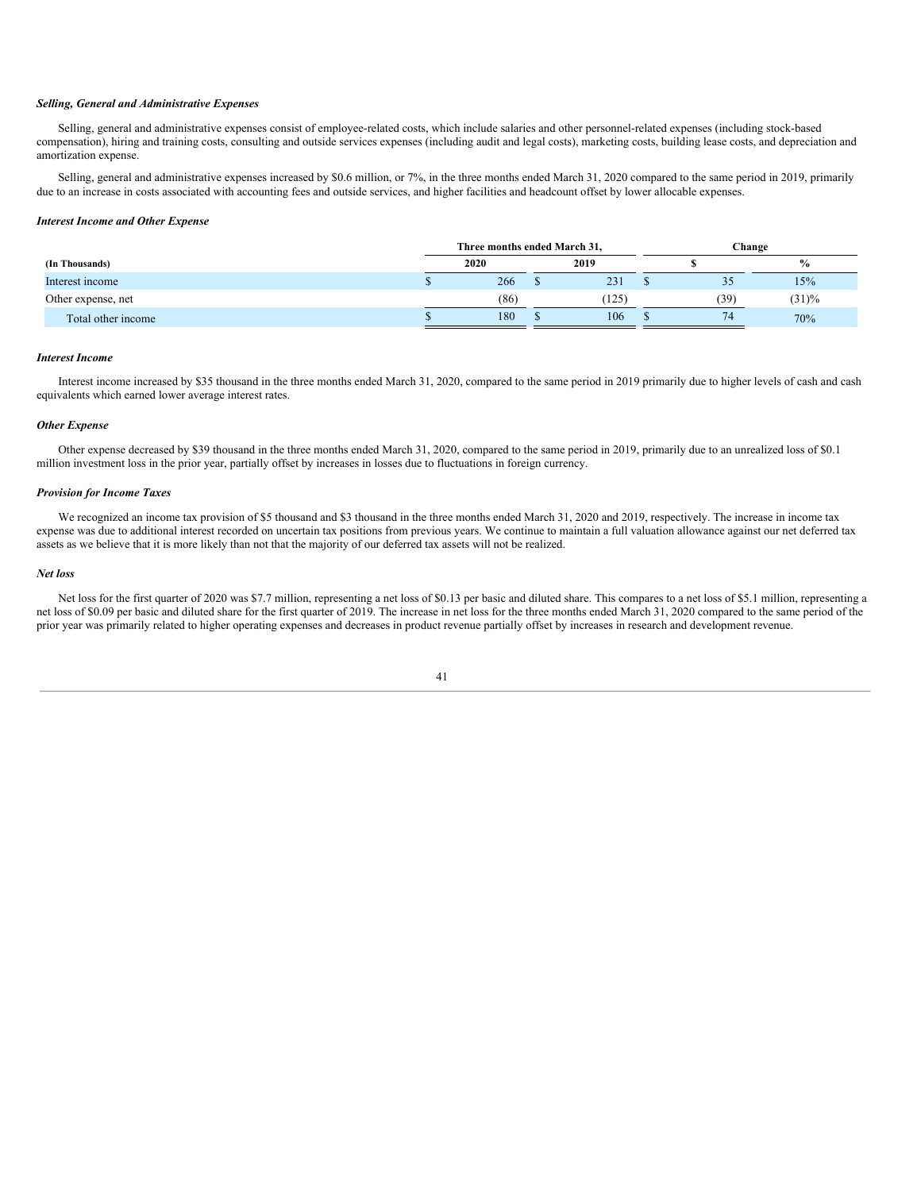***Selling, General and Administrative Expenses***

Selling, general and administrative expenses consist of employee-related costs, which include salaries and other personnel-related expenses (including stock-based compensation), hiring and training costs, consulting and outside services expenses (including audit and legal costs), marketing costs, building lease costs, and depreciation and amortization expense.

Selling, general and administrative expenses increased by $0.6 million, or 7%, in the three months ended March 31, 2020 compared to the same period in 2019, primarily due to an increase in costs associated with accounting fees and outside services, and higher facilities and headcount offset by lower allocable expenses.

***Interest Income and Other Expense***

| | Three months ended March 31, | | Change | |
|---|---|---|---|---|
| **(In Thousands)** | **2020** | **2019** | **$** | **%** |
| Interest income | $ 266 | $ 231 | $ 35 | 15% |
| Other expense, net | (86) | (125) | (39) | (31)% |
| Total other income | $ 180 | $ 106 | $ 74 | 70% |

***Interest Income***

Interest income increased by $35 thousand in the three months ended March 31, 2020, compared to the same period in 2019 primarily due to higher levels of cash and cash equivalents which earned lower average interest rates.

***Other Expense***

Other expense decreased by $39 thousand in the three months ended March 31, 2020, compared to the same period in 2019, primarily due to an unrealized loss of $0.1 million investment loss in the prior year, partially offset by increases in losses due to fluctuations in foreign currency.

***Provision for Income Taxes***

We recognized an income tax provision of $5 thousand and $3 thousand in the three months ended March 31, 2020 and 2019, respectively. The increase in income tax expense was due to additional interest recorded on uncertain tax positions from previous years. We continue to maintain a full valuation allowance against our net deferred tax assets as we believe that it is more likely than not that the majority of our deferred tax assets will not be realized.

***Net loss***

Net loss for the first quarter of 2020 was $7.7 million, representing a net loss of $0.13 per basic and diluted share. This compares to a net loss of $5.1 million, representing a net loss of $0.09 per basic and diluted share for the first quarter of 2019. The increase in net loss for the three months ended March 31, 2020 compared to the same period of the prior year was primarily related to higher operating expenses and decreases in product revenue partially offset by increases in research and development revenue.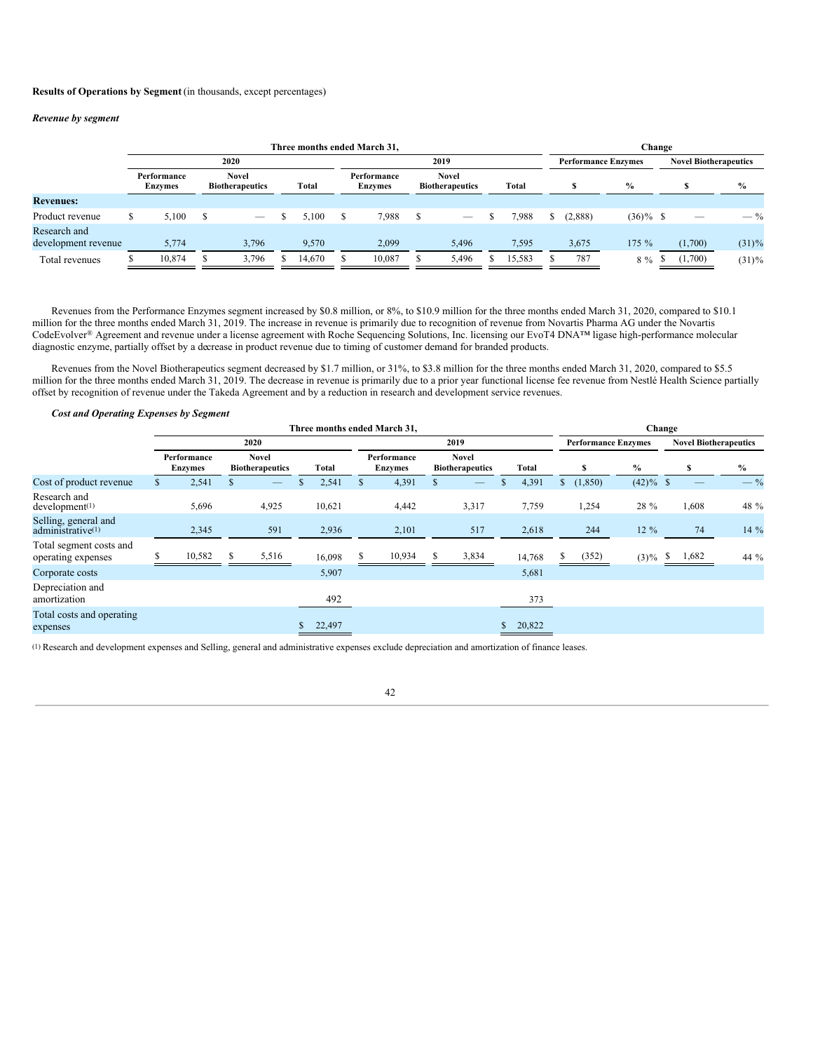**Results of Operations by Segment** (in thousands, except percentages)

***Revenue by segment***

| | Three months ended March 31, | | | | | | Change | | | |
|---|---|---|---|---|---|---|---|---|---|---|
| | 2020 | | | 2019 | | | Performance Enzymes | | Novel Biotherapeutics | |
| | Performance Enzymes | Novel Biotherapeutics | Total | Performance Enzymes | Novel Biotherapeutics | Total | $ | % | $ | % |
| **Revenues:** | | | | | | | | | | |
| Product revenue | $ 5,100 | $ — | $ 5,100 | $ 7,988 | $ — | $ 7,988 | $ (2,888) | (36)% | $ — | — % |
| Research and development revenue | 5,774 | 3,796 | 9,570 | 2,099 | 5,496 | 7,595 | 3,675 | 175 % | (1,700) | (31)% |
| Total revenues | $ 10,874 | $ 3,796 | $ 14,670 | $ 10,087 | $ 5,496 | $ 15,583 | $ 787 | 8 % | $ (1,700) | (31)% |

Revenues from the Performance Enzymes segment increased by $0.8 million, or 8%, to $10.9 million for the three months ended March 31, 2020, compared to $10.1 million for the three months ended March 31, 2019. The increase in revenue is primarily due to recognition of revenue from Novartis Pharma AG under the Novartis CodeEvolver® Agreement and revenue under a license agreement with Roche Sequencing Solutions, Inc. licensing our EvoT4 DNA™ ligase high-performance molecular diagnostic enzyme, partially offset by a decrease in product revenue due to timing of customer demand for branded products.

Revenues from the Novel Biotherapeutics segment decreased by $1.7 million, or 31%, to $3.8 million for the three months ended March 31, 2020, compared to $5.5 million for the three months ended March 31, 2019. The decrease in revenue is primarily due to a prior year functional license fee revenue from Nestlé Health Science partially offset by recognition of revenue under the Takeda Agreement and by a reduction in research and development service revenues.

***Cost and Operating Expenses by Segment***

| | Three months ended March 31, | | | | | | Change | | | |
|---|---|---|---|---|---|---|---|---|---|---|
| | 2020 | | | 2019 | | | Performance Enzymes | | Novel Biotherapeutics | |
| | Performance Enzymes | Novel Biotherapeutics | Total | Performance Enzymes | Novel Biotherapeutics | Total | $ | % | $ | % |
| Cost of product revenue | $ 2,541 | $ — | $ 2,541 | $ 4,391 | $ — | $ 4,391 | $ (1,850) | (42)% | $ — | — % |
| Research and development[(1)] | 5,696 | 4,925 | 10,621 | 4,442 | 3,317 | 7,759 | 1,254 | 28 % | 1,608 | 48 % |
| Selling, general and administrative[(1)] | 2,345 | 591 | 2,936 | 2,101 | 517 | 2,618 | 244 | 12 % | 74 | 14 % |
| Total segment costs and operating expenses | $ 10,582 | $ 5,516 | 16,098 | $ 10,934 | $ 3,834 | 14,768 | $ (352) | (3)% | $ 1,682 | 44 % |
| Corporate costs | | | 5,907 | | | 5,681 | | | | |
| Depreciation and amortization | | | 492 | | | 373 | | | | |
| Total costs and operating expenses | | | $ 22,497 | | | $ 20,822 | | | | |

(1) Research and development expenses and Selling, general and administrative expenses exclude depreciation and amortization of finance leases.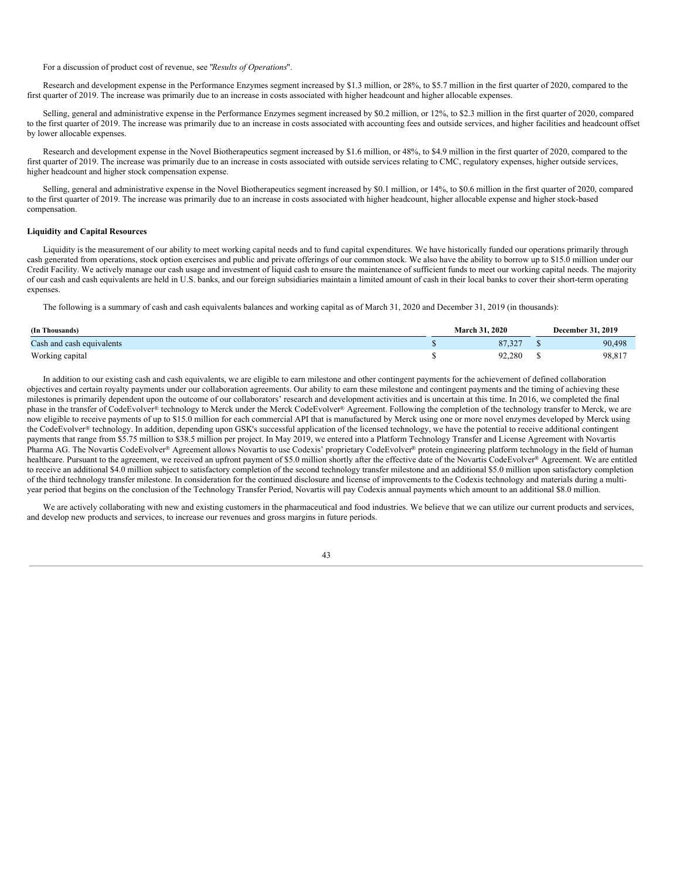For a discussion of product cost of revenue, see "*Results of Operations*".

Research and development expense in the Performance Enzymes segment increased by $1.3 million, or 28%, to $5.7 million in the first quarter of 2020, compared to the first quarter of 2019. The increase was primarily due to an increase in costs associated with higher headcount and higher allocable expenses.

Selling, general and administrative expense in the Performance Enzymes segment increased by $0.2 million, or 12%, to $2.3 million in the first quarter of 2020, compared to the first quarter of 2019. The increase was primarily due to an increase in costs associated with accounting fees and outside services, and higher facilities and headcount offset by lower allocable expenses.

Research and development expense in the Novel Biotherapeutics segment increased by $1.6 million, or 48%, to $4.9 million in the first quarter of 2020, compared to the first quarter of 2019. The increase was primarily due to an increase in costs associated with outside services relating to CMC, regulatory expenses, higher outside services, higher headcount and higher stock compensation expense.

Selling, general and administrative expense in the Novel Biotherapeutics segment increased by $0.1 million, or 14%, to $0.6 million in the first quarter of 2020, compared to the first quarter of 2019. The increase was primarily due to an increase in costs associated with higher headcount, higher allocable expense and higher stock-based compensation.

**Liquidity and Capital Resources**

Liquidity is the measurement of our ability to meet working capital needs and to fund capital expenditures. We have historically funded our operations primarily through cash generated from operations, stock option exercises and public and private offerings of our common stock. We also have the ability to borrow up to $15.0 million under our Credit Facility. We actively manage our cash usage and investment of liquid cash to ensure the maintenance of sufficient funds to meet our working capital needs. The majority of our cash and cash equivalents are held in U.S. banks, and our foreign subsidiaries maintain a limited amount of cash in their local banks to cover their short-term operating expenses.

The following is a summary of cash and cash equivalents balances and working capital as of March 31, 2020 and December 31, 2019 (in thousands):

| (In Thousands) | March 31, 2020 | December 31, 2019 |
|---|---|---|
| Cash and cash equivalents | $ 87,327 | $ 90,498 |
| Working capital | $ 92,280 | $ 98,817 |

In addition to our existing cash and cash equivalents, we are eligible to earn milestone and other contingent payments for the achievement of defined collaboration objectives and certain royalty payments under our collaboration agreements. Our ability to earn these milestone and contingent payments and the timing of achieving these milestones is primarily dependent upon the outcome of our collaborators' research and development activities and is uncertain at this time. In 2016, we completed the final phase in the transfer of CodeEvolver® technology to Merck under the Merck CodeEvolver® Agreement. Following the completion of the technology transfer to Merck, we are now eligible to receive payments of up to $15.0 million for each commercial API that is manufactured by Merck using one or more novel enzymes developed by Merck using the CodeEvolver® technology. In addition, depending upon GSK's successful application of the licensed technology, we have the potential to receive additional contingent payments that range from $5.75 million to $38.5 million per project. In May 2019, we entered into a Platform Technology Transfer and License Agreement with Novartis Pharma AG. The Novartis CodeEvolver® Agreement allows Novartis to use Codexis' proprietary CodeEvolver® protein engineering platform technology in the field of human healthcare. Pursuant to the agreement, we received an upfront payment of $5.0 million shortly after the effective date of the Novartis CodeEvolver® Agreement. We are entitled to receive an additional $4.0 million subject to satisfactory completion of the second technology transfer milestone and an additional $5.0 million upon satisfactory completion of the third technology transfer milestone. In consideration for the continued disclosure and license of improvements to the Codexis technology and materials during a multi-year period that begins on the conclusion of the Technology Transfer Period, Novartis will pay Codexis annual payments which amount to an additional $8.0 million.

We are actively collaborating with new and existing customers in the pharmaceutical and food industries. We believe that we can utilize our current products and services, and develop new products and services, to increase our revenues and gross margins in future periods.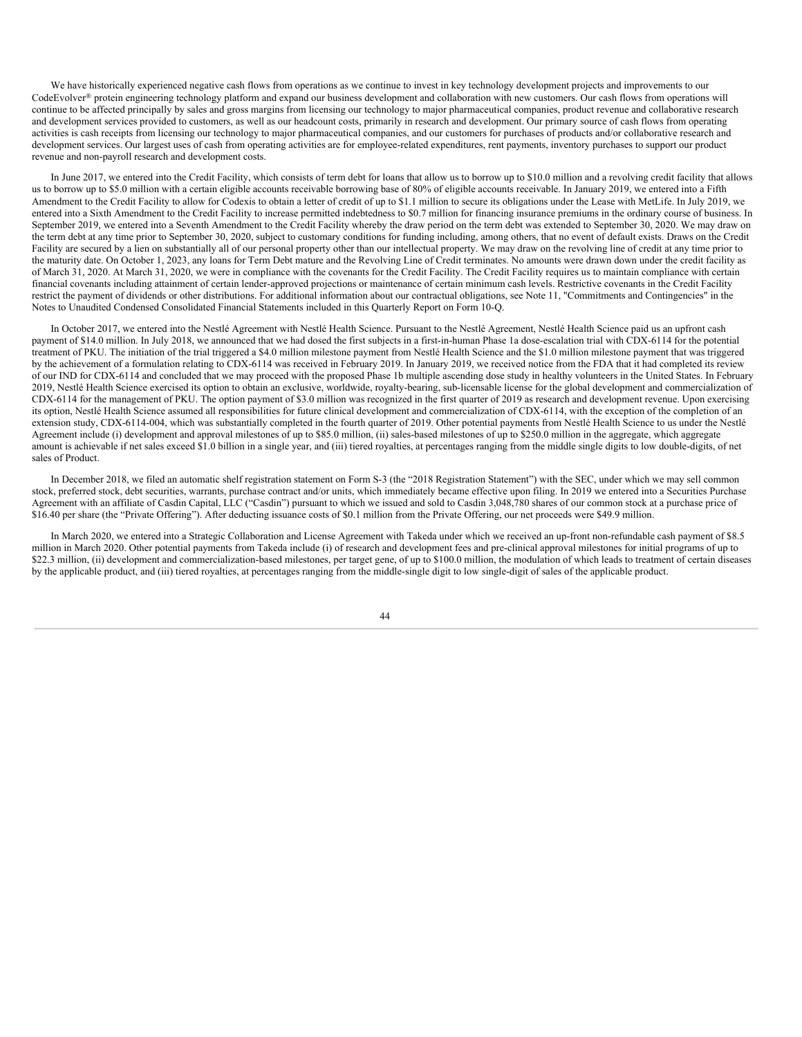We have historically experienced negative cash flows from operations as we continue to invest in key technology development projects and improvements to our CodeEvolver® protein engineering technology platform and expand our business development and collaboration with new customers. Our cash flows from operations will continue to be affected principally by sales and gross margins from licensing our technology to major pharmaceutical companies, product revenue and collaborative research and development services provided to customers, as well as our headcount costs, primarily in research and development. Our primary source of cash flows from operating activities is cash receipts from licensing our technology to major pharmaceutical companies, and our customers for purchases of products and/or collaborative research and development services. Our largest uses of cash from operating activities are for employee-related expenditures, rent payments, inventory purchases to support our product revenue and non-payroll research and development costs.

In June 2017, we entered into the Credit Facility, which consists of term debt for loans that allow us to borrow up to $10.0 million and a revolving credit facility that allows us to borrow up to $5.0 million with a certain eligible accounts receivable borrowing base of 80% of eligible accounts receivable. In January 2019, we entered into a Fifth Amendment to the Credit Facility to allow for Codexis to obtain a letter of credit of up to $1.1 million to secure its obligations under the Lease with MetLife. In July 2019, we entered into a Sixth Amendment to the Credit Facility to increase permitted indebtedness to $0.7 million for financing insurance premiums in the ordinary course of business. In September 2019, we entered into a Seventh Amendment to the Credit Facility whereby the draw period on the term debt was extended to September 30, 2020. We may draw on the term debt at any time prior to September 30, 2020, subject to customary conditions for funding including, among others, that no event of default exists. Draws on the Credit Facility are secured by a lien on substantially all of our personal property other than our intellectual property. We may draw on the revolving line of credit at any time prior to the maturity date. On October 1, 2023, any loans for Term Debt mature and the Revolving Line of Credit terminates. No amounts were drawn down under the credit facility as of March 31, 2020. At March 31, 2020, we were in compliance with the covenants for the Credit Facility. The Credit Facility requires us to maintain compliance with certain financial covenants including attainment of certain lender-approved projections or maintenance of certain minimum cash levels. Restrictive covenants in the Credit Facility restrict the payment of dividends or other distributions. For additional information about our contractual obligations, see Note 11, "Commitments and Contingencies" in the Notes to Unaudited Condensed Consolidated Financial Statements included in this Quarterly Report on Form 10-Q.

In October 2017, we entered into the Nestlé Agreement with Nestlé Health Science. Pursuant to the Nestlé Agreement, Nestlé Health Science paid us an upfront cash payment of $14.0 million. In July 2018, we announced that we had dosed the first subjects in a first-in-human Phase 1a dose-escalation trial with CDX-6114 for the potential treatment of PKU. The initiation of the trial triggered a $4.0 million milestone payment from Nestlé Health Science and the $1.0 million milestone payment that was triggered by the achievement of a formulation relating to CDX-6114 was received in February 2019. In January 2019, we received notice from the FDA that it had completed its review of our IND for CDX-6114 and concluded that we may proceed with the proposed Phase 1b multiple ascending dose study in healthy volunteers in the United States. In February 2019, Nestlé Health Science exercised its option to obtain an exclusive, worldwide, royalty-bearing, sub-licensable license for the global development and commercialization of CDX-6114 for the management of PKU. The option payment of $3.0 million was recognized in the first quarter of 2019 as research and development revenue. Upon exercising its option, Nestlé Health Science assumed all responsibilities for future clinical development and commercialization of CDX-6114, with the exception of the completion of an extension study, CDX-6114-004, which was substantially completed in the fourth quarter of 2019. Other potential payments from Nestlé Health Science to us under the Nestlé Agreement include (i) development and approval milestones of up to $85.0 million, (ii) sales-based milestones of up to $250.0 million in the aggregate, which aggregate amount is achievable if net sales exceed $1.0 billion in a single year, and (iii) tiered royalties, at percentages ranging from the middle single digits to low double-digits, of net sales of Product.

In December 2018, we filed an automatic shelf registration statement on Form S-3 (the "2018 Registration Statement") with the SEC, under which we may sell common stock, preferred stock, debt securities, warrants, purchase contract and/or units, which immediately became effective upon filing. In 2019 we entered into a Securities Purchase Agreement with an affiliate of Casdin Capital, LLC ("Casdin") pursuant to which we issued and sold to Casdin 3,048,780 shares of our common stock at a purchase price of $16.40 per share (the "Private Offering"). After deducting issuance costs of $0.1 million from the Private Offering, our net proceeds were $49.9 million.

In March 2020, we entered into a Strategic Collaboration and License Agreement with Takeda under which we received an up-front non-refundable cash payment of $8.5 million in March 2020. Other potential payments from Takeda include (i) of research and development fees and pre-clinical approval milestones for initial programs of up to $22.3 million, (ii) development and commercialization-based milestones, per target gene, of up to $100.0 million, the modulation of which leads to treatment of certain diseases by the applicable product, and (iii) tiered royalties, at percentages ranging from the middle-single digit to low single-digit of sales of the applicable product.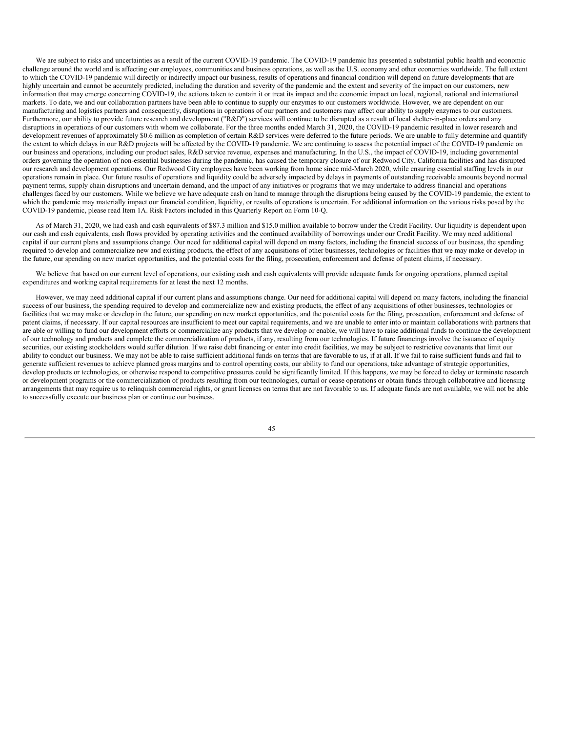We are subject to risks and uncertainties as a result of the current COVID-19 pandemic. The COVID-19 pandemic has presented a substantial public health and economic challenge around the world and is affecting our employees, communities and business operations, as well as the U.S. economy and other economies worldwide. The full extent to which the COVID-19 pandemic will directly or indirectly impact our business, results of operations and financial condition will depend on future developments that are highly uncertain and cannot be accurately predicted, including the duration and severity of the pandemic and the extent and severity of the impact on our customers, new information that may emerge concerning COVID-19, the actions taken to contain it or treat its impact and the economic impact on local, regional, national and international markets. To date, we and our collaboration partners have been able to continue to supply our enzymes to our customers worldwide. However, we are dependent on our manufacturing and logistics partners and consequently, disruptions in operations of our partners and customers may affect our ability to supply enzymes to our customers. Furthermore, our ability to provide future research and development ("R&D") services will continue to be disrupted as a result of local shelter-in-place orders and any disruptions in operations of our customers with whom we collaborate. For the three months ended March 31, 2020, the COVID-19 pandemic resulted in lower research and development revenues of approximately $0.6 million as completion of certain R&D services were deferred to the future periods. We are unable to fully determine and quantify the extent to which delays in our R&D projects will be affected by the COVID-19 pandemic. We are continuing to assess the potential impact of the COVID-19 pandemic on our business and operations, including our product sales, R&D service revenue, expenses and manufacturing. In the U.S., the impact of COVID-19, including governmental orders governing the operation of non-essential businesses during the pandemic, has caused the temporary closure of our Redwood City, California facilities and has disrupted our research and development operations. Our Redwood City employees have been working from home since mid-March 2020, while ensuring essential staffing levels in our operations remain in place. Our future results of operations and liquidity could be adversely impacted by delays in payments of outstanding receivable amounts beyond normal payment terms, supply chain disruptions and uncertain demand, and the impact of any initiatives or programs that we may undertake to address financial and operations challenges faced by our customers. While we believe we have adequate cash on hand to manage through the disruptions being caused by the COVID-19 pandemic, the extent to which the pandemic may materially impact our financial condition, liquidity, or results of operations is uncertain. For additional information on the various risks posed by the COVID-19 pandemic, please read Item 1A. Risk Factors included in this Quarterly Report on Form 10-Q.

As of March 31, 2020, we had cash and cash equivalents of $87.3 million and $15.0 million available to borrow under the Credit Facility. Our liquidity is dependent upon our cash and cash equivalents, cash flows provided by operating activities and the continued availability of borrowings under our Credit Facility. We may need additional capital if our current plans and assumptions change. Our need for additional capital will depend on many factors, including the financial success of our business, the spending required to develop and commercialize new and existing products, the effect of any acquisitions of other businesses, technologies or facilities that we may make or develop in the future, our spending on new market opportunities, and the potential costs for the filing, prosecution, enforcement and defense of patent claims, if necessary.

We believe that based on our current level of operations, our existing cash and cash equivalents will provide adequate funds for ongoing operations, planned capital expenditures and working capital requirements for at least the next 12 months.

However, we may need additional capital if our current plans and assumptions change. Our need for additional capital will depend on many factors, including the financial success of our business, the spending required to develop and commercialize new and existing products, the effect of any acquisitions of other businesses, technologies or facilities that we may make or develop in the future, our spending on new market opportunities, and the potential costs for the filing, prosecution, enforcement and defense of patent claims, if necessary. If our capital resources are insufficient to meet our capital requirements, and we are unable to enter into or maintain collaborations with partners that are able or willing to fund our development efforts or commercialize any products that we develop or enable, we will have to raise additional funds to continue the development of our technology and products and complete the commercialization of products, if any, resulting from our technologies. If future financings involve the issuance of equity securities, our existing stockholders would suffer dilution. If we raise debt financing or enter into credit facilities, we may be subject to restrictive covenants that limit our ability to conduct our business. We may not be able to raise sufficient additional funds on terms that are favorable to us, if at all. If we fail to raise sufficient funds and fail to generate sufficient revenues to achieve planned gross margins and to control operating costs, our ability to fund our operations, take advantage of strategic opportunities, develop products or technologies, or otherwise respond to competitive pressures could be significantly limited. If this happens, we may be forced to delay or terminate research or development programs or the commercialization of products resulting from our technologies, curtail or cease operations or obtain funds through collaborative and licensing arrangements that may require us to relinquish commercial rights, or grant licenses on terms that are not favorable to us. If adequate funds are not available, we will not be able to successfully execute our business plan or continue our business.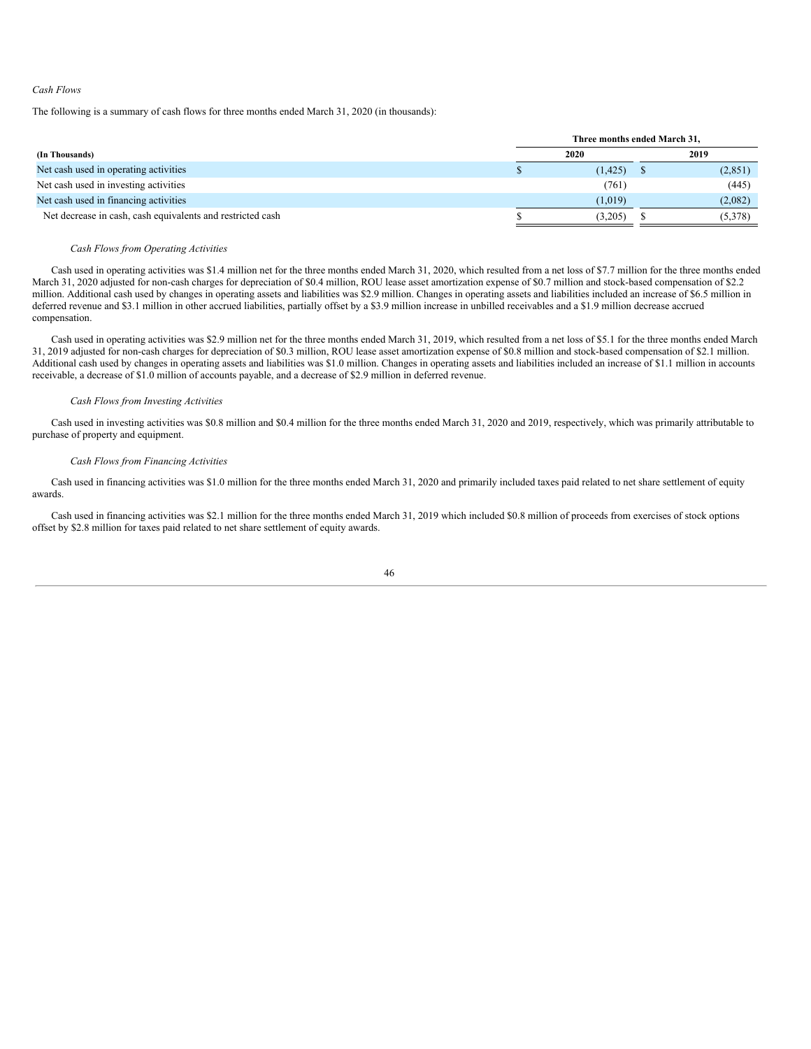*Cash Flows*

The following is a summary of cash flows for three months ended March 31, 2020 (in thousands):

| | Three months ended March 31, | |
|---|---|---|
| **(In Thousands)** | **2020** | **2019** |
| Net cash used in operating activities | $ (1,425) | $ (2,851) |
| Net cash used in investing activities | (761) | (445) |
| Net cash used in financing activities | (1,019) | (2,082) |
| Net decrease in cash, cash equivalents and restricted cash | $ (3,205) | $ (5,378) |

*Cash Flows from Operating Activities*

Cash used in operating activities was $1.4 million net for the three months ended March 31, 2020, which resulted from a net loss of $7.7 million for the three months ended March 31, 2020 adjusted for non-cash charges for depreciation of $0.4 million, ROU lease asset amortization expense of $0.7 million and stock-based compensation of $2.2 million. Additional cash used by changes in operating assets and liabilities was $2.9 million. Changes in operating assets and liabilities included an increase of $6.5 million in deferred revenue and $3.1 million in other accrued liabilities, partially offset by a $3.9 million increase in unbilled receivables and a $1.9 million decrease accrued compensation.

Cash used in operating activities was $2.9 million net for the three months ended March 31, 2019, which resulted from a net loss of $5.1 for the three months ended March 31, 2019 adjusted for non-cash charges for depreciation of $0.3 million, ROU lease asset amortization expense of $0.8 million and stock-based compensation of $2.1 million. Additional cash used by changes in operating assets and liabilities was $1.0 million. Changes in operating assets and liabilities included an increase of $1.1 million in accounts receivable, a decrease of $1.0 million of accounts payable, and a decrease of $2.9 million in deferred revenue.

*Cash Flows from Investing Activities*

Cash used in investing activities was $0.8 million and $0.4 million for the three months ended March 31, 2020 and 2019, respectively, which was primarily attributable to purchase of property and equipment.

*Cash Flows from Financing Activities*

Cash used in financing activities was $1.0 million for the three months ended March 31, 2020 and primarily included taxes paid related to net share settlement of equity awards.

Cash used in financing activities was $2.1 million for the three months ended March 31, 2019 which included $0.8 million of proceeds from exercises of stock options offset by $2.8 million for taxes paid related to net share settlement of equity awards.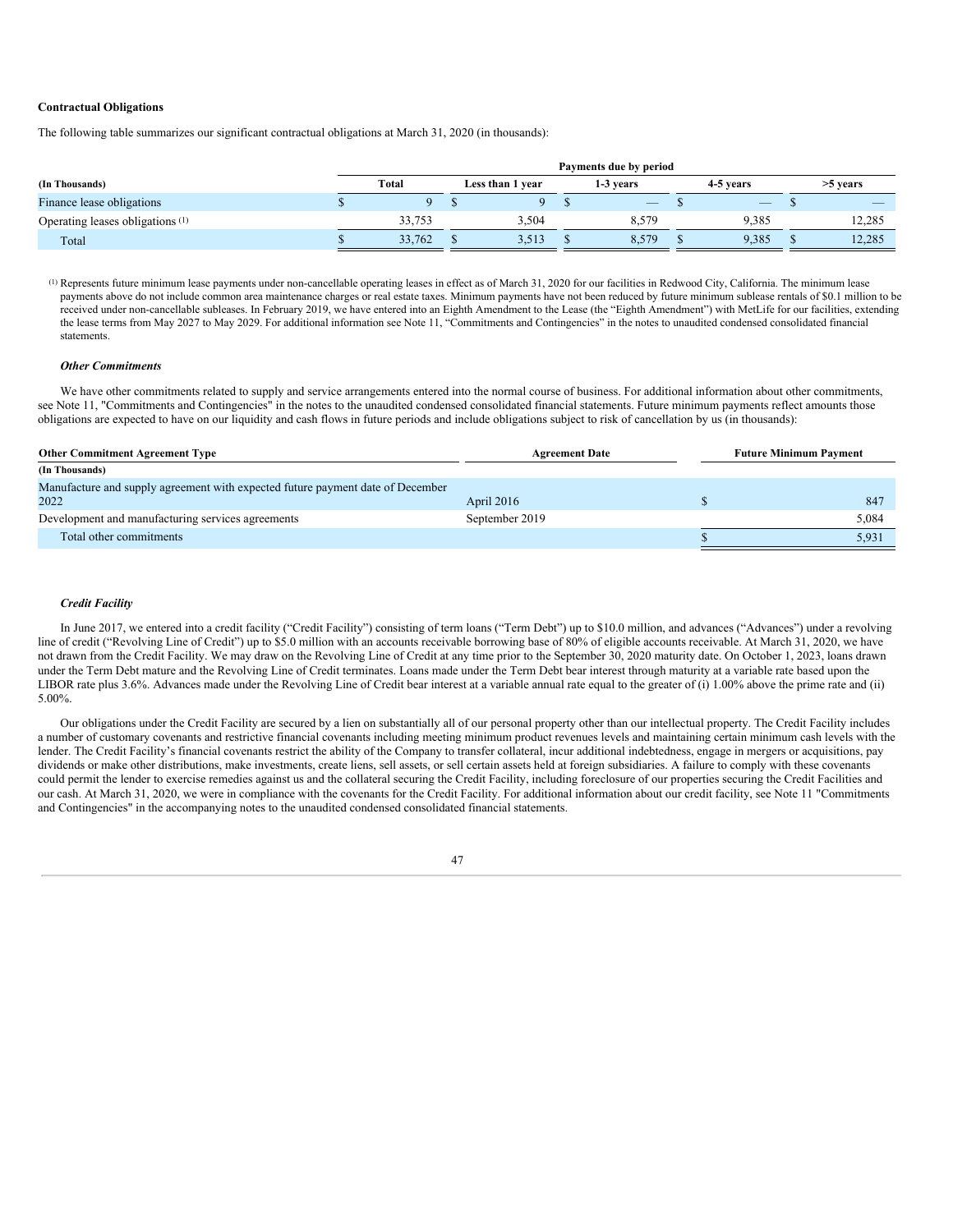**Contractual Obligations**

The following table summarizes our significant contractual obligations at March 31, 2020 (in thousands):

| | Payments due by period | | | | |
|---|---|---|---|---|---|
| **(In Thousands)** | **Total** | **Less than 1 year** | **1-3 years** | **4-5 years** | **>5 years** |
| Finance lease obligations | $ 9 | $ 9 | $ — | $ — | $ — |
| Operating leases obligations [(1)] | 33,753 | 3,504 | 8,579 | 9,385 | 12,285 |
| Total | $ 33,762 | $ 3,513 | $ 8,579 | $ 9,385 | $ 12,285 |

[(1)] Represents future minimum lease payments under non-cancellable operating leases in effect as of March 31, 2020 for our facilities in Redwood City, California. The minimum lease payments above do not include common area maintenance charges or real estate taxes. Minimum payments have not been reduced by future minimum sublease rentals of $0.1 million to be received under non-cancellable subleases. In February 2019, we have entered into an Eighth Amendment to the Lease (the "Eighth Amendment") with MetLife for our facilities, extending the lease terms from May 2027 to May 2029. For additional information see Note 11, "Commitments and Contingencies" in the notes to unaudited condensed consolidated financial statements.

***Other Commitments***

We have other commitments related to supply and service arrangements entered into the normal course of business. For additional information about other commitments, see Note 11, "Commitments and Contingencies" in the notes to the unaudited condensed consolidated financial statements. Future minimum payments reflect amounts those obligations are expected to have on our liquidity and cash flows in future periods and include obligations subject to risk of cancellation by us (in thousands):

| **Other Commitment Agreement Type** | **Agreement Date** | **Future Minimum Payment** |
|---|---|---|
| **(In Thousands)** | | |
| Manufacture and supply agreement with expected future payment date of December 2022 | April 2016 | $ 847 |
| Development and manufacturing services agreements | September 2019 | 5,084 |
| Total other commitments | | $ 5,931 |

***Credit Facility***

In June 2017, we entered into a credit facility ("Credit Facility") consisting of term loans ("Term Debt") up to $10.0 million, and advances ("Advances") under a revolving line of credit ("Revolving Line of Credit") up to $5.0 million with an accounts receivable borrowing base of 80% of eligible accounts receivable. At March 31, 2020, we have not drawn from the Credit Facility. We may draw on the Revolving Line of Credit at any time prior to the September 30, 2020 maturity date. On October 1, 2023, loans drawn under the Term Debt mature and the Revolving Line of Credit terminates. Loans made under the Term Debt bear interest through maturity at a variable rate based upon the LIBOR rate plus 3.6%. Advances made under the Revolving Line of Credit bear interest at a variable annual rate equal to the greater of (i) 1.00% above the prime rate and (ii) 5.00%.

Our obligations under the Credit Facility are secured by a lien on substantially all of our personal property other than our intellectual property. The Credit Facility includes a number of customary covenants and restrictive financial covenants including meeting minimum product revenues levels and maintaining certain minimum cash levels with the lender. The Credit Facility's financial covenants restrict the ability of the Company to transfer collateral, incur additional indebtedness, engage in mergers or acquisitions, pay dividends or make other distributions, make investments, create liens, sell assets, or sell certain assets held at foreign subsidiaries. A failure to comply with these covenants could permit the lender to exercise remedies against us and the collateral securing the Credit Facility, including foreclosure of our properties securing the Credit Facilities and our cash. At March 31, 2020, we were in compliance with the covenants for the Credit Facility. For additional information about our credit facility, see Note 11 "Commitments and Contingencies" in the accompanying notes to the unaudited condensed consolidated financial statements.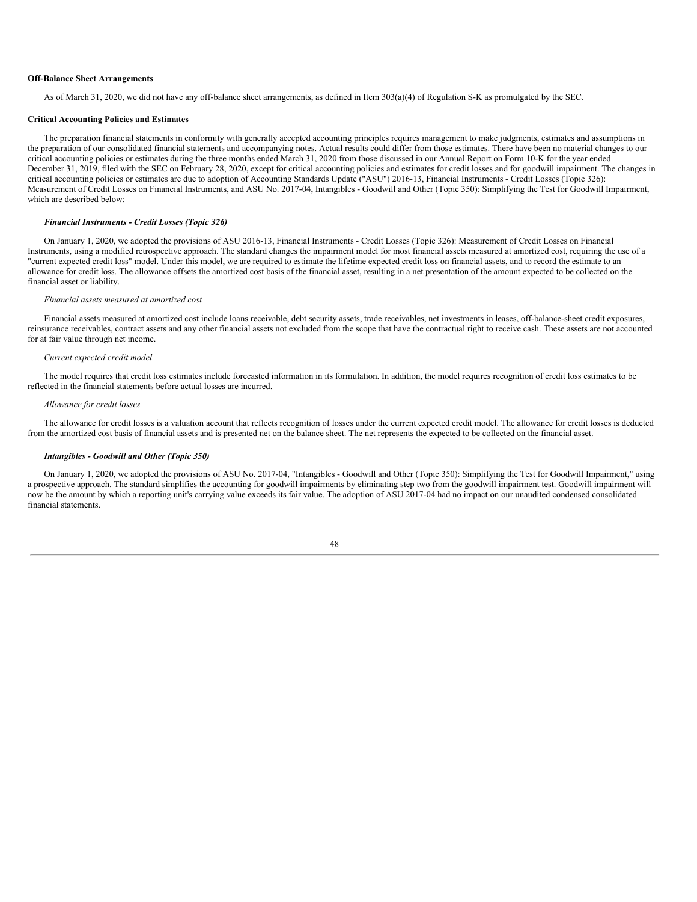**Off-Balance Sheet Arrangements**

As of March 31, 2020, we did not have any off-balance sheet arrangements, as defined in Item 303(a)(4) of Regulation S-K as promulgated by the SEC.

**Critical Accounting Policies and Estimates**

The preparation financial statements in conformity with generally accepted accounting principles requires management to make judgments, estimates and assumptions in the preparation of our consolidated financial statements and accompanying notes. Actual results could differ from those estimates. There have been no material changes to our critical accounting policies or estimates during the three months ended March 31, 2020 from those discussed in our Annual Report on Form 10-K for the year ended December 31, 2019, filed with the SEC on February 28, 2020, except for critical accounting policies and estimates for credit losses and for goodwill impairment. The changes in critical accounting policies or estimates are due to adoption of Accounting Standards Update ("ASU") 2016-13, Financial Instruments - Credit Losses (Topic 326): Measurement of Credit Losses on Financial Instruments, and ASU No. 2017-04, Intangibles - Goodwill and Other (Topic 350): Simplifying the Test for Goodwill Impairment, which are described below:

***Financial Instruments - Credit Losses (Topic 326)***

On January 1, 2020, we adopted the provisions of ASU 2016-13, Financial Instruments - Credit Losses (Topic 326): Measurement of Credit Losses on Financial Instruments, using a modified retrospective approach. The standard changes the impairment model for most financial assets measured at amortized cost, requiring the use of a "current expected credit loss" model. Under this model, we are required to estimate the lifetime expected credit loss on financial assets, and to record the estimate to an allowance for credit loss. The allowance offsets the amortized cost basis of the financial asset, resulting in a net presentation of the amount expected to be collected on the financial asset or liability.

*Financial assets measured at amortized cost*

Financial assets measured at amortized cost include loans receivable, debt security assets, trade receivables, net investments in leases, off-balance-sheet credit exposures, reinsurance receivables, contract assets and any other financial assets not excluded from the scope that have the contractual right to receive cash. These assets are not accounted for at fair value through net income.

*Current expected credit model*

The model requires that credit loss estimates include forecasted information in its formulation. In addition, the model requires recognition of credit loss estimates to be reflected in the financial statements before actual losses are incurred.

*Allowance for credit losses*

The allowance for credit losses is a valuation account that reflects recognition of losses under the current expected credit model. The allowance for credit losses is deducted from the amortized cost basis of financial assets and is presented net on the balance sheet. The net represents the expected to be collected on the financial asset.

***Intangibles - Goodwill and Other (Topic 350)***

On January 1, 2020, we adopted the provisions of ASU No. 2017-04, "Intangibles - Goodwill and Other (Topic 350): Simplifying the Test for Goodwill Impairment," using a prospective approach. The standard simplifies the accounting for goodwill impairments by eliminating step two from the goodwill impairment test. Goodwill impairment will now be the amount by which a reporting unit's carrying value exceeds its fair value. The adoption of ASU 2017-04 had no impact on our unaudited condensed consolidated financial statements.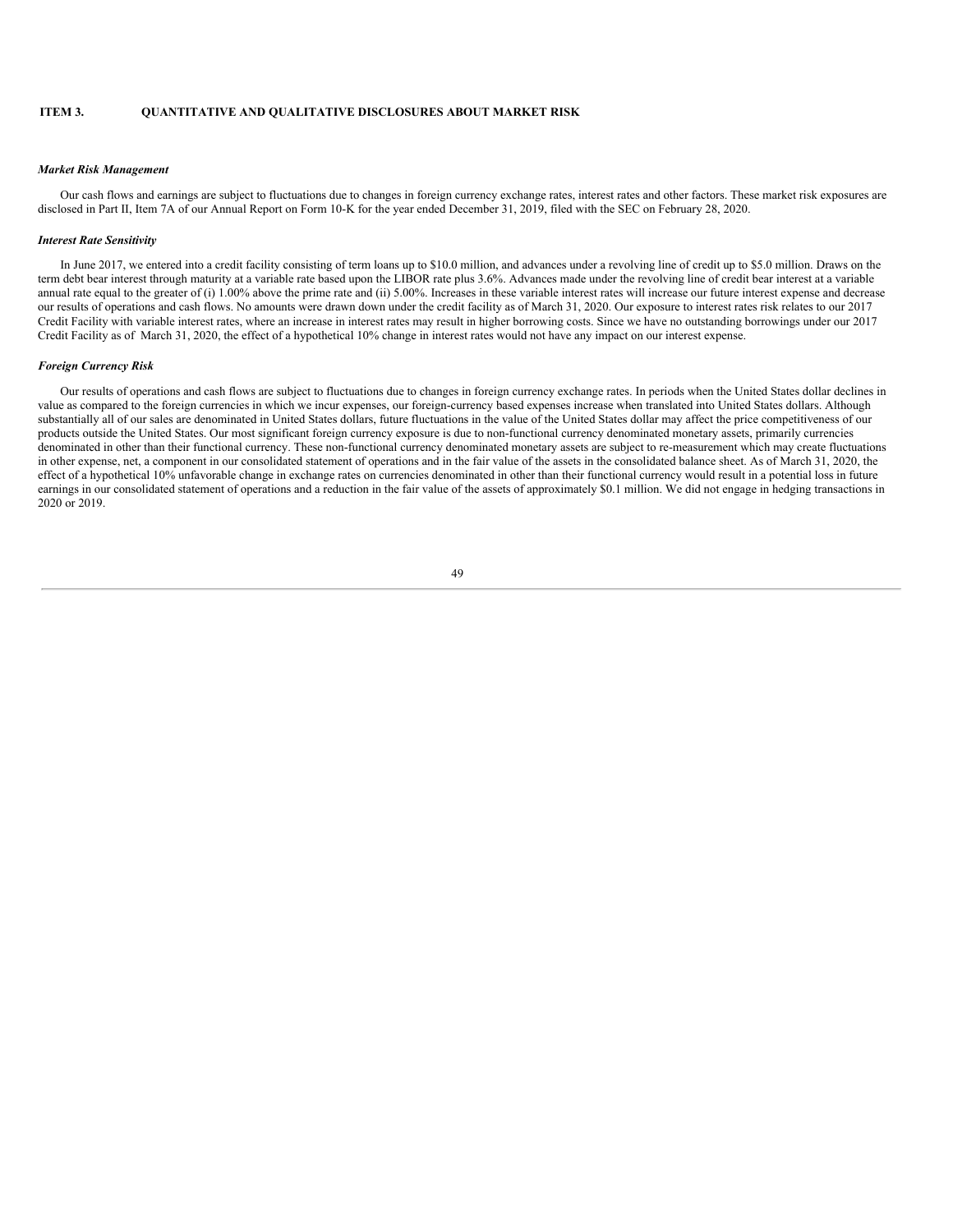## ITEM 3. QUANTITATIVE AND QUALITATIVE DISCLOSURES ABOUT MARKET RISK

***Market Risk Management***

Our cash flows and earnings are subject to fluctuations due to changes in foreign currency exchange rates, interest rates and other factors. These market risk exposures are disclosed in Part II, Item 7A of our Annual Report on Form 10-K for the year ended December 31, 2019, filed with the SEC on February 28, 2020.

***Interest Rate Sensitivity***

In June 2017, we entered into a credit facility consisting of term loans up to $10.0 million, and advances under a revolving line of credit up to $5.0 million. Draws on the term debt bear interest through maturity at a variable rate based upon the LIBOR rate plus 3.6%. Advances made under the revolving line of credit bear interest at a variable annual rate equal to the greater of (i) 1.00% above the prime rate and (ii) 5.00%. Increases in these variable interest rates will increase our future interest expense and decrease our results of operations and cash flows. No amounts were drawn down under the credit facility as of March 31, 2020. Our exposure to interest rates risk relates to our 2017 Credit Facility with variable interest rates, where an increase in interest rates may result in higher borrowing costs. Since we have no outstanding borrowings under our 2017 Credit Facility as of March 31, 2020, the effect of a hypothetical 10% change in interest rates would not have any impact on our interest expense.

***Foreign Currency Risk***

Our results of operations and cash flows are subject to fluctuations due to changes in foreign currency exchange rates. In periods when the United States dollar declines in value as compared to the foreign currencies in which we incur expenses, our foreign-currency based expenses increase when translated into United States dollars. Although substantially all of our sales are denominated in United States dollars, future fluctuations in the value of the United States dollar may affect the price competitiveness of our products outside the United States. Our most significant foreign currency exposure is due to non-functional currency denominated monetary assets, primarily currencies denominated in other than their functional currency. These non-functional currency denominated monetary assets are subject to re-measurement which may create fluctuations in other expense, net, a component in our consolidated statement of operations and in the fair value of the assets in the consolidated balance sheet. As of March 31, 2020, the effect of a hypothetical 10% unfavorable change in exchange rates on currencies denominated in other than their functional currency would result in a potential loss in future earnings in our consolidated statement of operations and a reduction in the fair value of the assets of approximately $0.1 million. We did not engage in hedging transactions in 2020 or 2019.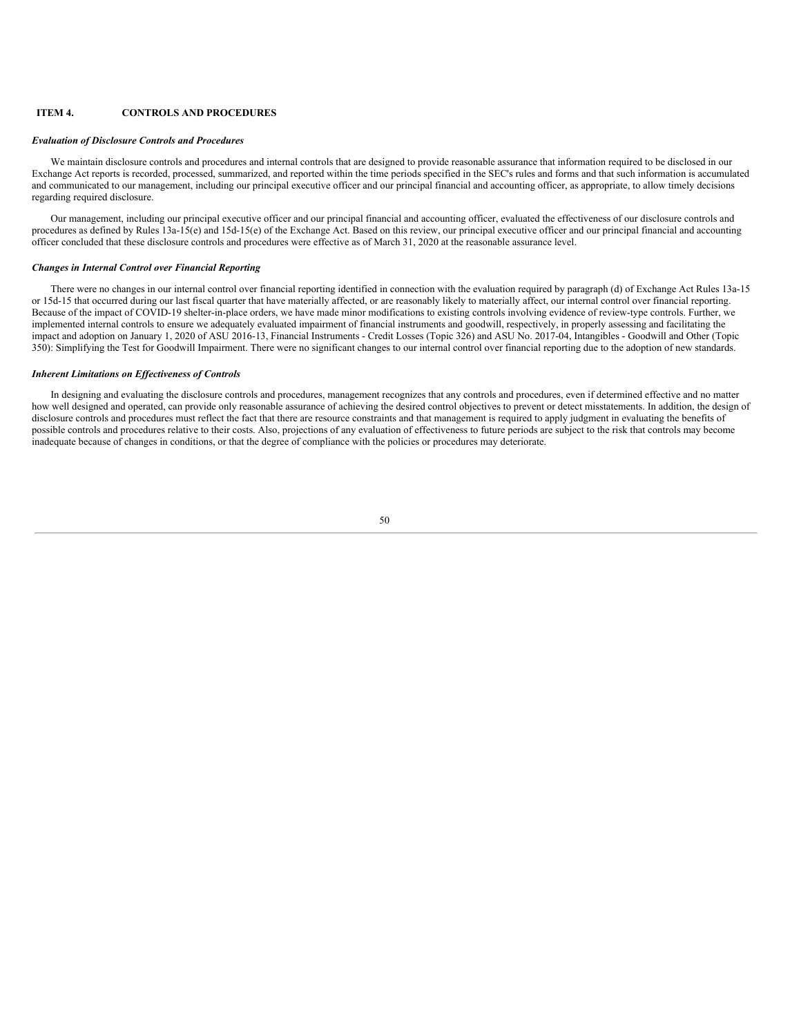## ITEM 4. CONTROLS AND PROCEDURES

***Evaluation of Disclosure Controls and Procedures***

We maintain disclosure controls and procedures and internal controls that are designed to provide reasonable assurance that information required to be disclosed in our Exchange Act reports is recorded, processed, summarized, and reported within the time periods specified in the SEC's rules and forms and that such information is accumulated and communicated to our management, including our principal executive officer and our principal financial and accounting officer, as appropriate, to allow timely decisions regarding required disclosure.

Our management, including our principal executive officer and our principal financial and accounting officer, evaluated the effectiveness of our disclosure controls and procedures as defined by Rules 13a-15(e) and 15d-15(e) of the Exchange Act. Based on this review, our principal executive officer and our principal financial and accounting officer concluded that these disclosure controls and procedures were effective as of March 31, 2020 at the reasonable assurance level.

***Changes in Internal Control over Financial Reporting***

There were no changes in our internal control over financial reporting identified in connection with the evaluation required by paragraph (d) of Exchange Act Rules 13a-15 or 15d-15 that occurred during our last fiscal quarter that have materially affected, or are reasonably likely to materially affect, our internal control over financial reporting. Because of the impact of COVID-19 shelter-in-place orders, we have made minor modifications to existing controls involving evidence of review-type controls. Further, we implemented internal controls to ensure we adequately evaluated impairment of financial instruments and goodwill, respectively, in properly assessing and facilitating the impact and adoption on January 1, 2020 of ASU 2016-13, Financial Instruments - Credit Losses (Topic 326) and ASU No. 2017-04, Intangibles - Goodwill and Other (Topic 350): Simplifying the Test for Goodwill Impairment. There were no significant changes to our internal control over financial reporting due to the adoption of new standards.

***Inherent Limitations on Effectiveness of Controls***

In designing and evaluating the disclosure controls and procedures, management recognizes that any controls and procedures, even if determined effective and no matter how well designed and operated, can provide only reasonable assurance of achieving the desired control objectives to prevent or detect misstatements. In addition, the design of disclosure controls and procedures must reflect the fact that there are resource constraints and that management is required to apply judgment in evaluating the benefits of possible controls and procedures relative to their costs. Also, projections of any evaluation of effectiveness to future periods are subject to the risk that controls may become inadequate because of changes in conditions, or that the degree of compliance with the policies or procedures may deteriorate.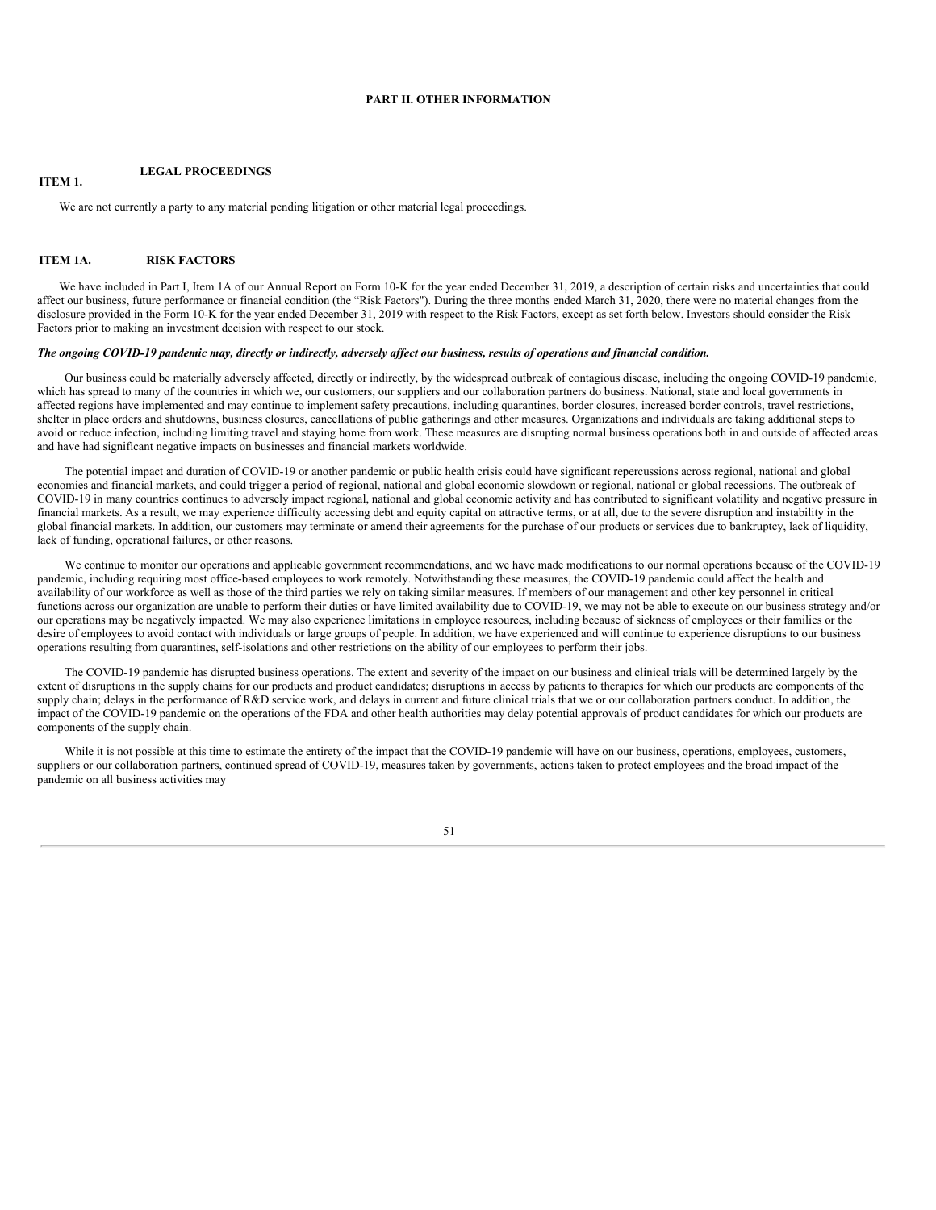# PART II. OTHER INFORMATION

## ITEM 1. LEGAL PROCEEDINGS

We are not currently a party to any material pending litigation or other material legal proceedings.

## ITEM 1A. RISK FACTORS

We have included in Part I, Item 1A of our Annual Report on Form 10-K for the year ended December 31, 2019, a description of certain risks and uncertainties that could affect our business, future performance or financial condition (the "Risk Factors"). During the three months ended March 31, 2020, there were no material changes from the disclosure provided in the Form 10-K for the year ended December 31, 2019 with respect to the Risk Factors, except as set forth below. Investors should consider the Risk Factors prior to making an investment decision with respect to our stock.

***The ongoing COVID-19 pandemic may, directly or indirectly, adversely affect our business, results of operations and financial condition.***

Our business could be materially adversely affected, directly or indirectly, by the widespread outbreak of contagious disease, including the ongoing COVID-19 pandemic, which has spread to many of the countries in which we, our customers, our suppliers and our collaboration partners do business. National, state and local governments in affected regions have implemented and may continue to implement safety precautions, including quarantines, border closures, increased border controls, travel restrictions, shelter in place orders and shutdowns, business closures, cancellations of public gatherings and other measures. Organizations and individuals are taking additional steps to avoid or reduce infection, including limiting travel and staying home from work. These measures are disrupting normal business operations both in and outside of affected areas and have had significant negative impacts on businesses and financial markets worldwide.

The potential impact and duration of COVID-19 or another pandemic or public health crisis could have significant repercussions across regional, national and global economies and financial markets, and could trigger a period of regional, national and global economic slowdown or regional, national or global recessions. The outbreak of COVID-19 in many countries continues to adversely impact regional, national and global economic activity and has contributed to significant volatility and negative pressure in financial markets. As a result, we may experience difficulty accessing debt and equity capital on attractive terms, or at all, due to the severe disruption and instability in the global financial markets. In addition, our customers may terminate or amend their agreements for the purchase of our products or services due to bankruptcy, lack of liquidity, lack of funding, operational failures, or other reasons.

We continue to monitor our operations and applicable government recommendations, and we have made modifications to our normal operations because of the COVID-19 pandemic, including requiring most office-based employees to work remotely. Notwithstanding these measures, the COVID-19 pandemic could affect the health and availability of our workforce as well as those of the third parties we rely on taking similar measures. If members of our management and other key personnel in critical functions across our organization are unable to perform their duties or have limited availability due to COVID-19, we may not be able to execute on our business strategy and/or our operations may be negatively impacted. We may also experience limitations in employee resources, including because of sickness of employees or their families or the desire of employees to avoid contact with individuals or large groups of people. In addition, we have experienced and will continue to experience disruptions to our business operations resulting from quarantines, self-isolations and other restrictions on the ability of our employees to perform their jobs.

The COVID-19 pandemic has disrupted business operations. The extent and severity of the impact on our business and clinical trials will be determined largely by the extent of disruptions in the supply chains for our products and product candidates; disruptions in access by patients to therapies for which our products are components of the supply chain; delays in the performance of R&D service work, and delays in current and future clinical trials that we or our collaboration partners conduct. In addition, the impact of the COVID-19 pandemic on the operations of the FDA and other health authorities may delay potential approvals of product candidates for which our products are components of the supply chain.

While it is not possible at this time to estimate the entirety of the impact that the COVID-19 pandemic will have on our business, operations, employees, customers, suppliers or our collaboration partners, continued spread of COVID-19, measures taken by governments, actions taken to protect employees and the broad impact of the pandemic on all business activities may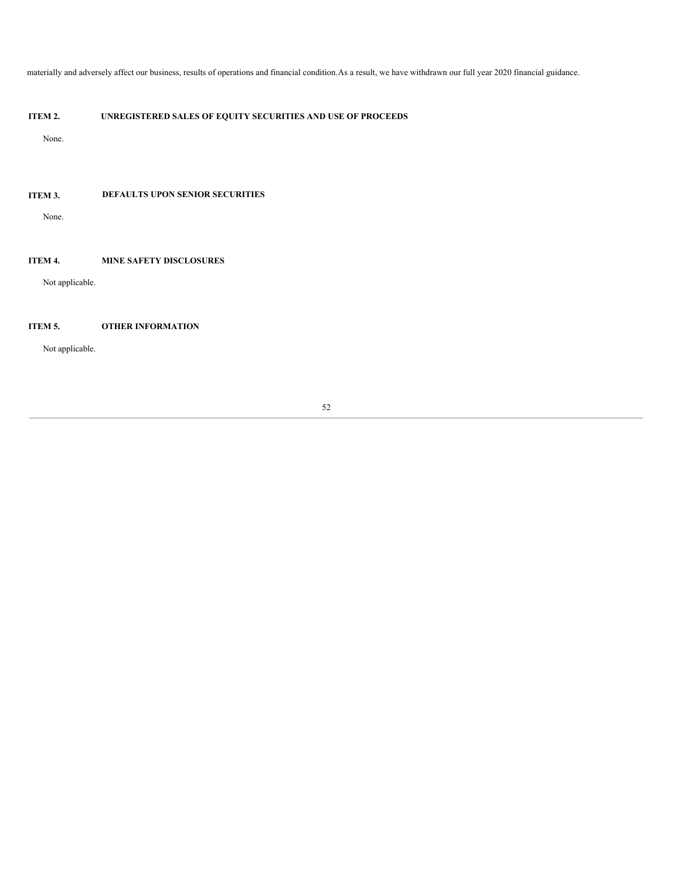materially and adversely affect our business, results of operations and financial condition.As a result, we have withdrawn our full year 2020 financial guidance.

## ITEM 2. UNREGISTERED SALES OF EQUITY SECURITIES AND USE OF PROCEEDS

None.

## ITEM 3. DEFAULTS UPON SENIOR SECURITIES

None.

## ITEM 4. MINE SAFETY DISCLOSURES

Not applicable.

## ITEM 5. OTHER INFORMATION

Not applicable.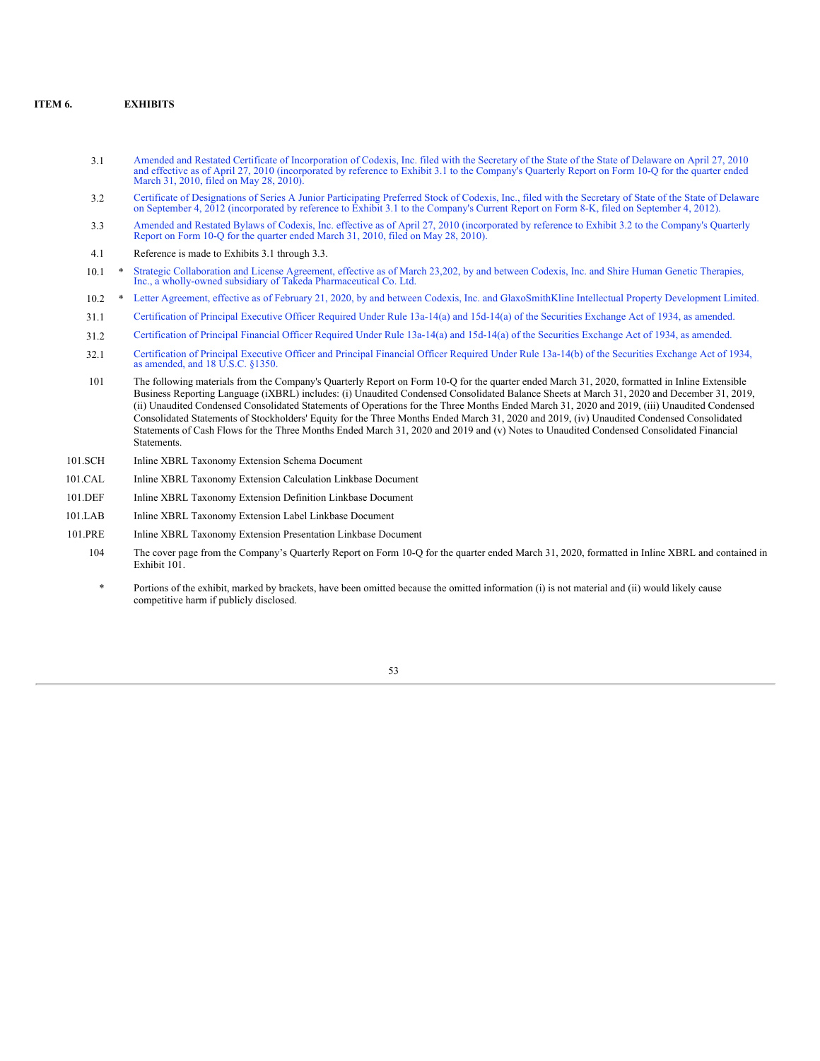## ITEM 6. EXHIBITS

| | | |
|---|---|---|
| 3.1 | | Amended and Restated Certificate of Incorporation of Codexis, Inc. filed with the Secretary of the State of the State of Delaware on April 27, 2010 and effective as of April 27, 2010 (incorporated by reference to Exhibit 3.1 to the Company's Quarterly Report on Form 10-Q for the quarter ended March 31, 2010, filed on May 28, 2010). |
| 3.2 | | Certificate of Designations of Series A Junior Participating Preferred Stock of Codexis, Inc., filed with the Secretary of State of the State of Delaware on September 4, 2012 (incorporated by reference to Exhibit 3.1 to the Company's Current Report on Form 8-K, filed on September 4, 2012). |
| 3.3 | | Amended and Restated Bylaws of Codexis, Inc. effective as of April 27, 2010 (incorporated by reference to Exhibit 3.2 to the Company's Quarterly Report on Form 10-Q for the quarter ended March 31, 2010, filed on May 28, 2010). |
| 4.1 | | Reference is made to Exhibits 3.1 through 3.3. |
| 10.1 | * | Strategic Collaboration and License Agreement, effective as of March 23,202, by and between Codexis, Inc. and Shire Human Genetic Therapies, Inc., a wholly-owned subsidiary of Takeda Pharmaceutical Co. Ltd. |
| 10.2 | * | Letter Agreement, effective as of February 21, 2020, by and between Codexis, Inc. and GlaxoSmithKline Intellectual Property Development Limited. |
| 31.1 | | Certification of Principal Executive Officer Required Under Rule 13a-14(a) and 15d-14(a) of the Securities Exchange Act of 1934, as amended. |
| 31.2 | | Certification of Principal Financial Officer Required Under Rule 13a-14(a) and 15d-14(a) of the Securities Exchange Act of 1934, as amended. |
| 32.1 | | Certification of Principal Executive Officer and Principal Financial Officer Required Under Rule 13a-14(b) of the Securities Exchange Act of 1934, as amended, and 18 U.S.C. §1350. |
| 101 | | The following materials from the Company's Quarterly Report on Form 10-Q for the quarter ended March 31, 2020, formatted in Inline Extensible Business Reporting Language (iXBRL) includes: (i) Unaudited Condensed Consolidated Balance Sheets at March 31, 2020 and December 31, 2019, (ii) Unaudited Condensed Consolidated Statements of Operations for the Three Months Ended March 31, 2020 and 2019, (iii) Unaudited Condensed Consolidated Statements of Stockholders' Equity for the Three Months Ended March 31, 2020 and 2019, (iv) Unaudited Condensed Consolidated Statements of Cash Flows for the Three Months Ended March 31, 2020 and 2019 and (v) Notes to Unaudited Condensed Consolidated Financial Statements. |
| 101.SCH | | Inline XBRL Taxonomy Extension Schema Document |
| 101.CAL | | Inline XBRL Taxonomy Extension Calculation Linkbase Document |
| 101.DEF | | Inline XBRL Taxonomy Extension Definition Linkbase Document |
| 101.LAB | | Inline XBRL Taxonomy Extension Label Linkbase Document |
| 101.PRE | | Inline XBRL Taxonomy Extension Presentation Linkbase Document |
| 104 | | The cover page from the Company's Quarterly Report on Form 10-Q for the quarter ended March 31, 2020, formatted in Inline XBRL and contained in Exhibit 101. |

\* Portions of the exhibit, marked by brackets, have been omitted because the omitted information (i) is not material and (ii) would likely cause competitive harm if publicly disclosed.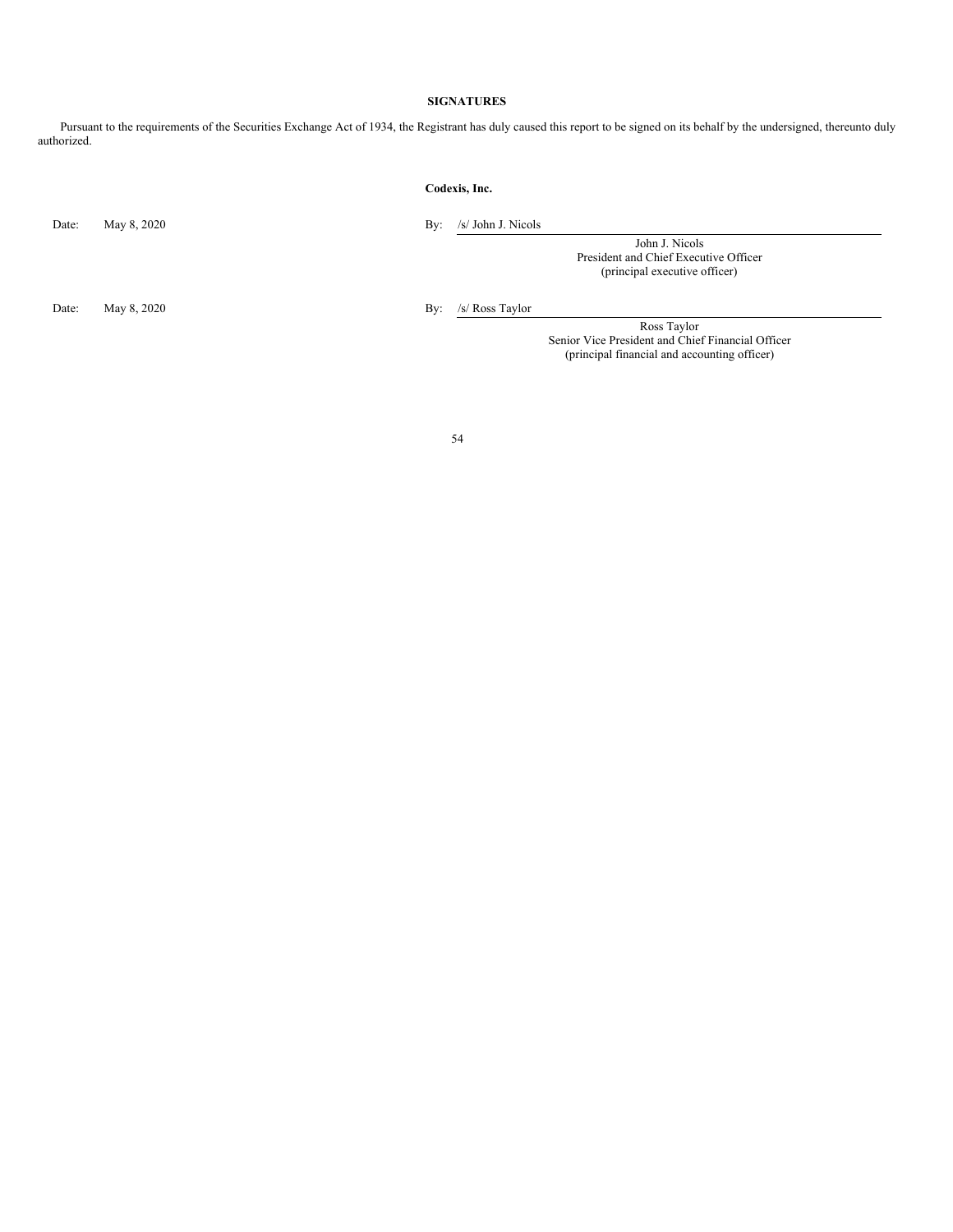## SIGNATURES

Pursuant to the requirements of the Securities Exchange Act of 1934, the Registrant has duly caused this report to be signed on its behalf by the undersigned, thereunto duly authorized.

**Codexis, Inc.**

Date: May 8, 2020

By: /s/ John J. Nicols

John J. Nicols
President and Chief Executive Officer
(principal executive officer)

Date: May 8, 2020

By: /s/ Ross Taylor

Ross Taylor
Senior Vice President and Chief Financial Officer
(principal financial and accounting officer)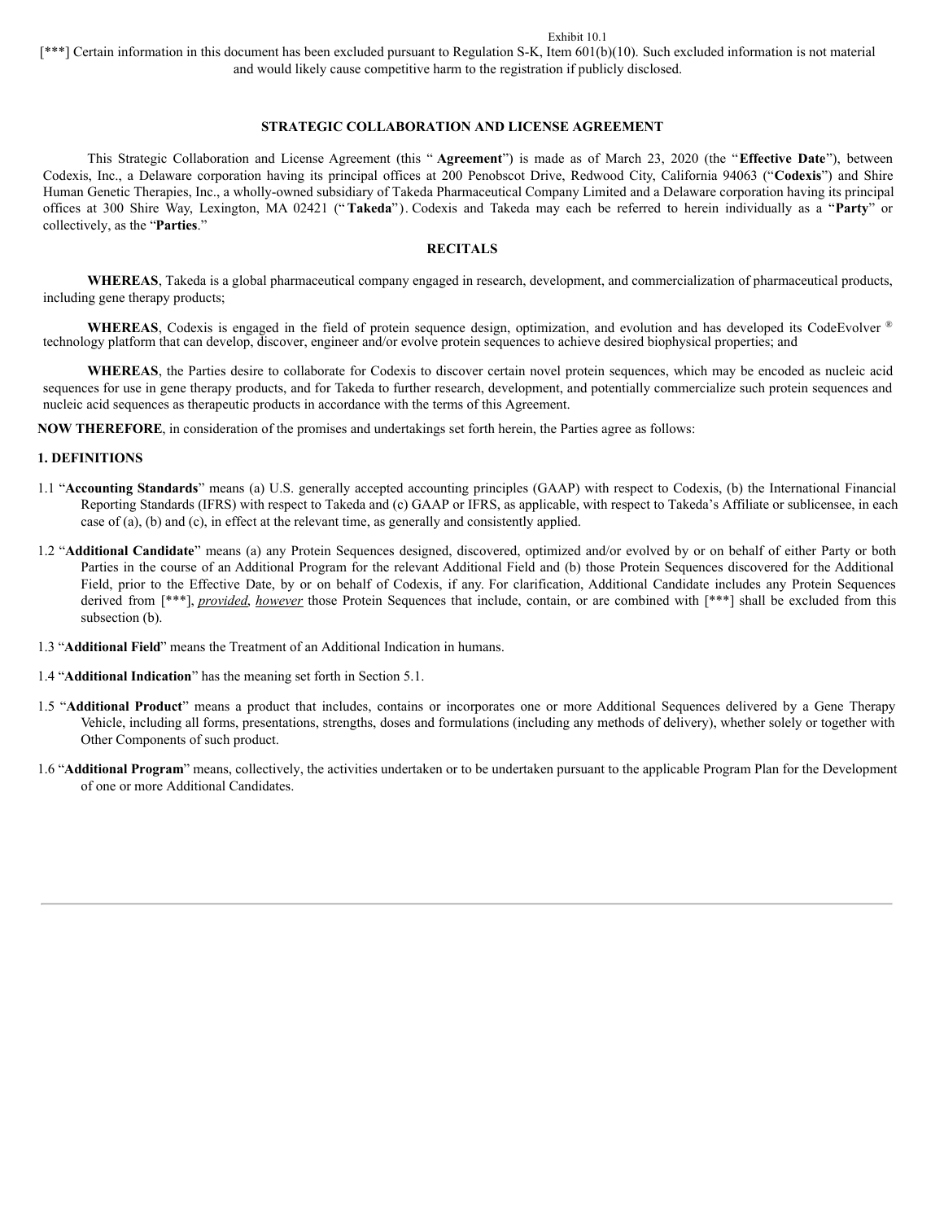Exhibit 10.1

[***] Certain information in this document has been excluded pursuant to Regulation S-K, Item 601(b)(10). Such excluded information is not material and would likely cause competitive harm to the registration if publicly disclosed.

# STRATEGIC COLLABORATION AND LICENSE AGREEMENT

This Strategic Collaboration and License Agreement (this "**Agreement**") is made as of March 23, 2020 (the "**Effective Date**"), between Codexis, Inc., a Delaware corporation having its principal offices at 200 Penobscot Drive, Redwood City, California 94063 ("**Codexis**") and Shire Human Genetic Therapies, Inc., a wholly-owned subsidiary of Takeda Pharmaceutical Company Limited and a Delaware corporation having its principal offices at 300 Shire Way, Lexington, MA 02421 ("**Takeda**"). Codexis and Takeda may each be referred to herein individually as a "**Party**" or collectively, as the "**Parties**."

## RECITALS

**WHEREAS**, Takeda is a global pharmaceutical company engaged in research, development, and commercialization of pharmaceutical products, including gene therapy products;

**WHEREAS**, Codexis is engaged in the field of protein sequence design, optimization, and evolution and has developed its CodeEvolver ® technology platform that can develop, discover, engineer and/or evolve protein sequences to achieve desired biophysical properties; and

**WHEREAS**, the Parties desire to collaborate for Codexis to discover certain novel protein sequences, which may be encoded as nucleic acid sequences for use in gene therapy products, and for Takeda to further research, development, and potentially commercialize such protein sequences and nucleic acid sequences as therapeutic products in accordance with the terms of this Agreement.

**NOW THEREFORE**, in consideration of the promises and undertakings set forth herein, the Parties agree as follows:

## 1. DEFINITIONS

1.1 "**Accounting Standards**" means (a) U.S. generally accepted accounting principles (GAAP) with respect to Codexis, (b) the International Financial Reporting Standards (IFRS) with respect to Takeda and (c) GAAP or IFRS, as applicable, with respect to Takeda's Affiliate or sublicensee, in each case of (a), (b) and (c), in effect at the relevant time, as generally and consistently applied.

1.2 "**Additional Candidate**" means (a) any Protein Sequences designed, discovered, optimized and/or evolved by or on behalf of either Party or both Parties in the course of an Additional Program for the relevant Additional Field and (b) those Protein Sequences discovered for the Additional Field, prior to the Effective Date, by or on behalf of Codexis, if any. For clarification, Additional Candidate includes any Protein Sequences derived from [***], *provided*, *however* those Protein Sequences that include, contain, or are combined with [***] shall be excluded from this subsection (b).

1.3 "**Additional Field**" means the Treatment of an Additional Indication in humans.

1.4 "**Additional Indication**" has the meaning set forth in Section 5.1.

1.5 "**Additional Product**" means a product that includes, contains or incorporates one or more Additional Sequences delivered by a Gene Therapy Vehicle, including all forms, presentations, strengths, doses and formulations (including any methods of delivery), whether solely or together with Other Components of such product.

1.6 "**Additional Program**" means, collectively, the activities undertaken or to be undertaken pursuant to the applicable Program Plan for the Development of one or more Additional Candidates.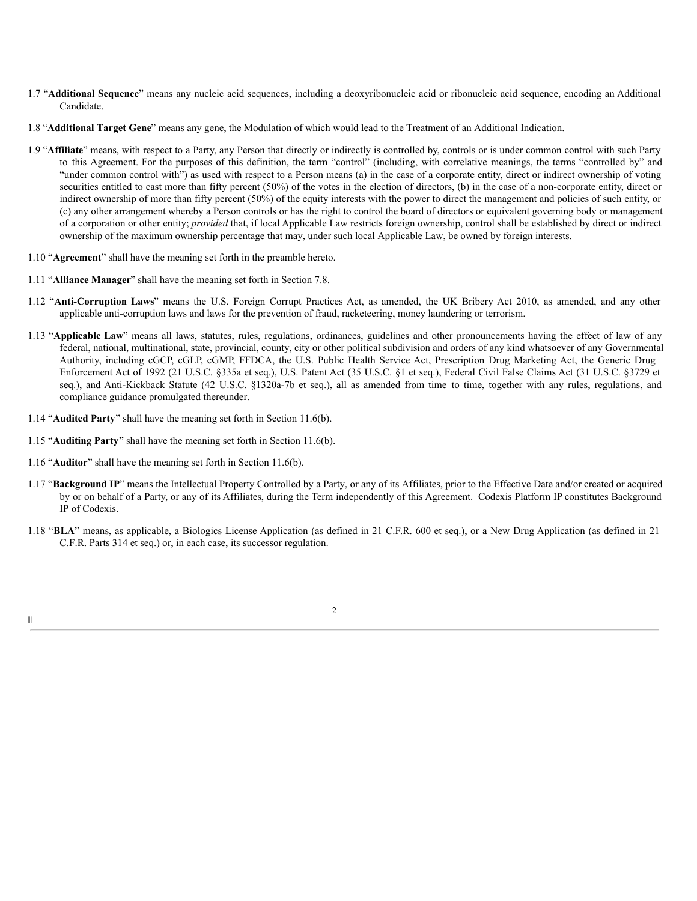1.7 "**Additional Sequence**" means any nucleic acid sequences, including a deoxyribonucleic acid or ribonucleic acid sequence, encoding an Additional Candidate.

1.8 "**Additional Target Gene**" means any gene, the Modulation of which would lead to the Treatment of an Additional Indication.

1.9 "**Affiliate**" means, with respect to a Party, any Person that directly or indirectly is controlled by, controls or is under common control with such Party to this Agreement. For the purposes of this definition, the term "control" (including, with correlative meanings, the terms "controlled by" and "under common control with") as used with respect to a Person means (a) in the case of a corporate entity, direct or indirect ownership of voting securities entitled to cast more than fifty percent (50%) of the votes in the election of directors, (b) in the case of a non-corporate entity, direct or indirect ownership of more than fifty percent (50%) of the equity interests with the power to direct the management and policies of such entity, or (c) any other arrangement whereby a Person controls or has the right to control the board of directors or equivalent governing body or management of a corporation or other entity; ***provided*** that, if local Applicable Law restricts foreign ownership, control shall be established by direct or indirect ownership of the maximum ownership percentage that may, under such local Applicable Law, be owned by foreign interests.

1.10 "**Agreement**" shall have the meaning set forth in the preamble hereto.

1.11 "**Alliance Manager**" shall have the meaning set forth in Section 7.8.

1.12 "**Anti-Corruption Laws**" means the U.S. Foreign Corrupt Practices Act, as amended, the UK Bribery Act 2010, as amended, and any other applicable anti-corruption laws and laws for the prevention of fraud, racketeering, money laundering or terrorism.

1.13 "**Applicable Law**" means all laws, statutes, rules, regulations, ordinances, guidelines and other pronouncements having the effect of law of any federal, national, multinational, state, provincial, county, city or other political subdivision and orders of any kind whatsoever of any Governmental Authority, including cGCP, cGLP, cGMP, FFDCA, the U.S. Public Health Service Act, Prescription Drug Marketing Act, the Generic Drug Enforcement Act of 1992 (21 U.S.C. §335a et seq.), U.S. Patent Act (35 U.S.C. §1 et seq.), Federal Civil False Claims Act (31 U.S.C. §3729 et seq.), and Anti-Kickback Statute (42 U.S.C. §1320a-7b et seq.), all as amended from time to time, together with any rules, regulations, and compliance guidance promulgated thereunder.

1.14 "**Audited Party**" shall have the meaning set forth in Section 11.6(b).

1.15 "**Auditing Party**" shall have the meaning set forth in Section 11.6(b).

1.16 "**Auditor**" shall have the meaning set forth in Section 11.6(b).

1.17 "**Background IP**" means the Intellectual Property Controlled by a Party, or any of its Affiliates, prior to the Effective Date and/or created or acquired by or on behalf of a Party, or any of its Affiliates, during the Term independently of this Agreement. Codexis Platform IP constitutes Background IP of Codexis.

1.18 "**BLA**" means, as applicable, a Biologics License Application (as defined in 21 C.F.R. 600 et seq.), or a New Drug Application (as defined in 21 C.F.R. Parts 314 et seq.) or, in each case, its successor regulation.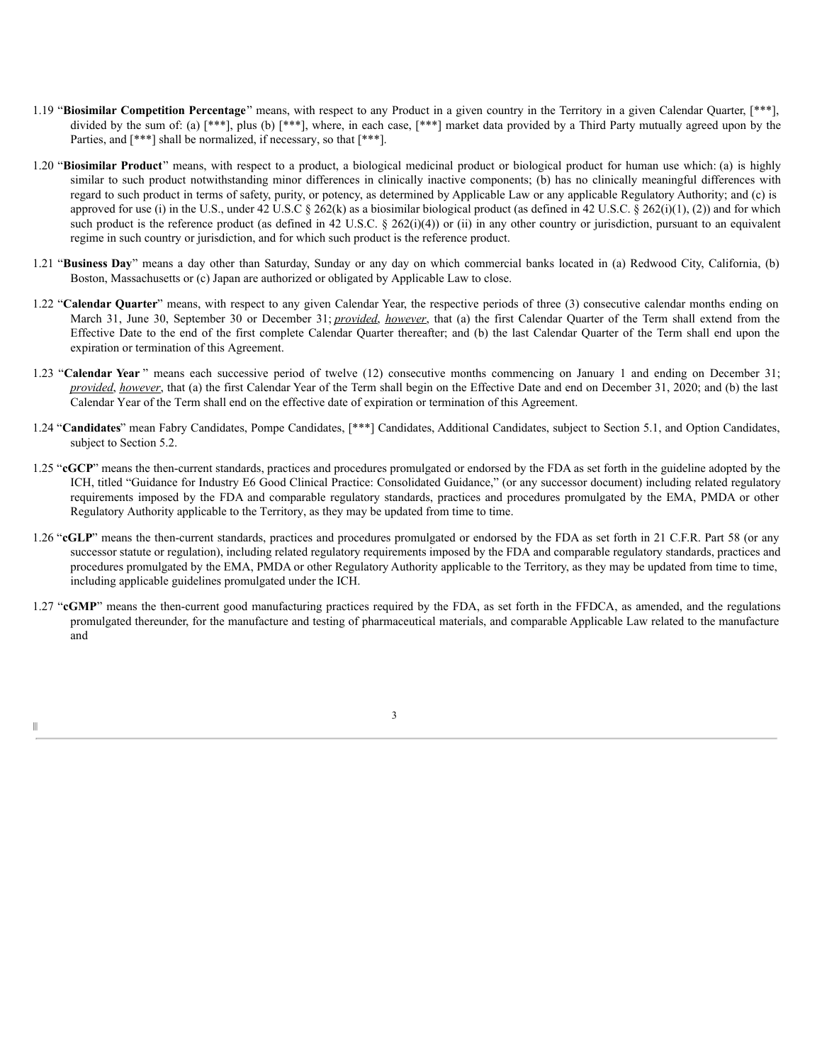1.19 "**Biosimilar Competition Percentage**" means, with respect to any Product in a given country in the Territory in a given Calendar Quarter, [***], divided by the sum of: (a) [***], plus (b) [***], where, in each case, [***] market data provided by a Third Party mutually agreed upon by the Parties, and [***] shall be normalized, if necessary, so that [***].

1.20 "**Biosimilar Product**" means, with respect to a product, a biological medicinal product or biological product for human use which: (a) is highly similar to such product notwithstanding minor differences in clinically inactive components; (b) has no clinically meaningful differences with regard to such product in terms of safety, purity, or potency, as determined by Applicable Law or any applicable Regulatory Authority; and (c) is approved for use (i) in the U.S., under 42 U.S.C § 262(k) as a biosimilar biological product (as defined in 42 U.S.C. § 262(i)(1), (2)) and for which such product is the reference product (as defined in 42 U.S.C. § 262(i)(4)) or (ii) in any other country or jurisdiction, pursuant to an equivalent regime in such country or jurisdiction, and for which such product is the reference product.

1.21 "**Business Day**" means a day other than Saturday, Sunday or any day on which commercial banks located in (a) Redwood City, California, (b) Boston, Massachusetts or (c) Japan are authorized or obligated by Applicable Law to close.

1.22 "**Calendar Quarter**" means, with respect to any given Calendar Year, the respective periods of three (3) consecutive calendar months ending on March 31, June 30, September 30 or December 31; *provided*, *however*, that (a) the first Calendar Quarter of the Term shall extend from the Effective Date to the end of the first complete Calendar Quarter thereafter; and (b) the last Calendar Quarter of the Term shall end upon the expiration or termination of this Agreement.

1.23 "**Calendar Year** " means each successive period of twelve (12) consecutive months commencing on January 1 and ending on December 31; *provided*, *however*, that (a) the first Calendar Year of the Term shall begin on the Effective Date and end on December 31, 2020; and (b) the last Calendar Year of the Term shall end on the effective date of expiration or termination of this Agreement.

1.24 "**Candidates**" mean Fabry Candidates, Pompe Candidates, [***] Candidates, Additional Candidates, subject to Section 5.1, and Option Candidates, subject to Section 5.2.

1.25 "**cGCP**" means the then-current standards, practices and procedures promulgated or endorsed by the FDA as set forth in the guideline adopted by the ICH, titled "Guidance for Industry E6 Good Clinical Practice: Consolidated Guidance," (or any successor document) including related regulatory requirements imposed by the FDA and comparable regulatory standards, practices and procedures promulgated by the EMA, PMDA or other Regulatory Authority applicable to the Territory, as they may be updated from time to time.

1.26 "**cGLP**" means the then-current standards, practices and procedures promulgated or endorsed by the FDA as set forth in 21 C.F.R. Part 58 (or any successor statute or regulation), including related regulatory requirements imposed by the FDA and comparable regulatory standards, practices and procedures promulgated by the EMA, PMDA or other Regulatory Authority applicable to the Territory, as they may be updated from time to time, including applicable guidelines promulgated under the ICH.

1.27 "**cGMP**" means the then-current good manufacturing practices required by the FDA, as set forth in the FFDCA, as amended, and the regulations promulgated thereunder, for the manufacture and testing of pharmaceutical materials, and comparable Applicable Law related to the manufacture and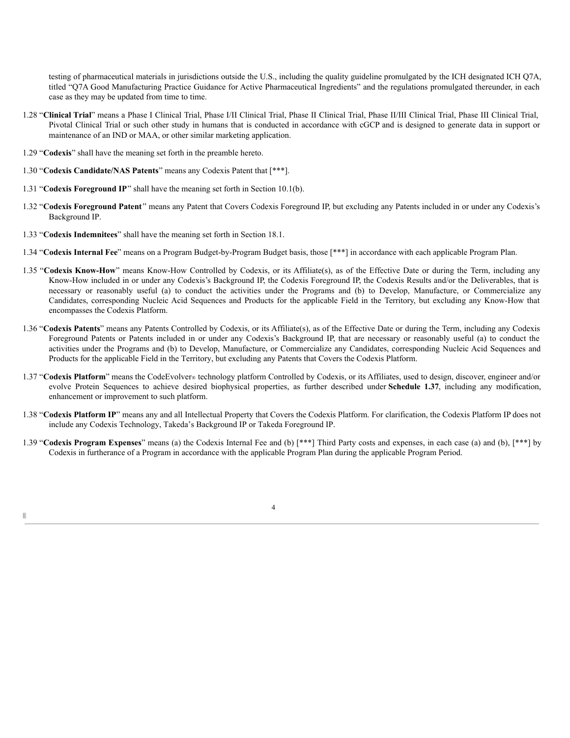testing of pharmaceutical materials in jurisdictions outside the U.S., including the quality guideline promulgated by the ICH designated ICH Q7A, titled "Q7A Good Manufacturing Practice Guidance for Active Pharmaceutical Ingredients" and the regulations promulgated thereunder, in each case as they may be updated from time to time.

1.28 "**Clinical Trial**" means a Phase I Clinical Trial, Phase I/II Clinical Trial, Phase II Clinical Trial, Phase II/III Clinical Trial, Phase III Clinical Trial, Pivotal Clinical Trial or such other study in humans that is conducted in accordance with cGCP and is designed to generate data in support or maintenance of an IND or MAA, or other similar marketing application.

1.29 "**Codexis**" shall have the meaning set forth in the preamble hereto.

1.30 "**Codexis Candidate/NAS Patents**" means any Codexis Patent that [***].

1.31 "**Codexis Foreground IP**" shall have the meaning set forth in Section 10.1(b).

1.32 "**Codexis Foreground Patent**" means any Patent that Covers Codexis Foreground IP, but excluding any Patents included in or under any Codexis's Background IP.

1.33 "**Codexis Indemnitees**" shall have the meaning set forth in Section 18.1.

1.34 "**Codexis Internal Fee**" means on a Program Budget-by-Program Budget basis, those [***] in accordance with each applicable Program Plan.

1.35 "**Codexis Know-How**" means Know-How Controlled by Codexis, or its Affiliate(s), as of the Effective Date or during the Term, including any Know-How included in or under any Codexis's Background IP, the Codexis Foreground IP, the Codexis Results and/or the Deliverables, that is necessary or reasonably useful (a) to conduct the activities under the Programs and (b) to Develop, Manufacture, or Commercialize any Candidates, corresponding Nucleic Acid Sequences and Products for the applicable Field in the Territory, but excluding any Know-How that encompasses the Codexis Platform.

1.36 "**Codexis Patents**" means any Patents Controlled by Codexis, or its Affiliate(s), as of the Effective Date or during the Term, including any Codexis Foreground Patents or Patents included in or under any Codexis's Background IP, that are necessary or reasonably useful (a) to conduct the activities under the Programs and (b) to Develop, Manufacture, or Commercialize any Candidates, corresponding Nucleic Acid Sequences and Products for the applicable Field in the Territory, but excluding any Patents that Covers the Codexis Platform.

1.37 "**Codexis Platform**" means the CodeEvolver® technology platform Controlled by Codexis, or its Affiliates, used to design, discover, engineer and/or evolve Protein Sequences to achieve desired biophysical properties, as further described under **Schedule 1.37**, including any modification, enhancement or improvement to such platform.

1.38 "**Codexis Platform IP**" means any and all Intellectual Property that Covers the Codexis Platform. For clarification, the Codexis Platform IP does not include any Codexis Technology, Takeda's Background IP or Takeda Foreground IP.

1.39 "**Codexis Program Expenses**" means (a) the Codexis Internal Fee and (b) [***] Third Party costs and expenses, in each case (a) and (b), [***] by Codexis in furtherance of a Program in accordance with the applicable Program Plan during the applicable Program Period.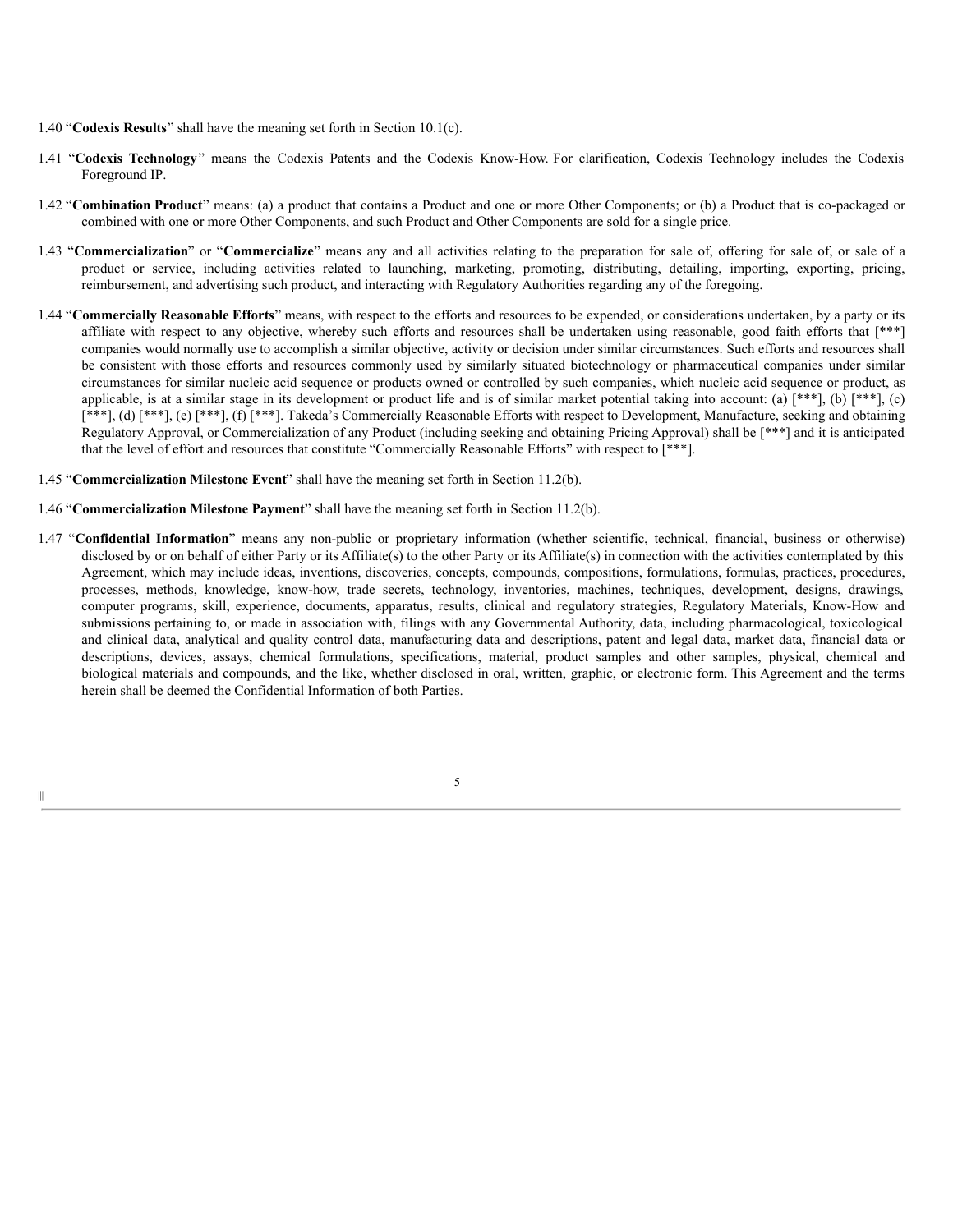1.40 "**Codexis Results**" shall have the meaning set forth in Section 10.1(c).

1.41 "**Codexis Technology**" means the Codexis Patents and the Codexis Know-How. For clarification, Codexis Technology includes the Codexis Foreground IP.

1.42 "**Combination Product**" means: (a) a product that contains a Product and one or more Other Components; or (b) a Product that is co-packaged or combined with one or more Other Components, and such Product and Other Components are sold for a single price.

1.43 "**Commercialization**" or "**Commercialize**" means any and all activities relating to the preparation for sale of, offering for sale of, or sale of a product or service, including activities related to launching, marketing, promoting, distributing, detailing, importing, exporting, pricing, reimbursement, and advertising such product, and interacting with Regulatory Authorities regarding any of the foregoing.

1.44 "**Commercially Reasonable Efforts**" means, with respect to the efforts and resources to be expended, or considerations undertaken, by a party or its affiliate with respect to any objective, whereby such efforts and resources shall be undertaken using reasonable, good faith efforts that [***] companies would normally use to accomplish a similar objective, activity or decision under similar circumstances. Such efforts and resources shall be consistent with those efforts and resources commonly used by similarly situated biotechnology or pharmaceutical companies under similar circumstances for similar nucleic acid sequence or products owned or controlled by such companies, which nucleic acid sequence or product, as applicable, is at a similar stage in its development or product life and is of similar market potential taking into account: (a) [***], (b) [***], (c) [***], (d) [***], (e) [***], (f) [***]. Takeda's Commercially Reasonable Efforts with respect to Development, Manufacture, seeking and obtaining Regulatory Approval, or Commercialization of any Product (including seeking and obtaining Pricing Approval) shall be [***] and it is anticipated that the level of effort and resources that constitute "Commercially Reasonable Efforts" with respect to [***].

1.45 "**Commercialization Milestone Event**" shall have the meaning set forth in Section 11.2(b).

1.46 "**Commercialization Milestone Payment**" shall have the meaning set forth in Section 11.2(b).

1.47 "**Confidential Information**" means any non-public or proprietary information (whether scientific, technical, financial, business or otherwise) disclosed by or on behalf of either Party or its Affiliate(s) to the other Party or its Affiliate(s) in connection with the activities contemplated by this Agreement, which may include ideas, inventions, discoveries, concepts, compounds, compositions, formulations, formulas, practices, procedures, processes, methods, knowledge, know-how, trade secrets, technology, inventories, machines, techniques, development, designs, drawings, computer programs, skill, experience, documents, apparatus, results, clinical and regulatory strategies, Regulatory Materials, Know-How and submissions pertaining to, or made in association with, filings with any Governmental Authority, data, including pharmacological, toxicological and clinical data, analytical and quality control data, manufacturing data and descriptions, patent and legal data, market data, financial data or descriptions, devices, assays, chemical formulations, specifications, material, product samples and other samples, physical, chemical and biological materials and compounds, and the like, whether disclosed in oral, written, graphic, or electronic form. This Agreement and the terms herein shall be deemed the Confidential Information of both Parties.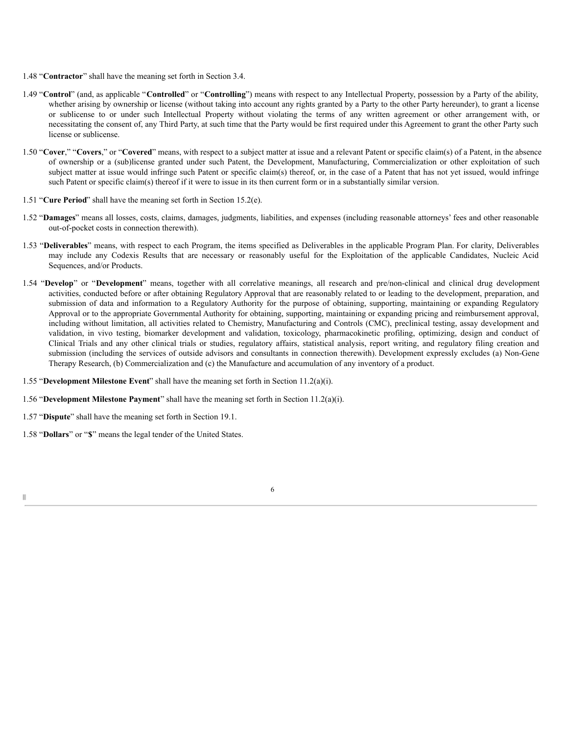1.48 “**Contractor**” shall have the meaning set forth in Section 3.4.

1.49 “**Control**” (and, as applicable “**Controlled**” or “**Controlling**”) means with respect to any Intellectual Property, possession by a Party of the ability, whether arising by ownership or license (without taking into account any rights granted by a Party to the other Party hereunder), to grant a license or sublicense to or under such Intellectual Property without violating the terms of any written agreement or other arrangement with, or necessitating the consent of, any Third Party, at such time that the Party would be first required under this Agreement to grant the other Party such license or sublicense.

1.50 “**Cover**,” “**Covers**,” or “**Covered**” means, with respect to a subject matter at issue and a relevant Patent or specific claim(s) of a Patent, in the absence of ownership or a (sub)license granted under such Patent, the Development, Manufacturing, Commercialization or other exploitation of such subject matter at issue would infringe such Patent or specific claim(s) thereof, or, in the case of a Patent that has not yet issued, would infringe such Patent or specific claim(s) thereof if it were to issue in its then current form or in a substantially similar version.

1.51 “**Cure Period**” shall have the meaning set forth in Section 15.2(e).

1.52 “**Damages**” means all losses, costs, claims, damages, judgments, liabilities, and expenses (including reasonable attorneys’ fees and other reasonable out-of-pocket costs in connection therewith).

1.53 “**Deliverables**” means, with respect to each Program, the items specified as Deliverables in the applicable Program Plan. For clarity, Deliverables may include any Codexis Results that are necessary or reasonably useful for the Exploitation of the applicable Candidates, Nucleic Acid Sequences, and/or Products.

1.54 “**Develop**” or “**Development**” means, together with all correlative meanings, all research and pre/non-clinical and clinical drug development activities, conducted before or after obtaining Regulatory Approval that are reasonably related to or leading to the development, preparation, and submission of data and information to a Regulatory Authority for the purpose of obtaining, supporting, maintaining or expanding Regulatory Approval or to the appropriate Governmental Authority for obtaining, supporting, maintaining or expanding pricing and reimbursement approval, including without limitation, all activities related to Chemistry, Manufacturing and Controls (CMC), preclinical testing, assay development and validation, in vivo testing, biomarker development and validation, toxicology, pharmacokinetic profiling, optimizing, design and conduct of Clinical Trials and any other clinical trials or studies, regulatory affairs, statistical analysis, report writing, and regulatory filing creation and submission (including the services of outside advisors and consultants in connection therewith). Development expressly excludes (a) Non-Gene Therapy Research, (b) Commercialization and (c) the Manufacture and accumulation of any inventory of a product.

1.55 “**Development Milestone Event**” shall have the meaning set forth in Section 11.2(a)(i).

1.56 “**Development Milestone Payment**” shall have the meaning set forth in Section 11.2(a)(i).

1.57 “**Dispute**” shall have the meaning set forth in Section 19.1.

1.58 “**Dollars**” or “**$**” means the legal tender of the United States.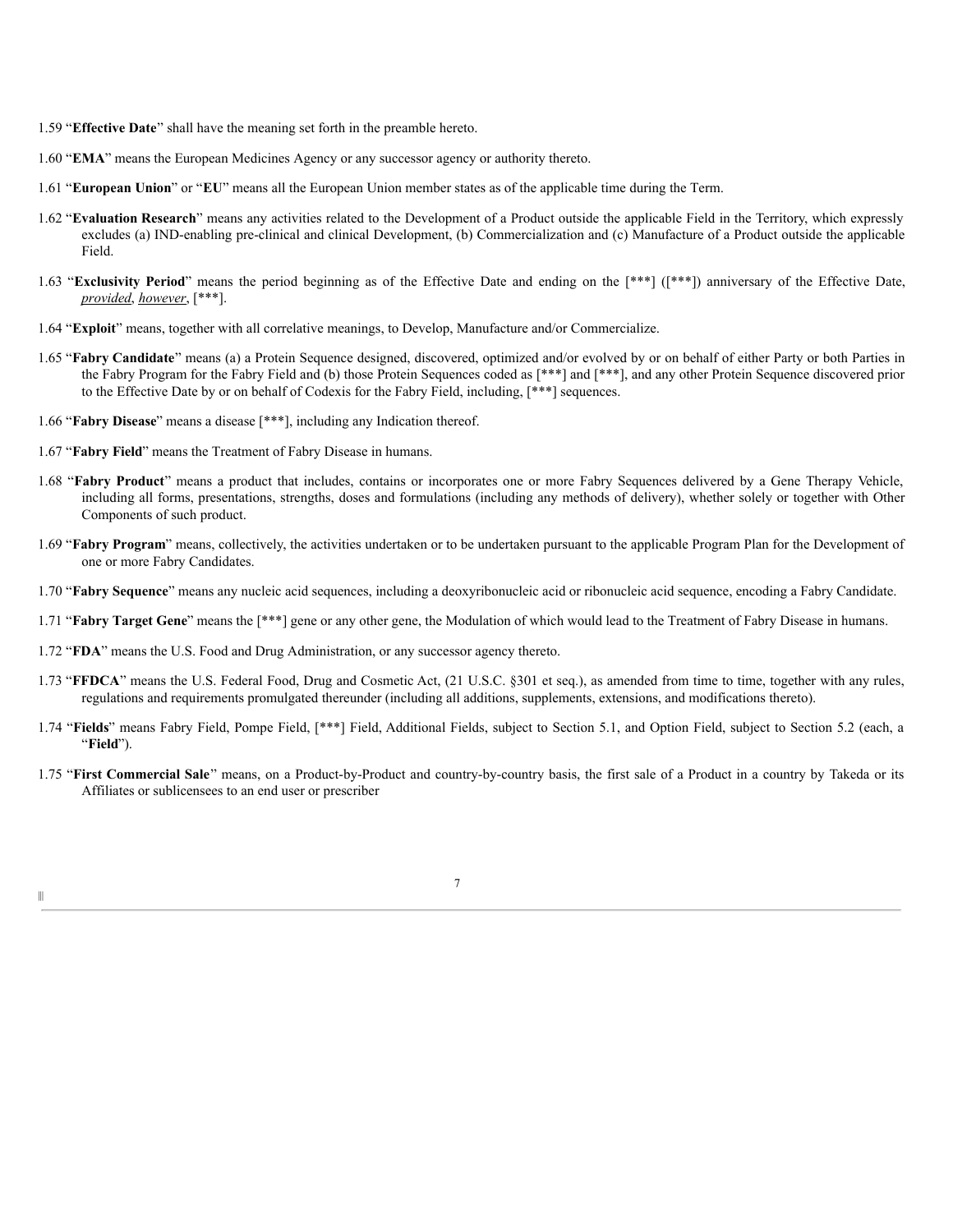1.59 “**Effective Date**” shall have the meaning set forth in the preamble hereto.

1.60 “**EMA**” means the European Medicines Agency or any successor agency or authority thereto.

1.61 “**European Union**” or “**EU**” means all the European Union member states as of the applicable time during the Term.

1.62 “**Evaluation Research**” means any activities related to the Development of a Product outside the applicable Field in the Territory, which expressly excludes (a) IND-enabling pre-clinical and clinical Development, (b) Commercialization and (c) Manufacture of a Product outside the applicable Field.

1.63 “**Exclusivity Period**” means the period beginning as of the Effective Date and ending on the [***] ([***]) anniversary of the Effective Date, _provided_, _however_, [***].

1.64 “**Exploit**” means, together with all correlative meanings, to Develop, Manufacture and/or Commercialize.

1.65 “**Fabry Candidate**” means (a) a Protein Sequence designed, discovered, optimized and/or evolved by or on behalf of either Party or both Parties in the Fabry Program for the Fabry Field and (b) those Protein Sequences coded as [***] and [***], and any other Protein Sequence discovered prior to the Effective Date by or on behalf of Codexis for the Fabry Field, including, [***] sequences.

1.66 “**Fabry Disease**” means a disease [***], including any Indication thereof.

1.67 “**Fabry Field**” means the Treatment of Fabry Disease in humans.

1.68 “**Fabry Product**” means a product that includes, contains or incorporates one or more Fabry Sequences delivered by a Gene Therapy Vehicle, including all forms, presentations, strengths, doses and formulations (including any methods of delivery), whether solely or together with Other Components of such product.

1.69 “**Fabry Program**” means, collectively, the activities undertaken or to be undertaken pursuant to the applicable Program Plan for the Development of one or more Fabry Candidates.

1.70 “**Fabry Sequence**” means any nucleic acid sequences, including a deoxyribonucleic acid or ribonucleic acid sequence, encoding a Fabry Candidate.

1.71 “**Fabry Target Gene**” means the [***] gene or any other gene, the Modulation of which would lead to the Treatment of Fabry Disease in humans.

1.72 “**FDA**” means the U.S. Food and Drug Administration, or any successor agency thereto.

1.73 “**FFDCA**” means the U.S. Federal Food, Drug and Cosmetic Act, (21 U.S.C. §301 et seq.), as amended from time to time, together with any rules, regulations and requirements promulgated thereunder (including all additions, supplements, extensions, and modifications thereto).

1.74 “**Fields**” means Fabry Field, Pompe Field, [***] Field, Additional Fields, subject to Section 5.1, and Option Field, subject to Section 5.2 (each, a “**Field**”).

1.75 “**First Commercial Sale**” means, on a Product-by-Product and country-by-country basis, the first sale of a Product in a country by Takeda or its Affiliates or sublicensees to an end user or prescriber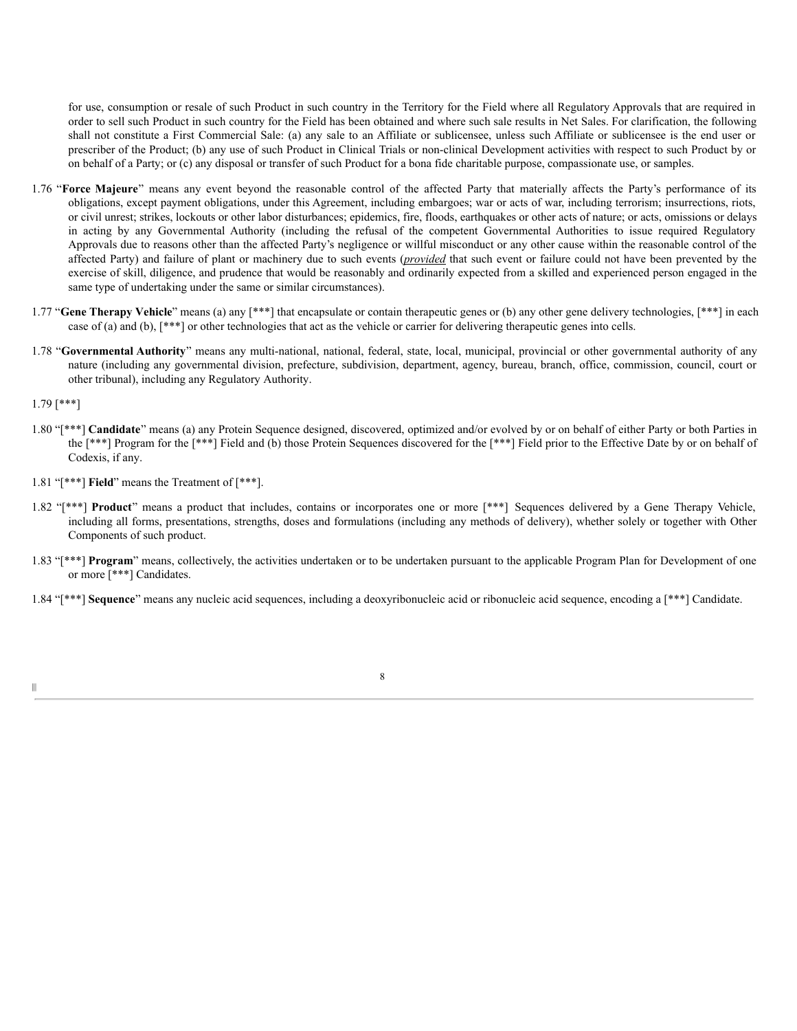for use, consumption or resale of such Product in such country in the Territory for the Field where all Regulatory Approvals that are required in order to sell such Product in such country for the Field has been obtained and where such sale results in Net Sales. For clarification, the following shall not constitute a First Commercial Sale: (a) any sale to an Affiliate or sublicensee, unless such Affiliate or sublicensee is the end user or prescriber of the Product; (b) any use of such Product in Clinical Trials or non-clinical Development activities with respect to such Product by or on behalf of a Party; or (c) any disposal or transfer of such Product for a bona fide charitable purpose, compassionate use, or samples.

1.76 "**Force Majeure**" means any event beyond the reasonable control of the affected Party that materially affects the Party's performance of its obligations, except payment obligations, under this Agreement, including embargoes; war or acts of war, including terrorism; insurrections, riots, or civil unrest; strikes, lockouts or other labor disturbances; epidemics, fire, floods, earthquakes or other acts of nature; or acts, omissions or delays in acting by any Governmental Authority (including the refusal of the competent Governmental Authorities to issue required Regulatory Approvals due to reasons other than the affected Party's negligence or willful misconduct or any other cause within the reasonable control of the affected Party) and failure of plant or machinery due to such events (*provided* that such event or failure could not have been prevented by the exercise of skill, diligence, and prudence that would be reasonably and ordinarily expected from a skilled and experienced person engaged in the same type of undertaking under the same or similar circumstances).

1.77 "**Gene Therapy Vehicle**" means (a) any [***] that encapsulate or contain therapeutic genes or (b) any other gene delivery technologies, [***] in each case of (a) and (b), [***] or other technologies that act as the vehicle or carrier for delivering therapeutic genes into cells.

1.78 "**Governmental Authority**" means any multi-national, national, federal, state, local, municipal, provincial or other governmental authority of any nature (including any governmental division, prefecture, subdivision, department, agency, bureau, branch, office, commission, council, court or other tribunal), including any Regulatory Authority.

1.79 [***]

1.80 "[***] **Candidate**" means (a) any Protein Sequence designed, discovered, optimized and/or evolved by or on behalf of either Party or both Parties in the [***] Program for the [***] Field and (b) those Protein Sequences discovered for the [***] Field prior to the Effective Date by or on behalf of Codexis, if any.

1.81 "[***] **Field**" means the Treatment of [***].

1.82 "[***] **Product**" means a product that includes, contains or incorporates one or more [***] Sequences delivered by a Gene Therapy Vehicle, including all forms, presentations, strengths, doses and formulations (including any methods of delivery), whether solely or together with Other Components of such product.

1.83 "[***] **Program**" means, collectively, the activities undertaken or to be undertaken pursuant to the applicable Program Plan for Development of one or more [***] Candidates.

1.84 "[***] **Sequence**" means any nucleic acid sequences, including a deoxyribonucleic acid or ribonucleic acid sequence, encoding a [***] Candidate.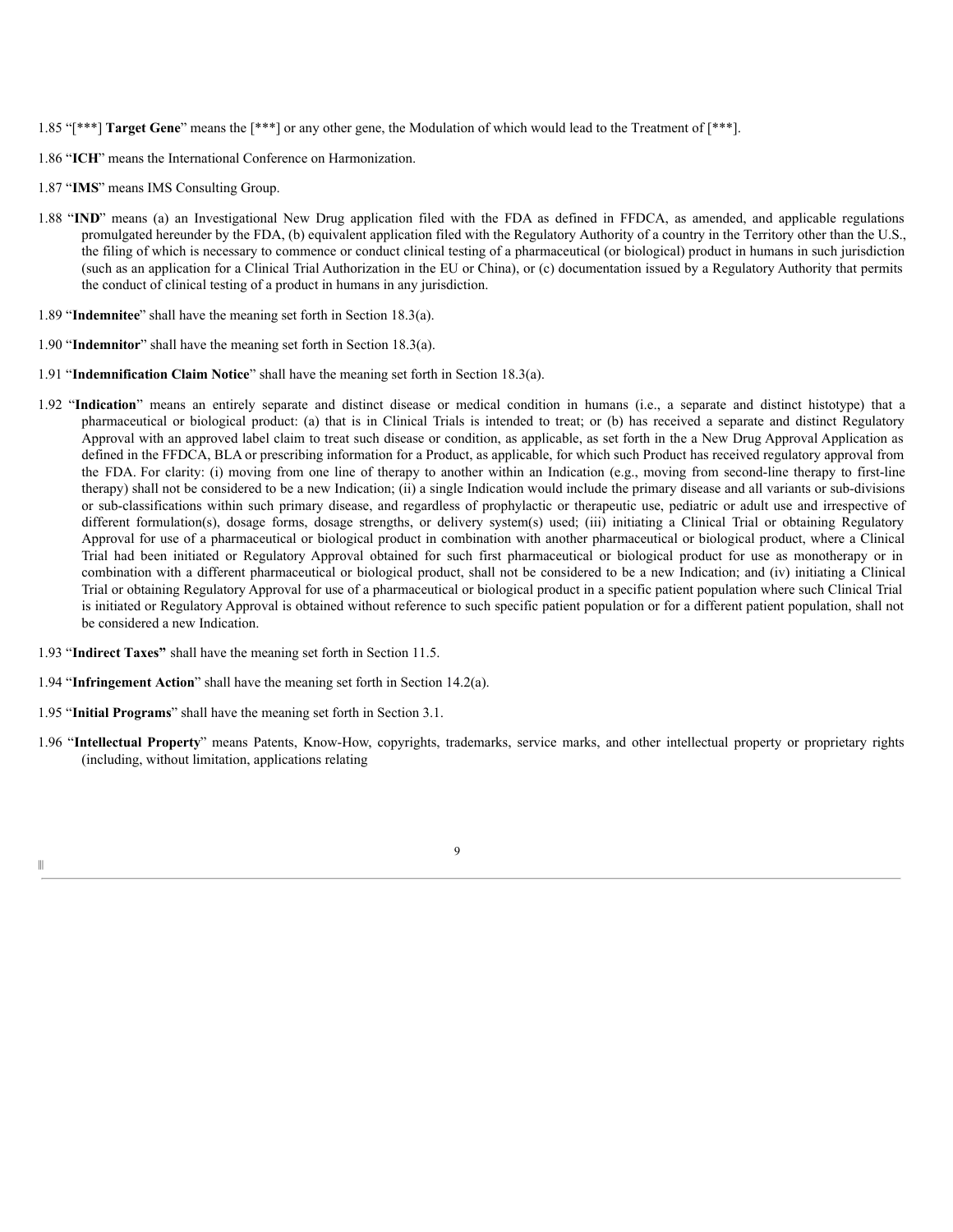1.85 "[***] **Target Gene**" means the [***] or any other gene, the Modulation of which would lead to the Treatment of [***].

1.86 "**ICH**" means the International Conference on Harmonization.

1.87 "**IMS**" means IMS Consulting Group.

1.88 "**IND**" means (a) an Investigational New Drug application filed with the FDA as defined in FFDCA, as amended, and applicable regulations promulgated hereunder by the FDA, (b) equivalent application filed with the Regulatory Authority of a country in the Territory other than the U.S., the filing of which is necessary to commence or conduct clinical testing of a pharmaceutical (or biological) product in humans in such jurisdiction (such as an application for a Clinical Trial Authorization in the EU or China), or (c) documentation issued by a Regulatory Authority that permits the conduct of clinical testing of a product in humans in any jurisdiction.

1.89 "**Indemnitee**" shall have the meaning set forth in Section 18.3(a).

1.90 "**Indemnitor**" shall have the meaning set forth in Section 18.3(a).

1.91 "**Indemnification Claim Notice**" shall have the meaning set forth in Section 18.3(a).

1.92 "**Indication**" means an entirely separate and distinct disease or medical condition in humans (i.e., a separate and distinct histotype) that a pharmaceutical or biological product: (a) that is in Clinical Trials is intended to treat; or (b) has received a separate and distinct Regulatory Approval with an approved label claim to treat such disease or condition, as applicable, as set forth in the a New Drug Approval Application as defined in the FFDCA, BLA or prescribing information for a Product, as applicable, for which such Product has received regulatory approval from the FDA. For clarity: (i) moving from one line of therapy to another within an Indication (e.g., moving from second-line therapy to first-line therapy) shall not be considered to be a new Indication; (ii) a single Indication would include the primary disease and all variants or sub-divisions or sub-classifications within such primary disease, and regardless of prophylactic or therapeutic use, pediatric or adult use and irrespective of different formulation(s), dosage forms, dosage strengths, or delivery system(s) used; (iii) initiating a Clinical Trial or obtaining Regulatory Approval for use of a pharmaceutical or biological product in combination with another pharmaceutical or biological product, where a Clinical Trial had been initiated or Regulatory Approval obtained for such first pharmaceutical or biological product for use as monotherapy or in combination with a different pharmaceutical or biological product, shall not be considered to be a new Indication; and (iv) initiating a Clinical Trial or obtaining Regulatory Approval for use of a pharmaceutical or biological product in a specific patient population where such Clinical Trial is initiated or Regulatory Approval is obtained without reference to such specific patient population or for a different patient population, shall not be considered a new Indication.

1.93 "**Indirect Taxes"** shall have the meaning set forth in Section 11.5.

1.94 "**Infringement Action**" shall have the meaning set forth in Section 14.2(a).

1.95 "**Initial Programs**" shall have the meaning set forth in Section 3.1.

1.96 "**Intellectual Property**" means Patents, Know-How, copyrights, trademarks, service marks, and other intellectual property or proprietary rights (including, without limitation, applications relating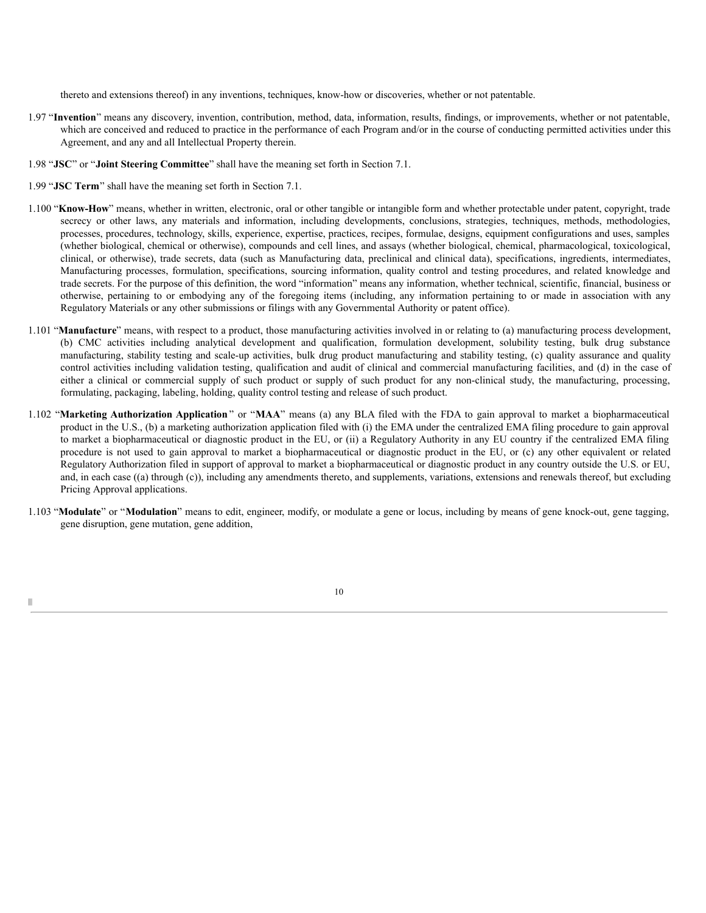thereto and extensions thereof) in any inventions, techniques, know-how or discoveries, whether or not patentable.

1.97 "**Invention**" means any discovery, invention, contribution, method, data, information, results, findings, or improvements, whether or not patentable, which are conceived and reduced to practice in the performance of each Program and/or in the course of conducting permitted activities under this Agreement, and any and all Intellectual Property therein.

1.98 "**JSC**" or "**Joint Steering Committee**" shall have the meaning set forth in Section 7.1.

1.99 "**JSC Term**" shall have the meaning set forth in Section 7.1.

1.100 "**Know-How**" means, whether in written, electronic, oral or other tangible or intangible form and whether protectable under patent, copyright, trade secrecy or other laws, any materials and information, including developments, conclusions, strategies, techniques, methods, methodologies, processes, procedures, technology, skills, experience, expertise, practices, recipes, formulae, designs, equipment configurations and uses, samples (whether biological, chemical or otherwise), compounds and cell lines, and assays (whether biological, chemical, pharmacological, toxicological, clinical, or otherwise), trade secrets, data (such as Manufacturing data, preclinical and clinical data), specifications, ingredients, intermediates, Manufacturing processes, formulation, specifications, sourcing information, quality control and testing procedures, and related knowledge and trade secrets. For the purpose of this definition, the word "information" means any information, whether technical, scientific, financial, business or otherwise, pertaining to or embodying any of the foregoing items (including, any information pertaining to or made in association with any Regulatory Materials or any other submissions or filings with any Governmental Authority or patent office).

1.101 "**Manufacture**" means, with respect to a product, those manufacturing activities involved in or relating to (a) manufacturing process development, (b) CMC activities including analytical development and qualification, formulation development, solubility testing, bulk drug substance manufacturing, stability testing and scale-up activities, bulk drug product manufacturing and stability testing, (c) quality assurance and quality control activities including validation testing, qualification and audit of clinical and commercial manufacturing facilities, and (d) in the case of either a clinical or commercial supply of such product or supply of such product for any non-clinical study, the manufacturing, processing, formulating, packaging, labeling, holding, quality control testing and release of such product.

1.102 "**Marketing Authorization Application**" or "**MAA**" means (a) any BLA filed with the FDA to gain approval to market a biopharmaceutical product in the U.S., (b) a marketing authorization application filed with (i) the EMA under the centralized EMA filing procedure to gain approval to market a biopharmaceutical or diagnostic product in the EU, or (ii) a Regulatory Authority in any EU country if the centralized EMA filing procedure is not used to gain approval to market a biopharmaceutical or diagnostic product in the EU, or (c) any other equivalent or related Regulatory Authorization filed in support of approval to market a biopharmaceutical or diagnostic product in any country outside the U.S. or EU, and, in each case ((a) through (c)), including any amendments thereto, and supplements, variations, extensions and renewals thereof, but excluding Pricing Approval applications.

1.103 "**Modulate**" or "**Modulation**" means to edit, engineer, modify, or modulate a gene or locus, including by means of gene knock-out, gene tagging, gene disruption, gene mutation, gene addition,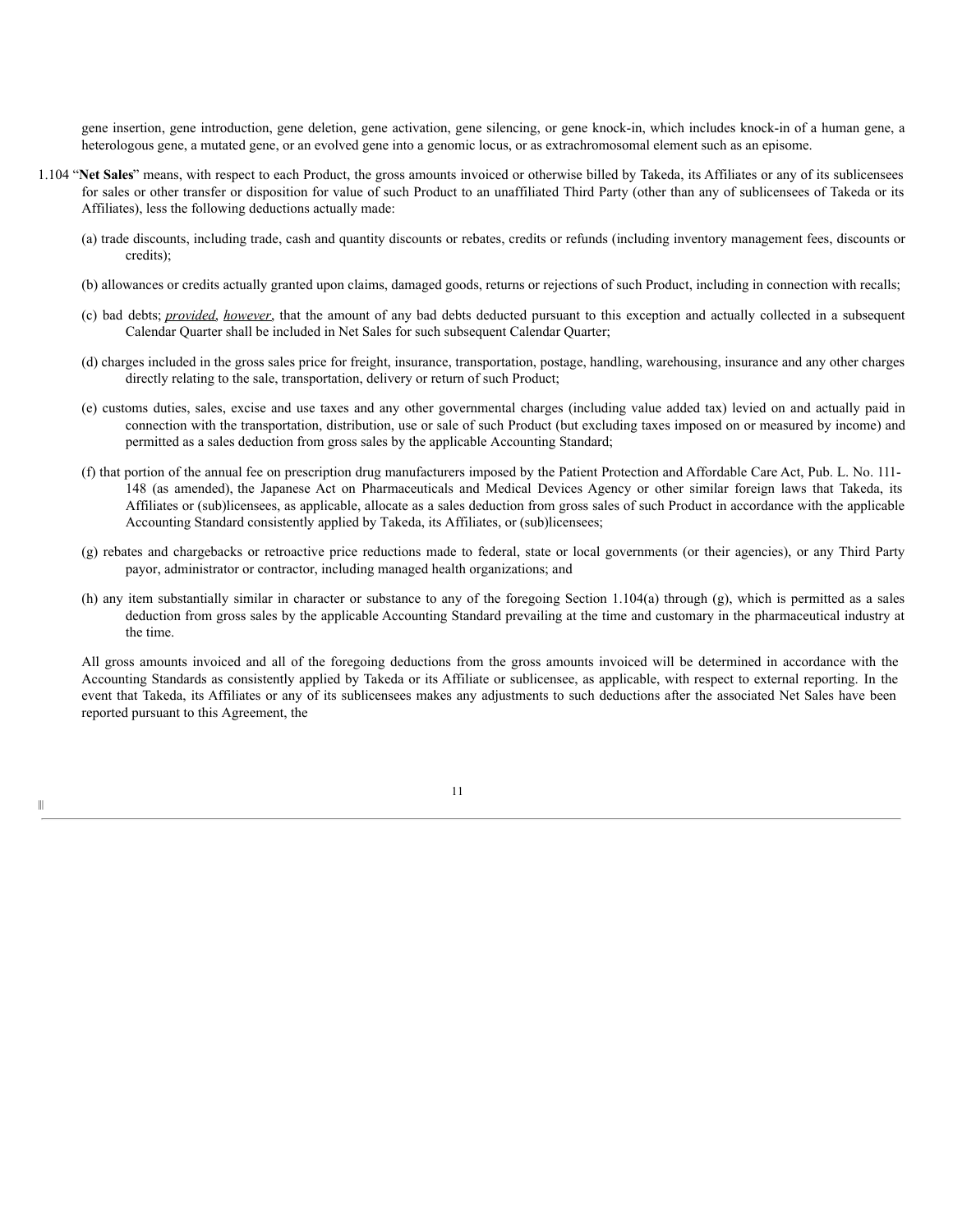gene insertion, gene introduction, gene deletion, gene activation, gene silencing, or gene knock-in, which includes knock-in of a human gene, a heterologous gene, a mutated gene, or an evolved gene into a genomic locus, or as extrachromosomal element such as an episome.

1.104 "**Net Sales**" means, with respect to each Product, the gross amounts invoiced or otherwise billed by Takeda, its Affiliates or any of its sublicensees for sales or other transfer or disposition for value of such Product to an unaffiliated Third Party (other than any of sublicensees of Takeda or its Affiliates), less the following deductions actually made:

(a) trade discounts, including trade, cash and quantity discounts or rebates, credits or refunds (including inventory management fees, discounts or credits);

(b) allowances or credits actually granted upon claims, damaged goods, returns or rejections of such Product, including in connection with recalls;

(c) bad debts; ***provided***, ***however***, that the amount of any bad debts deducted pursuant to this exception and actually collected in a subsequent Calendar Quarter shall be included in Net Sales for such subsequent Calendar Quarter;

(d) charges included in the gross sales price for freight, insurance, transportation, postage, handling, warehousing, insurance and any other charges directly relating to the sale, transportation, delivery or return of such Product;

(e) customs duties, sales, excise and use taxes and any other governmental charges (including value added tax) levied on and actually paid in connection with the transportation, distribution, use or sale of such Product (but excluding taxes imposed on or measured by income) and permitted as a sales deduction from gross sales by the applicable Accounting Standard;

(f) that portion of the annual fee on prescription drug manufacturers imposed by the Patient Protection and Affordable Care Act, Pub. L. No. 111-148 (as amended), the Japanese Act on Pharmaceuticals and Medical Devices Agency or other similar foreign laws that Takeda, its Affiliates or (sub)licensees, as applicable, allocate as a sales deduction from gross sales of such Product in accordance with the applicable Accounting Standard consistently applied by Takeda, its Affiliates, or (sub)licensees;

(g) rebates and chargebacks or retroactive price reductions made to federal, state or local governments (or their agencies), or any Third Party payor, administrator or contractor, including managed health organizations; and

(h) any item substantially similar in character or substance to any of the foregoing Section 1.104(a) through (g), which is permitted as a sales deduction from gross sales by the applicable Accounting Standard prevailing at the time and customary in the pharmaceutical industry at the time.

All gross amounts invoiced and all of the foregoing deductions from the gross amounts invoiced will be determined in accordance with the Accounting Standards as consistently applied by Takeda or its Affiliate or sublicensee, as applicable, with respect to external reporting. In the event that Takeda, its Affiliates or any of its sublicensees makes any adjustments to such deductions after the associated Net Sales have been reported pursuant to this Agreement, the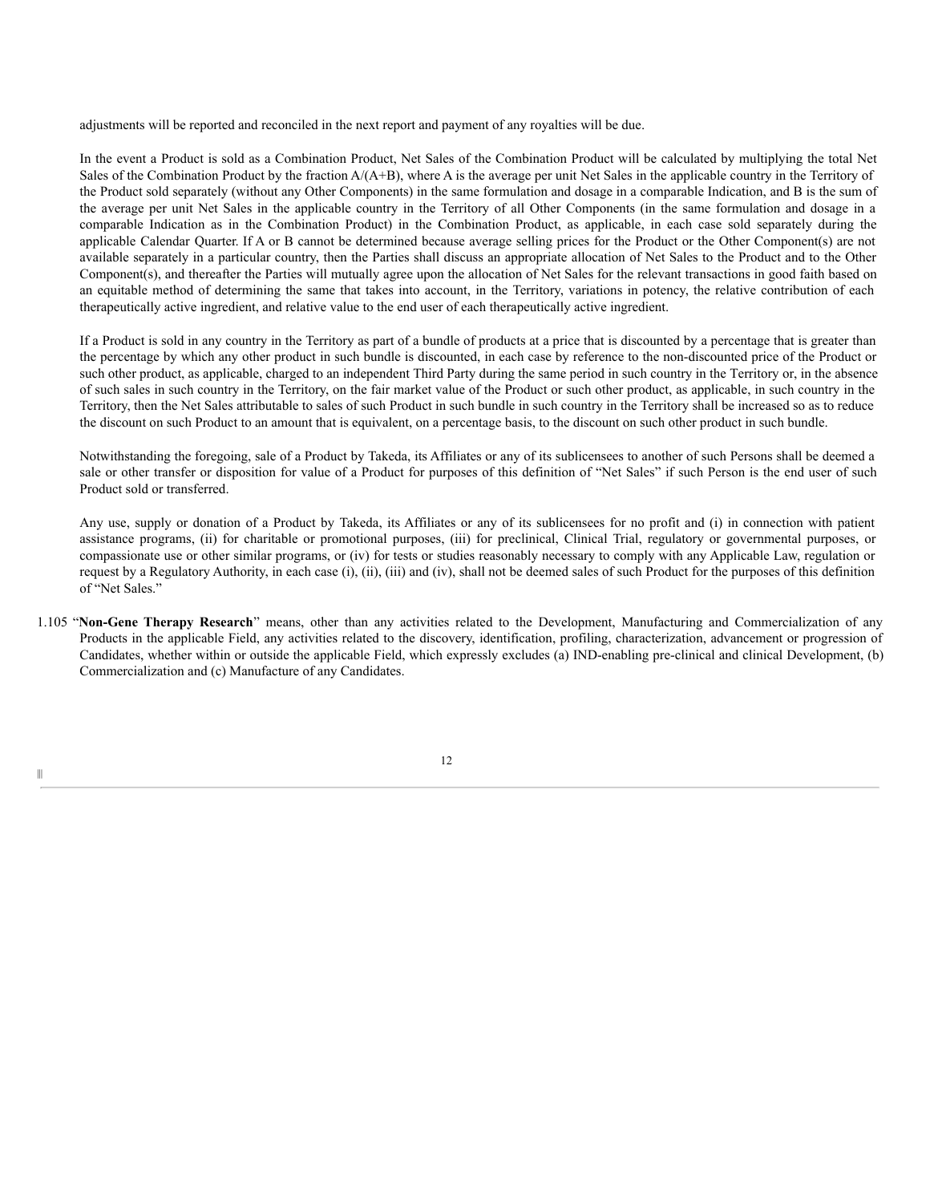adjustments will be reported and reconciled in the next report and payment of any royalties will be due.

In the event a Product is sold as a Combination Product, Net Sales of the Combination Product will be calculated by multiplying the total Net Sales of the Combination Product by the fraction $A/(A+B)$, where A is the average per unit Net Sales in the applicable country in the Territory of the Product sold separately (without any Other Components) in the same formulation and dosage in a comparable Indication, and B is the sum of the average per unit Net Sales in the applicable country in the Territory of all Other Components (in the same formulation and dosage in a comparable Indication as in the Combination Product) in the Combination Product, as applicable, in each case sold separately during the applicable Calendar Quarter. If A or B cannot be determined because average selling prices for the Product or the Other Component(s) are not available separately in a particular country, then the Parties shall discuss an appropriate allocation of Net Sales to the Product and to the Other Component(s), and thereafter the Parties will mutually agree upon the allocation of Net Sales for the relevant transactions in good faith based on an equitable method of determining the same that takes into account, in the Territory, variations in potency, the relative contribution of each therapeutically active ingredient, and relative value to the end user of each therapeutically active ingredient.

If a Product is sold in any country in the Territory as part of a bundle of products at a price that is discounted by a percentage that is greater than the percentage by which any other product in such bundle is discounted, in each case by reference to the non-discounted price of the Product or such other product, as applicable, charged to an independent Third Party during the same period in such country in the Territory or, in the absence of such sales in such country in the Territory, on the fair market value of the Product or such other product, as applicable, in such country in the Territory, then the Net Sales attributable to sales of such Product in such bundle in such country in the Territory shall be increased so as to reduce the discount on such Product to an amount that is equivalent, on a percentage basis, to the discount on such other product in such bundle.

Notwithstanding the foregoing, sale of a Product by Takeda, its Affiliates or any of its sublicensees to another of such Persons shall be deemed a sale or other transfer or disposition for value of a Product for purposes of this definition of "Net Sales" if such Person is the end user of such Product sold or transferred.

Any use, supply or donation of a Product by Takeda, its Affiliates or any of its sublicensees for no profit and (i) in connection with patient assistance programs, (ii) for charitable or promotional purposes, (iii) for preclinical, Clinical Trial, regulatory or governmental purposes, or compassionate use or other similar programs, or (iv) for tests or studies reasonably necessary to comply with any Applicable Law, regulation or request by a Regulatory Authority, in each case (i), (ii), (iii) and (iv), shall not be deemed sales of such Product for the purposes of this definition of "Net Sales."

1.105 "**Non-Gene Therapy Research**" means, other than any activities related to the Development, Manufacturing and Commercialization of any Products in the applicable Field, any activities related to the discovery, identification, profiling, characterization, advancement or progression of Candidates, whether within or outside the applicable Field, which expressly excludes (a) IND-enabling pre-clinical and clinical Development, (b) Commercialization and (c) Manufacture of any Candidates.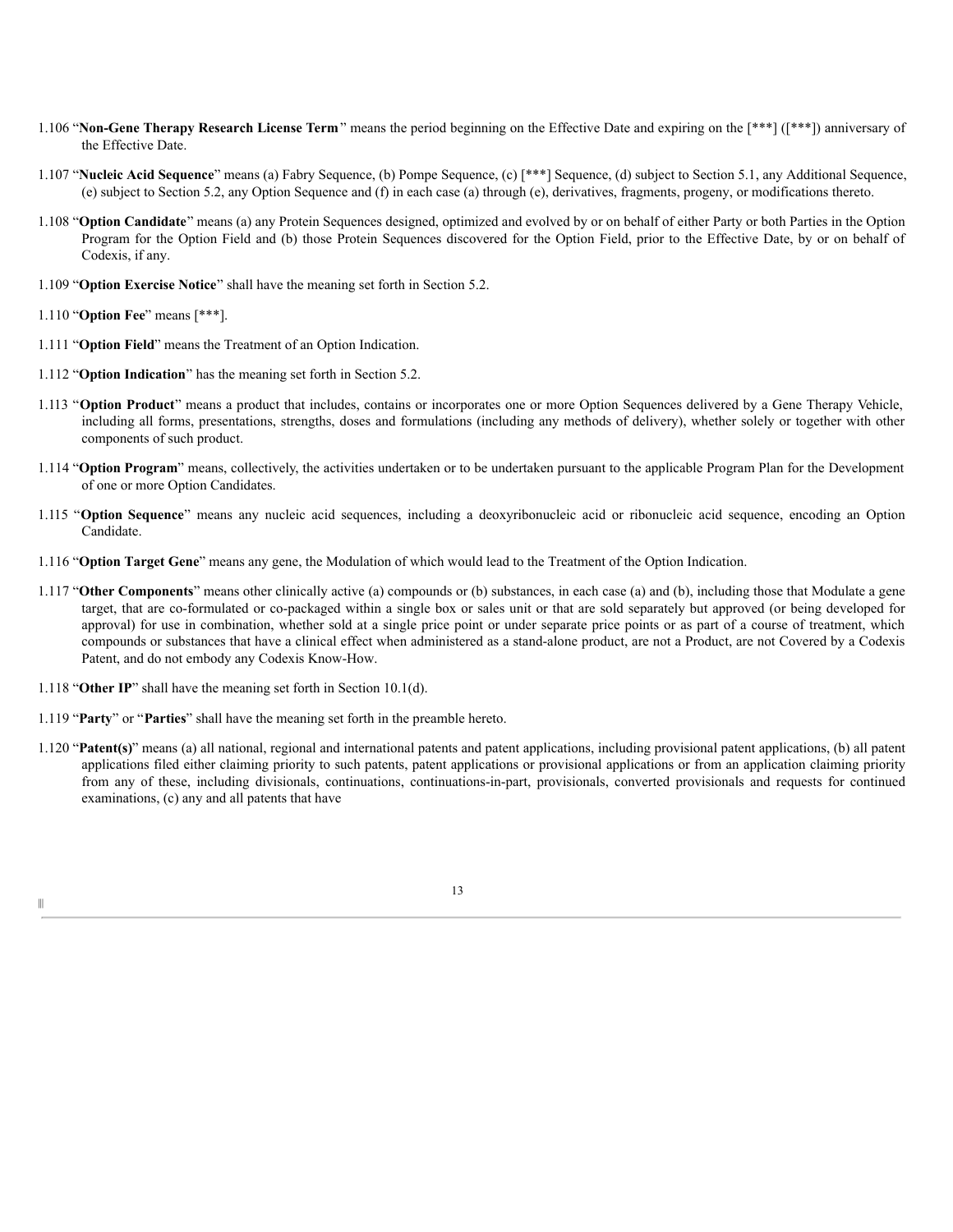1.106 "**Non-Gene Therapy Research License Term**" means the period beginning on the Effective Date and expiring on the [***] ([***]) anniversary of the Effective Date.

1.107 "**Nucleic Acid Sequence**" means (a) Fabry Sequence, (b) Pompe Sequence, (c) [***] Sequence, (d) subject to Section 5.1, any Additional Sequence, (e) subject to Section 5.2, any Option Sequence and (f) in each case (a) through (e), derivatives, fragments, progeny, or modifications thereto.

1.108 "**Option Candidate**" means (a) any Protein Sequences designed, optimized and evolved by or on behalf of either Party or both Parties in the Option Program for the Option Field and (b) those Protein Sequences discovered for the Option Field, prior to the Effective Date, by or on behalf of Codexis, if any.

1.109 "**Option Exercise Notice**" shall have the meaning set forth in Section 5.2.

1.110 "**Option Fee**" means [***].

1.111 "**Option Field**" means the Treatment of an Option Indication.

1.112 "**Option Indication**" has the meaning set forth in Section 5.2.

1.113 "**Option Product**" means a product that includes, contains or incorporates one or more Option Sequences delivered by a Gene Therapy Vehicle, including all forms, presentations, strengths, doses and formulations (including any methods of delivery), whether solely or together with other components of such product.

1.114 "**Option Program**" means, collectively, the activities undertaken or to be undertaken pursuant to the applicable Program Plan for the Development of one or more Option Candidates.

1.115 "**Option Sequence**" means any nucleic acid sequences, including a deoxyribonucleic acid or ribonucleic acid sequence, encoding an Option Candidate.

1.116 "**Option Target Gene**" means any gene, the Modulation of which would lead to the Treatment of the Option Indication.

1.117 "**Other Components**" means other clinically active (a) compounds or (b) substances, in each case (a) and (b), including those that Modulate a gene target, that are co-formulated or co-packaged within a single box or sales unit or that are sold separately but approved (or being developed for approval) for use in combination, whether sold at a single price point or under separate price points or as part of a course of treatment, which compounds or substances that have a clinical effect when administered as a stand-alone product, are not a Product, are not Covered by a Codexis Patent, and do not embody any Codexis Know-How.

1.118 "**Other IP**" shall have the meaning set forth in Section 10.1(d).

1.119 "**Party**" or "**Parties**" shall have the meaning set forth in the preamble hereto.

1.120 "**Patent(s)**" means (a) all national, regional and international patents and patent applications, including provisional patent applications, (b) all patent applications filed either claiming priority to such patents, patent applications or provisional applications or from an application claiming priority from any of these, including divisionals, continuations, continuations-in-part, provisionals, converted provisionals and requests for continued examinations, (c) any and all patents that have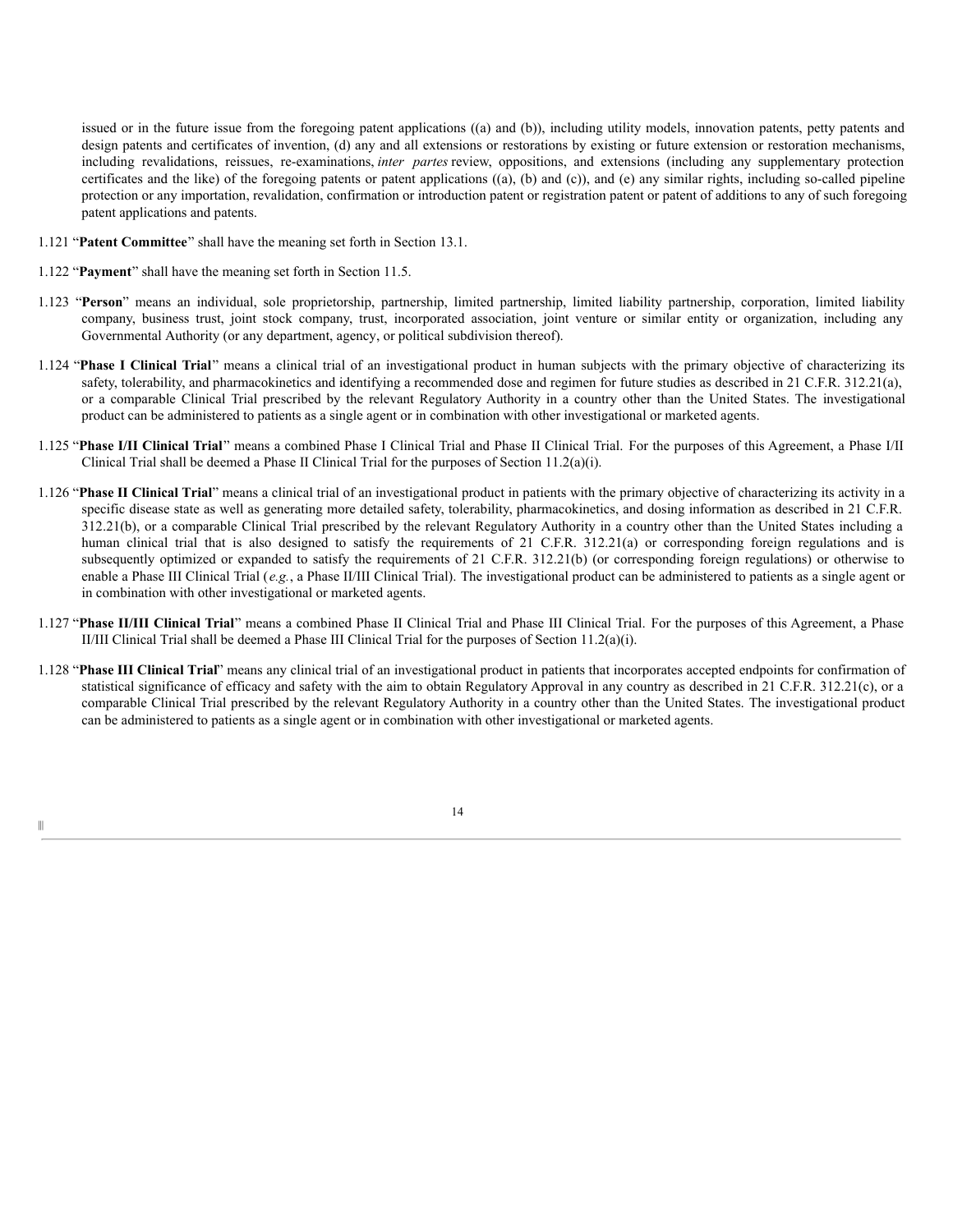issued or in the future issue from the foregoing patent applications ((a) and (b)), including utility models, innovation patents, petty patents and design patents and certificates of invention, (d) any and all extensions or restorations by existing or future extension or restoration mechanisms, including revalidations, reissues, re-examinations, *inter partes* review, oppositions, and extensions (including any supplementary protection certificates and the like) of the foregoing patents or patent applications ((a), (b) and (c)), and (e) any similar rights, including so-called pipeline protection or any importation, revalidation, confirmation or introduction patent or registration patent or patent of additions to any of such foregoing patent applications and patents.

1.121 "**Patent Committee**" shall have the meaning set forth in Section 13.1.

1.122 "**Payment**" shall have the meaning set forth in Section 11.5.

1.123 "**Person**" means an individual, sole proprietorship, partnership, limited partnership, limited liability partnership, corporation, limited liability company, business trust, joint stock company, trust, incorporated association, joint venture or similar entity or organization, including any Governmental Authority (or any department, agency, or political subdivision thereof).

1.124 "**Phase I Clinical Trial**" means a clinical trial of an investigational product in human subjects with the primary objective of characterizing its safety, tolerability, and pharmacokinetics and identifying a recommended dose and regimen for future studies as described in 21 C.F.R. 312.21(a), or a comparable Clinical Trial prescribed by the relevant Regulatory Authority in a country other than the United States. The investigational product can be administered to patients as a single agent or in combination with other investigational or marketed agents.

1.125 "**Phase I/II Clinical Trial**" means a combined Phase I Clinical Trial and Phase II Clinical Trial. For the purposes of this Agreement, a Phase I/II Clinical Trial shall be deemed a Phase II Clinical Trial for the purposes of Section 11.2(a)(i).

1.126 "**Phase II Clinical Trial**" means a clinical trial of an investigational product in patients with the primary objective of characterizing its activity in a specific disease state as well as generating more detailed safety, tolerability, pharmacokinetics, and dosing information as described in 21 C.F.R. 312.21(b), or a comparable Clinical Trial prescribed by the relevant Regulatory Authority in a country other than the United States including a human clinical trial that is also designed to satisfy the requirements of 21 C.F.R. 312.21(a) or corresponding foreign regulations and is subsequently optimized or expanded to satisfy the requirements of 21 C.F.R. 312.21(b) (or corresponding foreign regulations) or otherwise to enable a Phase III Clinical Trial (*e.g.*, a Phase II/III Clinical Trial). The investigational product can be administered to patients as a single agent or in combination with other investigational or marketed agents.

1.127 "**Phase II/III Clinical Trial**" means a combined Phase II Clinical Trial and Phase III Clinical Trial. For the purposes of this Agreement, a Phase II/III Clinical Trial shall be deemed a Phase III Clinical Trial for the purposes of Section 11.2(a)(i).

1.128 "**Phase III Clinical Trial**" means any clinical trial of an investigational product in patients that incorporates accepted endpoints for confirmation of statistical significance of efficacy and safety with the aim to obtain Regulatory Approval in any country as described in 21 C.F.R. 312.21(c), or a comparable Clinical Trial prescribed by the relevant Regulatory Authority in a country other than the United States. The investigational product can be administered to patients as a single agent or in combination with other investigational or marketed agents.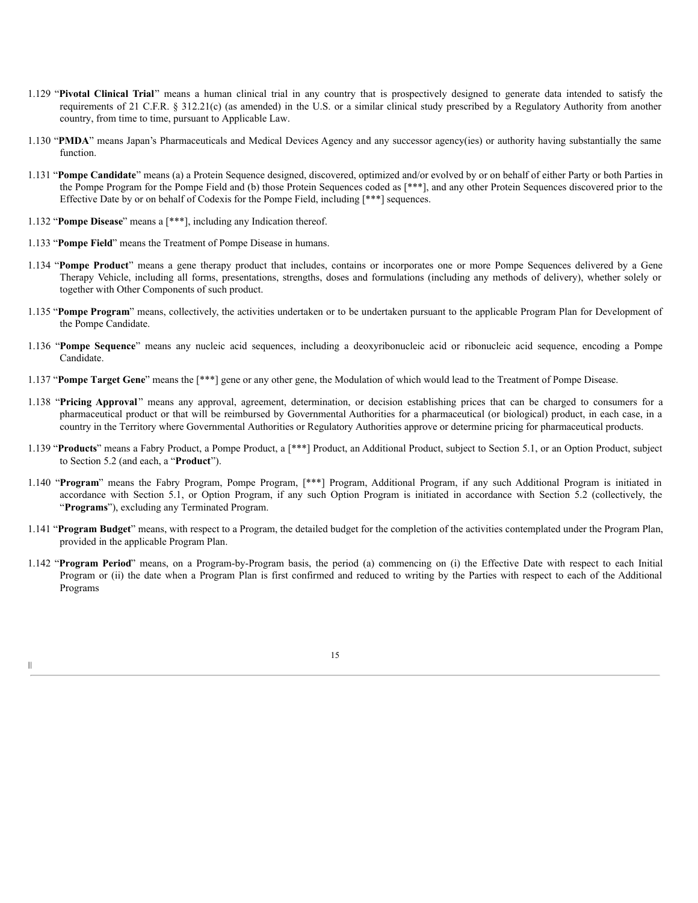1.129 “**Pivotal Clinical Trial**” means a human clinical trial in any country that is prospectively designed to generate data intended to satisfy the requirements of 21 C.F.R. § 312.21(c) (as amended) in the U.S. or a similar clinical study prescribed by a Regulatory Authority from another country, from time to time, pursuant to Applicable Law.

1.130 “**PMDA**” means Japan’s Pharmaceuticals and Medical Devices Agency and any successor agency(ies) or authority having substantially the same function.

1.131 “**Pompe Candidate**” means (a) a Protein Sequence designed, discovered, optimized and/or evolved by or on behalf of either Party or both Parties in the Pompe Program for the Pompe Field and (b) those Protein Sequences coded as [***], and any other Protein Sequences discovered prior to the Effective Date by or on behalf of Codexis for the Pompe Field, including [***] sequences.

1.132 “**Pompe Disease**” means a [***], including any Indication thereof.

1.133 “**Pompe Field**” means the Treatment of Pompe Disease in humans.

1.134 “**Pompe Product**” means a gene therapy product that includes, contains or incorporates one or more Pompe Sequences delivered by a Gene Therapy Vehicle, including all forms, presentations, strengths, doses and formulations (including any methods of delivery), whether solely or together with Other Components of such product.

1.135 “**Pompe Program**” means, collectively, the activities undertaken or to be undertaken pursuant to the applicable Program Plan for Development of the Pompe Candidate.

1.136 “**Pompe Sequence**” means any nucleic acid sequences, including a deoxyribonucleic acid or ribonucleic acid sequence, encoding a Pompe Candidate.

1.137 “**Pompe Target Gene**” means the [***] gene or any other gene, the Modulation of which would lead to the Treatment of Pompe Disease.

1.138 “**Pricing Approval**” means any approval, agreement, determination, or decision establishing prices that can be charged to consumers for a pharmaceutical product or that will be reimbursed by Governmental Authorities for a pharmaceutical (or biological) product, in each case, in a country in the Territory where Governmental Authorities or Regulatory Authorities approve or determine pricing for pharmaceutical products.

1.139 “**Products**” means a Fabry Product, a Pompe Product, a [***] Product, an Additional Product, subject to Section 5.1, or an Option Product, subject to Section 5.2 (and each, a “**Product**”).

1.140 “**Program**” means the Fabry Program, Pompe Program, [***] Program, Additional Program, if any such Additional Program is initiated in accordance with Section 5.1, or Option Program, if any such Option Program is initiated in accordance with Section 5.2 (collectively, the “**Programs**”), excluding any Terminated Program.

1.141 “**Program Budget**” means, with respect to a Program, the detailed budget for the completion of the activities contemplated under the Program Plan, provided in the applicable Program Plan.

1.142 “**Program Period**” means, on a Program-by-Program basis, the period (a) commencing on (i) the Effective Date with respect to each Initial Program or (ii) the date when a Program Plan is first confirmed and reduced to writing by the Parties with respect to each of the Additional Programs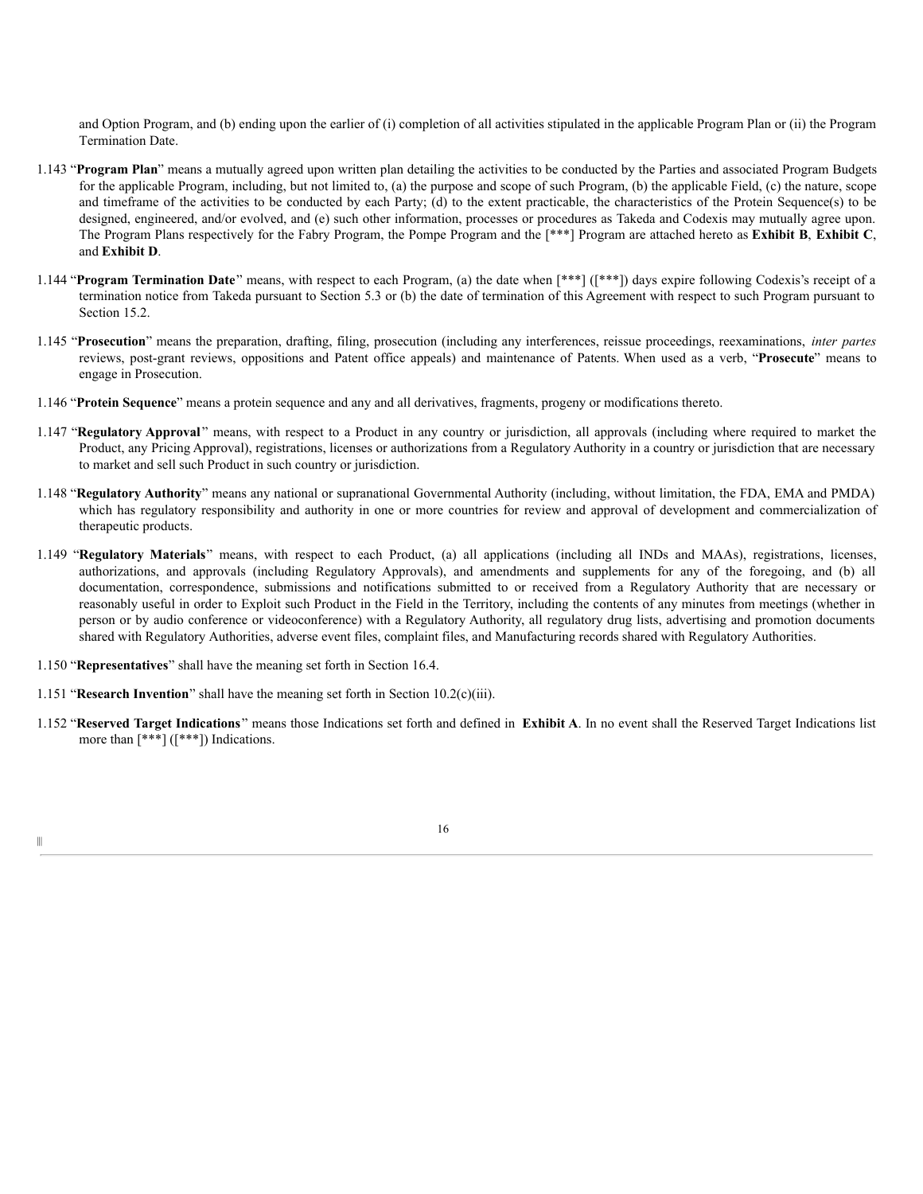and Option Program, and (b) ending upon the earlier of (i) completion of all activities stipulated in the applicable Program Plan or (ii) the Program Termination Date.

1.143 "**Program Plan**" means a mutually agreed upon written plan detailing the activities to be conducted by the Parties and associated Program Budgets for the applicable Program, including, but not limited to, (a) the purpose and scope of such Program, (b) the applicable Field, (c) the nature, scope and timeframe of the activities to be conducted by each Party; (d) to the extent practicable, the characteristics of the Protein Sequence(s) to be designed, engineered, and/or evolved, and (e) such other information, processes or procedures as Takeda and Codexis may mutually agree upon. The Program Plans respectively for the Fabry Program, the Pompe Program and the [***] Program are attached hereto as **Exhibit B**, **Exhibit C**, and **Exhibit D**.

1.144 "**Program Termination Date**" means, with respect to each Program, (a) the date when [***] ([***]) days expire following Codexis's receipt of a termination notice from Takeda pursuant to Section 5.3 or (b) the date of termination of this Agreement with respect to such Program pursuant to Section 15.2.

1.145 "**Prosecution**" means the preparation, drafting, filing, prosecution (including any interferences, reissue proceedings, reexaminations, *inter partes* reviews, post-grant reviews, oppositions and Patent office appeals) and maintenance of Patents. When used as a verb, "**Prosecute**" means to engage in Prosecution.

1.146 "**Protein Sequence**" means a protein sequence and any and all derivatives, fragments, progeny or modifications thereto.

1.147 "**Regulatory Approval**" means, with respect to a Product in any country or jurisdiction, all approvals (including where required to market the Product, any Pricing Approval), registrations, licenses or authorizations from a Regulatory Authority in a country or jurisdiction that are necessary to market and sell such Product in such country or jurisdiction.

1.148 "**Regulatory Authority**" means any national or supranational Governmental Authority (including, without limitation, the FDA, EMA and PMDA) which has regulatory responsibility and authority in one or more countries for review and approval of development and commercialization of therapeutic products.

1.149 "**Regulatory Materials**" means, with respect to each Product, (a) all applications (including all INDs and MAAs), registrations, licenses, authorizations, and approvals (including Regulatory Approvals), and amendments and supplements for any of the foregoing, and (b) all documentation, correspondence, submissions and notifications submitted to or received from a Regulatory Authority that are necessary or reasonably useful in order to Exploit such Product in the Field in the Territory, including the contents of any minutes from meetings (whether in person or by audio conference or videoconference) with a Regulatory Authority, all regulatory drug lists, advertising and promotion documents shared with Regulatory Authorities, adverse event files, complaint files, and Manufacturing records shared with Regulatory Authorities.

1.150 "**Representatives**" shall have the meaning set forth in Section 16.4.

1.151 "**Research Invention**" shall have the meaning set forth in Section 10.2(c)(iii).

1.152 "**Reserved Target Indications**" means those Indications set forth and defined in **Exhibit A**. In no event shall the Reserved Target Indications list more than [***] ([***]) Indications.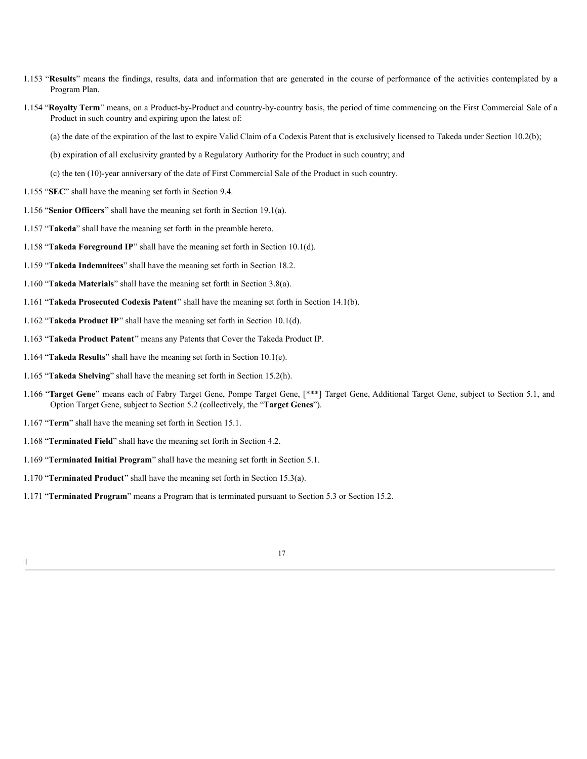1.153 "**Results**" means the findings, results, data and information that are generated in the course of performance of the activities contemplated by a Program Plan.

1.154 "**Royalty Term**" means, on a Product-by-Product and country-by-country basis, the period of time commencing on the First Commercial Sale of a Product in such country and expiring upon the latest of:

(a) the date of the expiration of the last to expire Valid Claim of a Codexis Patent that is exclusively licensed to Takeda under Section 10.2(b);

(b) expiration of all exclusivity granted by a Regulatory Authority for the Product in such country; and

(c) the ten (10)-year anniversary of the date of First Commercial Sale of the Product in such country.

1.155 "**SEC**" shall have the meaning set forth in Section 9.4.

1.156 "**Senior Officers**" shall have the meaning set forth in Section 19.1(a).

1.157 "**Takeda**" shall have the meaning set forth in the preamble hereto.

1.158 "**Takeda Foreground IP**" shall have the meaning set forth in Section 10.1(d).

1.159 "**Takeda Indemnitees**" shall have the meaning set forth in Section 18.2.

1.160 "**Takeda Materials**" shall have the meaning set forth in Section 3.8(a).

1.161 "**Takeda Prosecuted Codexis Patent**" shall have the meaning set forth in Section 14.1(b).

1.162 "**Takeda Product IP**" shall have the meaning set forth in Section 10.1(d).

1.163 "**Takeda Product Patent**" means any Patents that Cover the Takeda Product IP.

1.164 "**Takeda Results**" shall have the meaning set forth in Section 10.1(e).

1.165 "**Takeda Shelving**" shall have the meaning set forth in Section 15.2(h).

1.166 "**Target Gene**" means each of Fabry Target Gene, Pompe Target Gene, [***] Target Gene, Additional Target Gene, subject to Section 5.1, and Option Target Gene, subject to Section 5.2 (collectively, the "**Target Genes**").

1.167 "**Term**" shall have the meaning set forth in Section 15.1.

1.168 "**Terminated Field**" shall have the meaning set forth in Section 4.2.

1.169 "**Terminated Initial Program**" shall have the meaning set forth in Section 5.1.

1.170 "**Terminated Product**" shall have the meaning set forth in Section 15.3(a).

1.171 "**Terminated Program**" means a Program that is terminated pursuant to Section 5.3 or Section 15.2.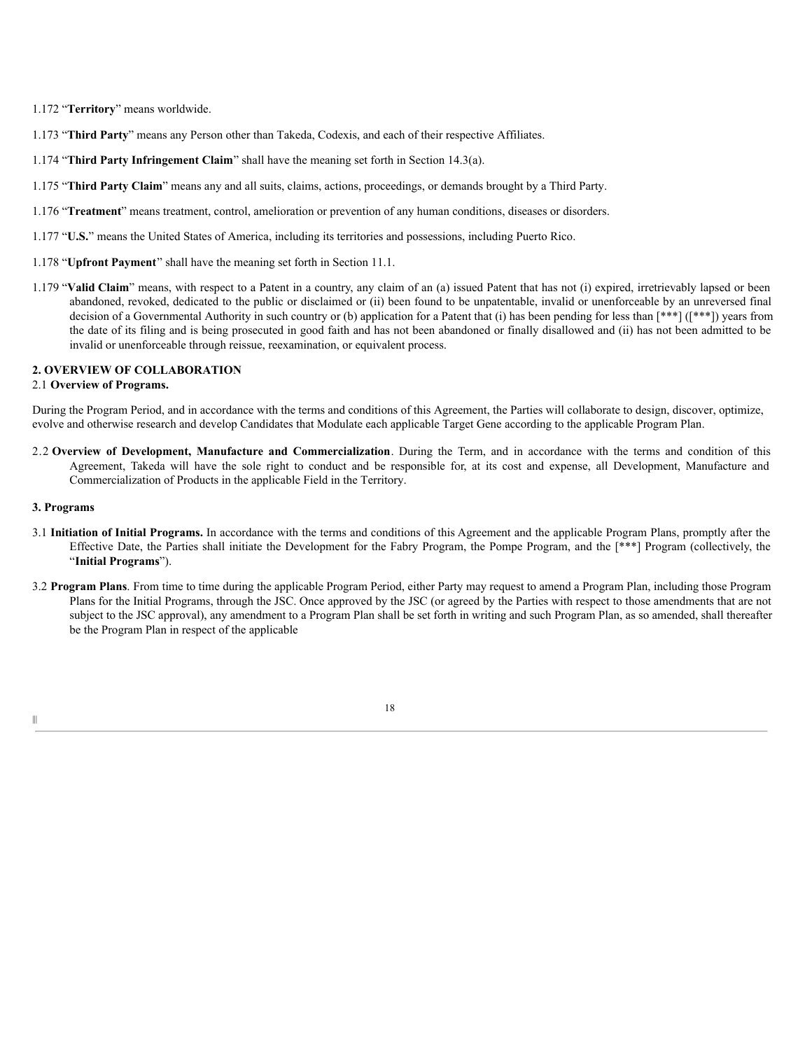1.172 "**Territory**" means worldwide.

1.173 "**Third Party**" means any Person other than Takeda, Codexis, and each of their respective Affiliates.

1.174 "**Third Party Infringement Claim**" shall have the meaning set forth in Section 14.3(a).

1.175 "**Third Party Claim**" means any and all suits, claims, actions, proceedings, or demands brought by a Third Party.

1.176 "**Treatment**" means treatment, control, amelioration or prevention of any human conditions, diseases or disorders.

1.177 "**U.S.**" means the United States of America, including its territories and possessions, including Puerto Rico.

1.178 "**Upfront Payment**" shall have the meaning set forth in Section 11.1.

1.179 "**Valid Claim**" means, with respect to a Patent in a country, any claim of an (a) issued Patent that has not (i) expired, irretrievably lapsed or been abandoned, revoked, dedicated to the public or disclaimed or (ii) been found to be unpatentable, invalid or unenforceable by an unreversed final decision of a Governmental Authority in such country or (b) application for a Patent that (i) has been pending for less than [***] ([***]) years from the date of its filing and is being prosecuted in good faith and has not been abandoned or finally disallowed and (ii) has not been admitted to be invalid or unenforceable through reissue, reexamination, or equivalent process.

**2. OVERVIEW OF COLLABORATION**

2.1 **Overview of Programs.**

During the Program Period, and in accordance with the terms and conditions of this Agreement, the Parties will collaborate to design, discover, optimize, evolve and otherwise research and develop Candidates that Modulate each applicable Target Gene according to the applicable Program Plan.

2.2 **Overview of Development, Manufacture and Commercialization**. During the Term, and in accordance with the terms and condition of this Agreement, Takeda will have the sole right to conduct and be responsible for, at its cost and expense, all Development, Manufacture and Commercialization of Products in the applicable Field in the Territory.

**3. Programs**

3.1 **Initiation of Initial Programs.** In accordance with the terms and conditions of this Agreement and the applicable Program Plans, promptly after the Effective Date, the Parties shall initiate the Development for the Fabry Program, the Pompe Program, and the [***] Program (collectively, the "**Initial Programs**").

3.2 **Program Plans**. From time to time during the applicable Program Period, either Party may request to amend a Program Plan, including those Program Plans for the Initial Programs, through the JSC. Once approved by the JSC (or agreed by the Parties with respect to those amendments that are not subject to the JSC approval), any amendment to a Program Plan shall be set forth in writing and such Program Plan, as so amended, shall thereafter be the Program Plan in respect of the applicable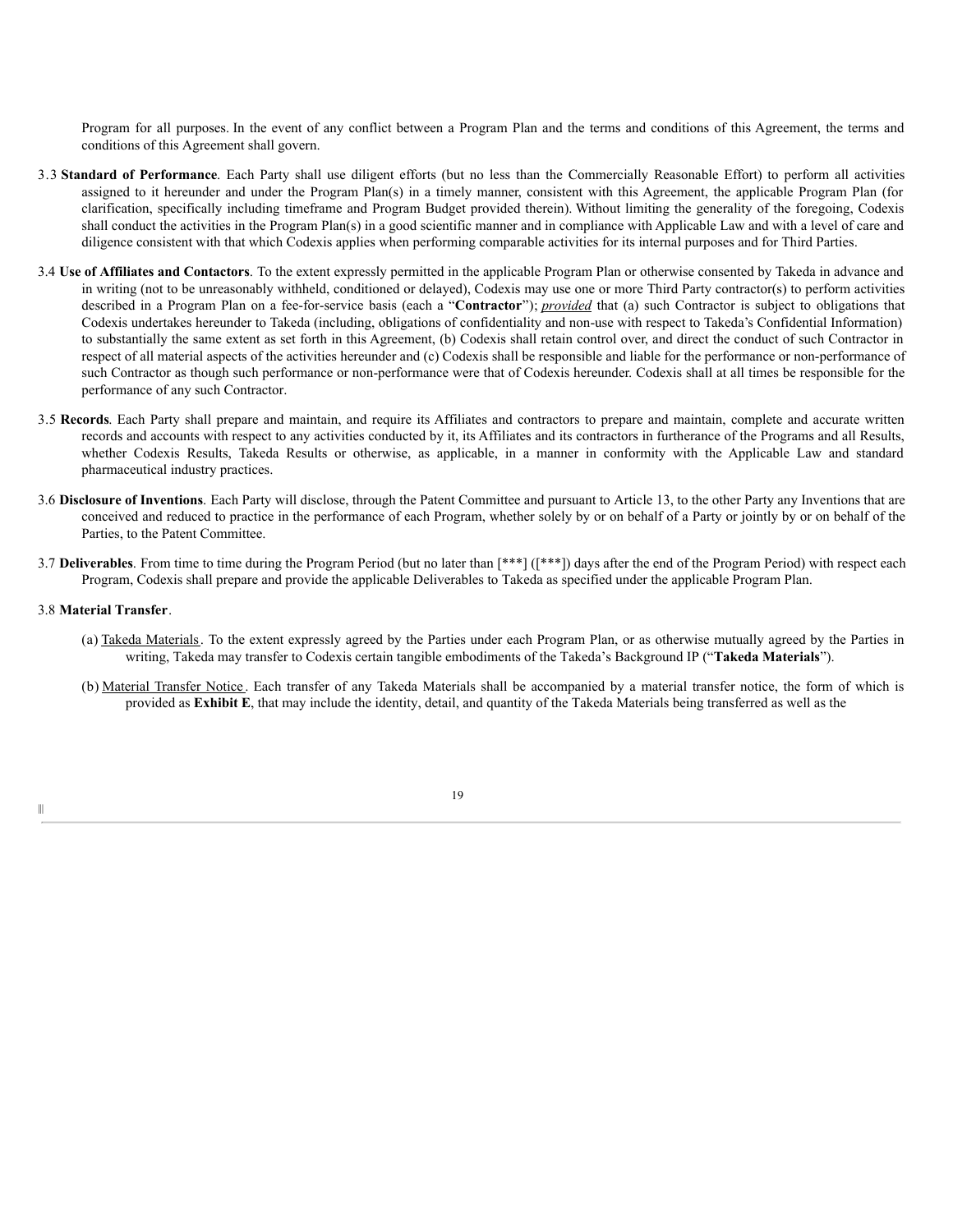Program for all purposes. In the event of any conflict between a Program Plan and the terms and conditions of this Agreement, the terms and conditions of this Agreement shall govern.

3.3 **Standard of Performance**. Each Party shall use diligent efforts (but no less than the Commercially Reasonable Effort) to perform all activities assigned to it hereunder and under the Program Plan(s) in a timely manner, consistent with this Agreement, the applicable Program Plan (for clarification, specifically including timeframe and Program Budget provided therein). Without limiting the generality of the foregoing, Codexis shall conduct the activities in the Program Plan(s) in a good scientific manner and in compliance with Applicable Law and with a level of care and diligence consistent with that which Codexis applies when performing comparable activities for its internal purposes and for Third Parties.

3.4 **Use of Affiliates and Contactors**. To the extent expressly permitted in the applicable Program Plan or otherwise consented by Takeda in advance and in writing (not to be unreasonably withheld, conditioned or delayed), Codexis may use one or more Third Party contractor(s) to perform activities described in a Program Plan on a fee-for-service basis (each a "**Contractor**"); ***provided*** that (a) such Contractor is subject to obligations that Codexis undertakes hereunder to Takeda (including, obligations of confidentiality and non-use with respect to Takeda's Confidential Information) to substantially the same extent as set forth in this Agreement, (b) Codexis shall retain control over, and direct the conduct of such Contractor in respect of all material aspects of the activities hereunder and (c) Codexis shall be responsible and liable for the performance or non-performance of such Contractor as though such performance or non-performance were that of Codexis hereunder. Codexis shall at all times be responsible for the performance of any such Contractor.

3.5 **Records**. Each Party shall prepare and maintain, and require its Affiliates and contractors to prepare and maintain, complete and accurate written records and accounts with respect to any activities conducted by it, its Affiliates and its contractors in furtherance of the Programs and all Results, whether Codexis Results, Takeda Results or otherwise, as applicable, in a manner in conformity with the Applicable Law and standard pharmaceutical industry practices.

3.6 **Disclosure of Inventions**. Each Party will disclose, through the Patent Committee and pursuant to Article 13, to the other Party any Inventions that are conceived and reduced to practice in the performance of each Program, whether solely by or on behalf of a Party or jointly by or on behalf of the Parties, to the Patent Committee.

3.7 **Deliverables**. From time to time during the Program Period (but no later than [***] ([***]) days after the end of the Program Period) with respect each Program, Codexis shall prepare and provide the applicable Deliverables to Takeda as specified under the applicable Program Plan.

3.8 **Material Transfer**.

(a) Takeda Materials. To the extent expressly agreed by the Parties under each Program Plan, or as otherwise mutually agreed by the Parties in writing, Takeda may transfer to Codexis certain tangible embodiments of the Takeda's Background IP ("**Takeda Materials**").

(b) Material Transfer Notice. Each transfer of any Takeda Materials shall be accompanied by a material transfer notice, the form of which is provided as **Exhibit E**, that may include the identity, detail, and quantity of the Takeda Materials being transferred as well as the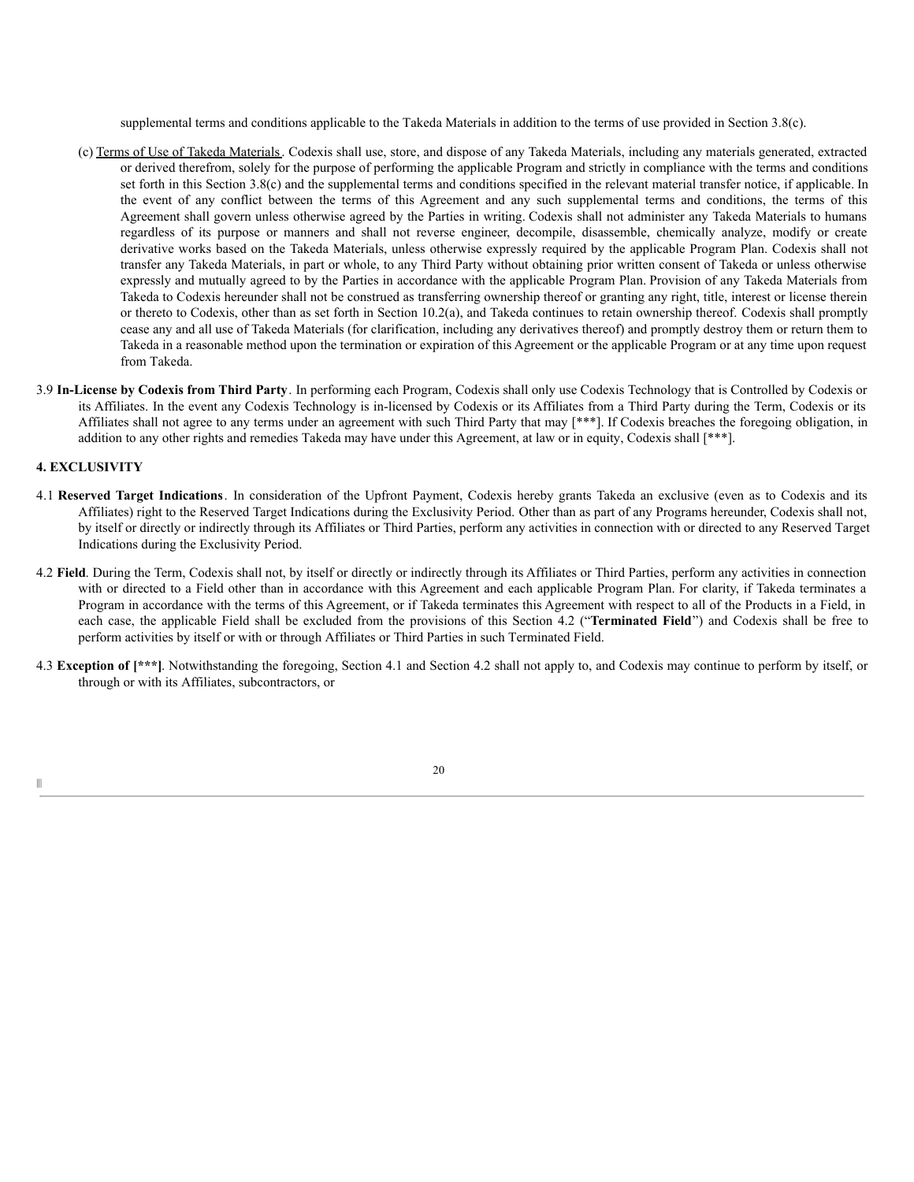supplemental terms and conditions applicable to the Takeda Materials in addition to the terms of use provided in Section 3.8(c).

(c) Terms of Use of Takeda Materials. Codexis shall use, store, and dispose of any Takeda Materials, including any materials generated, extracted or derived therefrom, solely for the purpose of performing the applicable Program and strictly in compliance with the terms and conditions set forth in this Section 3.8(c) and the supplemental terms and conditions specified in the relevant material transfer notice, if applicable. In the event of any conflict between the terms of this Agreement and any such supplemental terms and conditions, the terms of this Agreement shall govern unless otherwise agreed by the Parties in writing. Codexis shall not administer any Takeda Materials to humans regardless of its purpose or manners and shall not reverse engineer, decompile, disassemble, chemically analyze, modify or create derivative works based on the Takeda Materials, unless otherwise expressly required by the applicable Program Plan. Codexis shall not transfer any Takeda Materials, in part or whole, to any Third Party without obtaining prior written consent of Takeda or unless otherwise expressly and mutually agreed to by the Parties in accordance with the applicable Program Plan. Provision of any Takeda Materials from Takeda to Codexis hereunder shall not be construed as transferring ownership thereof or granting any right, title, interest or license therein or thereto to Codexis, other than as set forth in Section 10.2(a), and Takeda continues to retain ownership thereof. Codexis shall promptly cease any and all use of Takeda Materials (for clarification, including any derivatives thereof) and promptly destroy them or return them to Takeda in a reasonable method upon the termination or expiration of this Agreement or the applicable Program or at any time upon request from Takeda.

3.9 **In-License by Codexis from Third Party**. In performing each Program, Codexis shall only use Codexis Technology that is Controlled by Codexis or its Affiliates. In the event any Codexis Technology is in-licensed by Codexis or its Affiliates from a Third Party during the Term, Codexis or its Affiliates shall not agree to any terms under an agreement with such Third Party that may [***]. If Codexis breaches the foregoing obligation, in addition to any other rights and remedies Takeda may have under this Agreement, at law or in equity, Codexis shall [***].

## 4. EXCLUSIVITY

4.1 **Reserved Target Indications**. In consideration of the Upfront Payment, Codexis hereby grants Takeda an exclusive (even as to Codexis and its Affiliates) right to the Reserved Target Indications during the Exclusivity Period. Other than as part of any Programs hereunder, Codexis shall not, by itself or directly or indirectly through its Affiliates or Third Parties, perform any activities in connection with or directed to any Reserved Target Indications during the Exclusivity Period.

4.2 **Field**. During the Term, Codexis shall not, by itself or directly or indirectly through its Affiliates or Third Parties, perform any activities in connection with or directed to a Field other than in accordance with this Agreement and each applicable Program Plan. For clarity, if Takeda terminates a Program in accordance with the terms of this Agreement, or if Takeda terminates this Agreement with respect to all of the Products in a Field, in each case, the applicable Field shall be excluded from the provisions of this Section 4.2 ("**Terminated Field**") and Codexis shall be free to perform activities by itself or with or through Affiliates or Third Parties in such Terminated Field.

4.3 **Exception of [***]**. Notwithstanding the foregoing, Section 4.1 and Section 4.2 shall not apply to, and Codexis may continue to perform by itself, or through or with its Affiliates, subcontractors, or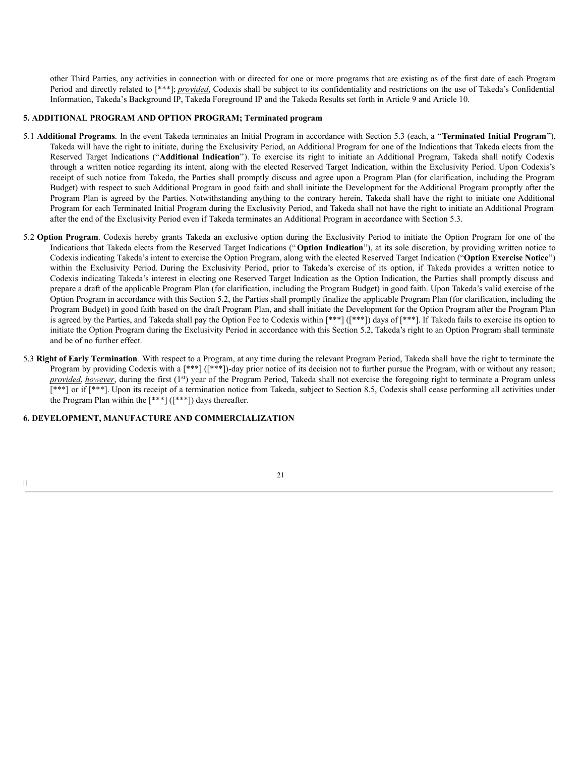other Third Parties, any activities in connection with or directed for one or more programs that are existing as of the first date of each Program Period and directly related to [***]; *provided*, Codexis shall be subject to its confidentiality and restrictions on the use of Takeda's Confidential Information, Takeda's Background IP, Takeda Foreground IP and the Takeda Results set forth in Article 9 and Article 10.

## 5. ADDITIONAL PROGRAM AND OPTION PROGRAM; Terminated program

5.1 **Additional Programs**. In the event Takeda terminates an Initial Program in accordance with Section 5.3 (each, a "**Terminated Initial Program**"), Takeda will have the right to initiate, during the Exclusivity Period, an Additional Program for one of the Indications that Takeda elects from the Reserved Target Indications ("**Additional Indication**"). To exercise its right to initiate an Additional Program, Takeda shall notify Codexis through a written notice regarding its intent, along with the elected Reserved Target Indication, within the Exclusivity Period. Upon Codexis's receipt of such notice from Takeda, the Parties shall promptly discuss and agree upon a Program Plan (for clarification, including the Program Budget) with respect to such Additional Program in good faith and shall initiate the Development for the Additional Program promptly after the Program Plan is agreed by the Parties. Notwithstanding anything to the contrary herein, Takeda shall have the right to initiate one Additional Program for each Terminated Initial Program during the Exclusivity Period, and Takeda shall not have the right to initiate an Additional Program after the end of the Exclusivity Period even if Takeda terminates an Additional Program in accordance with Section 5.3.

5.2 **Option Program**. Codexis hereby grants Takeda an exclusive option during the Exclusivity Period to initiate the Option Program for one of the Indications that Takeda elects from the Reserved Target Indications ("**Option Indication**"), at its sole discretion, by providing written notice to Codexis indicating Takeda's intent to exercise the Option Program, along with the elected Reserved Target Indication ("**Option Exercise Notice**") within the Exclusivity Period. During the Exclusivity Period, prior to Takeda's exercise of its option, if Takeda provides a written notice to Codexis indicating Takeda's interest in electing one Reserved Target Indication as the Option Indication, the Parties shall promptly discuss and prepare a draft of the applicable Program Plan (for clarification, including the Program Budget) in good faith. Upon Takeda's valid exercise of the Option Program in accordance with this Section 5.2, the Parties shall promptly finalize the applicable Program Plan (for clarification, including the Program Budget) in good faith based on the draft Program Plan, and shall initiate the Development for the Option Program after the Program Plan is agreed by the Parties, and Takeda shall pay the Option Fee to Codexis within [***] ([***]) days of [***]. If Takeda fails to exercise its option to initiate the Option Program during the Exclusivity Period in accordance with this Section 5.2, Takeda's right to an Option Program shall terminate and be of no further effect.

5.3 **Right of Early Termination**. With respect to a Program, at any time during the relevant Program Period, Takeda shall have the right to terminate the Program by providing Codexis with a [***] ([***])-day prior notice of its decision not to further pursue the Program, with or without any reason; *provided*, *however*, during the first (1st) year of the Program Period, Takeda shall not exercise the foregoing right to terminate a Program unless [***] or if [***]. Upon its receipt of a termination notice from Takeda, subject to Section 8.5, Codexis shall cease performing all activities under the Program Plan within the [***] ([***]) days thereafter.

## 6. DEVELOPMENT, MANUFACTURE AND COMMERCIALIZATION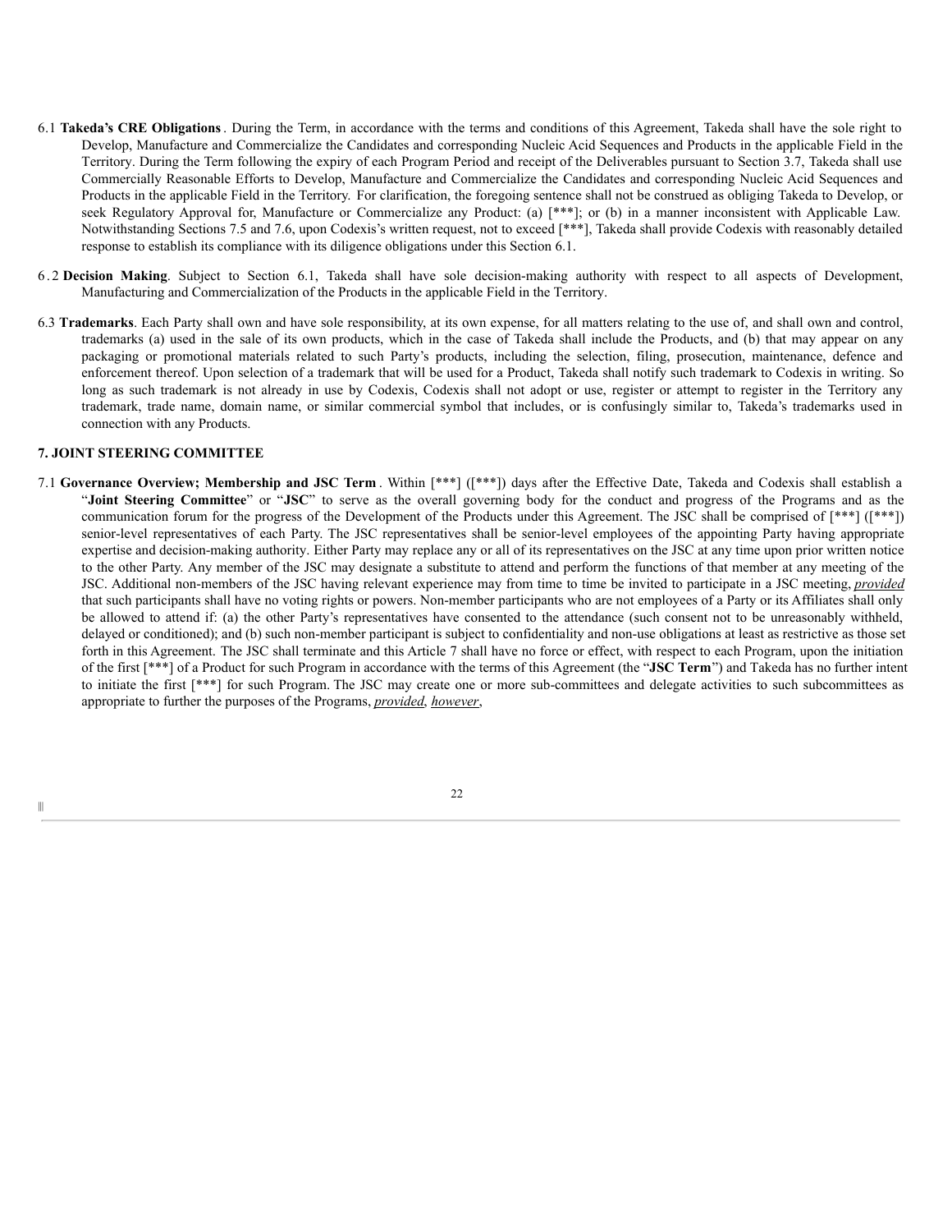6.1 **Takeda's CRE Obligations**. During the Term, in accordance with the terms and conditions of this Agreement, Takeda shall have the sole right to Develop, Manufacture and Commercialize the Candidates and corresponding Nucleic Acid Sequences and Products in the applicable Field in the Territory. During the Term following the expiry of each Program Period and receipt of the Deliverables pursuant to Section 3.7, Takeda shall use Commercially Reasonable Efforts to Develop, Manufacture and Commercialize the Candidates and corresponding Nucleic Acid Sequences and Products in the applicable Field in the Territory. For clarification, the foregoing sentence shall not be construed as obliging Takeda to Develop, or seek Regulatory Approval for, Manufacture or Commercialize any Product: (a) [***]; or (b) in a manner inconsistent with Applicable Law. Notwithstanding Sections 7.5 and 7.6, upon Codexis's written request, not to exceed [***], Takeda shall provide Codexis with reasonably detailed response to establish its compliance with its diligence obligations under this Section 6.1.

6.2 **Decision Making**. Subject to Section 6.1, Takeda shall have sole decision-making authority with respect to all aspects of Development, Manufacturing and Commercialization of the Products in the applicable Field in the Territory.

6.3 **Trademarks**. Each Party shall own and have sole responsibility, at its own expense, for all matters relating to the use of, and shall own and control, trademarks (a) used in the sale of its own products, which in the case of Takeda shall include the Products, and (b) that may appear on any packaging or promotional materials related to such Party's products, including the selection, filing, prosecution, maintenance, defence and enforcement thereof. Upon selection of a trademark that will be used for a Product, Takeda shall notify such trademark to Codexis in writing. So long as such trademark is not already in use by Codexis, Codexis shall not adopt or use, register or attempt to register in the Territory any trademark, trade name, domain name, or similar commercial symbol that includes, or is confusingly similar to, Takeda's trademarks used in connection with any Products.

## 7. JOINT STEERING COMMITTEE

7.1 **Governance Overview; Membership and JSC Term**. Within [***] ([***]) days after the Effective Date, Takeda and Codexis shall establish a "**Joint Steering Committee**" or "**JSC**" to serve as the overall governing body for the conduct and progress of the Programs and as the communication forum for the progress of the Development of the Products under this Agreement. The JSC shall be comprised of [***] ([***]) senior-level representatives of each Party. The JSC representatives shall be senior-level employees of the appointing Party having appropriate expertise and decision-making authority. Either Party may replace any or all of its representatives on the JSC at any time upon prior written notice to the other Party. Any member of the JSC may designate a substitute to attend and perform the functions of that member at any meeting of the JSC. Additional non-members of the JSC having relevant experience may from time to time be invited to participate in a JSC meeting, *provided* that such participants shall have no voting rights or powers. Non-member participants who are not employees of a Party or its Affiliates shall only be allowed to attend if: (a) the other Party's representatives have consented to the attendance (such consent not to be unreasonably withheld, delayed or conditioned); and (b) such non-member participant is subject to confidentiality and non-use obligations at least as restrictive as those set forth in this Agreement. The JSC shall terminate and this Article 7 shall have no force or effect, with respect to each Program, upon the initiation of the first [***] of a Product for such Program in accordance with the terms of this Agreement (the "**JSC Term**") and Takeda has no further intent to initiate the first [***] for such Program. The JSC may create one or more sub-committees and delegate activities to such subcommittees as appropriate to further the purposes of the Programs, *provided*, *however*,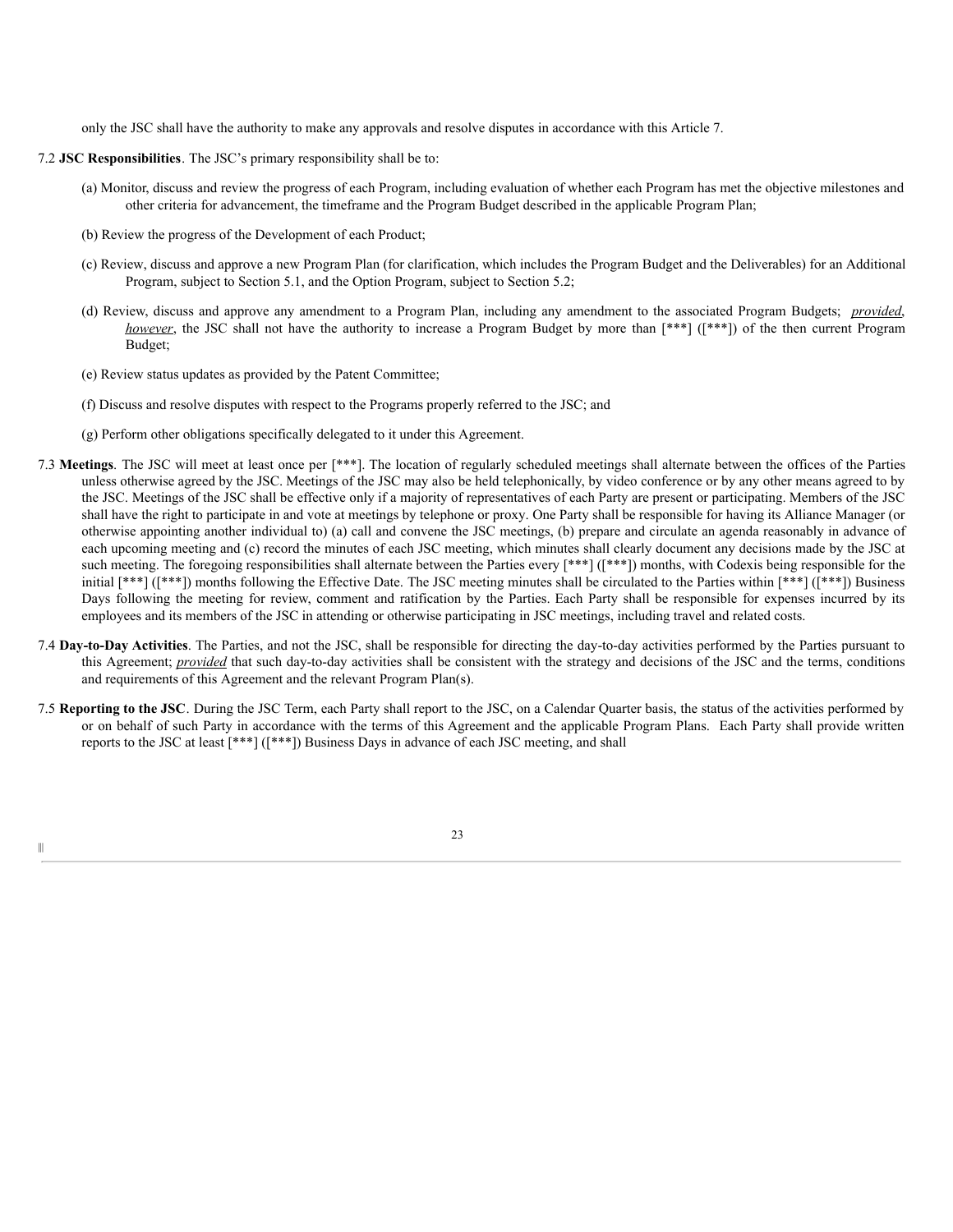only the JSC shall have the authority to make any approvals and resolve disputes in accordance with this Article 7.

7.2 **JSC Responsibilities**. The JSC's primary responsibility shall be to:

(a) Monitor, discuss and review the progress of each Program, including evaluation of whether each Program has met the objective milestones and other criteria for advancement, the timeframe and the Program Budget described in the applicable Program Plan;

(b) Review the progress of the Development of each Product;

(c) Review, discuss and approve a new Program Plan (for clarification, which includes the Program Budget and the Deliverables) for an Additional Program, subject to Section 5.1, and the Option Program, subject to Section 5.2;

(d) Review, discuss and approve any amendment to a Program Plan, including any amendment to the associated Program Budgets; *provided, however*, the JSC shall not have the authority to increase a Program Budget by more than [***] ([***]) of the then current Program Budget;

(e) Review status updates as provided by the Patent Committee;

(f) Discuss and resolve disputes with respect to the Programs properly referred to the JSC; and

(g) Perform other obligations specifically delegated to it under this Agreement.

7.3 **Meetings**. The JSC will meet at least once per [***]. The location of regularly scheduled meetings shall alternate between the offices of the Parties unless otherwise agreed by the JSC. Meetings of the JSC may also be held telephonically, by video conference or by any other means agreed to by the JSC. Meetings of the JSC shall be effective only if a majority of representatives of each Party are present or participating. Members of the JSC shall have the right to participate in and vote at meetings by telephone or proxy. One Party shall be responsible for having its Alliance Manager (or otherwise appointing another individual to) (a) call and convene the JSC meetings, (b) prepare and circulate an agenda reasonably in advance of each upcoming meeting and (c) record the minutes of each JSC meeting, which minutes shall clearly document any decisions made by the JSC at such meeting. The foregoing responsibilities shall alternate between the Parties every [***] ([***]) months, with Codexis being responsible for the initial [***] ([***]) months following the Effective Date. The JSC meeting minutes shall be circulated to the Parties within [***] ([***]) Business Days following the meeting for review, comment and ratification by the Parties. Each Party shall be responsible for expenses incurred by its employees and its members of the JSC in attending or otherwise participating in JSC meetings, including travel and related costs.

7.4 **Day-to-Day Activities**. The Parties, and not the JSC, shall be responsible for directing the day-to-day activities performed by the Parties pursuant to this Agreement; *provided* that such day-to-day activities shall be consistent with the strategy and decisions of the JSC and the terms, conditions and requirements of this Agreement and the relevant Program Plan(s).

7.5 **Reporting to the JSC**. During the JSC Term, each Party shall report to the JSC, on a Calendar Quarter basis, the status of the activities performed by or on behalf of such Party in accordance with the terms of this Agreement and the applicable Program Plans. Each Party shall provide written reports to the JSC at least [***] ([***]) Business Days in advance of each JSC meeting, and shall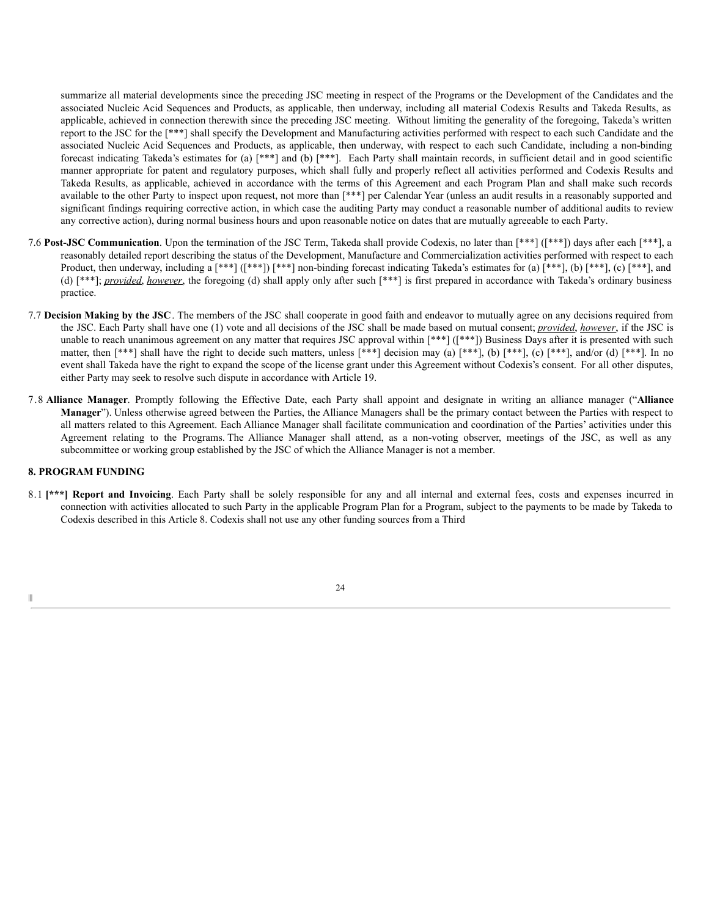summarize all material developments since the preceding JSC meeting in respect of the Programs or the Development of the Candidates and the associated Nucleic Acid Sequences and Products, as applicable, then underway, including all material Codexis Results and Takeda Results, as applicable, achieved in connection therewith since the preceding JSC meeting. Without limiting the generality of the foregoing, Takeda's written report to the JSC for the [***] shall specify the Development and Manufacturing activities performed with respect to each such Candidate and the associated Nucleic Acid Sequences and Products, as applicable, then underway, with respect to each such Candidate, including a non-binding forecast indicating Takeda's estimates for (a) [***] and (b) [***]. Each Party shall maintain records, in sufficient detail and in good scientific manner appropriate for patent and regulatory purposes, which shall fully and properly reflect all activities performed and Codexis Results and Takeda Results, as applicable, achieved in accordance with the terms of this Agreement and each Program Plan and shall make such records available to the other Party to inspect upon request, not more than [***] per Calendar Year (unless an audit results in a reasonably supported and significant findings requiring corrective action, in which case the auditing Party may conduct a reasonable number of additional audits to review any corrective action), during normal business hours and upon reasonable notice on dates that are mutually agreeable to each Party.

7.6 **Post-JSC Communication**. Upon the termination of the JSC Term, Takeda shall provide Codexis, no later than [***] ([***]) days after each [***], a reasonably detailed report describing the status of the Development, Manufacture and Commercialization activities performed with respect to each Product, then underway, including a [***] ([***]) [***] non-binding forecast indicating Takeda's estimates for (a) [***], (b) [***], (c) [***], and (d) [***]; *provided*, *however*, the foregoing (d) shall apply only after such [***] is first prepared in accordance with Takeda's ordinary business practice.

7.7 **Decision Making by the JSC**. The members of the JSC shall cooperate in good faith and endeavor to mutually agree on any decisions required from the JSC. Each Party shall have one (1) vote and all decisions of the JSC shall be made based on mutual consent; *provided*, *however*, if the JSC is unable to reach unanimous agreement on any matter that requires JSC approval within [***] ([***]) Business Days after it is presented with such matter, then [***] shall have the right to decide such matters, unless [***] decision may (a) [***], (b) [***], (c) [***], and/or (d) [***]. In no event shall Takeda have the right to expand the scope of the license grant under this Agreement without Codexis's consent. For all other disputes, either Party may seek to resolve such dispute in accordance with Article 19.

7.8 **Alliance Manager**. Promptly following the Effective Date, each Party shall appoint and designate in writing an alliance manager ("**Alliance Manager**"). Unless otherwise agreed between the Parties, the Alliance Managers shall be the primary contact between the Parties with respect to all matters related to this Agreement. Each Alliance Manager shall facilitate communication and coordination of the Parties' activities under this Agreement relating to the Programs. The Alliance Manager shall attend, as a non-voting observer, meetings of the JSC, as well as any subcommittee or working group established by the JSC of which the Alliance Manager is not a member.

## 8. PROGRAM FUNDING

8.1 **[***] Report and Invoicing**. Each Party shall be solely responsible for any and all internal and external fees, costs and expenses incurred in connection with activities allocated to such Party in the applicable Program Plan for a Program, subject to the payments to be made by Takeda to Codexis described in this Article 8. Codexis shall not use any other funding sources from a Third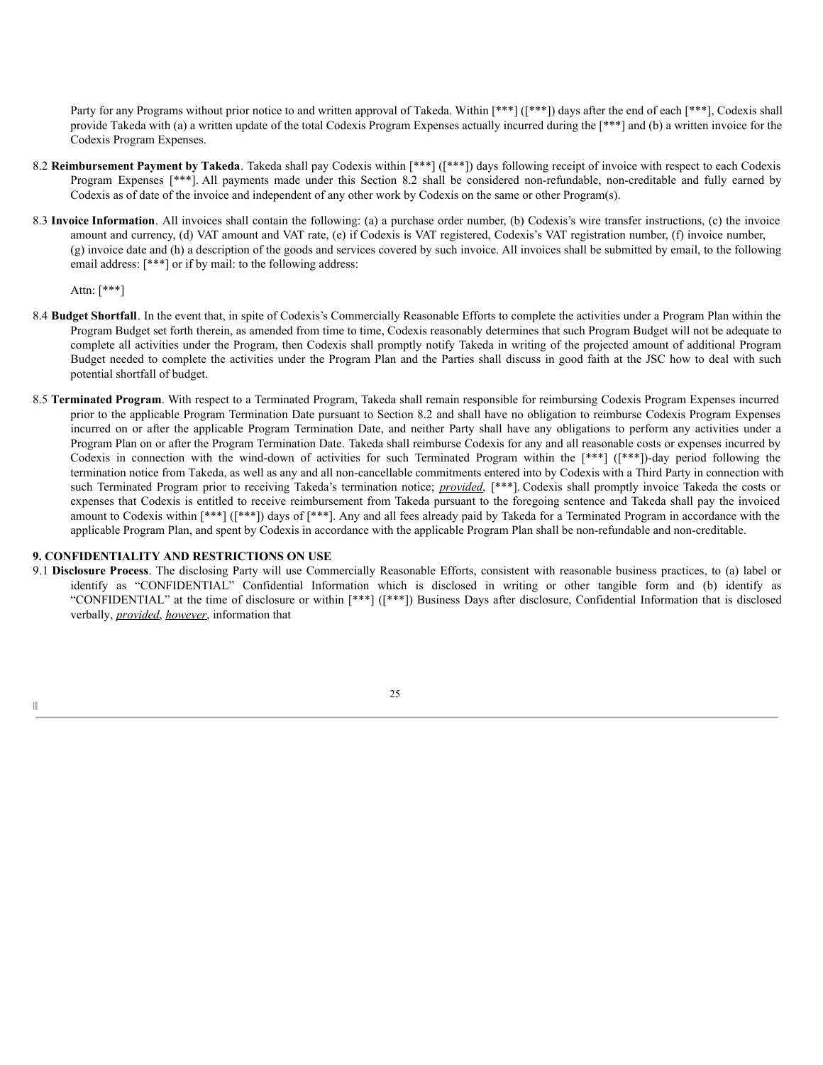Party for any Programs without prior notice to and written approval of Takeda. Within [***] ([***]) days after the end of each [***], Codexis shall provide Takeda with (a) a written update of the total Codexis Program Expenses actually incurred during the [***] and (b) a written invoice for the Codexis Program Expenses.

8.2 **Reimbursement Payment by Takeda**. Takeda shall pay Codexis within [***] ([***]) days following receipt of invoice with respect to each Codexis Program Expenses [***]. All payments made under this Section 8.2 shall be considered non-refundable, non-creditable and fully earned by Codexis as of date of the invoice and independent of any other work by Codexis on the same or other Program(s).

8.3 **Invoice Information**. All invoices shall contain the following: (a) a purchase order number, (b) Codexis's wire transfer instructions, (c) the invoice amount and currency, (d) VAT amount and VAT rate, (e) if Codexis is VAT registered, Codexis's VAT registration number, (f) invoice number, (g) invoice date and (h) a description of the goods and services covered by such invoice. All invoices shall be submitted by email, to the following email address: [***] or if by mail: to the following address:

Attn: [***]

8.4 **Budget Shortfall**. In the event that, in spite of Codexis's Commercially Reasonable Efforts to complete the activities under a Program Plan within the Program Budget set forth therein, as amended from time to time, Codexis reasonably determines that such Program Budget will not be adequate to complete all activities under the Program, then Codexis shall promptly notify Takeda in writing of the projected amount of additional Program Budget needed to complete the activities under the Program Plan and the Parties shall discuss in good faith at the JSC how to deal with such potential shortfall of budget.

8.5 **Terminated Program**. With respect to a Terminated Program, Takeda shall remain responsible for reimbursing Codexis Program Expenses incurred prior to the applicable Program Termination Date pursuant to Section 8.2 and shall have no obligation to reimburse Codexis Program Expenses incurred on or after the applicable Program Termination Date, and neither Party shall have any obligations to perform any activities under a Program Plan on or after the Program Termination Date. Takeda shall reimburse Codexis for any and all reasonable costs or expenses incurred by Codexis in connection with the wind-down of activities for such Terminated Program within the [***] ([***])-day period following the termination notice from Takeda, as well as any and all non-cancellable commitments entered into by Codexis with a Third Party in connection with such Terminated Program prior to receiving Takeda's termination notice; *provided*, [***]. Codexis shall promptly invoice Takeda the costs or expenses that Codexis is entitled to receive reimbursement from Takeda pursuant to the foregoing sentence and Takeda shall pay the invoiced amount to Codexis within [***] ([***]) days of [***]. Any and all fees already paid by Takeda for a Terminated Program in accordance with the applicable Program Plan, and spent by Codexis in accordance with the applicable Program Plan shall be non-refundable and non-creditable.

## 9. CONFIDENTIALITY AND RESTRICTIONS ON USE

9.1 **Disclosure Process**. The disclosing Party will use Commercially Reasonable Efforts, consistent with reasonable business practices, to (a) label or identify as "CONFIDENTIAL" Confidential Information which is disclosed in writing or other tangible form and (b) identify as "CONFIDENTIAL" at the time of disclosure or within [***] ([***]) Business Days after disclosure, Confidential Information that is disclosed verbally, *provided*, *however*, information that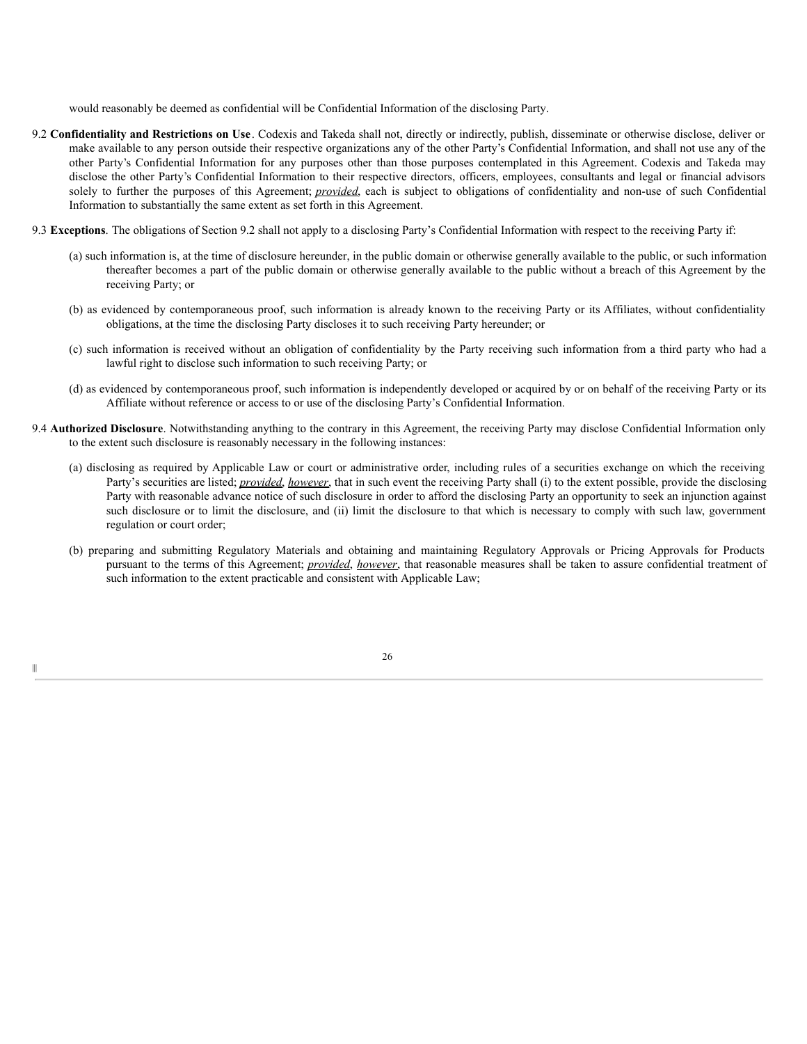would reasonably be deemed as confidential will be Confidential Information of the disclosing Party.

9.2 **Confidentiality and Restrictions on Use**. Codexis and Takeda shall not, directly or indirectly, publish, disseminate or otherwise disclose, deliver or make available to any person outside their respective organizations any of the other Party's Confidential Information, and shall not use any of the other Party's Confidential Information for any purposes other than those purposes contemplated in this Agreement. Codexis and Takeda may disclose the other Party's Confidential Information to their respective directors, officers, employees, consultants and legal or financial advisors solely to further the purposes of this Agreement; *provided*, each is subject to obligations of confidentiality and non-use of such Confidential Information to substantially the same extent as set forth in this Agreement.

9.3 **Exceptions**. The obligations of Section 9.2 shall not apply to a disclosing Party's Confidential Information with respect to the receiving Party if:

(a) such information is, at the time of disclosure hereunder, in the public domain or otherwise generally available to the public, or such information thereafter becomes a part of the public domain or otherwise generally available to the public without a breach of this Agreement by the receiving Party; or

(b) as evidenced by contemporaneous proof, such information is already known to the receiving Party or its Affiliates, without confidentiality obligations, at the time the disclosing Party discloses it to such receiving Party hereunder; or

(c) such information is received without an obligation of confidentiality by the Party receiving such information from a third party who had a lawful right to disclose such information to such receiving Party; or

(d) as evidenced by contemporaneous proof, such information is independently developed or acquired by or on behalf of the receiving Party or its Affiliate without reference or access to or use of the disclosing Party's Confidential Information.

9.4 **Authorized Disclosure**. Notwithstanding anything to the contrary in this Agreement, the receiving Party may disclose Confidential Information only to the extent such disclosure is reasonably necessary in the following instances:

(a) disclosing as required by Applicable Law or court or administrative order, including rules of a securities exchange on which the receiving Party's securities are listed; *provided*, *however*, that in such event the receiving Party shall (i) to the extent possible, provide the disclosing Party with reasonable advance notice of such disclosure in order to afford the disclosing Party an opportunity to seek an injunction against such disclosure or to limit the disclosure, and (ii) limit the disclosure to that which is necessary to comply with such law, government regulation or court order;

(b) preparing and submitting Regulatory Materials and obtaining and maintaining Regulatory Approvals or Pricing Approvals for Products pursuant to the terms of this Agreement; *provided*, *however*, that reasonable measures shall be taken to assure confidential treatment of such information to the extent practicable and consistent with Applicable Law;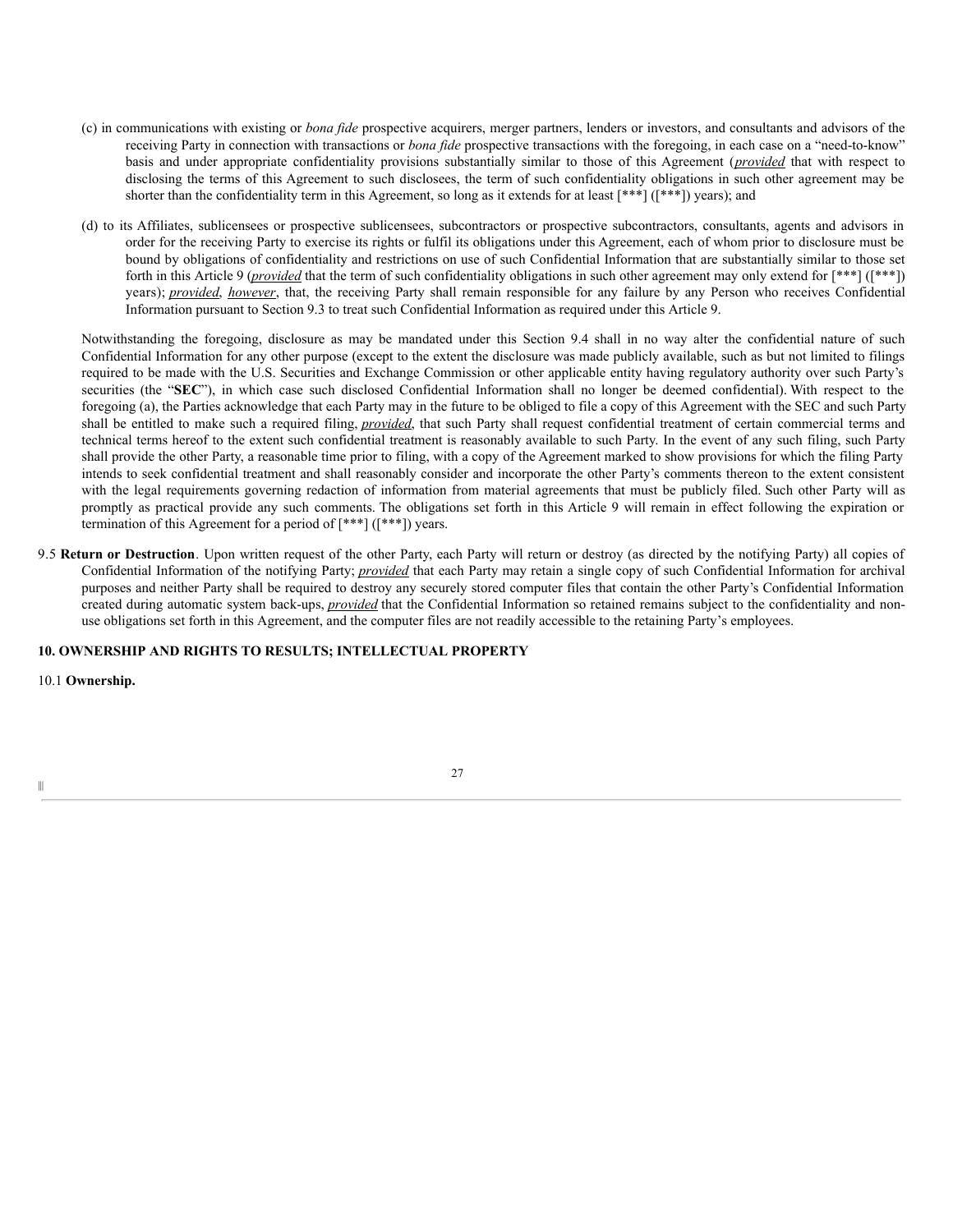(c) in communications with existing or *bona fide* prospective acquirers, merger partners, lenders or investors, and consultants and advisors of the receiving Party in connection with transactions or *bona fide* prospective transactions with the foregoing, in each case on a "need-to-know" basis and under appropriate confidentiality provisions substantially similar to those of this Agreement (***provided*** that with respect to disclosing the terms of this Agreement to such disclosees, the term of such confidentiality obligations in such other agreement may be shorter than the confidentiality term in this Agreement, so long as it extends for at least [***] ([***]) years); and

(d) to its Affiliates, sublicensees or prospective sublicensees, subcontractors or prospective subcontractors, consultants, agents and advisors in order for the receiving Party to exercise its rights or fulfil its obligations under this Agreement, each of whom prior to disclosure must be bound by obligations of confidentiality and restrictions on use of such Confidential Information that are substantially similar to those set forth in this Article 9 (***provided*** that the term of such confidentiality obligations in such other agreement may only extend for [***] ([***]) years); ***provided***, ***however***, that, the receiving Party shall remain responsible for any failure by any Person who receives Confidential Information pursuant to Section 9.3 to treat such Confidential Information as required under this Article 9.

Notwithstanding the foregoing, disclosure as may be mandated under this Section 9.4 shall in no way alter the confidential nature of such Confidential Information for any other purpose (except to the extent the disclosure was made publicly available, such as but not limited to filings required to be made with the U.S. Securities and Exchange Commission or other applicable entity having regulatory authority over such Party's securities (the "**SEC**"), in which case such disclosed Confidential Information shall no longer be deemed confidential). With respect to the foregoing (a), the Parties acknowledge that each Party may in the future to be obliged to file a copy of this Agreement with the SEC and such Party shall be entitled to make such a required filing, ***provided***, that such Party shall request confidential treatment of certain commercial terms and technical terms hereof to the extent such confidential treatment is reasonably available to such Party. In the event of any such filing, such Party shall provide the other Party, a reasonable time prior to filing, with a copy of the Agreement marked to show provisions for which the filing Party intends to seek confidential treatment and shall reasonably consider and incorporate the other Party's comments thereon to the extent consistent with the legal requirements governing redaction of information from material agreements that must be publicly filed. Such other Party will as promptly as practical provide any such comments. The obligations set forth in this Article 9 will remain in effect following the expiration or termination of this Agreement for a period of [***] ([***]) years.

9.5 **Return or Destruction**. Upon written request of the other Party, each Party will return or destroy (as directed by the notifying Party) all copies of Confidential Information of the notifying Party; ***provided*** that each Party may retain a single copy of such Confidential Information for archival purposes and neither Party shall be required to destroy any securely stored computer files that contain the other Party's Confidential Information created during automatic system back-ups, ***provided*** that the Confidential Information so retained remains subject to the confidentiality and non-use obligations set forth in this Agreement, and the computer files are not readily accessible to the retaining Party's employees.

**10. OWNERSHIP AND RIGHTS TO RESULTS; INTELLECTUAL PROPERTY**

10.1 **Ownership.**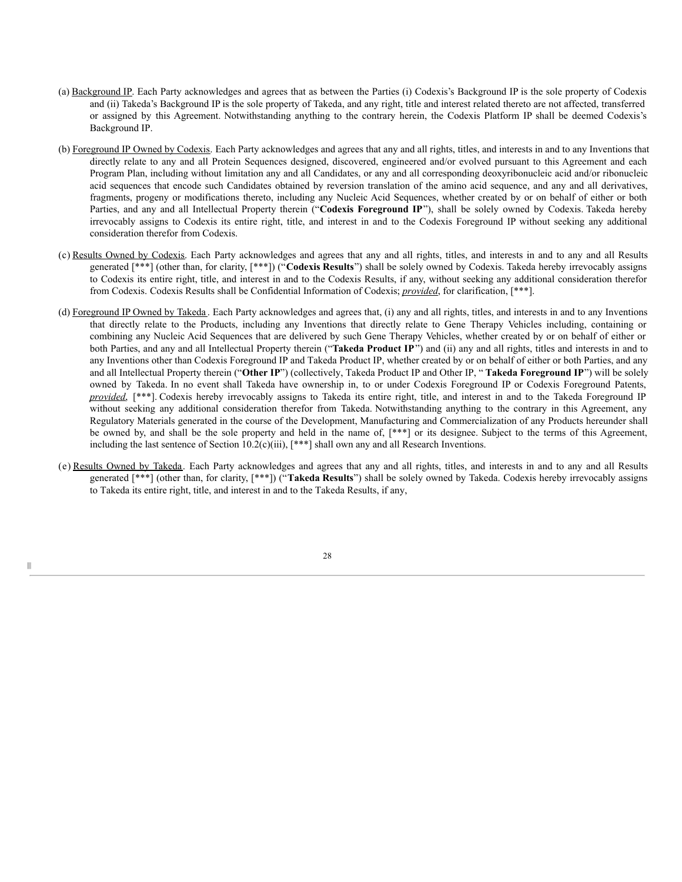(a) Background IP. Each Party acknowledges and agrees that as between the Parties (i) Codexis's Background IP is the sole property of Codexis and (ii) Takeda's Background IP is the sole property of Takeda, and any right, title and interest related thereto are not affected, transferred or assigned by this Agreement. Notwithstanding anything to the contrary herein, the Codexis Platform IP shall be deemed Codexis's Background IP.

(b) Foreground IP Owned by Codexis. Each Party acknowledges and agrees that any and all rights, titles, and interests in and to any Inventions that directly relate to any and all Protein Sequences designed, discovered, engineered and/or evolved pursuant to this Agreement and each Program Plan, including without limitation any and all Candidates, or any and all corresponding deoxyribonucleic acid and/or ribonucleic acid sequences that encode such Candidates obtained by reversion translation of the amino acid sequence, and any and all derivatives, fragments, progeny or modifications thereto, including any Nucleic Acid Sequences, whether created by or on behalf of either or both Parties, and any and all Intellectual Property therein ("**Codexis Foreground IP**"), shall be solely owned by Codexis. Takeda hereby irrevocably assigns to Codexis its entire right, title, and interest in and to the Codexis Foreground IP without seeking any additional consideration therefor from Codexis.

(c) Results Owned by Codexis. Each Party acknowledges and agrees that any and all rights, titles, and interests in and to any and all Results generated [***] (other than, for clarity, [***]) ("**Codexis Results**") shall be solely owned by Codexis. Takeda hereby irrevocably assigns to Codexis its entire right, title, and interest in and to the Codexis Results, if any, without seeking any additional consideration therefor from Codexis. Codexis Results shall be Confidential Information of Codexis; *provided*, for clarification, [***].

(d) Foreground IP Owned by Takeda. Each Party acknowledges and agrees that, (i) any and all rights, titles, and interests in and to any Inventions that directly relate to the Products, including any Inventions that directly relate to Gene Therapy Vehicles including, containing or combining any Nucleic Acid Sequences that are delivered by such Gene Therapy Vehicles, whether created by or on behalf of either or both Parties, and any and all Intellectual Property therein ("**Takeda Product IP**") and (ii) any and all rights, titles and interests in and to any Inventions other than Codexis Foreground IP and Takeda Product IP, whether created by or on behalf of either or both Parties, and any and all Intellectual Property therein ("**Other IP**") (collectively, Takeda Product IP and Other IP, "**Takeda Foreground IP**") will be solely owned by Takeda. In no event shall Takeda have ownership in, to or under Codexis Foreground IP or Codexis Foreground Patents, *provided*, [***]. Codexis hereby irrevocably assigns to Takeda its entire right, title, and interest in and to the Takeda Foreground IP without seeking any additional consideration therefor from Takeda. Notwithstanding anything to the contrary in this Agreement, any Regulatory Materials generated in the course of the Development, Manufacturing and Commercialization of any Products hereunder shall be owned by, and shall be the sole property and held in the name of, [***] or its designee. Subject to the terms of this Agreement, including the last sentence of Section 10.2(c)(iii), [***] shall own any and all Research Inventions.

(e) Results Owned by Takeda. Each Party acknowledges and agrees that any and all rights, titles, and interests in and to any and all Results generated [***] (other than, for clarity, [***]) ("**Takeda Results**") shall be solely owned by Takeda. Codexis hereby irrevocably assigns to Takeda its entire right, title, and interest in and to the Takeda Results, if any,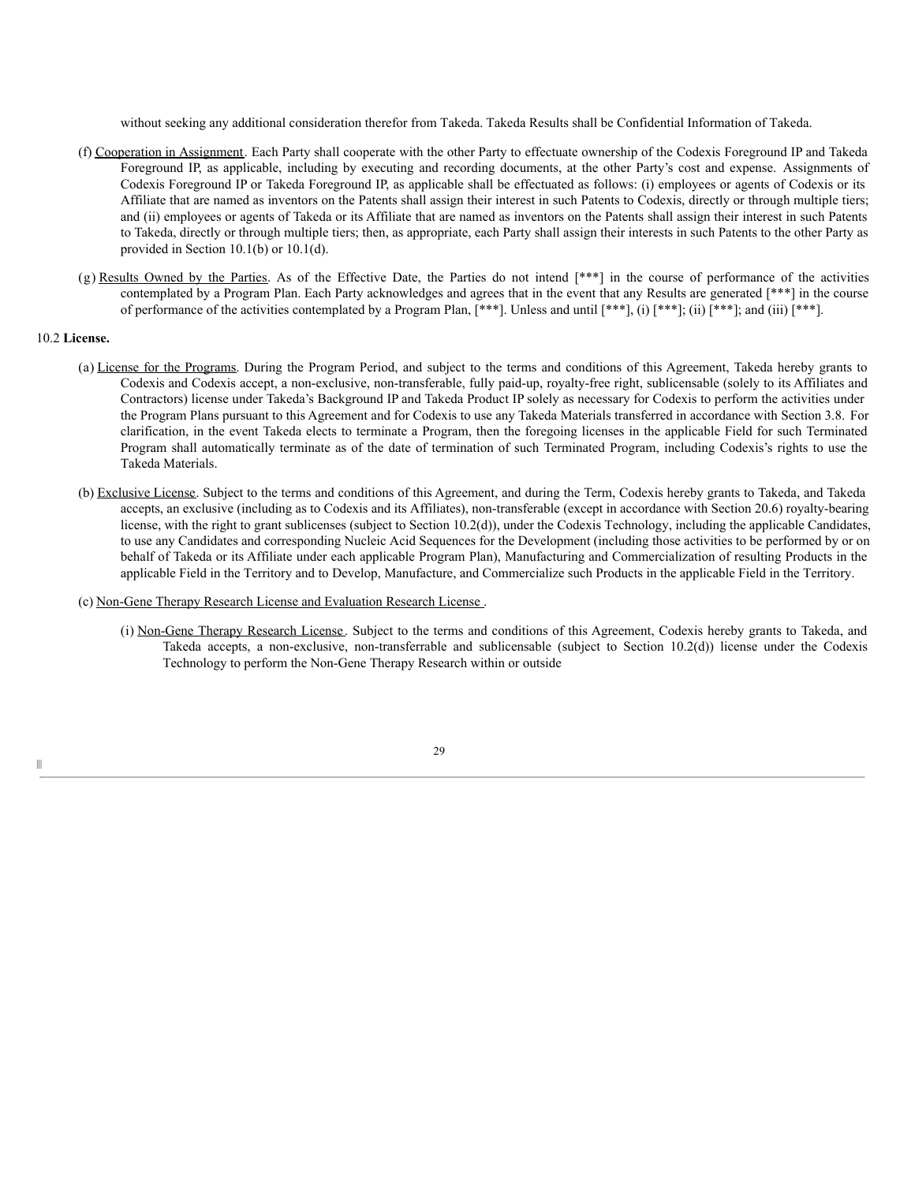without seeking any additional consideration therefor from Takeda. Takeda Results shall be Confidential Information of Takeda.

(f) Cooperation in Assignment. Each Party shall cooperate with the other Party to effectuate ownership of the Codexis Foreground IP and Takeda Foreground IP, as applicable, including by executing and recording documents, at the other Party's cost and expense. Assignments of Codexis Foreground IP or Takeda Foreground IP, as applicable shall be effectuated as follows: (i) employees or agents of Codexis or its Affiliate that are named as inventors on the Patents shall assign their interest in such Patents to Codexis, directly or through multiple tiers; and (ii) employees or agents of Takeda or its Affiliate that are named as inventors on the Patents shall assign their interest in such Patents to Takeda, directly or through multiple tiers; then, as appropriate, each Party shall assign their interests in such Patents to the other Party as provided in Section 10.1(b) or 10.1(d).

(g) Results Owned by the Parties. As of the Effective Date, the Parties do not intend [***] in the course of performance of the activities contemplated by a Program Plan. Each Party acknowledges and agrees that in the event that any Results are generated [***] in the course of performance of the activities contemplated by a Program Plan, [***]. Unless and until [***], (i) [***]; (ii) [***]; and (iii) [***].

10.2 **License.**

(a) License for the Programs. During the Program Period, and subject to the terms and conditions of this Agreement, Takeda hereby grants to Codexis and Codexis accept, a non-exclusive, non-transferable, fully paid-up, royalty-free right, sublicensable (solely to its Affiliates and Contractors) license under Takeda's Background IP and Takeda Product IP solely as necessary for Codexis to perform the activities under the Program Plans pursuant to this Agreement and for Codexis to use any Takeda Materials transferred in accordance with Section 3.8. For clarification, in the event Takeda elects to terminate a Program, then the foregoing licenses in the applicable Field for such Terminated Program shall automatically terminate as of the date of termination of such Terminated Program, including Codexis's rights to use the Takeda Materials.

(b) Exclusive License. Subject to the terms and conditions of this Agreement, and during the Term, Codexis hereby grants to Takeda, and Takeda accepts, an exclusive (including as to Codexis and its Affiliates), non-transferable (except in accordance with Section 20.6) royalty-bearing license, with the right to grant sublicenses (subject to Section 10.2(d)), under the Codexis Technology, including the applicable Candidates, to use any Candidates and corresponding Nucleic Acid Sequences for the Development (including those activities to be performed by or on behalf of Takeda or its Affiliate under each applicable Program Plan), Manufacturing and Commercialization of resulting Products in the applicable Field in the Territory and to Develop, Manufacture, and Commercialize such Products in the applicable Field in the Territory.

(c) Non-Gene Therapy Research License and Evaluation Research License .

(i) Non-Gene Therapy Research License . Subject to the terms and conditions of this Agreement, Codexis hereby grants to Takeda, and Takeda accepts, a non-exclusive, non-transferrable and sublicensable (subject to Section 10.2(d)) license under the Codexis Technology to perform the Non-Gene Therapy Research within or outside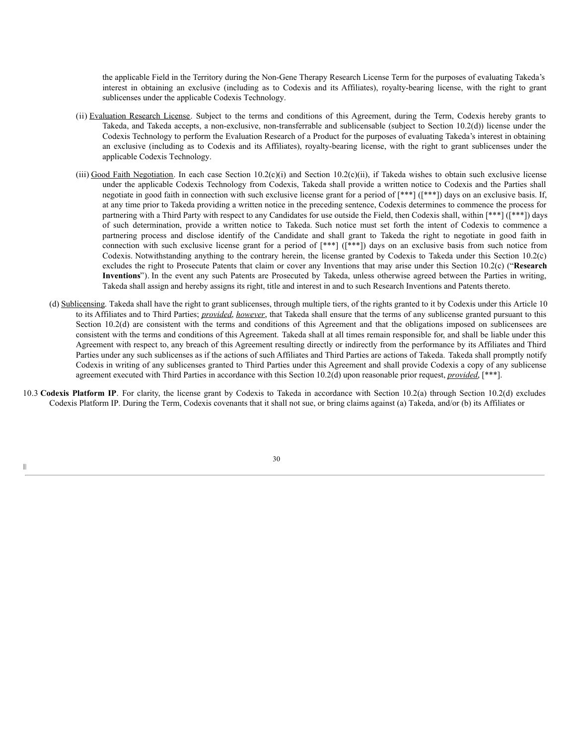the applicable Field in the Territory during the Non-Gene Therapy Research License Term for the purposes of evaluating Takeda's interest in obtaining an exclusive (including as to Codexis and its Affiliates), royalty-bearing license, with the right to grant sublicenses under the applicable Codexis Technology.

(ii) Evaluation Research License. Subject to the terms and conditions of this Agreement, during the Term, Codexis hereby grants to Takeda, and Takeda accepts, a non-exclusive, non-transferrable and sublicensable (subject to Section 10.2(d)) license under the Codexis Technology to perform the Evaluation Research of a Product for the purposes of evaluating Takeda's interest in obtaining an exclusive (including as to Codexis and its Affiliates), royalty-bearing license, with the right to grant sublicenses under the applicable Codexis Technology.

(iii) Good Faith Negotiation. In each case Section 10.2(c)(i) and Section 10.2(c)(ii), if Takeda wishes to obtain such exclusive license under the applicable Codexis Technology from Codexis, Takeda shall provide a written notice to Codexis and the Parties shall negotiate in good faith in connection with such exclusive license grant for a period of [***] ([***]) days on an exclusive basis. If, at any time prior to Takeda providing a written notice in the preceding sentence, Codexis determines to commence the process for partnering with a Third Party with respect to any Candidates for use outside the Field, then Codexis shall, within [***] ([***]) days of such determination, provide a written notice to Takeda. Such notice must set forth the intent of Codexis to commence a partnering process and disclose identify of the Candidate and shall grant to Takeda the right to negotiate in good faith in connection with such exclusive license grant for a period of [***] ([***]) days on an exclusive basis from such notice from Codexis. Notwithstanding anything to the contrary herein, the license granted by Codexis to Takeda under this Section 10.2(c) excludes the right to Prosecute Patents that claim or cover any Inventions that may arise under this Section 10.2(c) ("**Research Inventions**"). In the event any such Patents are Prosecuted by Takeda, unless otherwise agreed between the Parties in writing, Takeda shall assign and hereby assigns its right, title and interest in and to such Research Inventions and Patents thereto.

(d) Sublicensing. Takeda shall have the right to grant sublicenses, through multiple tiers, of the rights granted to it by Codexis under this Article 10 to its Affiliates and to Third Parties; ***provided***, ***however***, that Takeda shall ensure that the terms of any sublicense granted pursuant to this Section 10.2(d) are consistent with the terms and conditions of this Agreement and that the obligations imposed on sublicensees are consistent with the terms and conditions of this Agreement. Takeda shall at all times remain responsible for, and shall be liable under this Agreement with respect to, any breach of this Agreement resulting directly or indirectly from the performance by its Affiliates and Third Parties under any such sublicenses as if the actions of such Affiliates and Third Parties are actions of Takeda. Takeda shall promptly notify Codexis in writing of any sublicenses granted to Third Parties under this Agreement and shall provide Codexis a copy of any sublicense agreement executed with Third Parties in accordance with this Section 10.2(d) upon reasonable prior request, ***provided***, [***].

10.3 **Codexis Platform IP**. For clarity, the license grant by Codexis to Takeda in accordance with Section 10.2(a) through Section 10.2(d) excludes Codexis Platform IP. During the Term, Codexis covenants that it shall not sue, or bring claims against (a) Takeda, and/or (b) its Affiliates or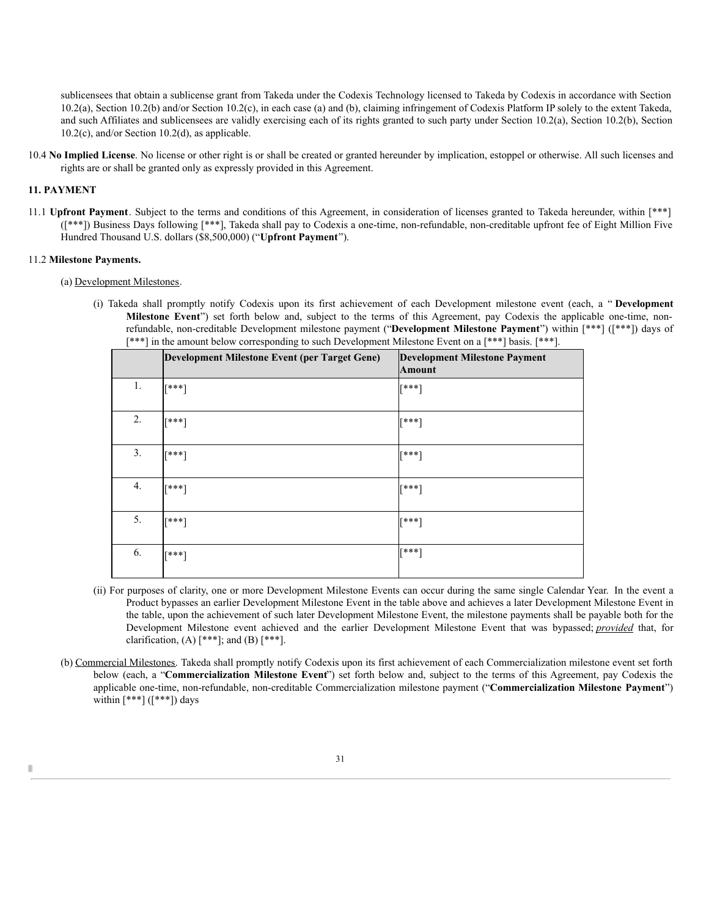sublicensees that obtain a sublicense grant from Takeda under the Codexis Technology licensed to Takeda by Codexis in accordance with Section 10.2(a), Section 10.2(b) and/or Section 10.2(c), in each case (a) and (b), claiming infringement of Codexis Platform IP solely to the extent Takeda, and such Affiliates and sublicensees are validly exercising each of its rights granted to such party under Section 10.2(a), Section 10.2(b), Section 10.2(c), and/or Section 10.2(d), as applicable.

10.4 **No Implied License**. No license or other right is or shall be created or granted hereunder by implication, estoppel or otherwise. All such licenses and rights are or shall be granted only as expressly provided in this Agreement.

**11. PAYMENT**

11.1 **Upfront Payment**. Subject to the terms and conditions of this Agreement, in consideration of licenses granted to Takeda hereunder, within [***] ([***]) Business Days following [***], Takeda shall pay to Codexis a one-time, non-refundable, non-creditable upfront fee of Eight Million Five Hundred Thousand U.S. dollars ($8,500,000) ("**Upfront Payment**").

11.2 **Milestone Payments.**

(a) Development Milestones.

(i) Takeda shall promptly notify Codexis upon its first achievement of each Development milestone event (each, a "**Development Milestone Event**") set forth below and, subject to the terms of this Agreement, pay Codexis the applicable one-time, non-refundable, non-creditable Development milestone payment ("**Development Milestone Payment**") within [***] ([***]) days of [***] in the amount below corresponding to such Development Milestone Event on a [***] basis. [***].

| | Development Milestone Event (per Target Gene) | Development Milestone Payment Amount |
|---|---|---|
| 1. | [***] | [***] |
| 2. | [***] | [***] |
| 3. | [***] | [***] |
| 4. | [***] | [***] |
| 5. | [***] | [***] |
| 6. | [***] | [***] |

(ii) For purposes of clarity, one or more Development Milestone Events can occur during the same single Calendar Year. In the event a Product bypasses an earlier Development Milestone Event in the table above and achieves a later Development Milestone Event in the table, upon the achievement of such later Development Milestone Event, the milestone payments shall be payable both for the Development Milestone event achieved and the earlier Development Milestone Event that was bypassed; ***provided*** that, for clarification, (A) [***]; and (B) [***].

(b) Commercial Milestones. Takeda shall promptly notify Codexis upon its first achievement of each Commercialization milestone event set forth below (each, a "**Commercialization Milestone Event**") set forth below and, subject to the terms of this Agreement, pay Codexis the applicable one-time, non-refundable, non-creditable Commercialization milestone payment ("**Commercialization Milestone Payment**") within [***] ([***]) days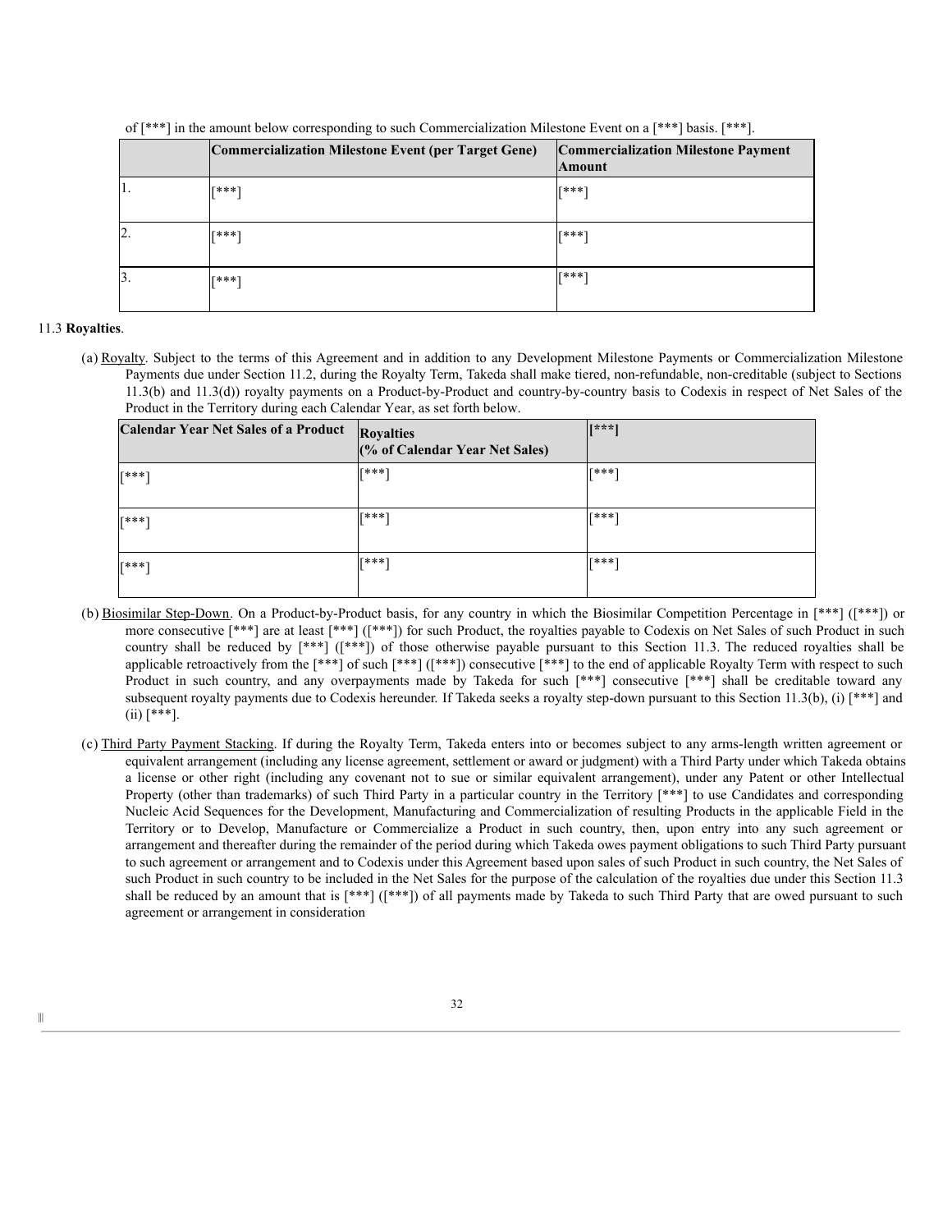of [***] in the amount below corresponding to such Commercialization Milestone Event on a [***] basis. [***].

| | Commercialization Milestone Event (per Target Gene) | Commercialization Milestone Payment Amount |
|---|---|---|
| 1. | [***] | [***] |
| 2. | [***] | [***] |
| 3. | [***] | [***] |

11.3 **Royalties**.

(a) Royalty. Subject to the terms of this Agreement and in addition to any Development Milestone Payments or Commercialization Milestone Payments due under Section 11.2, during the Royalty Term, Takeda shall make tiered, non-refundable, non-creditable (subject to Sections 11.3(b) and 11.3(d)) royalty payments on a Product-by-Product and country-by-country basis to Codexis in respect of Net Sales of the Product in the Territory during each Calendar Year, as set forth below.

| Calendar Year Net Sales of a Product | Royalties (% of Calendar Year Net Sales) | [***] |
|---|---|---|
| [***] | [***] | [***] |
| [***] | [***] | [***] |
| [***] | [***] | [***] |

(b) Biosimilar Step-Down. On a Product-by-Product basis, for any country in which the Biosimilar Competition Percentage in [***] ([***]) or more consecutive [***] are at least [***] ([***]) for such Product, the royalties payable to Codexis on Net Sales of such Product in such country shall be reduced by [***] ([***]) of those otherwise payable pursuant to this Section 11.3. The reduced royalties shall be applicable retroactively from the [***] of such [***] ([***]) consecutive [***] to the end of applicable Royalty Term with respect to such Product in such country, and any overpayments made by Takeda for such [***] consecutive [***] shall be creditable toward any subsequent royalty payments due to Codexis hereunder. If Takeda seeks a royalty step-down pursuant to this Section 11.3(b), (i) [***] and (ii) [***].

(c) Third Party Payment Stacking. If during the Royalty Term, Takeda enters into or becomes subject to any arms-length written agreement or equivalent arrangement (including any license agreement, settlement or award or judgment) with a Third Party under which Takeda obtains a license or other right (including any covenant not to sue or similar equivalent arrangement), under any Patent or other Intellectual Property (other than trademarks) of such Third Party in a particular country in the Territory [***] to use Candidates and corresponding Nucleic Acid Sequences for the Development, Manufacturing and Commercialization of resulting Products in the applicable Field in the Territory or to Develop, Manufacture or Commercialize a Product in such country, then, upon entry into any such agreement or arrangement and thereafter during the remainder of the period during which Takeda owes payment obligations to such Third Party pursuant to such agreement or arrangement and to Codexis under this Agreement based upon sales of such Product in such country, the Net Sales of such Product in such country to be included in the Net Sales for the purpose of the calculation of the royalties due under this Section 11.3 shall be reduced by an amount that is [***] ([***]) of all payments made by Takeda to such Third Party that are owed pursuant to such agreement or arrangement in consideration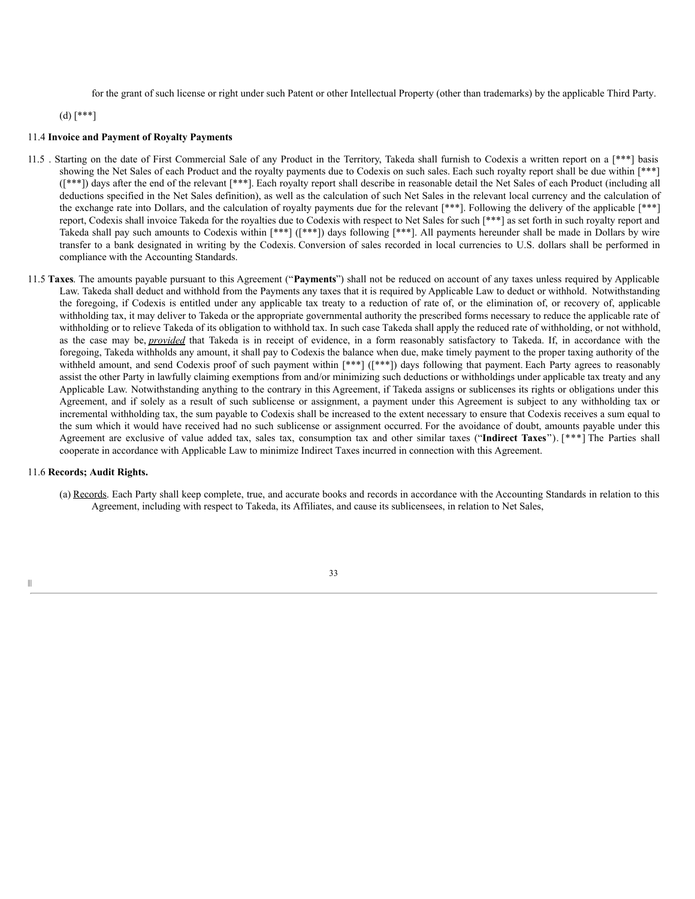for the grant of such license or right under such Patent or other Intellectual Property (other than trademarks) by the applicable Third Party.

(d) [***]

11.4 **Invoice and Payment of Royalty Payments**

11.5 . Starting on the date of First Commercial Sale of any Product in the Territory, Takeda shall furnish to Codexis a written report on a [***] basis showing the Net Sales of each Product and the royalty payments due to Codexis on such sales. Each such royalty report shall be due within [***] ([***]) days after the end of the relevant [***]. Each royalty report shall describe in reasonable detail the Net Sales of each Product (including all deductions specified in the Net Sales definition), as well as the calculation of such Net Sales in the relevant local currency and the calculation of the exchange rate into Dollars, and the calculation of royalty payments due for the relevant [***]. Following the delivery of the applicable [***] report, Codexis shall invoice Takeda for the royalties due to Codexis with respect to Net Sales for such [***] as set forth in such royalty report and Takeda shall pay such amounts to Codexis within [***] ([***]) days following [***]. All payments hereunder shall be made in Dollars by wire transfer to a bank designated in writing by the Codexis. Conversion of sales recorded in local currencies to U.S. dollars shall be performed in compliance with the Accounting Standards.

11.5 **Taxes**. The amounts payable pursuant to this Agreement ("**Payments**") shall not be reduced on account of any taxes unless required by Applicable Law. Takeda shall deduct and withhold from the Payments any taxes that it is required by Applicable Law to deduct or withhold. Notwithstanding the foregoing, if Codexis is entitled under any applicable tax treaty to a reduction of rate of, or the elimination of, or recovery of, applicable withholding tax, it may deliver to Takeda or the appropriate governmental authority the prescribed forms necessary to reduce the applicable rate of withholding or to relieve Takeda of its obligation to withhold tax. In such case Takeda shall apply the reduced rate of withholding, or not withhold, as the case may be, ***provided*** that Takeda is in receipt of evidence, in a form reasonably satisfactory to Takeda. If, in accordance with the foregoing, Takeda withholds any amount, it shall pay to Codexis the balance when due, make timely payment to the proper taxing authority of the withheld amount, and send Codexis proof of such payment within [***] ([***]) days following that payment. Each Party agrees to reasonably assist the other Party in lawfully claiming exemptions from and/or minimizing such deductions or withholdings under applicable tax treaty and any Applicable Law. Notwithstanding anything to the contrary in this Agreement, if Takeda assigns or sublicenses its rights or obligations under this Agreement, and if solely as a result of such sublicense or assignment, a payment under this Agreement is subject to any withholding tax or incremental withholding tax, the sum payable to Codexis shall be increased to the extent necessary to ensure that Codexis receives a sum equal to the sum which it would have received had no such sublicense or assignment occurred. For the avoidance of doubt, amounts payable under this Agreement are exclusive of value added tax, sales tax, consumption tax and other similar taxes ("**Indirect Taxes**"). [***] The Parties shall cooperate in accordance with Applicable Law to minimize Indirect Taxes incurred in connection with this Agreement.

11.6 **Records; Audit Rights.**

(a) Records. Each Party shall keep complete, true, and accurate books and records in accordance with the Accounting Standards in relation to this Agreement, including with respect to Takeda, its Affiliates, and cause its sublicensees, in relation to Net Sales,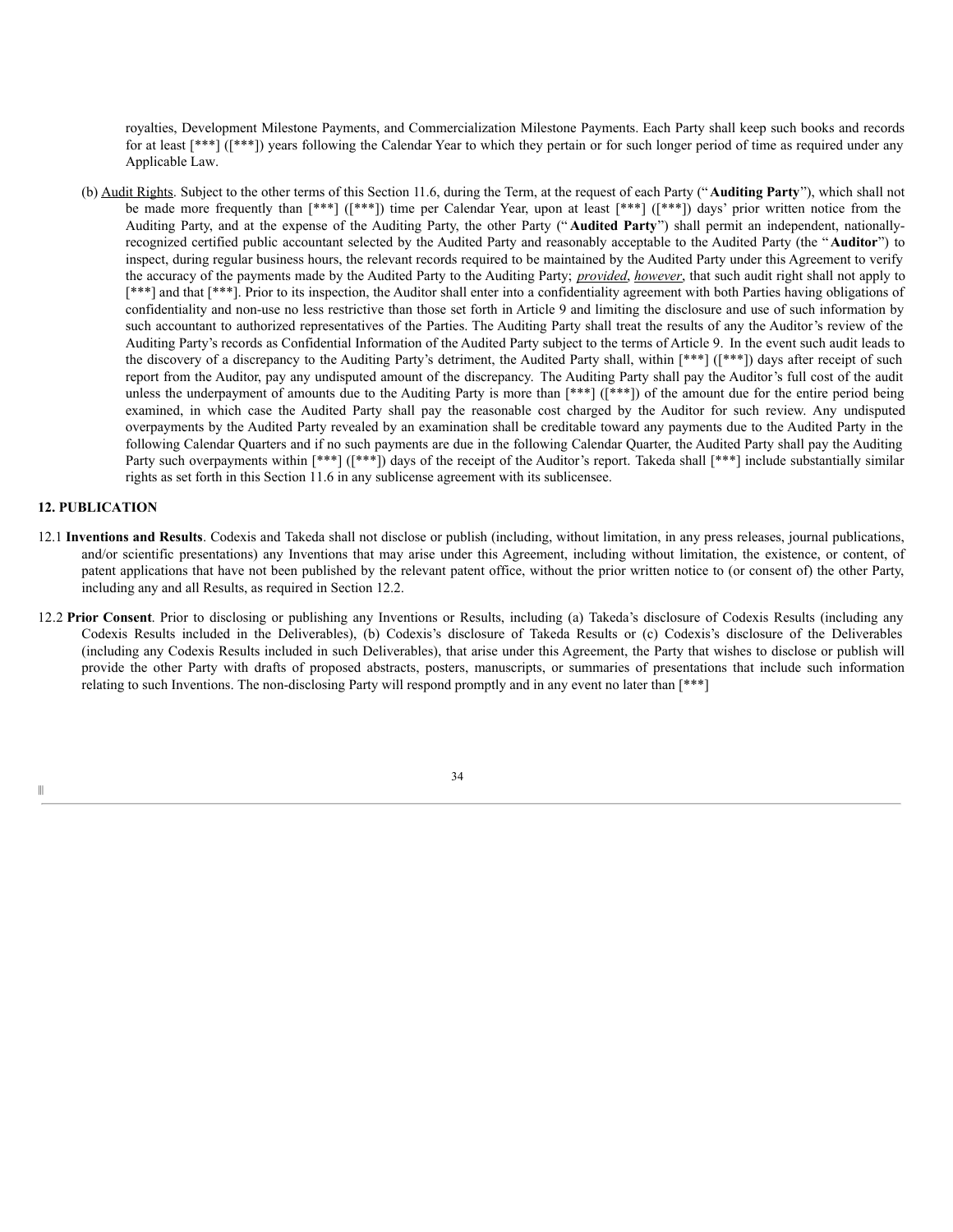royalties, Development Milestone Payments, and Commercialization Milestone Payments. Each Party shall keep such books and records for at least [***] ([***]) years following the Calendar Year to which they pertain or for such longer period of time as required under any Applicable Law.

(b) Audit Rights. Subject to the other terms of this Section 11.6, during the Term, at the request of each Party (" **Auditing Party**"), which shall not be made more frequently than [***] ([***]) time per Calendar Year, upon at least [***] ([***]) days' prior written notice from the Auditing Party, and at the expense of the Auditing Party, the other Party (" **Audited Party**") shall permit an independent, nationally-recognized certified public accountant selected by the Audited Party and reasonably acceptable to the Audited Party (the " **Auditor**") to inspect, during regular business hours, the relevant records required to be maintained by the Audited Party under this Agreement to verify the accuracy of the payments made by the Audited Party to the Auditing Party; *provided*, *however*, that such audit right shall not apply to [***] and that [***]. Prior to its inspection, the Auditor shall enter into a confidentiality agreement with both Parties having obligations of confidentiality and non-use no less restrictive than those set forth in Article 9 and limiting the disclosure and use of such information by such accountant to authorized representatives of the Parties. The Auditing Party shall treat the results of any the Auditor's review of the Auditing Party's records as Confidential Information of the Audited Party subject to the terms of Article 9. In the event such audit leads to the discovery of a discrepancy to the Auditing Party's detriment, the Audited Party shall, within [***] ([***]) days after receipt of such report from the Auditor, pay any undisputed amount of the discrepancy. The Auditing Party shall pay the Auditor's full cost of the audit unless the underpayment of amounts due to the Auditing Party is more than [***] ([***]) of the amount due for the entire period being examined, in which case the Audited Party shall pay the reasonable cost charged by the Auditor for such review. Any undisputed overpayments by the Audited Party revealed by an examination shall be creditable toward any payments due to the Audited Party in the following Calendar Quarters and if no such payments are due in the following Calendar Quarter, the Audited Party shall pay the Auditing Party such overpayments within [***] ([***]) days of the receipt of the Auditor's report. Takeda shall [***] include substantially similar rights as set forth in this Section 11.6 in any sublicense agreement with its sublicensee.

## 12. PUBLICATION

12.1 **Inventions and Results**. Codexis and Takeda shall not disclose or publish (including, without limitation, in any press releases, journal publications, and/or scientific presentations) any Inventions that may arise under this Agreement, including without limitation, the existence, or content, of patent applications that have not been published by the relevant patent office, without the prior written notice to (or consent of) the other Party, including any and all Results, as required in Section 12.2.

12.2 **Prior Consent**. Prior to disclosing or publishing any Inventions or Results, including (a) Takeda's disclosure of Codexis Results (including any Codexis Results included in the Deliverables), (b) Codexis's disclosure of Takeda Results or (c) Codexis's disclosure of the Deliverables (including any Codexis Results included in such Deliverables), that arise under this Agreement, the Party that wishes to disclose or publish will provide the other Party with drafts of proposed abstracts, posters, manuscripts, or summaries of presentations that include such information relating to such Inventions. The non-disclosing Party will respond promptly and in any event no later than [***]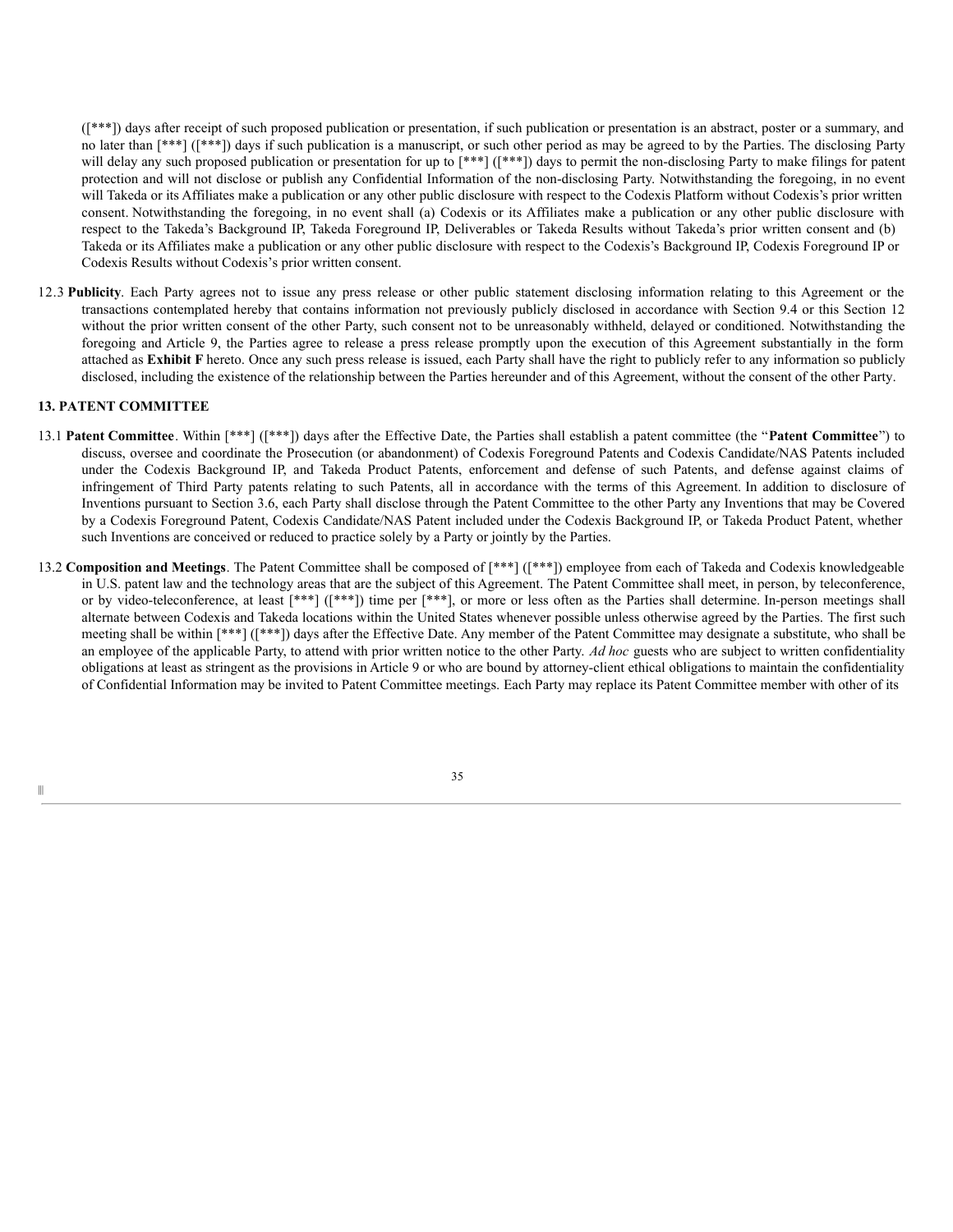([***]) days after receipt of such proposed publication or presentation, if such publication or presentation is an abstract, poster or a summary, and no later than [***] ([***]) days if such publication is a manuscript, or such other period as may be agreed to by the Parties. The disclosing Party will delay any such proposed publication or presentation for up to [***] ([***]) days to permit the non-disclosing Party to make filings for patent protection and will not disclose or publish any Confidential Information of the non-disclosing Party. Notwithstanding the foregoing, in no event will Takeda or its Affiliates make a publication or any other public disclosure with respect to the Codexis Platform without Codexis's prior written consent. Notwithstanding the foregoing, in no event shall (a) Codexis or its Affiliates make a publication or any other public disclosure with respect to the Takeda's Background IP, Takeda Foreground IP, Deliverables or Takeda Results without Takeda's prior written consent and (b) Takeda or its Affiliates make a publication or any other public disclosure with respect to the Codexis's Background IP, Codexis Foreground IP or Codexis Results without Codexis's prior written consent.

12.3 **Publicity**. Each Party agrees not to issue any press release or other public statement disclosing information relating to this Agreement or the transactions contemplated hereby that contains information not previously publicly disclosed in accordance with Section 9.4 or this Section 12 without the prior written consent of the other Party, such consent not to be unreasonably withheld, delayed or conditioned. Notwithstanding the foregoing and Article 9, the Parties agree to release a press release promptly upon the execution of this Agreement substantially in the form attached as **Exhibit F** hereto. Once any such press release is issued, each Party shall have the right to publicly refer to any information so publicly disclosed, including the existence of the relationship between the Parties hereunder and of this Agreement, without the consent of the other Party.

## 13. PATENT COMMITTEE

13.1 **Patent Committee**. Within [***] ([***]) days after the Effective Date, the Parties shall establish a patent committee (the "**Patent Committee**") to discuss, oversee and coordinate the Prosecution (or abandonment) of Codexis Foreground Patents and Codexis Candidate/NAS Patents included under the Codexis Background IP, and Takeda Product Patents, enforcement and defense of such Patents, and defense against claims of infringement of Third Party patents relating to such Patents, all in accordance with the terms of this Agreement. In addition to disclosure of Inventions pursuant to Section 3.6, each Party shall disclose through the Patent Committee to the other Party any Inventions that may be Covered by a Codexis Foreground Patent, Codexis Candidate/NAS Patent included under the Codexis Background IP, or Takeda Product Patent, whether such Inventions are conceived or reduced to practice solely by a Party or jointly by the Parties.

13.2 **Composition and Meetings**. The Patent Committee shall be composed of [***] ([***]) employee from each of Takeda and Codexis knowledgeable in U.S. patent law and the technology areas that are the subject of this Agreement. The Patent Committee shall meet, in person, by teleconference, or by video-teleconference, at least [***] ([***]) time per [***], or more or less often as the Parties shall determine. In-person meetings shall alternate between Codexis and Takeda locations within the United States whenever possible unless otherwise agreed by the Parties. The first such meeting shall be within [***] ([***]) days after the Effective Date. Any member of the Patent Committee may designate a substitute, who shall be an employee of the applicable Party, to attend with prior written notice to the other Party. *Ad hoc* guests who are subject to written confidentiality obligations at least as stringent as the provisions in Article 9 or who are bound by attorney-client ethical obligations to maintain the confidentiality of Confidential Information may be invited to Patent Committee meetings. Each Party may replace its Patent Committee member with other of its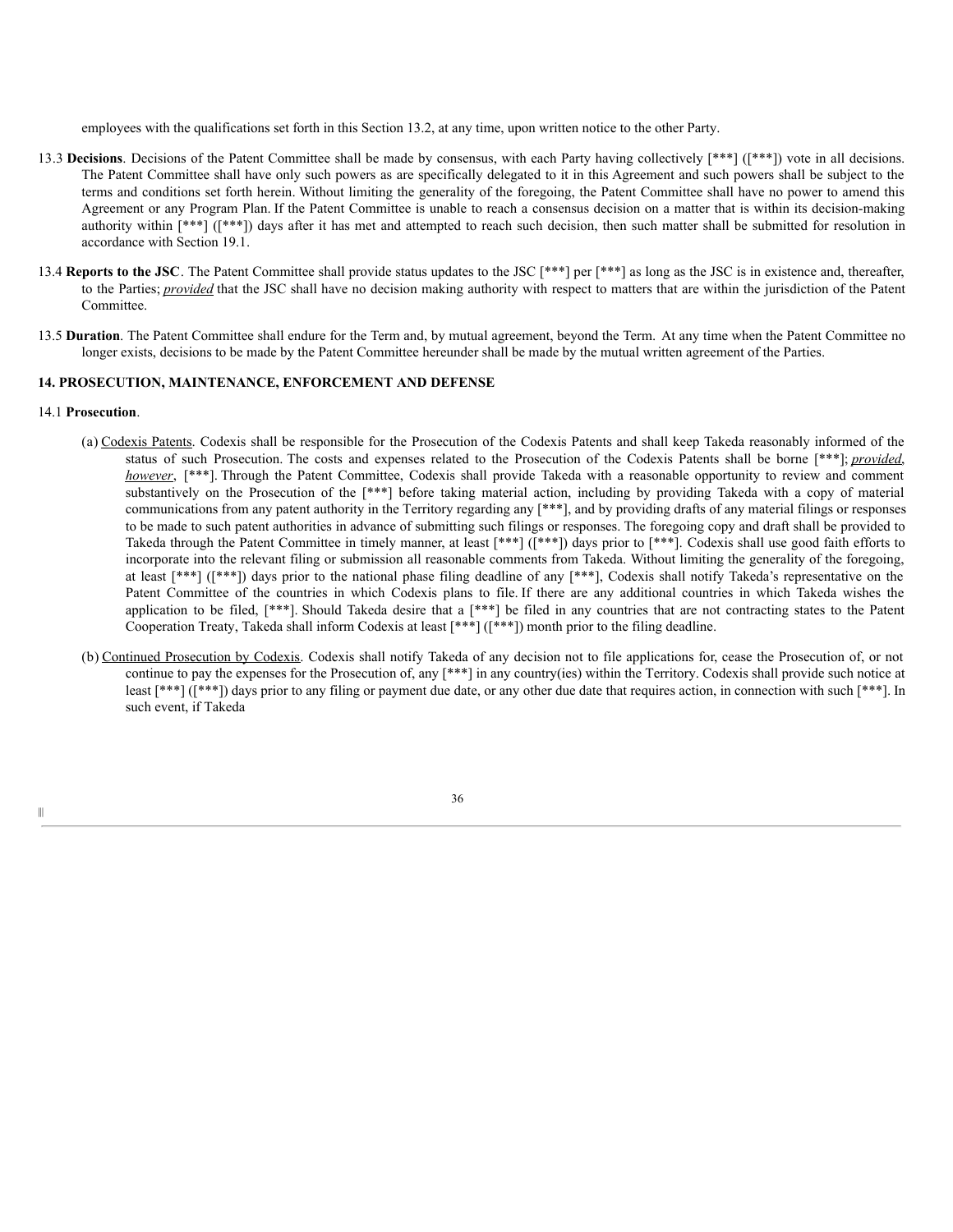employees with the qualifications set forth in this Section 13.2, at any time, upon written notice to the other Party.

13.3 **Decisions**. Decisions of the Patent Committee shall be made by consensus, with each Party having collectively [***] ([***]) vote in all decisions. The Patent Committee shall have only such powers as are specifically delegated to it in this Agreement and such powers shall be subject to the terms and conditions set forth herein. Without limiting the generality of the foregoing, the Patent Committee shall have no power to amend this Agreement or any Program Plan. If the Patent Committee is unable to reach a consensus decision on a matter that is within its decision-making authority within [***] ([***]) days after it has met and attempted to reach such decision, then such matter shall be submitted for resolution in accordance with Section 19.1.

13.4 **Reports to the JSC**. The Patent Committee shall provide status updates to the JSC [***] per [***] as long as the JSC is in existence and, thereafter, to the Parties; *provided* that the JSC shall have no decision making authority with respect to matters that are within the jurisdiction of the Patent Committee.

13.5 **Duration**. The Patent Committee shall endure for the Term and, by mutual agreement, beyond the Term. At any time when the Patent Committee no longer exists, decisions to be made by the Patent Committee hereunder shall be made by the mutual written agreement of the Parties.

## 14. PROSECUTION, MAINTENANCE, ENFORCEMENT AND DEFENSE

14.1 **Prosecution**.

(a) Codexis Patents. Codexis shall be responsible for the Prosecution of the Codexis Patents and shall keep Takeda reasonably informed of the status of such Prosecution. The costs and expenses related to the Prosecution of the Codexis Patents shall be borne [***]; *provided, however*, [***]. Through the Patent Committee, Codexis shall provide Takeda with a reasonable opportunity to review and comment substantively on the Prosecution of the [***] before taking material action, including by providing Takeda with a copy of material communications from any patent authority in the Territory regarding any [***], and by providing drafts of any material filings or responses to be made to such patent authorities in advance of submitting such filings or responses. The foregoing copy and draft shall be provided to Takeda through the Patent Committee in timely manner, at least [***] ([***]) days prior to [***]. Codexis shall use good faith efforts to incorporate into the relevant filing or submission all reasonable comments from Takeda. Without limiting the generality of the foregoing, at least [***] ([***]) days prior to the national phase filing deadline of any [***], Codexis shall notify Takeda's representative on the Patent Committee of the countries in which Codexis plans to file. If there are any additional countries in which Takeda wishes the application to be filed, [***]. Should Takeda desire that a [***] be filed in any countries that are not contracting states to the Patent Cooperation Treaty, Takeda shall inform Codexis at least [***] ([***]) month prior to the filing deadline.

(b) Continued Prosecution by Codexis. Codexis shall notify Takeda of any decision not to file applications for, cease the Prosecution of, or not continue to pay the expenses for the Prosecution of, any [***] in any country(ies) within the Territory. Codexis shall provide such notice at least [***] ([***]) days prior to any filing or payment due date, or any other due date that requires action, in connection with such [***]. In such event, if Takeda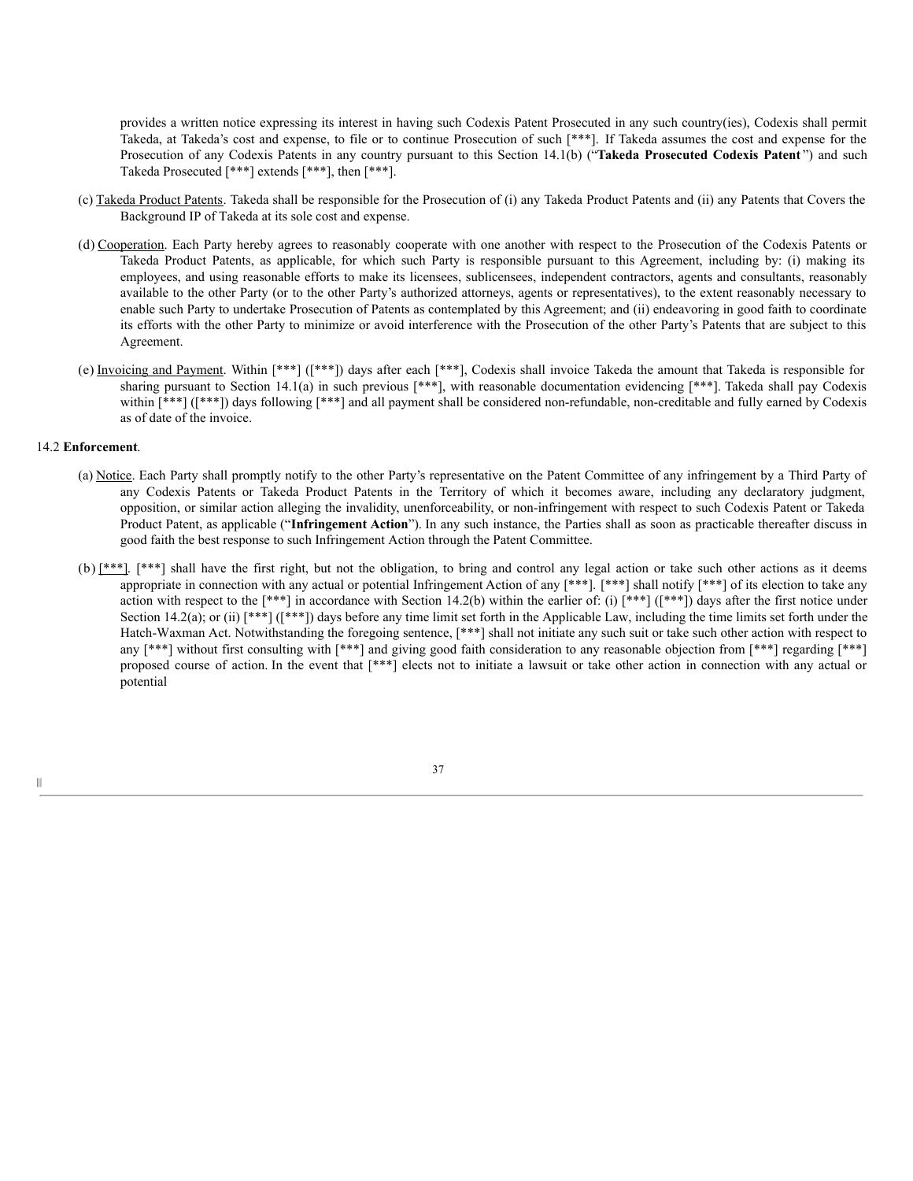provides a written notice expressing its interest in having such Codexis Patent Prosecuted in any such country(ies), Codexis shall permit Takeda, at Takeda's cost and expense, to file or to continue Prosecution of such [***]. If Takeda assumes the cost and expense for the Prosecution of any Codexis Patents in any country pursuant to this Section 14.1(b) ("**Takeda Prosecuted Codexis Patent**") and such Takeda Prosecuted [***] extends [***], then [***].

(c) Takeda Product Patents. Takeda shall be responsible for the Prosecution of (i) any Takeda Product Patents and (ii) any Patents that Covers the Background IP of Takeda at its sole cost and expense.

(d) Cooperation. Each Party hereby agrees to reasonably cooperate with one another with respect to the Prosecution of the Codexis Patents or Takeda Product Patents, as applicable, for which such Party is responsible pursuant to this Agreement, including by: (i) making its employees, and using reasonable efforts to make its licensees, sublicensees, independent contractors, agents and consultants, reasonably available to the other Party (or to the other Party's authorized attorneys, agents or representatives), to the extent reasonably necessary to enable such Party to undertake Prosecution of Patents as contemplated by this Agreement; and (ii) endeavoring in good faith to coordinate its efforts with the other Party to minimize or avoid interference with the Prosecution of the other Party's Patents that are subject to this Agreement.

(e) Invoicing and Payment. Within [***] ([***]) days after each [***], Codexis shall invoice Takeda the amount that Takeda is responsible for sharing pursuant to Section 14.1(a) in such previous [***], with reasonable documentation evidencing [***]. Takeda shall pay Codexis within [***] ([***]) days following [***] and all payment shall be considered non-refundable, non-creditable and fully earned by Codexis as of date of the invoice.

14.2 **Enforcement**.

(a) Notice. Each Party shall promptly notify to the other Party's representative on the Patent Committee of any infringement by a Third Party of any Codexis Patents or Takeda Product Patents in the Territory of which it becomes aware, including any declaratory judgment, opposition, or similar action alleging the invalidity, unenforceability, or non-infringement with respect to such Codexis Patent or Takeda Product Patent, as applicable ("**Infringement Action**"). In any such instance, the Parties shall as soon as practicable thereafter discuss in good faith the best response to such Infringement Action through the Patent Committee.

(b) [***]. [***] shall have the first right, but not the obligation, to bring and control any legal action or take such other actions as it deems appropriate in connection with any actual or potential Infringement Action of any [***]. [***] shall notify [***] of its election to take any action with respect to the [***] in accordance with Section 14.2(b) within the earlier of: (i) [***] ([***]) days after the first notice under Section 14.2(a); or (ii) [***] ([***]) days before any time limit set forth in the Applicable Law, including the time limits set forth under the Hatch-Waxman Act. Notwithstanding the foregoing sentence, [***] shall not initiate any such suit or take such other action with respect to any [***] without first consulting with [***] and giving good faith consideration to any reasonable objection from [***] regarding [***] proposed course of action. In the event that [***] elects not to initiate a lawsuit or take other action in connection with any actual or potential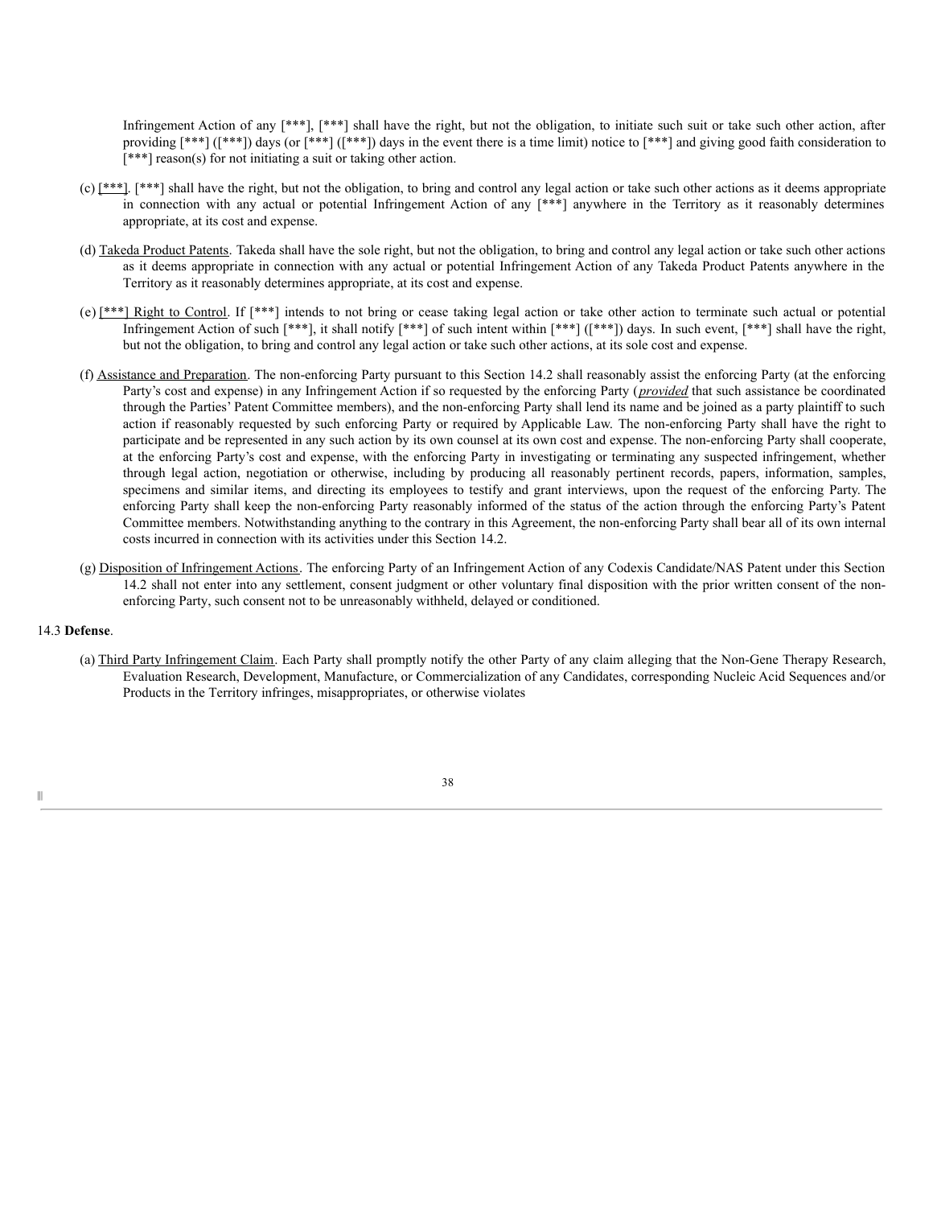Infringement Action of any [***], [***] shall have the right, but not the obligation, to initiate such suit or take such other action, after providing [***] ([***]) days (or [***] ([***]) days in the event there is a time limit) notice to [***] and giving good faith consideration to [***] reason(s) for not initiating a suit or taking other action.

(c) [***]. [***] shall have the right, but not the obligation, to bring and control any legal action or take such other actions as it deems appropriate in connection with any actual or potential Infringement Action of any [***] anywhere in the Territory as it reasonably determines appropriate, at its cost and expense.

(d) Takeda Product Patents. Takeda shall have the sole right, but not the obligation, to bring and control any legal action or take such other actions as it deems appropriate in connection with any actual or potential Infringement Action of any Takeda Product Patents anywhere in the Territory as it reasonably determines appropriate, at its cost and expense.

(e) [***] Right to Control. If [***] intends to not bring or cease taking legal action or take other action to terminate such actual or potential Infringement Action of such [***], it shall notify [***] of such intent within [***] ([***]) days. In such event, [***] shall have the right, but not the obligation, to bring and control any legal action or take such other actions, at its sole cost and expense.

(f) Assistance and Preparation. The non-enforcing Party pursuant to this Section 14.2 shall reasonably assist the enforcing Party (at the enforcing Party's cost and expense) in any Infringement Action if so requested by the enforcing Party (*provided* that such assistance be coordinated through the Parties' Patent Committee members), and the non-enforcing Party shall lend its name and be joined as a party plaintiff to such action if reasonably requested by such enforcing Party or required by Applicable Law. The non-enforcing Party shall have the right to participate and be represented in any such action by its own counsel at its own cost and expense. The non-enforcing Party shall cooperate, at the enforcing Party's cost and expense, with the enforcing Party in investigating or terminating any suspected infringement, whether through legal action, negotiation or otherwise, including by producing all reasonably pertinent records, papers, information, samples, specimens and similar items, and directing its employees to testify and grant interviews, upon the request of the enforcing Party. The enforcing Party shall keep the non-enforcing Party reasonably informed of the status of the action through the enforcing Party's Patent Committee members. Notwithstanding anything to the contrary in this Agreement, the non-enforcing Party shall bear all of its own internal costs incurred in connection with its activities under this Section 14.2.

(g) Disposition of Infringement Actions. The enforcing Party of an Infringement Action of any Codexis Candidate/NAS Patent under this Section 14.2 shall not enter into any settlement, consent judgment or other voluntary final disposition with the prior written consent of the non-enforcing Party, such consent not to be unreasonably withheld, delayed or conditioned.

14.3 **Defense**.

(a) Third Party Infringement Claim. Each Party shall promptly notify the other Party of any claim alleging that the Non-Gene Therapy Research, Evaluation Research, Development, Manufacture, or Commercialization of any Candidates, corresponding Nucleic Acid Sequences and/or Products in the Territory infringes, misappropriates, or otherwise violates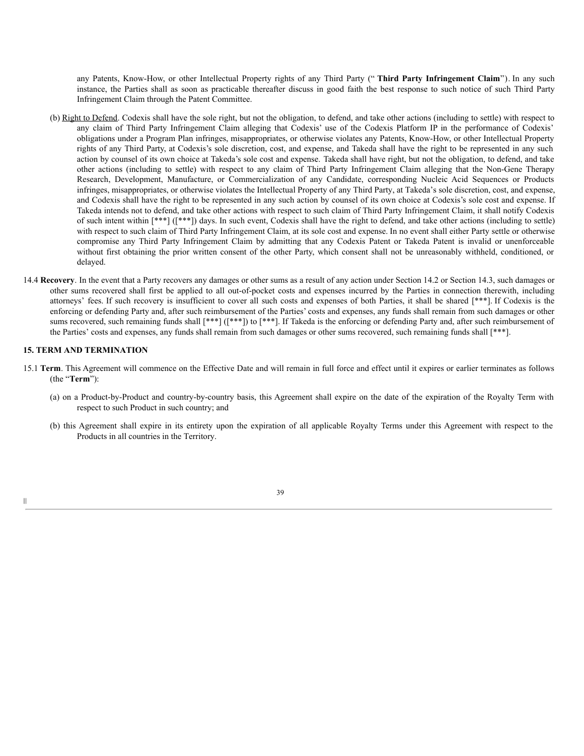any Patents, Know-How, or other Intellectual Property rights of any Third Party (" **Third Party Infringement Claim**"). In any such instance, the Parties shall as soon as practicable thereafter discuss in good faith the best response to such notice of such Third Party Infringement Claim through the Patent Committee.

(b) Right to Defend. Codexis shall have the sole right, but not the obligation, to defend, and take other actions (including to settle) with respect to any claim of Third Party Infringement Claim alleging that Codexis' use of the Codexis Platform IP in the performance of Codexis' obligations under a Program Plan infringes, misappropriates, or otherwise violates any Patents, Know-How, or other Intellectual Property rights of any Third Party, at Codexis's sole discretion, cost, and expense, and Takeda shall have the right to be represented in any such action by counsel of its own choice at Takeda's sole cost and expense. Takeda shall have right, but not the obligation, to defend, and take other actions (including to settle) with respect to any claim of Third Party Infringement Claim alleging that the Non-Gene Therapy Research, Development, Manufacture, or Commercialization of any Candidate, corresponding Nucleic Acid Sequences or Products infringes, misappropriates, or otherwise violates the Intellectual Property of any Third Party, at Takeda's sole discretion, cost, and expense, and Codexis shall have the right to be represented in any such action by counsel of its own choice at Codexis's sole cost and expense. If Takeda intends not to defend, and take other actions with respect to such claim of Third Party Infringement Claim, it shall notify Codexis of such intent within [***] ([***]) days. In such event, Codexis shall have the right to defend, and take other actions (including to settle) with respect to such claim of Third Party Infringement Claim, at its sole cost and expense. In no event shall either Party settle or otherwise compromise any Third Party Infringement Claim by admitting that any Codexis Patent or Takeda Patent is invalid or unenforceable without first obtaining the prior written consent of the other Party, which consent shall not be unreasonably withheld, conditioned, or delayed.

14.4 **Recovery**. In the event that a Party recovers any damages or other sums as a result of any action under Section 14.2 or Section 14.3, such damages or other sums recovered shall first be applied to all out-of-pocket costs and expenses incurred by the Parties in connection therewith, including attorneys' fees. If such recovery is insufficient to cover all such costs and expenses of both Parties, it shall be shared [***]. If Codexis is the enforcing or defending Party and, after such reimbursement of the Parties' costs and expenses, any funds shall remain from such damages or other sums recovered, such remaining funds shall [***] ([***]) to [***]. If Takeda is the enforcing or defending Party and, after such reimbursement of the Parties' costs and expenses, any funds shall remain from such damages or other sums recovered, such remaining funds shall [***].

## 15. TERM AND TERMINATION

15.1 **Term**. This Agreement will commence on the Effective Date and will remain in full force and effect until it expires or earlier terminates as follows (the "**Term**"):

(a) on a Product-by-Product and country-by-country basis, this Agreement shall expire on the date of the expiration of the Royalty Term with respect to such Product in such country; and

(b) this Agreement shall expire in its entirety upon the expiration of all applicable Royalty Terms under this Agreement with respect to the Products in all countries in the Territory.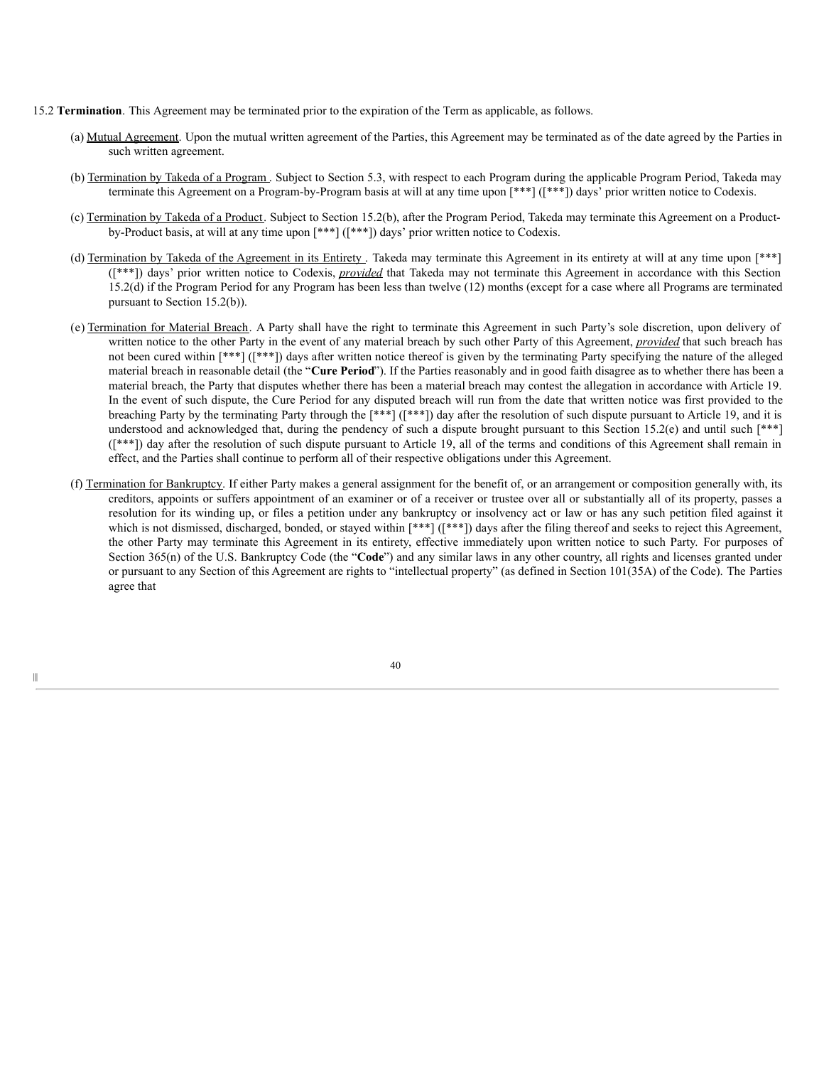15.2 **Termination**. This Agreement may be terminated prior to the expiration of the Term as applicable, as follows.

(a) Mutual Agreement. Upon the mutual written agreement of the Parties, this Agreement may be terminated as of the date agreed by the Parties in such written agreement.

(b) Termination by Takeda of a Program. Subject to Section 5.3, with respect to each Program during the applicable Program Period, Takeda may terminate this Agreement on a Program-by-Program basis at will at any time upon [***] ([***]) days' prior written notice to Codexis.

(c) Termination by Takeda of a Product. Subject to Section 15.2(b), after the Program Period, Takeda may terminate this Agreement on a Product-by-Product basis, at will at any time upon [***] ([***]) days' prior written notice to Codexis.

(d) Termination by Takeda of the Agreement in its Entirety. Takeda may terminate this Agreement in its entirety at will at any time upon [***] ([***]) days' prior written notice to Codexis, ***provided*** that Takeda may not terminate this Agreement in accordance with this Section 15.2(d) if the Program Period for any Program has been less than twelve (12) months (except for a case where all Programs are terminated pursuant to Section 15.2(b)).

(e) Termination for Material Breach. A Party shall have the right to terminate this Agreement in such Party's sole discretion, upon delivery of written notice to the other Party in the event of any material breach by such other Party of this Agreement, ***provided*** that such breach has not been cured within [***] ([***]) days after written notice thereof is given by the terminating Party specifying the nature of the alleged material breach in reasonable detail (the "**Cure Period**"). If the Parties reasonably and in good faith disagree as to whether there has been a material breach, the Party that disputes whether there has been a material breach may contest the allegation in accordance with Article 19. In the event of such dispute, the Cure Period for any disputed breach will run from the date that written notice was first provided to the breaching Party by the terminating Party through the [***] ([***]) day after the resolution of such dispute pursuant to Article 19, and it is understood and acknowledged that, during the pendency of such a dispute brought pursuant to this Section 15.2(e) and until such [***] ([***]) day after the resolution of such dispute pursuant to Article 19, all of the terms and conditions of this Agreement shall remain in effect, and the Parties shall continue to perform all of their respective obligations under this Agreement.

(f) Termination for Bankruptcy. If either Party makes a general assignment for the benefit of, or an arrangement or composition generally with, its creditors, appoints or suffers appointment of an examiner or of a receiver or trustee over all or substantially all of its property, passes a resolution for its winding up, or files a petition under any bankruptcy or insolvency act or law or has any such petition filed against it which is not dismissed, discharged, bonded, or stayed within [***] ([***]) days after the filing thereof and seeks to reject this Agreement, the other Party may terminate this Agreement in its entirety, effective immediately upon written notice to such Party. For purposes of Section 365(n) of the U.S. Bankruptcy Code (the "**Code**") and any similar laws in any other country, all rights and licenses granted under or pursuant to any Section of this Agreement are rights to "intellectual property" (as defined in Section 101(35A) of the Code). The Parties agree that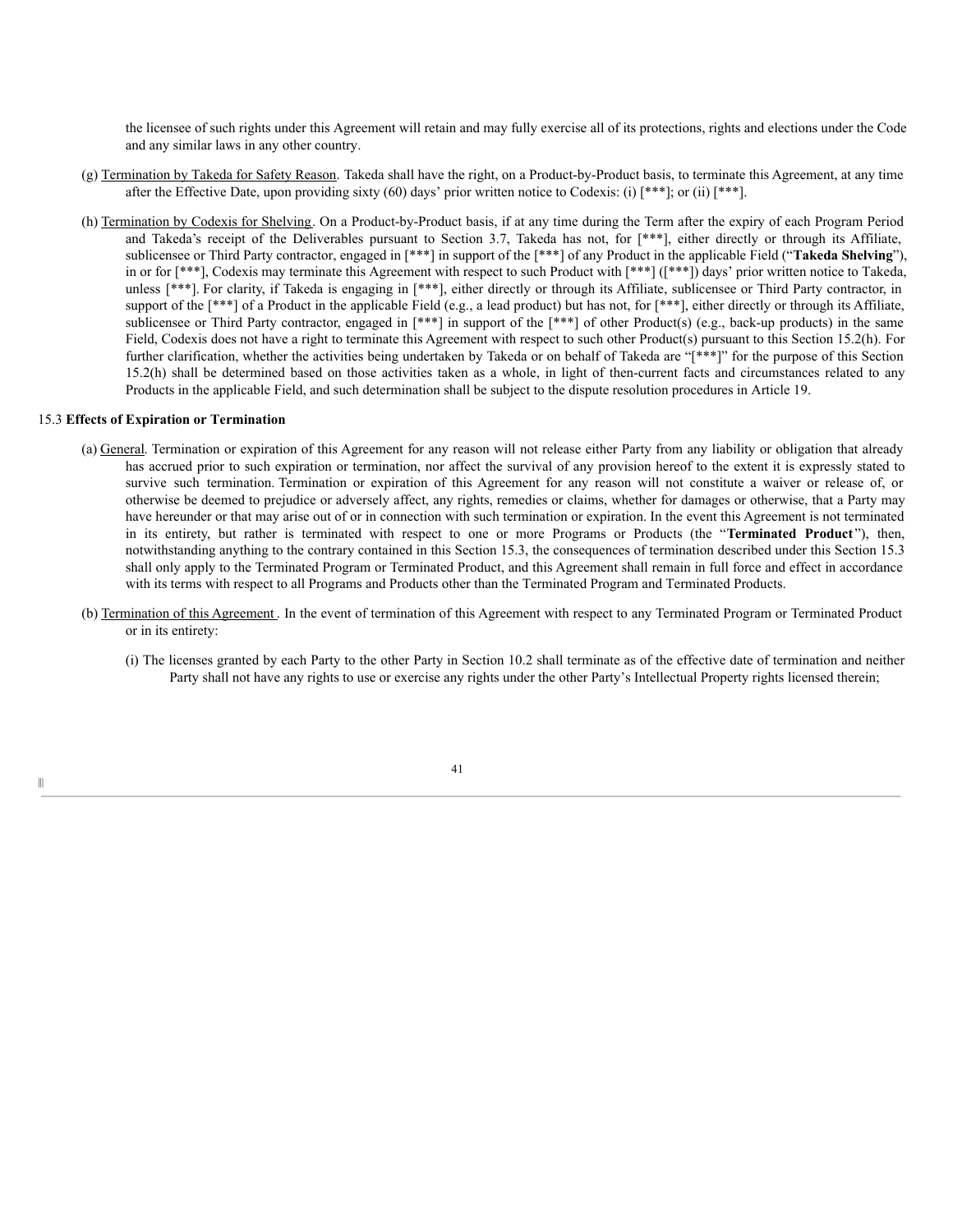the licensee of such rights under this Agreement will retain and may fully exercise all of its protections, rights and elections under the Code and any similar laws in any other country.

(g) Termination by Takeda for Safety Reason. Takeda shall have the right, on a Product-by-Product basis, to terminate this Agreement, at any time after the Effective Date, upon providing sixty (60) days' prior written notice to Codexis: (i) [***]; or (ii) [***].

(h) Termination by Codexis for Shelving. On a Product-by-Product basis, if at any time during the Term after the expiry of each Program Period and Takeda's receipt of the Deliverables pursuant to Section 3.7, Takeda has not, for [***], either directly or through its Affiliate, sublicensee or Third Party contractor, engaged in [***] in support of the [***] of any Product in the applicable Field ("**Takeda Shelving**"), in or for [***], Codexis may terminate this Agreement with respect to such Product with [***] ([***]) days' prior written notice to Takeda, unless [***]. For clarity, if Takeda is engaging in [***], either directly or through its Affiliate, sublicensee or Third Party contractor, in support of the [***] of a Product in the applicable Field (e.g., a lead product) but has not, for [***], either directly or through its Affiliate, sublicensee or Third Party contractor, engaged in [***] in support of the [***] of other Product(s) (e.g., back-up products) in the same Field, Codexis does not have a right to terminate this Agreement with respect to such other Product(s) pursuant to this Section 15.2(h). For further clarification, whether the activities being undertaken by Takeda or on behalf of Takeda are "[***]" for the purpose of this Section 15.2(h) shall be determined based on those activities taken as a whole, in light of then-current facts and circumstances related to any Products in the applicable Field, and such determination shall be subject to the dispute resolution procedures in Article 19.

15.3 **Effects of Expiration or Termination**

(a) General. Termination or expiration of this Agreement for any reason will not release either Party from any liability or obligation that already has accrued prior to such expiration or termination, nor affect the survival of any provision hereof to the extent it is expressly stated to survive such termination. Termination or expiration of this Agreement for any reason will not constitute a waiver or release of, or otherwise be deemed to prejudice or adversely affect, any rights, remedies or claims, whether for damages or otherwise, that a Party may have hereunder or that may arise out of or in connection with such termination or expiration. In the event this Agreement is not terminated in its entirety, but rather is terminated with respect to one or more Programs or Products (the "**Terminated Product**"), then, notwithstanding anything to the contrary contained in this Section 15.3, the consequences of termination described under this Section 15.3 shall only apply to the Terminated Program or Terminated Product, and this Agreement shall remain in full force and effect in accordance with its terms with respect to all Programs and Products other than the Terminated Program and Terminated Products.

(b) Termination of this Agreement. In the event of termination of this Agreement with respect to any Terminated Program or Terminated Product or in its entirety:

(i) The licenses granted by each Party to the other Party in Section 10.2 shall terminate as of the effective date of termination and neither Party shall not have any rights to use or exercise any rights under the other Party's Intellectual Property rights licensed therein;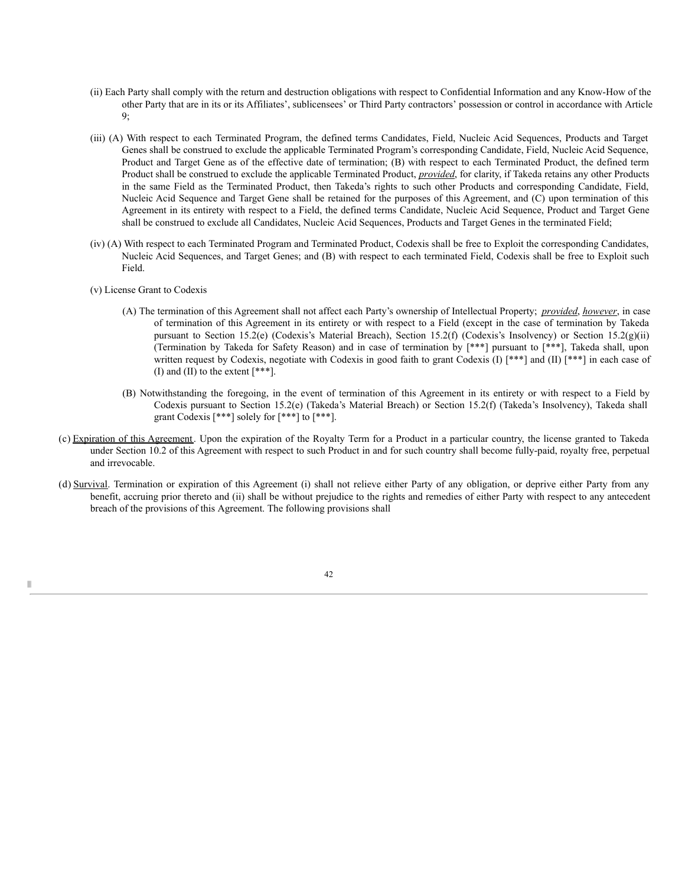(ii) Each Party shall comply with the return and destruction obligations with respect to Confidential Information and any Know-How of the other Party that are in its or its Affiliates', sublicensees' or Third Party contractors' possession or control in accordance with Article 9;

(iii) (A) With respect to each Terminated Program, the defined terms Candidates, Field, Nucleic Acid Sequences, Products and Target Genes shall be construed to exclude the applicable Terminated Program's corresponding Candidate, Field, Nucleic Acid Sequence, Product and Target Gene as of the effective date of termination; (B) with respect to each Terminated Product, the defined term Product shall be construed to exclude the applicable Terminated Product, ***provided***, for clarity, if Takeda retains any other Products in the same Field as the Terminated Product, then Takeda's rights to such other Products and corresponding Candidate, Field, Nucleic Acid Sequence and Target Gene shall be retained for the purposes of this Agreement, and (C) upon termination of this Agreement in its entirety with respect to a Field, the defined terms Candidate, Nucleic Acid Sequence, Product and Target Gene shall be construed to exclude all Candidates, Nucleic Acid Sequences, Products and Target Genes in the terminated Field;

(iv) (A) With respect to each Terminated Program and Terminated Product, Codexis shall be free to Exploit the corresponding Candidates, Nucleic Acid Sequences, and Target Genes; and (B) with respect to each terminated Field, Codexis shall be free to Exploit such Field.

(v) License Grant to Codexis

(A) The termination of this Agreement shall not affect each Party's ownership of Intellectual Property; ***provided***, ***however***, in case of termination of this Agreement in its entirety or with respect to a Field (except in the case of termination by Takeda pursuant to Section 15.2(e) (Codexis's Material Breach), Section 15.2(f) (Codexis's Insolvency) or Section 15.2(g)(ii) (Termination by Takeda for Safety Reason) and in case of termination by [***] pursuant to [***], Takeda shall, upon written request by Codexis, negotiate with Codexis in good faith to grant Codexis (I) [***] and (II) [***] in each case of (I) and (II) to the extent [***].

(B) Notwithstanding the foregoing, in the event of termination of this Agreement in its entirety or with respect to a Field by Codexis pursuant to Section 15.2(e) (Takeda's Material Breach) or Section 15.2(f) (Takeda's Insolvency), Takeda shall grant Codexis [***] solely for [***] to [***].

(c) Expiration of this Agreement. Upon the expiration of the Royalty Term for a Product in a particular country, the license granted to Takeda under Section 10.2 of this Agreement with respect to such Product in and for such country shall become fully-paid, royalty free, perpetual and irrevocable.

(d) Survival. Termination or expiration of this Agreement (i) shall not relieve either Party of any obligation, or deprive either Party from any benefit, accruing prior thereto and (ii) shall be without prejudice to the rights and remedies of either Party with respect to any antecedent breach of the provisions of this Agreement. The following provisions shall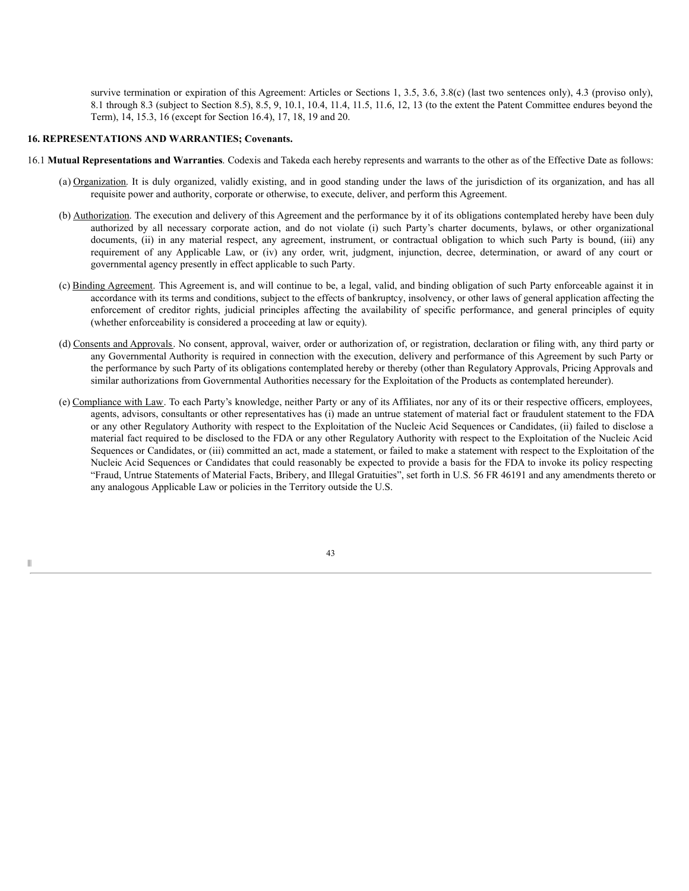survive termination or expiration of this Agreement: Articles or Sections 1, 3.5, 3.6, 3.8(c) (last two sentences only), 4.3 (proviso only), 8.1 through 8.3 (subject to Section 8.5), 8.5, 9, 10.1, 10.4, 11.4, 11.5, 11.6, 12, 13 (to the extent the Patent Committee endures beyond the Term), 14, 15.3, 16 (except for Section 16.4), 17, 18, 19 and 20.

**16. REPRESENTATIONS AND WARRANTIES; Covenants.**

16.1 **Mutual Representations and Warranties**. Codexis and Takeda each hereby represents and warrants to the other as of the Effective Date as follows:

(a) Organization. It is duly organized, validly existing, and in good standing under the laws of the jurisdiction of its organization, and has all requisite power and authority, corporate or otherwise, to execute, deliver, and perform this Agreement.

(b) Authorization. The execution and delivery of this Agreement and the performance by it of its obligations contemplated hereby have been duly authorized by all necessary corporate action, and do not violate (i) such Party's charter documents, bylaws, or other organizational documents, (ii) in any material respect, any agreement, instrument, or contractual obligation to which such Party is bound, (iii) any requirement of any Applicable Law, or (iv) any order, writ, judgment, injunction, decree, determination, or award of any court or governmental agency presently in effect applicable to such Party.

(c) Binding Agreement. This Agreement is, and will continue to be, a legal, valid, and binding obligation of such Party enforceable against it in accordance with its terms and conditions, subject to the effects of bankruptcy, insolvency, or other laws of general application affecting the enforcement of creditor rights, judicial principles affecting the availability of specific performance, and general principles of equity (whether enforceability is considered a proceeding at law or equity).

(d) Consents and Approvals. No consent, approval, waiver, order or authorization of, or registration, declaration or filing with, any third party or any Governmental Authority is required in connection with the execution, delivery and performance of this Agreement by such Party or the performance by such Party of its obligations contemplated hereby or thereby (other than Regulatory Approvals, Pricing Approvals and similar authorizations from Governmental Authorities necessary for the Exploitation of the Products as contemplated hereunder).

(e) Compliance with Law. To each Party's knowledge, neither Party or any of its Affiliates, nor any of its or their respective officers, employees, agents, advisors, consultants or other representatives has (i) made an untrue statement of material fact or fraudulent statement to the FDA or any other Regulatory Authority with respect to the Exploitation of the Nucleic Acid Sequences or Candidates, (ii) failed to disclose a material fact required to be disclosed to the FDA or any other Regulatory Authority with respect to the Exploitation of the Nucleic Acid Sequences or Candidates, or (iii) committed an act, made a statement, or failed to make a statement with respect to the Exploitation of the Nucleic Acid Sequences or Candidates that could reasonably be expected to provide a basis for the FDA to invoke its policy respecting "Fraud, Untrue Statements of Material Facts, Bribery, and Illegal Gratuities", set forth in U.S. 56 FR 46191 and any amendments thereto or any analogous Applicable Law or policies in the Territory outside the U.S.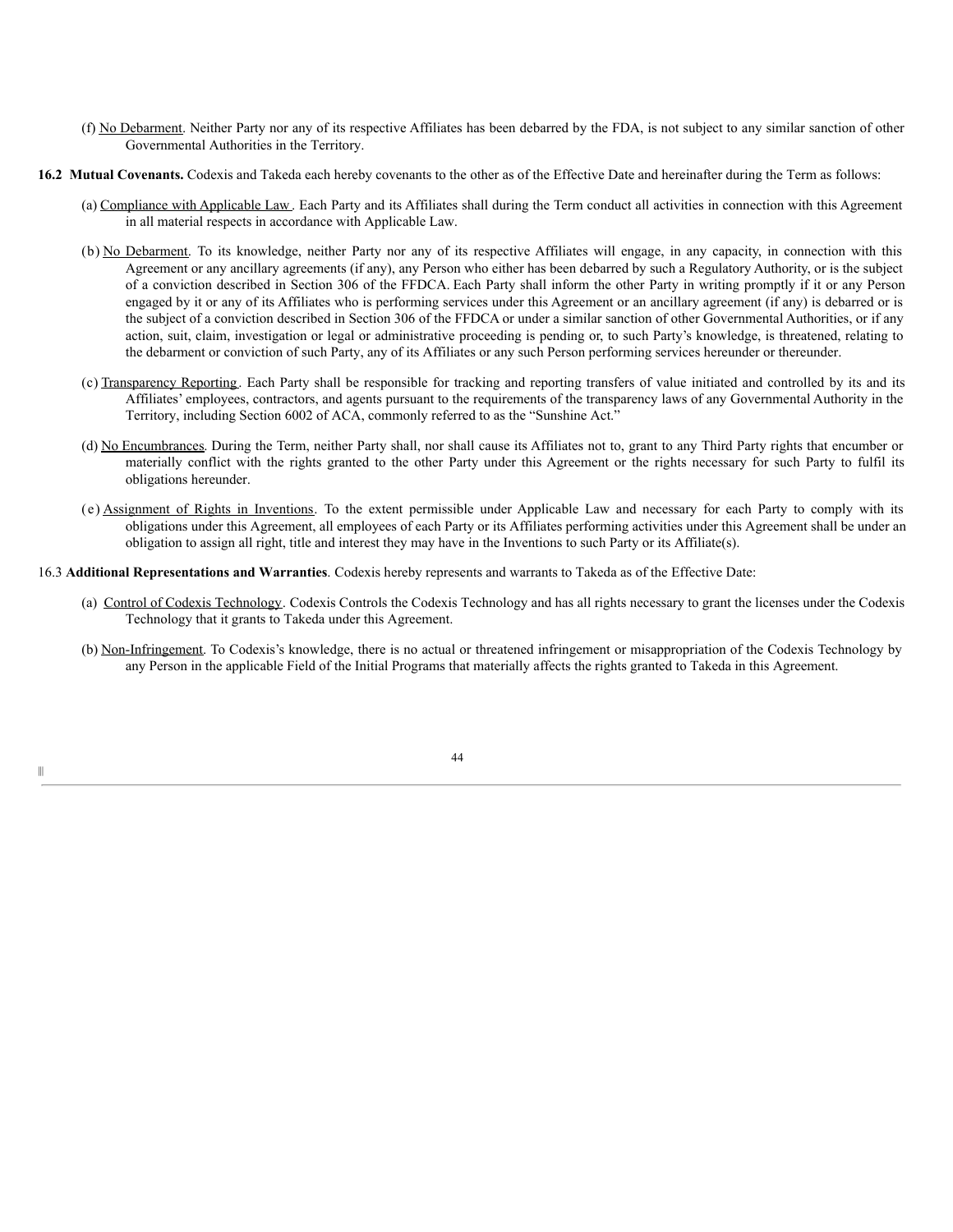(f) No Debarment. Neither Party nor any of its respective Affiliates has been debarred by the FDA, is not subject to any similar sanction of other Governmental Authorities in the Territory.

**16.2 Mutual Covenants.** Codexis and Takeda each hereby covenants to the other as of the Effective Date and hereinafter during the Term as follows:

(a) Compliance with Applicable Law. Each Party and its Affiliates shall during the Term conduct all activities in connection with this Agreement in all material respects in accordance with Applicable Law.

(b) No Debarment. To its knowledge, neither Party nor any of its respective Affiliates will engage, in any capacity, in connection with this Agreement or any ancillary agreements (if any), any Person who either has been debarred by such a Regulatory Authority, or is the subject of a conviction described in Section 306 of the FFDCA. Each Party shall inform the other Party in writing promptly if it or any Person engaged by it or any of its Affiliates who is performing services under this Agreement or an ancillary agreement (if any) is debarred or is the subject of a conviction described in Section 306 of the FFDCA or under a similar sanction of other Governmental Authorities, or if any action, suit, claim, investigation or legal or administrative proceeding is pending or, to such Party's knowledge, is threatened, relating to the debarment or conviction of such Party, any of its Affiliates or any such Person performing services hereunder or thereunder.

(c) Transparency Reporting. Each Party shall be responsible for tracking and reporting transfers of value initiated and controlled by its and its Affiliates' employees, contractors, and agents pursuant to the requirements of the transparency laws of any Governmental Authority in the Territory, including Section 6002 of ACA, commonly referred to as the "Sunshine Act."

(d) No Encumbrances. During the Term, neither Party shall, nor shall cause its Affiliates not to, grant to any Third Party rights that encumber or materially conflict with the rights granted to the other Party under this Agreement or the rights necessary for such Party to fulfil its obligations hereunder.

(e) Assignment of Rights in Inventions. To the extent permissible under Applicable Law and necessary for each Party to comply with its obligations under this Agreement, all employees of each Party or its Affiliates performing activities under this Agreement shall be under an obligation to assign all right, title and interest they may have in the Inventions to such Party or its Affiliate(s).

16.3 **Additional Representations and Warranties**. Codexis hereby represents and warrants to Takeda as of the Effective Date:

(a) Control of Codexis Technology. Codexis Controls the Codexis Technology and has all rights necessary to grant the licenses under the Codexis Technology that it grants to Takeda under this Agreement.

(b) Non-Infringement. To Codexis's knowledge, there is no actual or threatened infringement or misappropriation of the Codexis Technology by any Person in the applicable Field of the Initial Programs that materially affects the rights granted to Takeda in this Agreement.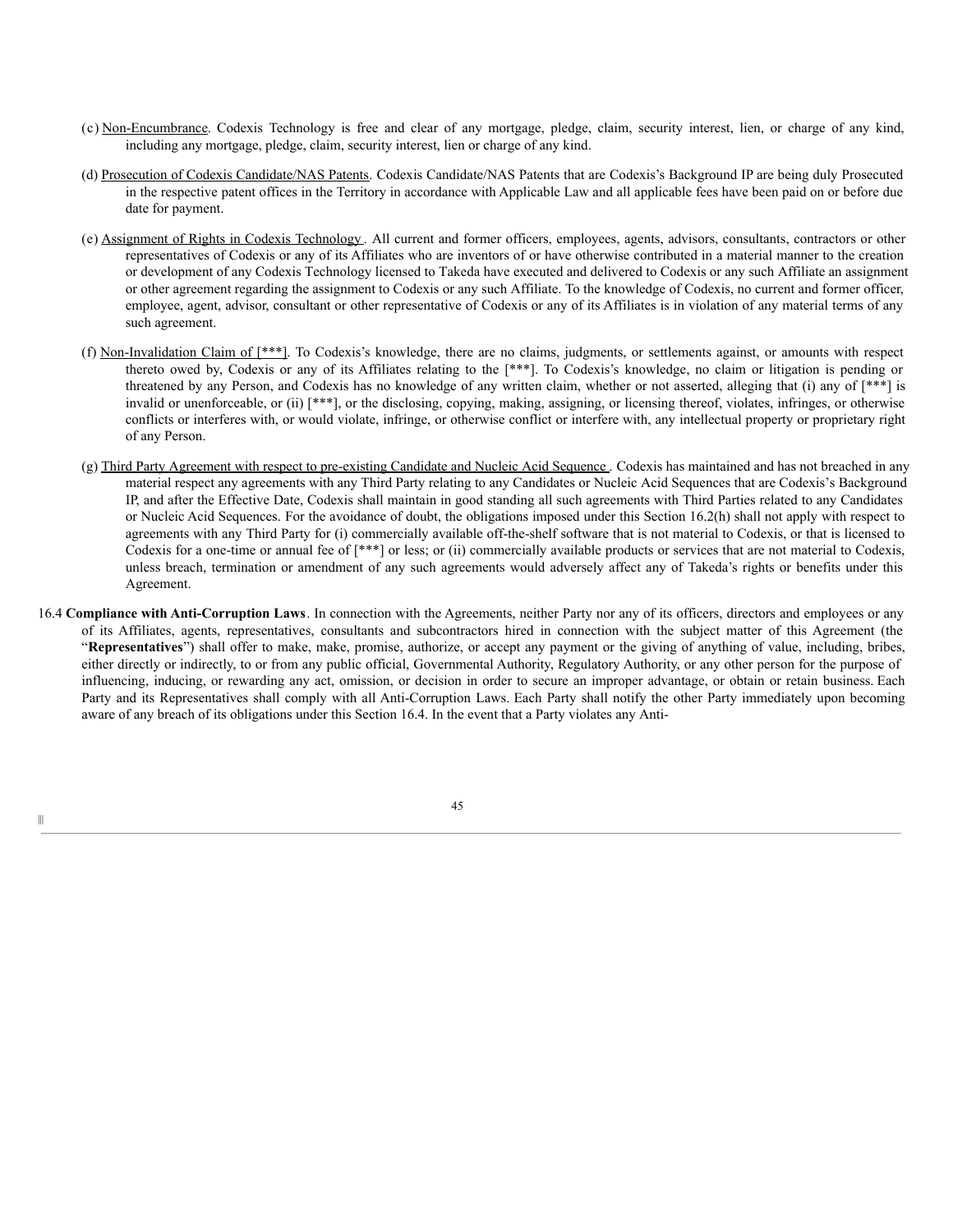(c) Non-Encumbrance. Codexis Technology is free and clear of any mortgage, pledge, claim, security interest, lien, or charge of any kind, including any mortgage, pledge, claim, security interest, lien or charge of any kind.

(d) Prosecution of Codexis Candidate/NAS Patents. Codexis Candidate/NAS Patents that are Codexis's Background IP are being duly Prosecuted in the respective patent offices in the Territory in accordance with Applicable Law and all applicable fees have been paid on or before due date for payment.

(e) Assignment of Rights in Codexis Technology. All current and former officers, employees, agents, advisors, consultants, contractors or other representatives of Codexis or any of its Affiliates who are inventors of or have otherwise contributed in a material manner to the creation or development of any Codexis Technology licensed to Takeda have executed and delivered to Codexis or any such Affiliate an assignment or other agreement regarding the assignment to Codexis or any such Affiliate. To the knowledge of Codexis, no current and former officer, employee, agent, advisor, consultant or other representative of Codexis or any of its Affiliates is in violation of any material terms of any such agreement.

(f) Non-Invalidation Claim of [***]. To Codexis's knowledge, there are no claims, judgments, or settlements against, or amounts with respect thereto owed by, Codexis or any of its Affiliates relating to the [***]. To Codexis's knowledge, no claim or litigation is pending or threatened by any Person, and Codexis has no knowledge of any written claim, whether or not asserted, alleging that (i) any of [***] is invalid or unenforceable, or (ii) [***], or the disclosing, copying, making, assigning, or licensing thereof, violates, infringes, or otherwise conflicts or interferes with, or would violate, infringe, or otherwise conflict or interfere with, any intellectual property or proprietary right of any Person.

(g) Third Party Agreement with respect to pre-existing Candidate and Nucleic Acid Sequence. Codexis has maintained and has not breached in any material respect any agreements with any Third Party relating to any Candidates or Nucleic Acid Sequences that are Codexis's Background IP, and after the Effective Date, Codexis shall maintain in good standing all such agreements with Third Parties related to any Candidates or Nucleic Acid Sequences. For the avoidance of doubt, the obligations imposed under this Section 16.2(h) shall not apply with respect to agreements with any Third Party for (i) commercially available off-the-shelf software that is not material to Codexis, or that is licensed to Codexis for a one-time or annual fee of [***] or less; or (ii) commercially available products or services that are not material to Codexis, unless breach, termination or amendment of any such agreements would adversely affect any of Takeda's rights or benefits under this Agreement.

16.4 **Compliance with Anti-Corruption Laws**. In connection with the Agreements, neither Party nor any of its officers, directors and employees or any of its Affiliates, agents, representatives, consultants and subcontractors hired in connection with the subject matter of this Agreement (the "**Representatives**") shall offer to make, make, promise, authorize, or accept any payment or the giving of anything of value, including, bribes, either directly or indirectly, to or from any public official, Governmental Authority, Regulatory Authority, or any other person for the purpose of influencing, inducing, or rewarding any act, omission, or decision in order to secure an improper advantage, or obtain or retain business. Each Party and its Representatives shall comply with all Anti-Corruption Laws. Each Party shall notify the other Party immediately upon becoming aware of any breach of its obligations under this Section 16.4. In the event that a Party violates any Anti-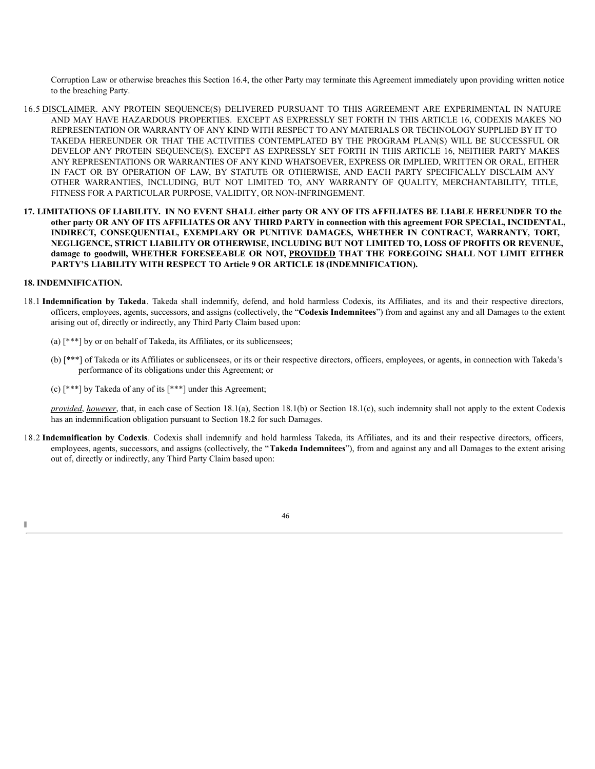Corruption Law or otherwise breaches this Section 16.4, the other Party may terminate this Agreement immediately upon providing written notice to the breaching Party.

16.5 DISCLAIMER. ANY PROTEIN SEQUENCE(S) DELIVERED PURSUANT TO THIS AGREEMENT ARE EXPERIMENTAL IN NATURE AND MAY HAVE HAZARDOUS PROPERTIES. EXCEPT AS EXPRESSLY SET FORTH IN THIS ARTICLE 16, CODEXIS MAKES NO REPRESENTATION OR WARRANTY OF ANY KIND WITH RESPECT TO ANY MATERIALS OR TECHNOLOGY SUPPLIED BY IT TO TAKEDA HEREUNDER OR THAT THE ACTIVITIES CONTEMPLATED BY THE PROGRAM PLAN(S) WILL BE SUCCESSFUL OR DEVELOP ANY PROTEIN SEQUENCE(S). EXCEPT AS EXPRESSLY SET FORTH IN THIS ARTICLE 16, NEITHER PARTY MAKES ANY REPRESENTATIONS OR WARRANTIES OF ANY KIND WHATSOEVER, EXPRESS OR IMPLIED, WRITTEN OR ORAL, EITHER IN FACT OR BY OPERATION OF LAW, BY STATUTE OR OTHERWISE, AND EACH PARTY SPECIFICALLY DISCLAIM ANY OTHER WARRANTIES, INCLUDING, BUT NOT LIMITED TO, ANY WARRANTY OF QUALITY, MERCHANTABILITY, TITLE, FITNESS FOR A PARTICULAR PURPOSE, VALIDITY, OR NON-INFRINGEMENT.

**17. LIMITATIONS OF LIABILITY. IN NO EVENT SHALL either party OR ANY OF ITS AFFILIATES BE LIABLE HEREUNDER TO the other party OR ANY OF ITS AFFILIATES OR ANY THIRD PARTY in connection with this agreement FOR SPECIAL, INCIDENTAL, INDIRECT, CONSEQUENTIAL, EXEMPLARY OR PUNITIVE DAMAGES, WHETHER IN CONTRACT, WARRANTY, TORT, NEGLIGENCE, STRICT LIABILITY OR OTHERWISE, INCLUDING BUT NOT LIMITED TO, LOSS OF PROFITS OR REVENUE, damage to goodwill, WHETHER FORESEEABLE OR NOT, PROVIDED THAT THE FOREGOING SHALL NOT LIMIT EITHER PARTY'S LIABILITY WITH RESPECT TO Article 9 OR ARTICLE 18 (INDEMNIFICATION).**

**18. INDEMNIFICATION.**

18.1 **Indemnification by Takeda**. Takeda shall indemnify, defend, and hold harmless Codexis, its Affiliates, and its and their respective directors, officers, employees, agents, successors, and assigns (collectively, the "**Codexis Indemnitees**") from and against any and all Damages to the extent arising out of, directly or indirectly, any Third Party Claim based upon:

(a) [***] by or on behalf of Takeda, its Affiliates, or its sublicensees;

(b) [***] of Takeda or its Affiliates or sublicensees, or its or their respective directors, officers, employees, or agents, in connection with Takeda's performance of its obligations under this Agreement; or

(c) [***] by Takeda of any of its [***] under this Agreement;

*provided*, *however*, that, in each case of Section 18.1(a), Section 18.1(b) or Section 18.1(c), such indemnity shall not apply to the extent Codexis has an indemnification obligation pursuant to Section 18.2 for such Damages.

18.2 **Indemnification by Codexis**. Codexis shall indemnify and hold harmless Takeda, its Affiliates, and its and their respective directors, officers, employees, agents, successors, and assigns (collectively, the "**Takeda Indemnitees**"), from and against any and all Damages to the extent arising out of, directly or indirectly, any Third Party Claim based upon: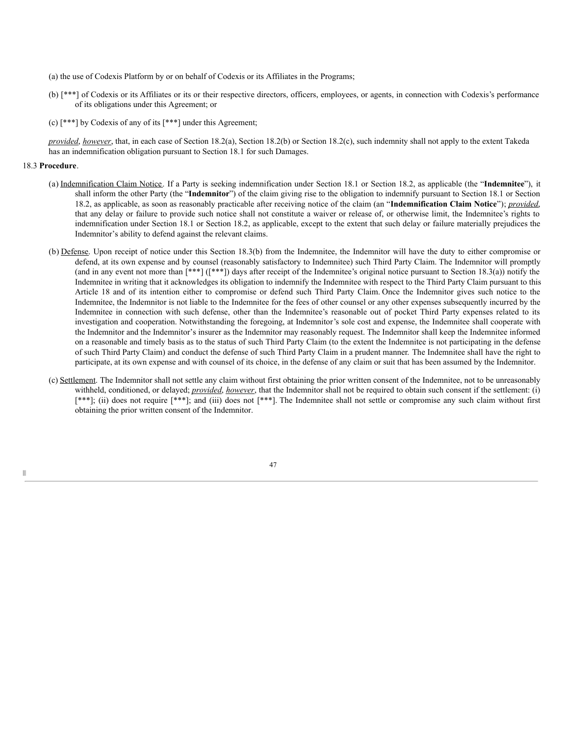(a) the use of Codexis Platform by or on behalf of Codexis or its Affiliates in the Programs;

(b) [***] of Codexis or its Affiliates or its or their respective directors, officers, employees, or agents, in connection with Codexis's performance of its obligations under this Agreement; or

(c) [***] by Codexis of any of its [***] under this Agreement;

*provided*, *however*, that, in each case of Section 18.2(a), Section 18.2(b) or Section 18.2(c), such indemnity shall not apply to the extent Takeda has an indemnification obligation pursuant to Section 18.1 for such Damages.

18.3 **Procedure**.

(a) Indemnification Claim Notice. If a Party is seeking indemnification under Section 18.1 or Section 18.2, as applicable (the "**Indemnitee**"), it shall inform the other Party (the "**Indemnitor**") of the claim giving rise to the obligation to indemnify pursuant to Section 18.1 or Section 18.2, as applicable, as soon as reasonably practicable after receiving notice of the claim (an "**Indemnification Claim Notice**"); *provided*, that any delay or failure to provide such notice shall not constitute a waiver or release of, or otherwise limit, the Indemnitee's rights to indemnification under Section 18.1 or Section 18.2, as applicable, except to the extent that such delay or failure materially prejudices the Indemnitor's ability to defend against the relevant claims.

(b) Defense. Upon receipt of notice under this Section 18.3(b) from the Indemnitee, the Indemnitor will have the duty to either compromise or defend, at its own expense and by counsel (reasonably satisfactory to Indemnitee) such Third Party Claim. The Indemnitor will promptly (and in any event not more than [***] ([***]) days after receipt of the Indemnitee's original notice pursuant to Section 18.3(a)) notify the Indemnitee in writing that it acknowledges its obligation to indemnify the Indemnitee with respect to the Third Party Claim pursuant to this Article 18 and of its intention either to compromise or defend such Third Party Claim. Once the Indemnitor gives such notice to the Indemnitee, the Indemnitor is not liable to the Indemnitee for the fees of other counsel or any other expenses subsequently incurred by the Indemnitee in connection with such defense, other than the Indemnitee's reasonable out of pocket Third Party expenses related to its investigation and cooperation. Notwithstanding the foregoing, at Indemnitor's sole cost and expense, the Indemnitee shall cooperate with the Indemnitor and the Indemnitor's insurer as the Indemnitor may reasonably request. The Indemnitor shall keep the Indemnitee informed on a reasonable and timely basis as to the status of such Third Party Claim (to the extent the Indemnitee is not participating in the defense of such Third Party Claim) and conduct the defense of such Third Party Claim in a prudent manner. The Indemnitee shall have the right to participate, at its own expense and with counsel of its choice, in the defense of any claim or suit that has been assumed by the Indemnitor.

(c) Settlement. The Indemnitor shall not settle any claim without first obtaining the prior written consent of the Indemnitee, not to be unreasonably withheld, conditioned, or delayed; ***provided***, ***however***, that the Indemnitor shall not be required to obtain such consent if the settlement: (i) [***]; (ii) does not require [***]; and (iii) does not [***]. The Indemnitee shall not settle or compromise any such claim without first obtaining the prior written consent of the Indemnitor.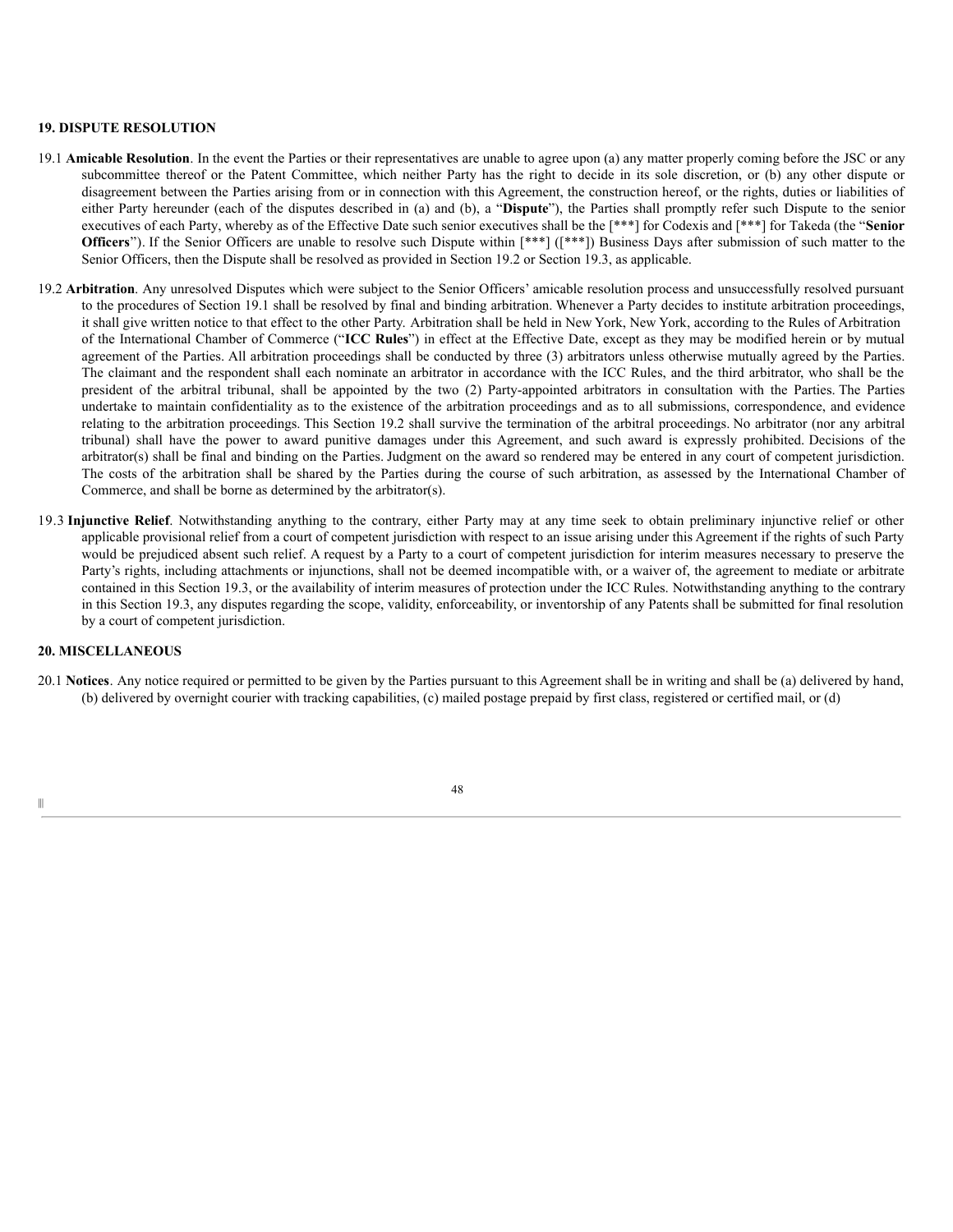## 19. DISPUTE RESOLUTION

19.1 **Amicable Resolution**. In the event the Parties or their representatives are unable to agree upon (a) any matter properly coming before the JSC or any subcommittee thereof or the Patent Committee, which neither Party has the right to decide in its sole discretion, or (b) any other dispute or disagreement between the Parties arising from or in connection with this Agreement, the construction hereof, or the rights, duties or liabilities of either Party hereunder (each of the disputes described in (a) and (b), a "**Dispute**"), the Parties shall promptly refer such Dispute to the senior executives of each Party, whereby as of the Effective Date such senior executives shall be the [***] for Codexis and [***] for Takeda (the "**Senior Officers**"). If the Senior Officers are unable to resolve such Dispute within [***] ([***]) Business Days after submission of such matter to the Senior Officers, then the Dispute shall be resolved as provided in Section 19.2 or Section 19.3, as applicable.

19.2 **Arbitration**. Any unresolved Disputes which were subject to the Senior Officers' amicable resolution process and unsuccessfully resolved pursuant to the procedures of Section 19.1 shall be resolved by final and binding arbitration. Whenever a Party decides to institute arbitration proceedings, it shall give written notice to that effect to the other Party. Arbitration shall be held in New York, New York, according to the Rules of Arbitration of the International Chamber of Commerce ("**ICC Rules**") in effect at the Effective Date, except as they may be modified herein or by mutual agreement of the Parties. All arbitration proceedings shall be conducted by three (3) arbitrators unless otherwise mutually agreed by the Parties. The claimant and the respondent shall each nominate an arbitrator in accordance with the ICC Rules, and the third arbitrator, who shall be the president of the arbitral tribunal, shall be appointed by the two (2) Party-appointed arbitrators in consultation with the Parties. The Parties undertake to maintain confidentiality as to the existence of the arbitration proceedings and as to all submissions, correspondence, and evidence relating to the arbitration proceedings. This Section 19.2 shall survive the termination of the arbitral proceedings. No arbitrator (nor any arbitral tribunal) shall have the power to award punitive damages under this Agreement, and such award is expressly prohibited. Decisions of the arbitrator(s) shall be final and binding on the Parties. Judgment on the award so rendered may be entered in any court of competent jurisdiction. The costs of the arbitration shall be shared by the Parties during the course of such arbitration, as assessed by the International Chamber of Commerce, and shall be borne as determined by the arbitrator(s).

19.3 **Injunctive Relief**. Notwithstanding anything to the contrary, either Party may at any time seek to obtain preliminary injunctive relief or other applicable provisional relief from a court of competent jurisdiction with respect to an issue arising under this Agreement if the rights of such Party would be prejudiced absent such relief. A request by a Party to a court of competent jurisdiction for interim measures necessary to preserve the Party's rights, including attachments or injunctions, shall not be deemed incompatible with, or a waiver of, the agreement to mediate or arbitrate contained in this Section 19.3, or the availability of interim measures of protection under the ICC Rules. Notwithstanding anything to the contrary in this Section 19.3, any disputes regarding the scope, validity, enforceability, or inventorship of any Patents shall be submitted for final resolution by a court of competent jurisdiction.

## 20. MISCELLANEOUS

20.1 **Notices**. Any notice required or permitted to be given by the Parties pursuant to this Agreement shall be in writing and shall be (a) delivered by hand, (b) delivered by overnight courier with tracking capabilities, (c) mailed postage prepaid by first class, registered or certified mail, or (d)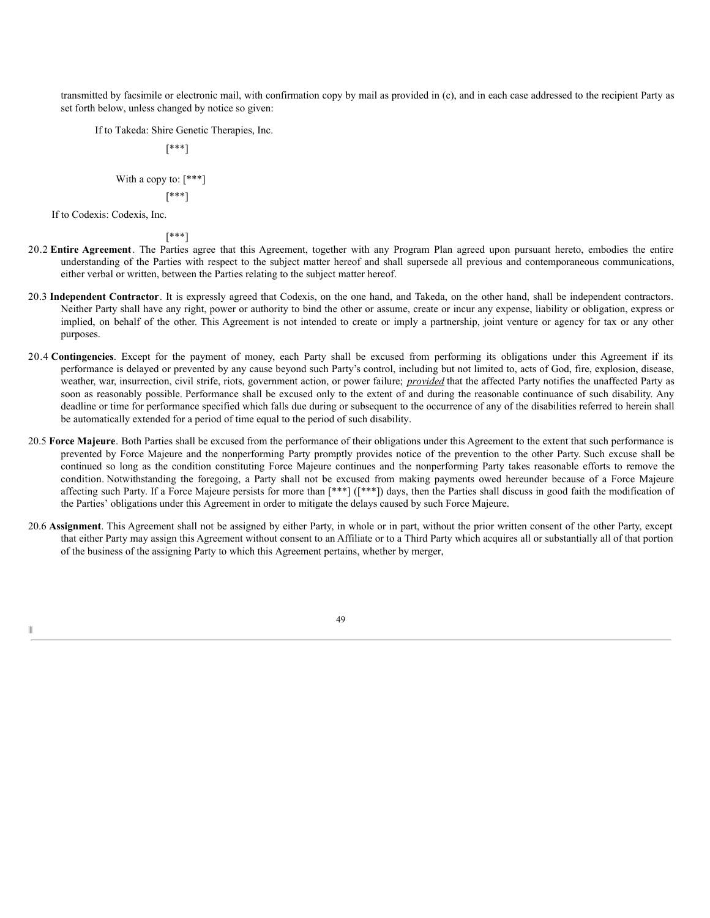transmitted by facsimile or electronic mail, with confirmation copy by mail as provided in (c), and in each case addressed to the recipient Party as set forth below, unless changed by notice so given:

If to Takeda: Shire Genetic Therapies, Inc.

[***]

With a copy to: [***]

[***]

If to Codexis: Codexis, Inc.

[***]

20.2 **Entire Agreement**. The Parties agree that this Agreement, together with any Program Plan agreed upon pursuant hereto, embodies the entire understanding of the Parties with respect to the subject matter hereof and shall supersede all previous and contemporaneous communications, either verbal or written, between the Parties relating to the subject matter hereof.

20.3 **Independent Contractor**. It is expressly agreed that Codexis, on the one hand, and Takeda, on the other hand, shall be independent contractors. Neither Party shall have any right, power or authority to bind the other or assume, create or incur any expense, liability or obligation, express or implied, on behalf of the other. This Agreement is not intended to create or imply a partnership, joint venture or agency for tax or any other purposes.

20.4 **Contingencies**. Except for the payment of money, each Party shall be excused from performing its obligations under this Agreement if its performance is delayed or prevented by any cause beyond such Party's control, including but not limited to, acts of God, fire, explosion, disease, weather, war, insurrection, civil strife, riots, government action, or power failure; *provided* that the affected Party notifies the unaffected Party as soon as reasonably possible. Performance shall be excused only to the extent of and during the reasonable continuance of such disability. Any deadline or time for performance specified which falls due during or subsequent to the occurrence of any of the disabilities referred to herein shall be automatically extended for a period of time equal to the period of such disability.

20.5 **Force Majeure**. Both Parties shall be excused from the performance of their obligations under this Agreement to the extent that such performance is prevented by Force Majeure and the nonperforming Party promptly provides notice of the prevention to the other Party. Such excuse shall be continued so long as the condition constituting Force Majeure continues and the nonperforming Party takes reasonable efforts to remove the condition. Notwithstanding the foregoing, a Party shall not be excused from making payments owed hereunder because of a Force Majeure affecting such Party. If a Force Majeure persists for more than [***] ([***]) days, then the Parties shall discuss in good faith the modification of the Parties' obligations under this Agreement in order to mitigate the delays caused by such Force Majeure.

20.6 **Assignment**. This Agreement shall not be assigned by either Party, in whole or in part, without the prior written consent of the other Party, except that either Party may assign this Agreement without consent to an Affiliate or to a Third Party which acquires all or substantially all of that portion of the business of the assigning Party to which this Agreement pertains, whether by merger,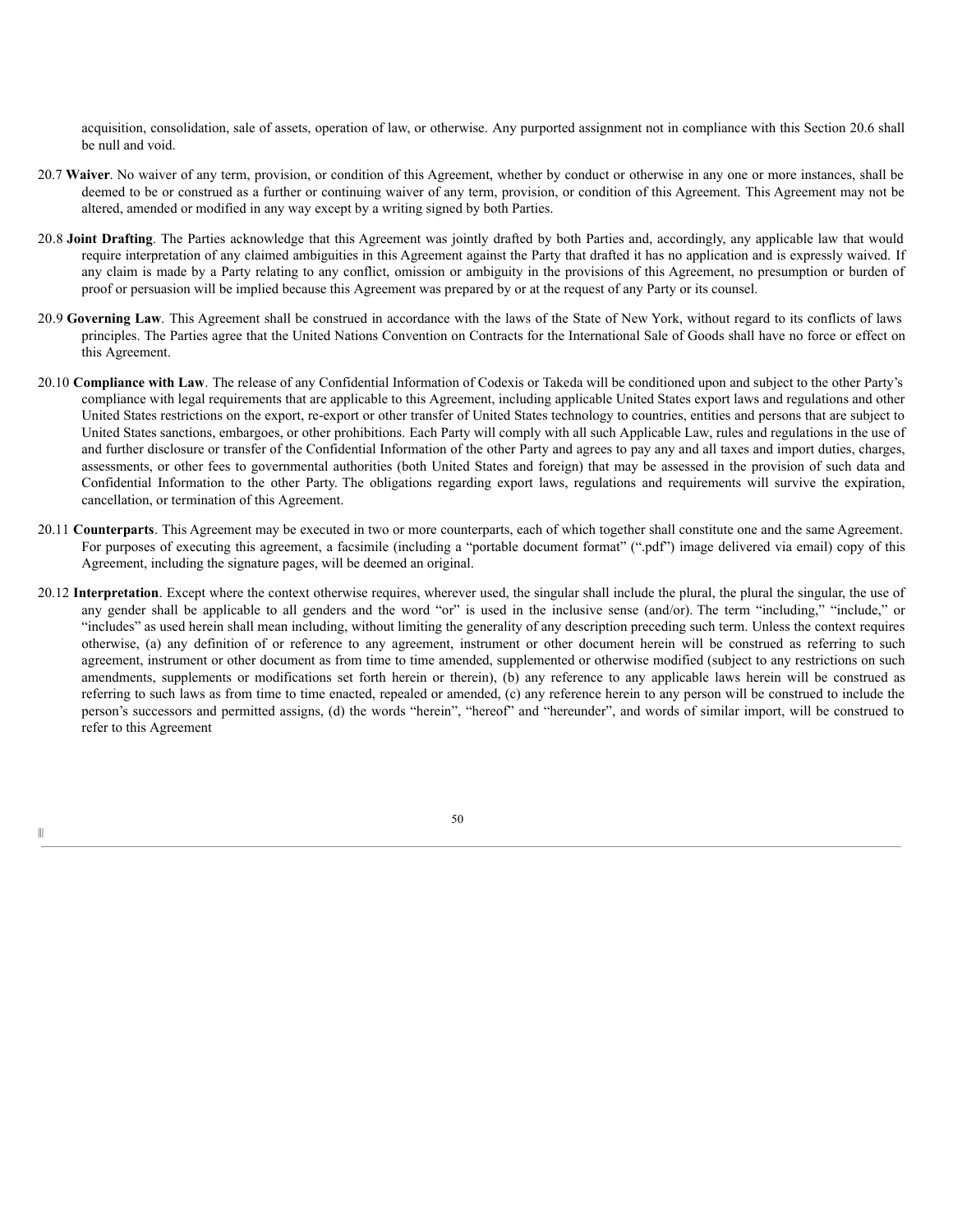acquisition, consolidation, sale of assets, operation of law, or otherwise. Any purported assignment not in compliance with this Section 20.6 shall be null and void.

20.7 **Waiver**. No waiver of any term, provision, or condition of this Agreement, whether by conduct or otherwise in any one or more instances, shall be deemed to be or construed as a further or continuing waiver of any term, provision, or condition of this Agreement. This Agreement may not be altered, amended or modified in any way except by a writing signed by both Parties.

20.8 **Joint Drafting**. The Parties acknowledge that this Agreement was jointly drafted by both Parties and, accordingly, any applicable law that would require interpretation of any claimed ambiguities in this Agreement against the Party that drafted it has no application and is expressly waived. If any claim is made by a Party relating to any conflict, omission or ambiguity in the provisions of this Agreement, no presumption or burden of proof or persuasion will be implied because this Agreement was prepared by or at the request of any Party or its counsel.

20.9 **Governing Law**. This Agreement shall be construed in accordance with the laws of the State of New York, without regard to its conflicts of laws principles. The Parties agree that the United Nations Convention on Contracts for the International Sale of Goods shall have no force or effect on this Agreement.

20.10 **Compliance with Law**. The release of any Confidential Information of Codexis or Takeda will be conditioned upon and subject to the other Party's compliance with legal requirements that are applicable to this Agreement, including applicable United States export laws and regulations and other United States restrictions on the export, re-export or other transfer of United States technology to countries, entities and persons that are subject to United States sanctions, embargoes, or other prohibitions. Each Party will comply with all such Applicable Law, rules and regulations in the use of and further disclosure or transfer of the Confidential Information of the other Party and agrees to pay any and all taxes and import duties, charges, assessments, or other fees to governmental authorities (both United States and foreign) that may be assessed in the provision of such data and Confidential Information to the other Party. The obligations regarding export laws, regulations and requirements will survive the expiration, cancellation, or termination of this Agreement.

20.11 **Counterparts**. This Agreement may be executed in two or more counterparts, each of which together shall constitute one and the same Agreement. For purposes of executing this agreement, a facsimile (including a "portable document format" (".pdf") image delivered via email) copy of this Agreement, including the signature pages, will be deemed an original.

20.12 **Interpretation**. Except where the context otherwise requires, wherever used, the singular shall include the plural, the plural the singular, the use of any gender shall be applicable to all genders and the word "or" is used in the inclusive sense (and/or). The term "including," "include," or "includes" as used herein shall mean including, without limiting the generality of any description preceding such term. Unless the context requires otherwise, (a) any definition of or reference to any agreement, instrument or other document herein will be construed as referring to such agreement, instrument or other document as from time to time amended, supplemented or otherwise modified (subject to any restrictions on such amendments, supplements or modifications set forth herein or therein), (b) any reference to any applicable laws herein will be construed as referring to such laws as from time to time enacted, repealed or amended, (c) any reference herein to any person will be construed to include the person's successors and permitted assigns, (d) the words "herein", "hereof" and "hereunder", and words of similar import, will be construed to refer to this Agreement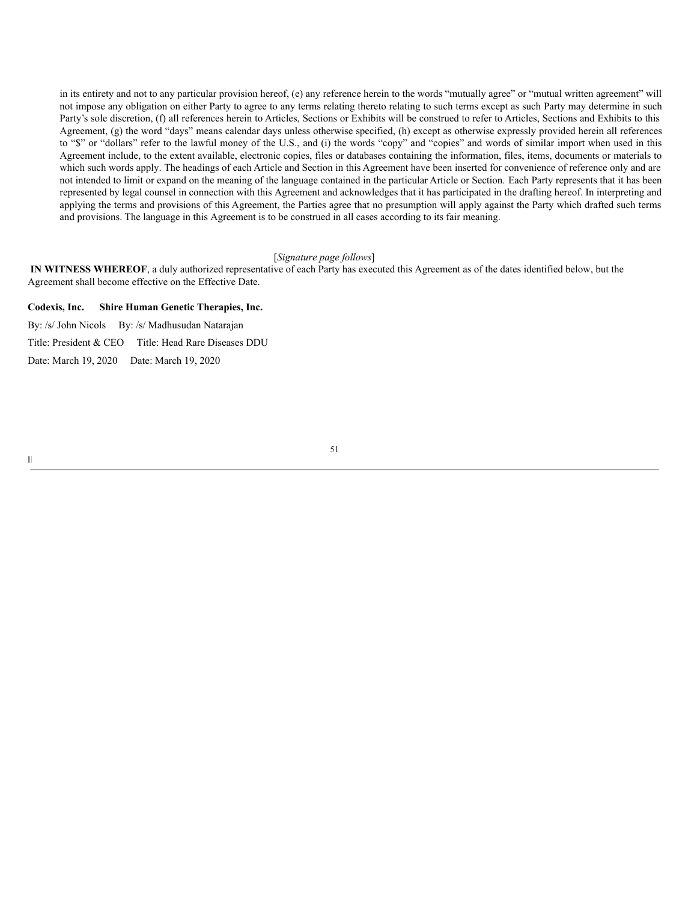in its entirety and not to any particular provision hereof, (e) any reference herein to the words "mutually agree" or "mutual written agreement" will not impose any obligation on either Party to agree to any terms relating thereto relating to such terms except as such Party may determine in such Party's sole discretion, (f) all references herein to Articles, Sections or Exhibits will be construed to refer to Articles, Sections and Exhibits to this Agreement, (g) the word "days" means calendar days unless otherwise specified, (h) except as otherwise expressly provided herein all references to "$" or "dollars" refer to the lawful money of the U.S., and (i) the words "copy" and "copies" and words of similar import when used in this Agreement include, to the extent available, electronic copies, files or databases containing the information, files, items, documents or materials to which such words apply. The headings of each Article and Section in this Agreement have been inserted for convenience of reference only and are not intended to limit or expand on the meaning of the language contained in the particular Article or Section. Each Party represents that it has been represented by legal counsel in connection with this Agreement and acknowledges that it has participated in the drafting hereof. In interpreting and applying the terms and provisions of this Agreement, the Parties agree that no presumption will apply against the Party which drafted such terms and provisions. The language in this Agreement is to be construed in all cases according to its fair meaning.

[*Signature page follows*]

**IN WITNESS WHEREOF**, a duly authorized representative of each Party has executed this Agreement as of the dates identified below, but the Agreement shall become effective on the Effective Date.

| **Codexis, Inc.** | **Shire Human Genetic Therapies, Inc.** |
|---|---|
| By: /s/ John Nicols | By: /s/ Madhusudan Natarajan |
| Title: President & CEO | Title: Head Rare Diseases DDU |
| Date: March 19, 2020 | Date: March 19, 2020 |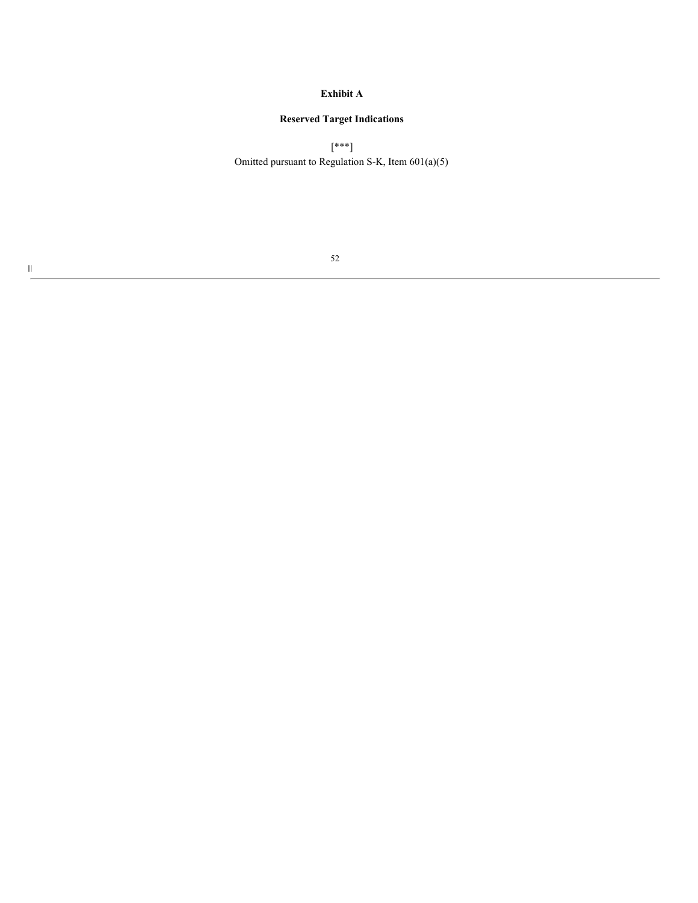**Exhibit A**

**Reserved Target Indications**

[***]
Omitted pursuant to Regulation S-K, Item 601(a)(5)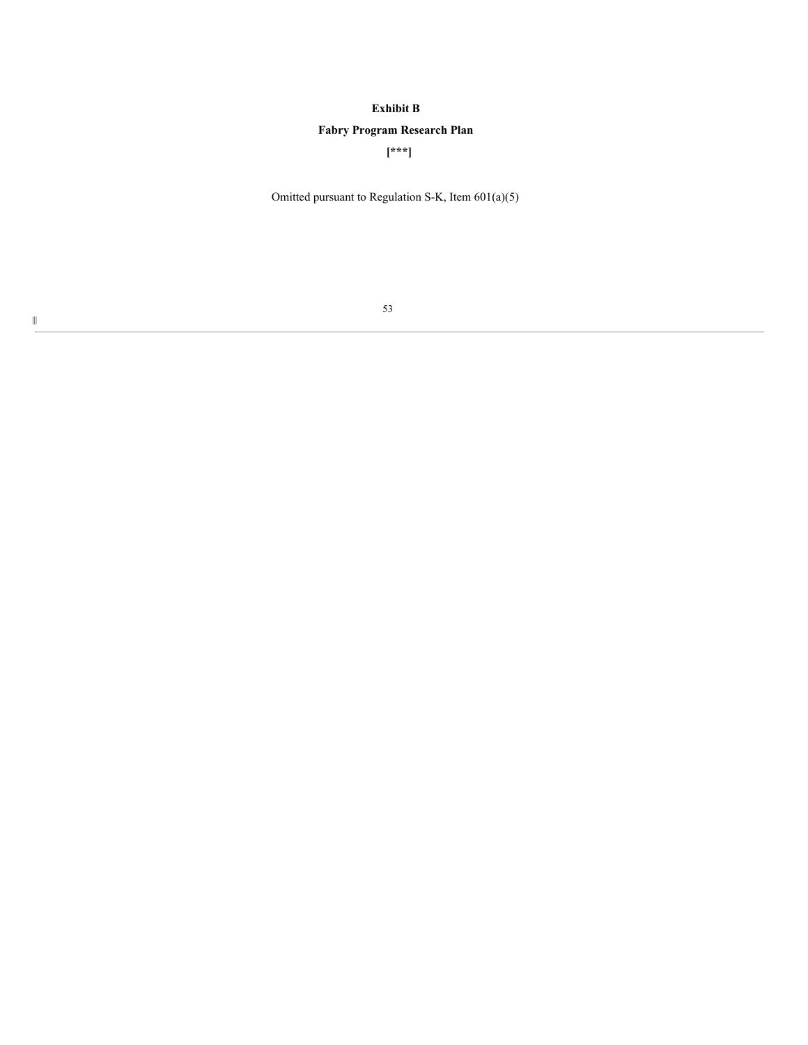**Exhibit B**

**Fabry Program Research Plan**

**[***]**

Omitted pursuant to Regulation S-K, Item 601(a)(5)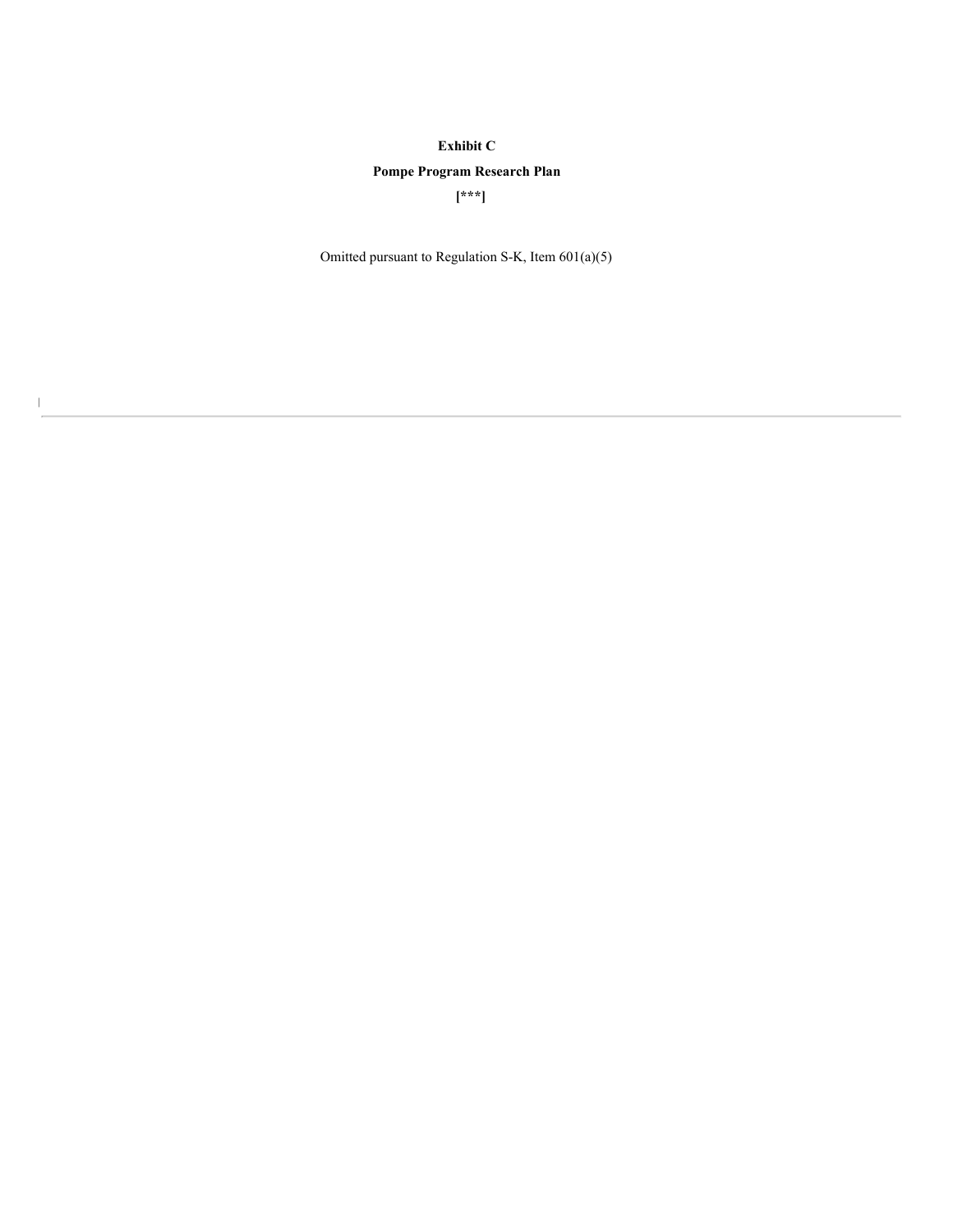**Exhibit C**

**Pompe Program Research Plan**

**[***]**

Omitted pursuant to Regulation S-K, Item 601(a)(5)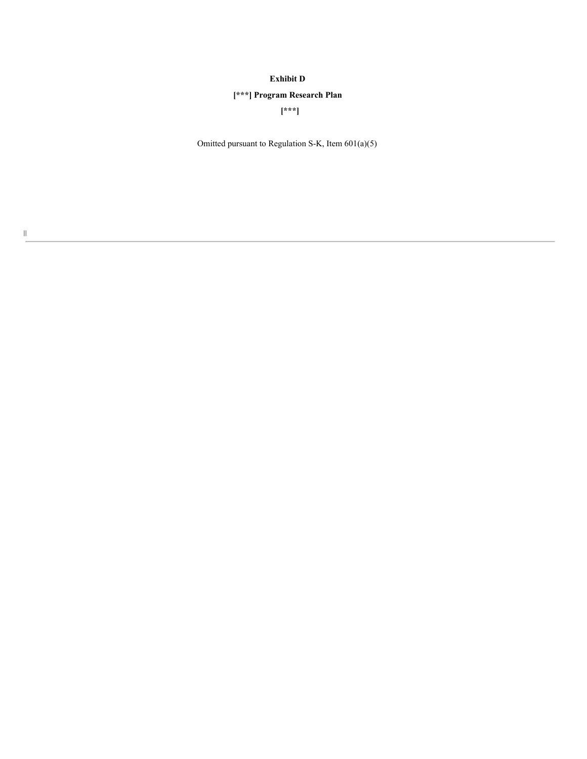**Exhibit D**

**[***] Program Research Plan**

**[***]**

Omitted pursuant to Regulation S-K, Item 601(a)(5)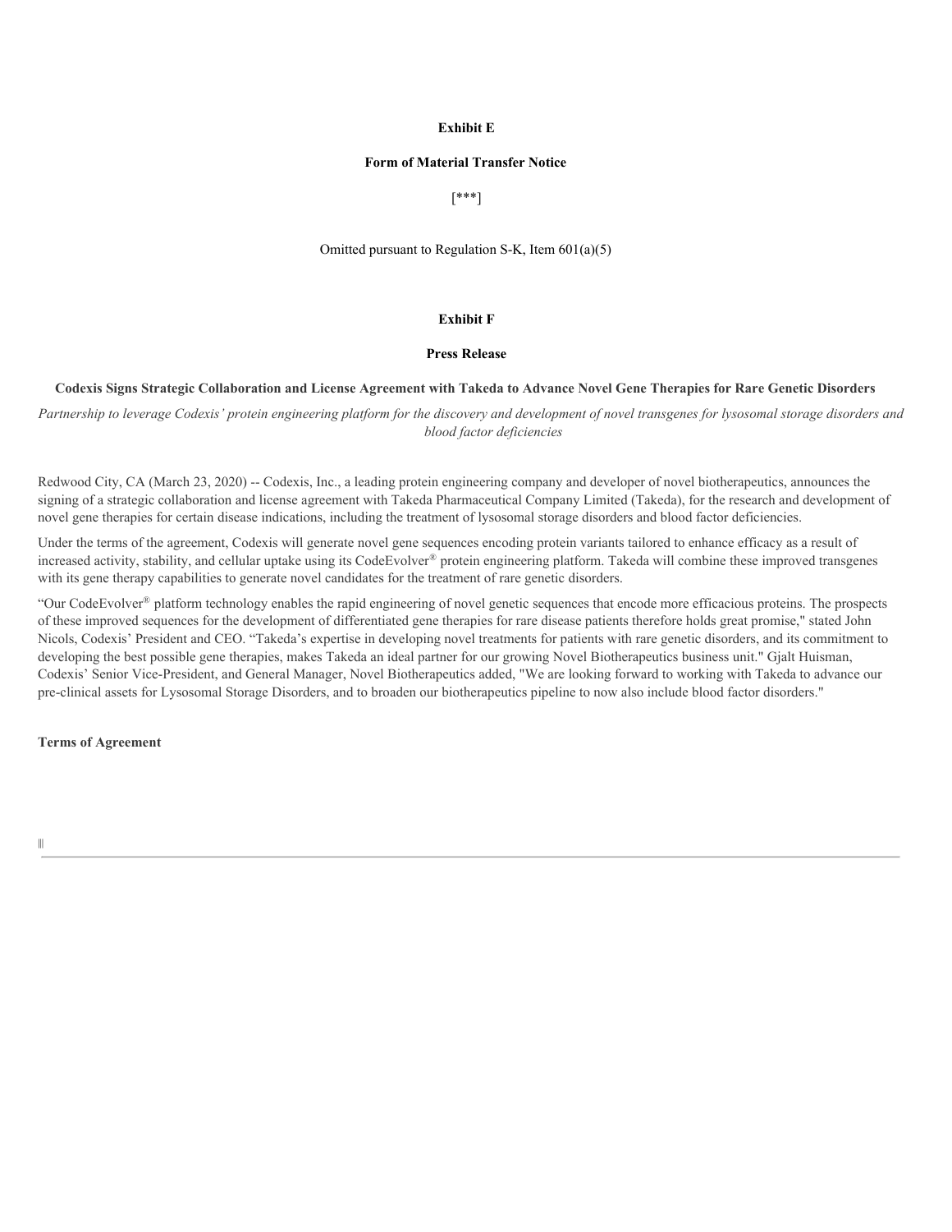**Exhibit E**

**Form of Material Transfer Notice**

[***]

Omitted pursuant to Regulation S-K, Item 601(a)(5)

**Exhibit F**

**Press Release**

**Codexis Signs Strategic Collaboration and License Agreement with Takeda to Advance Novel Gene Therapies for Rare Genetic Disorders**

*Partnership to leverage Codexis' protein engineering platform for the discovery and development of novel transgenes for lysosomal storage disorders and blood factor deficiencies*

Redwood City, CA (March 23, 2020) -- Codexis, Inc., a leading protein engineering company and developer of novel biotherapeutics, announces the signing of a strategic collaboration and license agreement with Takeda Pharmaceutical Company Limited (Takeda), for the research and development of novel gene therapies for certain disease indications, including the treatment of lysosomal storage disorders and blood factor deficiencies.

Under the terms of the agreement, Codexis will generate novel gene sequences encoding protein variants tailored to enhance efficacy as a result of increased activity, stability, and cellular uptake using its CodeEvolver® protein engineering platform. Takeda will combine these improved transgenes with its gene therapy capabilities to generate novel candidates for the treatment of rare genetic disorders.

"Our CodeEvolver® platform technology enables the rapid engineering of novel genetic sequences that encode more efficacious proteins. The prospects of these improved sequences for the development of differentiated gene therapies for rare disease patients therefore holds great promise," stated John Nicols, Codexis' President and CEO. "Takeda's expertise in developing novel treatments for patients with rare genetic disorders, and its commitment to developing the best possible gene therapies, makes Takeda an ideal partner for our growing Novel Biotherapeutics business unit." Gjalt Huisman, Codexis' Senior Vice-President, and General Manager, Novel Biotherapeutics added, "We are looking forward to working with Takeda to advance our pre-clinical assets for Lysosomal Storage Disorders, and to broaden our biotherapeutics pipeline to now also include blood factor disorders."

**Terms of Agreement**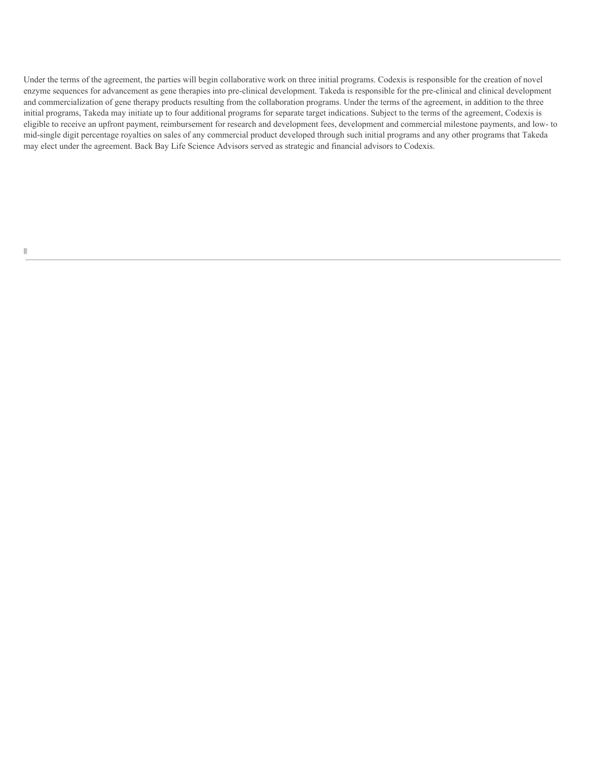Under the terms of the agreement, the parties will begin collaborative work on three initial programs. Codexis is responsible for the creation of novel enzyme sequences for advancement as gene therapies into pre-clinical development. Takeda is responsible for the pre-clinical and clinical development and commercialization of gene therapy products resulting from the collaboration programs. Under the terms of the agreement, in addition to the three initial programs, Takeda may initiate up to four additional programs for separate target indications. Subject to the terms of the agreement, Codexis is eligible to receive an upfront payment, reimbursement for research and development fees, development and commercial milestone payments, and low- to mid-single digit percentage royalties on sales of any commercial product developed through such initial programs and any other programs that Takeda may elect under the agreement. Back Bay Life Science Advisors served as strategic and financial advisors to Codexis.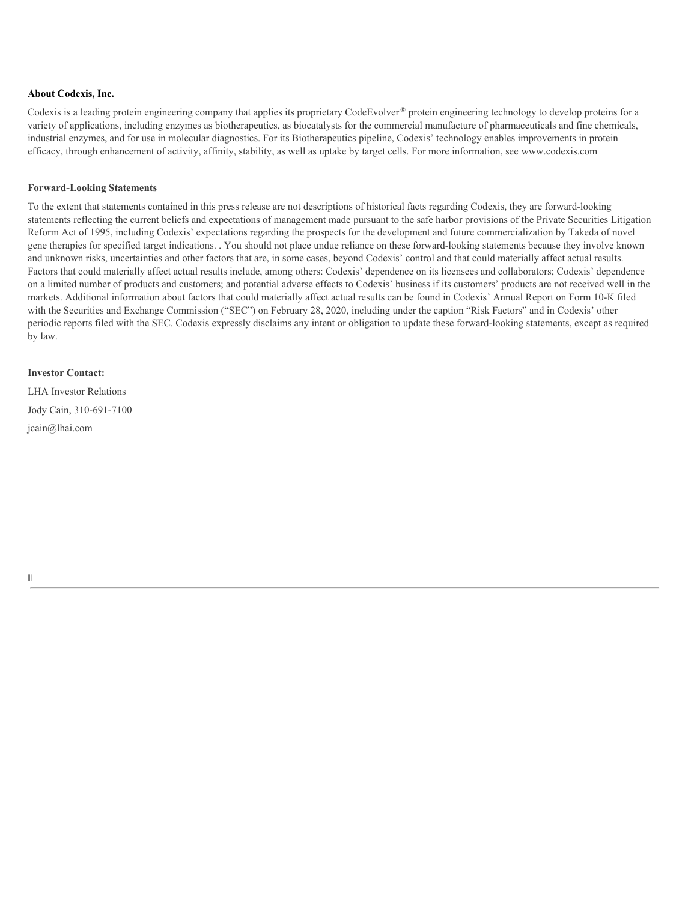**About Codexis, Inc.**

Codexis is a leading protein engineering company that applies its proprietary CodeEvolver® protein engineering technology to develop proteins for a variety of applications, including enzymes as biotherapeutics, as biocatalysts for the commercial manufacture of pharmaceuticals and fine chemicals, industrial enzymes, and for use in molecular diagnostics. For its Biotherapeutics pipeline, Codexis' technology enables improvements in protein efficacy, through enhancement of activity, affinity, stability, as well as uptake by target cells. For more information, see www.codexis.com

**Forward-Looking Statements**

To the extent that statements contained in this press release are not descriptions of historical facts regarding Codexis, they are forward-looking statements reflecting the current beliefs and expectations of management made pursuant to the safe harbor provisions of the Private Securities Litigation Reform Act of 1995, including Codexis' expectations regarding the prospects for the development and future commercialization by Takeda of novel gene therapies for specified target indications. . You should not place undue reliance on these forward-looking statements because they involve known and unknown risks, uncertainties and other factors that are, in some cases, beyond Codexis' control and that could materially affect actual results. Factors that could materially affect actual results include, among others: Codexis' dependence on its licensees and collaborators; Codexis' dependence on a limited number of products and customers; and potential adverse effects to Codexis' business if its customers' products are not received well in the markets. Additional information about factors that could materially affect actual results can be found in Codexis' Annual Report on Form 10-K filed with the Securities and Exchange Commission ("SEC") on February 28, 2020, including under the caption "Risk Factors" and in Codexis' other periodic reports filed with the SEC. Codexis expressly disclaims any intent or obligation to update these forward-looking statements, except as required by law.

**Investor Contact:**

LHA Investor Relations

Jody Cain, 310-691-7100

jcain@lhai.com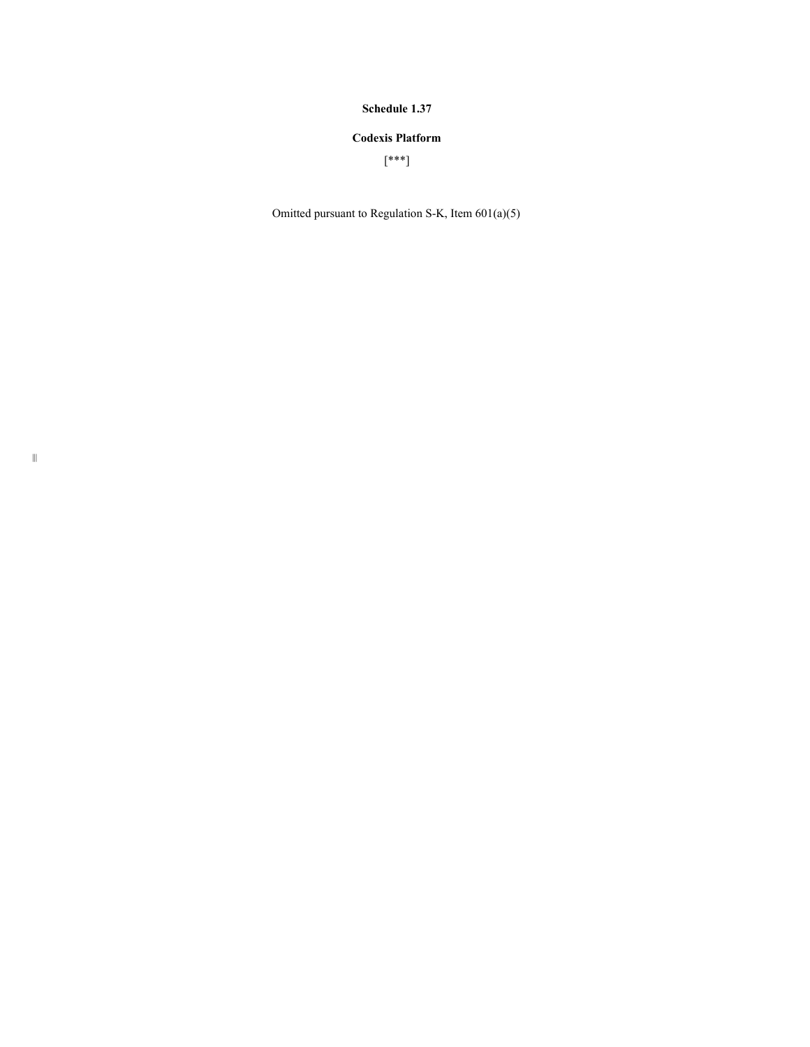**Schedule 1.37**

**Codexis Platform**

[***]

Omitted pursuant to Regulation S-K, Item 601(a)(5)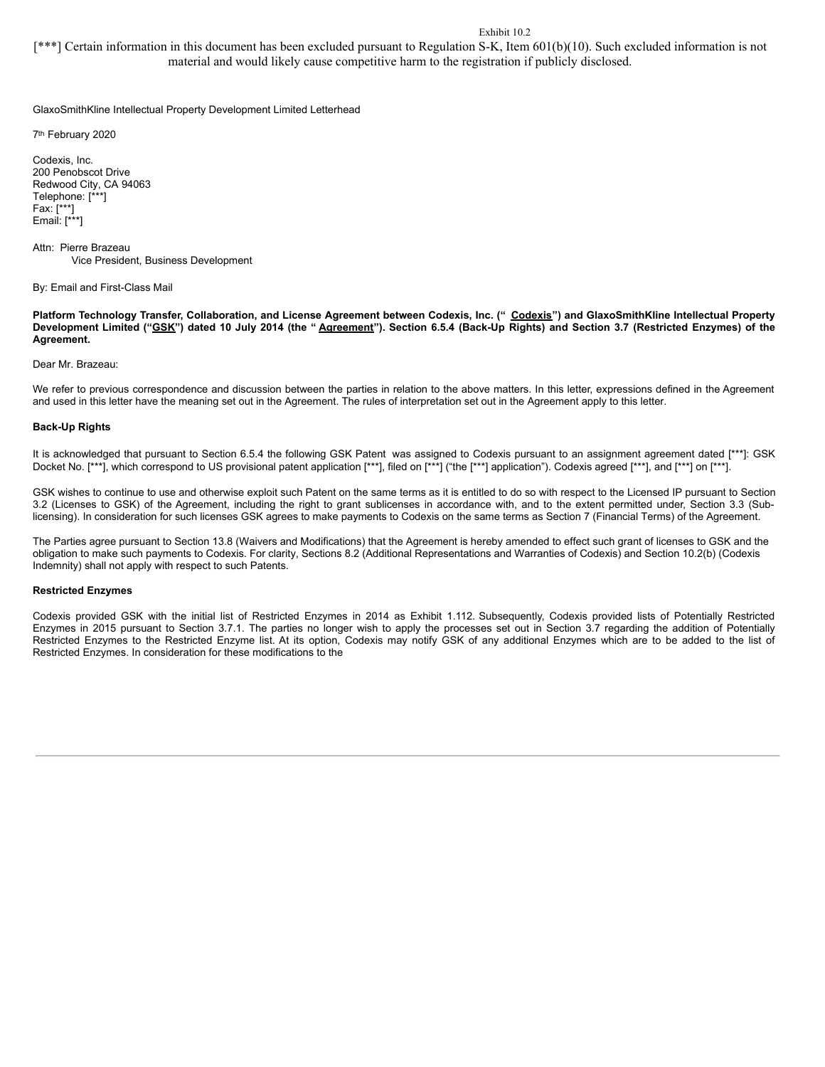Exhibit 10.2

[***] Certain information in this document has been excluded pursuant to Regulation S-K, Item 601(b)(10). Such excluded information is not material and would likely cause competitive harm to the registration if publicly disclosed.

GlaxoSmithKline Intellectual Property Development Limited Letterhead

7th February 2020

Codexis, Inc.
200 Penobscot Drive
Redwood City, CA 94063
Telephone: [***]
Fax: [***]
Email: [***]

Attn: Pierre Brazeau
Vice President, Business Development

By: Email and First-Class Mail

**Platform Technology Transfer, Collaboration, and License Agreement between Codexis, Inc. ("Codexis") and GlaxoSmithKline Intellectual Property Development Limited ("GSK") dated 10 July 2014 (the "Agreement"). Section 6.5.4 (Back-Up Rights) and Section 3.7 (Restricted Enzymes) of the Agreement.**

Dear Mr. Brazeau:

We refer to previous correspondence and discussion between the parties in relation to the above matters. In this letter, expressions defined in the Agreement and used in this letter have the meaning set out in the Agreement. The rules of interpretation set out in the Agreement apply to this letter.

**Back-Up Rights**

It is acknowledged that pursuant to Section 6.5.4 the following GSK Patent was assigned to Codexis pursuant to an assignment agreement dated [***]: GSK Docket No. [***], which correspond to US provisional patent application [***], filed on [***] ("the [***] application"). Codexis agreed [***], and [***] on [***].

GSK wishes to continue to use and otherwise exploit such Patent on the same terms as it is entitled to do so with respect to the Licensed IP pursuant to Section 3.2 (Licenses to GSK) of the Agreement, including the right to grant sublicenses in accordance with, and to the extent permitted under, Section 3.3 (Sub-licensing). In consideration for such licenses GSK agrees to make payments to Codexis on the same terms as Section 7 (Financial Terms) of the Agreement.

The Parties agree pursuant to Section 13.8 (Waivers and Modifications) that the Agreement is hereby amended to effect such grant of licenses to GSK and the obligation to make such payments to Codexis. For clarity, Sections 8.2 (Additional Representations and Warranties of Codexis) and Section 10.2(b) (Codexis Indemnity) shall not apply with respect to such Patents.

**Restricted Enzymes**

Codexis provided GSK with the initial list of Restricted Enzymes in 2014 as Exhibit 1.112. Subsequently, Codexis provided lists of Potentially Restricted Enzymes in 2015 pursuant to Section 3.7.1. The parties no longer wish to apply the processes set out in Section 3.7 regarding the addition of Potentially Restricted Enzymes to the Restricted Enzyme list. At its option, Codexis may notify GSK of any additional Enzymes which are to be added to the list of Restricted Enzymes. In consideration for these modifications to the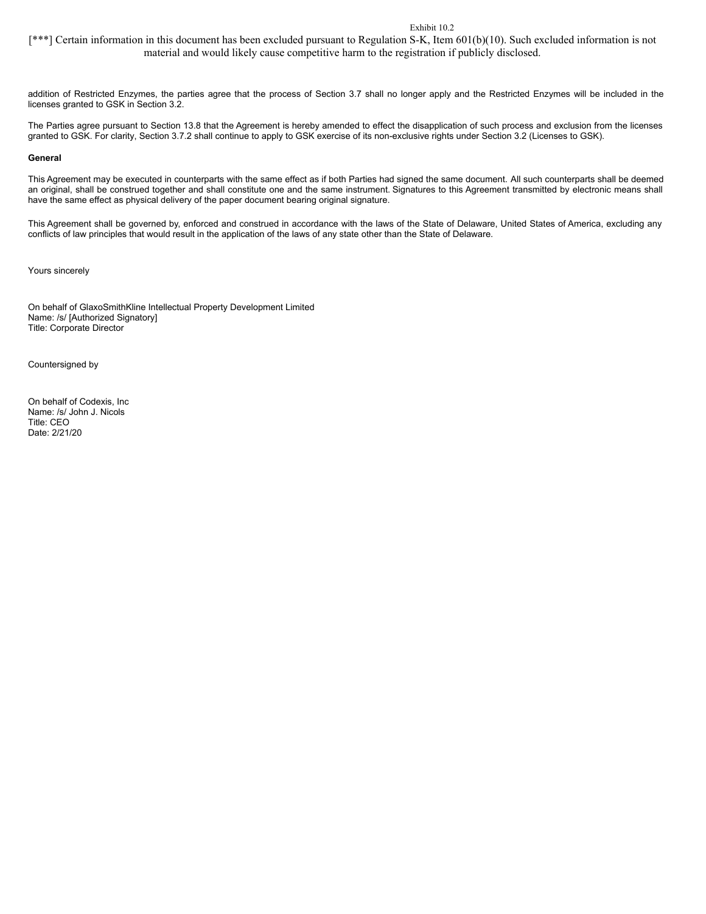Exhibit 10.2

[***] Certain information in this document has been excluded pursuant to Regulation S-K, Item 601(b)(10). Such excluded information is not material and would likely cause competitive harm to the registration if publicly disclosed.

addition of Restricted Enzymes, the parties agree that the process of Section 3.7 shall no longer apply and the Restricted Enzymes will be included in the licenses granted to GSK in Section 3.2.

The Parties agree pursuant to Section 13.8 that the Agreement is hereby amended to effect the disapplication of such process and exclusion from the licenses granted to GSK. For clarity, Section 3.7.2 shall continue to apply to GSK exercise of its non-exclusive rights under Section 3.2 (Licenses to GSK).

**General**

This Agreement may be executed in counterparts with the same effect as if both Parties had signed the same document. All such counterparts shall be deemed an original, shall be construed together and shall constitute one and the same instrument. Signatures to this Agreement transmitted by electronic means shall have the same effect as physical delivery of the paper document bearing original signature.

This Agreement shall be governed by, enforced and construed in accordance with the laws of the State of Delaware, United States of America, excluding any conflicts of law principles that would result in the application of the laws of any state other than the State of Delaware.

Yours sincerely

On behalf of GlaxoSmithKline Intellectual Property Development Limited
Name: /s/ [Authorized Signatory]
Title: Corporate Director

Countersigned by

On behalf of Codexis, Inc
Name: /s/ John J. Nicols
Title: CEO
Date: 2/21/20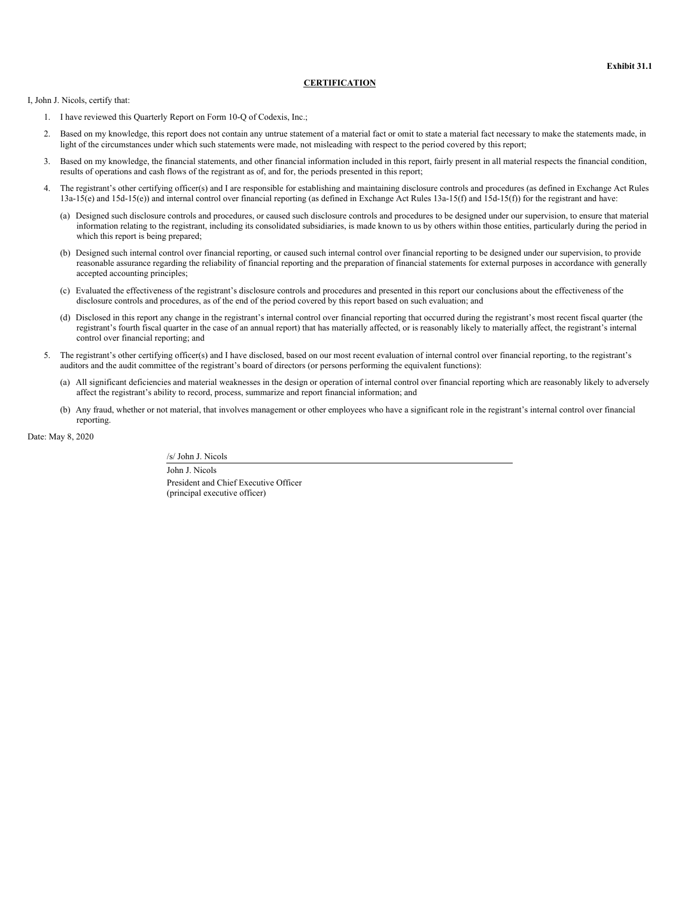**Exhibit 31.1**

**CERTIFICATION**

I, John J. Nicols, certify that:

1. I have reviewed this Quarterly Report on Form 10-Q of Codexis, Inc.;
2. Based on my knowledge, this report does not contain any untrue statement of a material fact or omit to state a material fact necessary to make the statements made, in light of the circumstances under which such statements were made, not misleading with respect to the period covered by this report;
3. Based on my knowledge, the financial statements, and other financial information included in this report, fairly present in all material respects the financial condition, results of operations and cash flows of the registrant as of, and for, the periods presented in this report;
4. The registrant's other certifying officer(s) and I are responsible for establishing and maintaining disclosure controls and procedures (as defined in Exchange Act Rules 13a-15(e) and 15d-15(e)) and internal control over financial reporting (as defined in Exchange Act Rules 13a-15(f) and 15d-15(f)) for the registrant and have:
   (a) Designed such disclosure controls and procedures, or caused such disclosure controls and procedures to be designed under our supervision, to ensure that material information relating to the registrant, including its consolidated subsidiaries, is made known to us by others within those entities, particularly during the period in which this report is being prepared;
   (b) Designed such internal control over financial reporting, or caused such internal control over financial reporting to be designed under our supervision, to provide reasonable assurance regarding the reliability of financial reporting and the preparation of financial statements for external purposes in accordance with generally accepted accounting principles;
   (c) Evaluated the effectiveness of the registrant's disclosure controls and procedures and presented in this report our conclusions about the effectiveness of the disclosure controls and procedures, as of the end of the period covered by this report based on such evaluation; and
   (d) Disclosed in this report any change in the registrant's internal control over financial reporting that occurred during the registrant's most recent fiscal quarter (the registrant's fourth fiscal quarter in the case of an annual report) that has materially affected, or is reasonably likely to materially affect, the registrant's internal control over financial reporting; and
5. The registrant's other certifying officer(s) and I have disclosed, based on our most recent evaluation of internal control over financial reporting, to the registrant's auditors and the audit committee of the registrant's board of directors (or persons performing the equivalent functions):
   (a) All significant deficiencies and material weaknesses in the design or operation of internal control over financial reporting which are reasonably likely to adversely affect the registrant's ability to record, process, summarize and report financial information; and
   (b) Any fraud, whether or not material, that involves management or other employees who have a significant role in the registrant's internal control over financial reporting.

Date: May 8, 2020

/s/ John J. Nicols

John J. Nicols
President and Chief Executive Officer
(principal executive officer)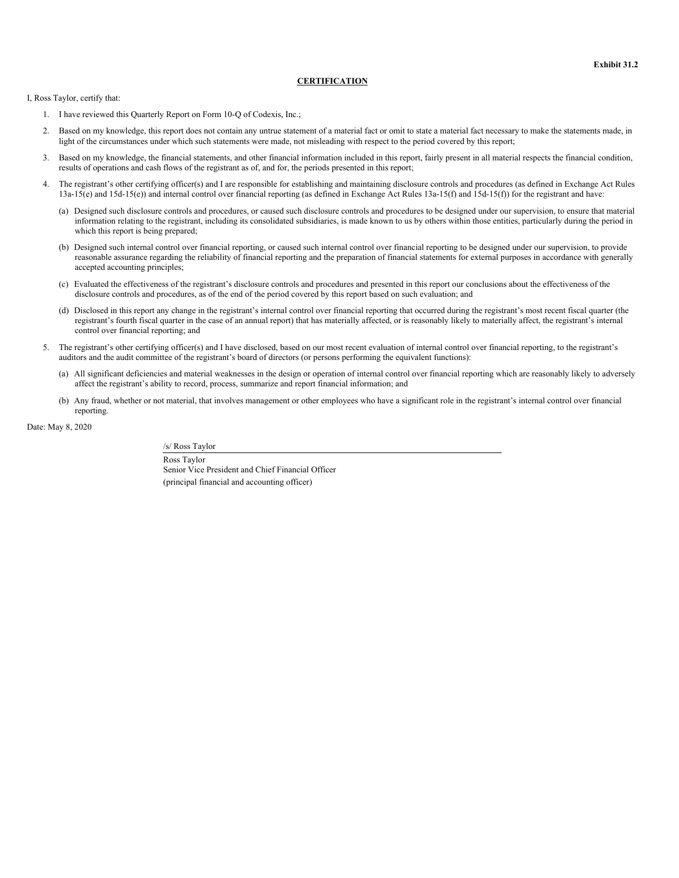**Exhibit 31.2**

**CERTIFICATION**

I, Ross Taylor, certify that:

1. I have reviewed this Quarterly Report on Form 10-Q of Codexis, Inc.;
2. Based on my knowledge, this report does not contain any untrue statement of a material fact or omit to state a material fact necessary to make the statements made, in light of the circumstances under which such statements were made, not misleading with respect to the period covered by this report;
3. Based on my knowledge, the financial statements, and other financial information included in this report, fairly present in all material respects the financial condition, results of operations and cash flows of the registrant as of, and for, the periods presented in this report;
4. The registrant's other certifying officer(s) and I are responsible for establishing and maintaining disclosure controls and procedures (as defined in Exchange Act Rules 13a-15(e) and 15d-15(e)) and internal control over financial reporting (as defined in Exchange Act Rules 13a-15(f) and 15d-15(f)) for the registrant and have:
   (a) Designed such disclosure controls and procedures, or caused such disclosure controls and procedures to be designed under our supervision, to ensure that material information relating to the registrant, including its consolidated subsidiaries, is made known to us by others within those entities, particularly during the period in which this report is being prepared;

   (b) Designed such internal control over financial reporting, or caused such internal control over financial reporting to be designed under our supervision, to provide reasonable assurance regarding the reliability of financial reporting and the preparation of financial statements for external purposes in accordance with generally accepted accounting principles;

   (c) Evaluated the effectiveness of the registrant's disclosure controls and procedures and presented in this report our conclusions about the effectiveness of the disclosure controls and procedures, as of the end of the period covered by this report based on such evaluation; and

   (d) Disclosed in this report any change in the registrant's internal control over financial reporting that occurred during the registrant's most recent fiscal quarter (the registrant's fourth fiscal quarter in the case of an annual report) that has materially affected, or is reasonably likely to materially affect, the registrant's internal control over financial reporting; and
5. The registrant's other certifying officer(s) and I have disclosed, based on our most recent evaluation of internal control over financial reporting, to the registrant's auditors and the audit committee of the registrant's board of directors (or persons performing the equivalent functions):
   (a) All significant deficiencies and material weaknesses in the design or operation of internal control over financial reporting which are reasonably likely to adversely affect the registrant's ability to record, process, summarize and report financial information; and

   (b) Any fraud, whether or not material, that involves management or other employees who have a significant role in the registrant's internal control over financial reporting.

Date: May 8, 2020

/s/ Ross Taylor

Ross Taylor
Senior Vice President and Chief Financial Officer
(principal financial and accounting officer)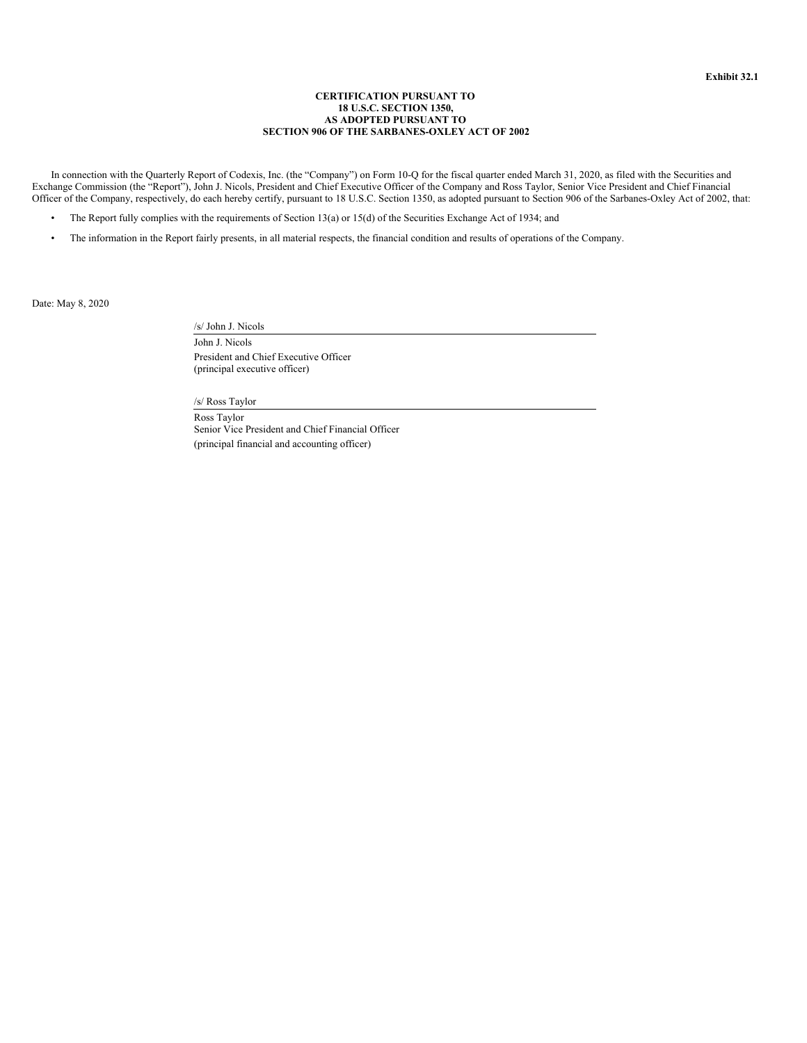**Exhibit 32.1**

**CERTIFICATION PURSUANT TO**
**18 U.S.C. SECTION 1350,**
**AS ADOPTED PURSUANT TO**
**SECTION 906 OF THE SARBANES-OXLEY ACT OF 2002**

In connection with the Quarterly Report of Codexis, Inc. (the "Company") on Form 10-Q for the fiscal quarter ended March 31, 2020, as filed with the Securities and Exchange Commission (the "Report"), John J. Nicols, President and Chief Executive Officer of the Company and Ross Taylor, Senior Vice President and Chief Financial Officer of the Company, respectively, do each hereby certify, pursuant to 18 U.S.C. Section 1350, as adopted pursuant to Section 906 of the Sarbanes-Oxley Act of 2002, that:

- The Report fully complies with the requirements of Section 13(a) or 15(d) of the Securities Exchange Act of 1934; and
- The information in the Report fairly presents, in all material respects, the financial condition and results of operations of the Company.

Date: May 8, 2020

/s/ John J. Nicols

John J. Nicols
President and Chief Executive Officer
(principal executive officer)

/s/ Ross Taylor

Ross Taylor
Senior Vice President and Chief Financial Officer
(principal financial and accounting officer)